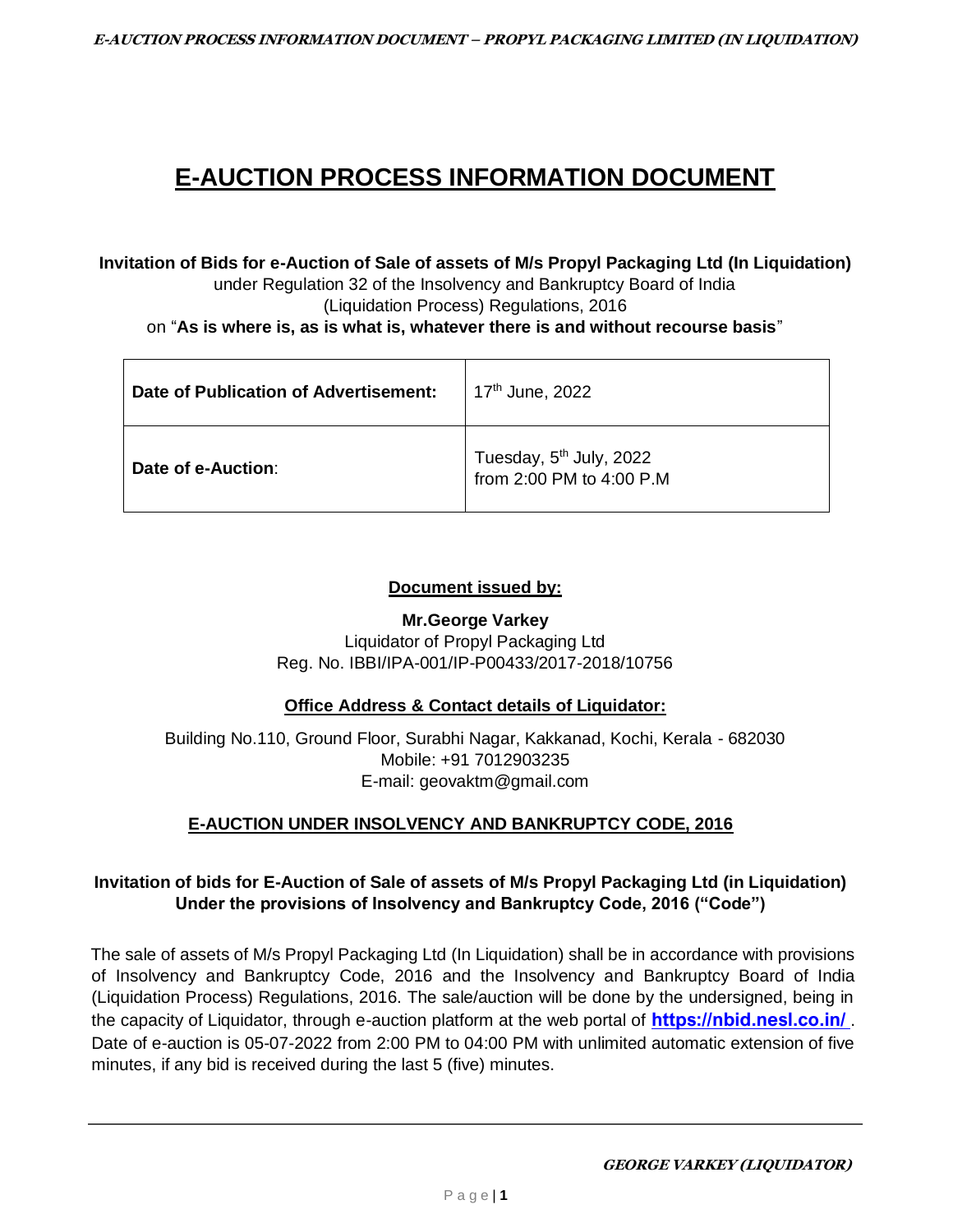# E-AUCTION PROCESS INFORMATION DOCUMENT

**Invitation of Bids for e-Auction of Sale of assets of M/s Propyl Packaging Ltd (In Liquidation)**
under Regulation 32 of the Insolvency and Bankruptcy Board of India
(Liquidation Process) Regulations, 2016
on "**As is where is, as is what is, whatever there is and without recourse basis**"

| **Date of Publication of Advertisement:** | 17th June, 2022 |
|---|---|
| **Date of e-Auction**: | Tuesday, 5th July, 2022 from 2:00 PM to 4:00 P.M |

**Document issued by:**

**Mr.George Varkey**
Liquidator of Propyl Packaging Ltd
Reg. No. IBBI/IPA-001/IP-P00433/2017-2018/10756

**Office Address & Contact details of Liquidator:**

Building No.110, Ground Floor, Surabhi Nagar, Kakkanad, Kochi, Kerala - 682030
Mobile: +91 7012903235
E-mail: geovaktm@gmail.com

## E-AUCTION UNDER INSOLVENCY AND BANKRUPTCY CODE, 2016

**Invitation of bids for E-Auction of Sale of assets of M/s Propyl Packaging Ltd (in Liquidation) Under the provisions of Insolvency and Bankruptcy Code, 2016 ("Code")**

The sale of assets of M/s Propyl Packaging Ltd (In Liquidation) shall be in accordance with provisions of Insolvency and Bankruptcy Code, 2016 and the Insolvency and Bankruptcy Board of India (Liquidation Process) Regulations, 2016. The sale/auction will be done by the undersigned, being in the capacity of Liquidator, through e-auction platform at the web portal of **https://nbid.nesl.co.in/** . Date of e-auction is 05-07-2022 from 2:00 PM to 04:00 PM with unlimited automatic extension of five minutes, if any bid is received during the last 5 (five) minutes.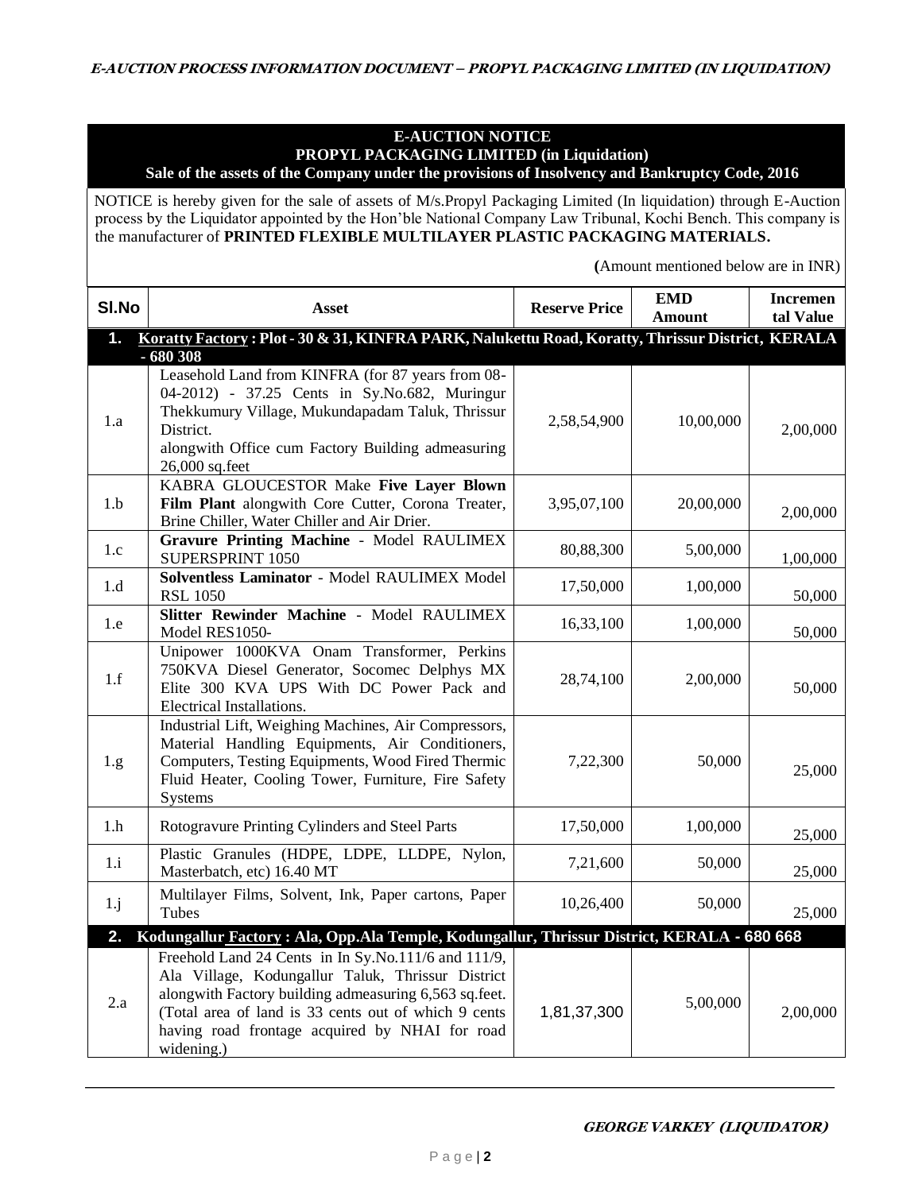## E-AUCTION NOTICE
## PROPYL PACKAGING LIMITED (in Liquidation)
**Sale of the assets of the Company under the provisions of Insolvency and Bankruptcy Code, 2016**

NOTICE is hereby given for the sale of assets of M/s.Propyl Packaging Limited (In liquidation) through E-Auction process by the Liquidator appointed by the Hon'ble National Company Law Tribunal, Kochi Bench. This company is the manufacturer of **PRINTED FLEXIBLE MULTILAYER PLASTIC PACKAGING MATERIALS.**

**(**Amount mentioned below are in INR)

| Sl.No | Asset | Reserve Price | EMD Amount | Incremental Value |
|---|---|---|---|---|
| **1.** | **Koratty Factory : Plot - 30 & 31, KINFRA PARK, Nalukettu Road, Koratty, Thrissur District, KERALA - 680 308** | | | |
| 1.a | Leasehold Land from KINFRA (for 87 years from 08-04-2012) - 37.25 Cents in Sy.No.682, Muringur Thekkumury Village, Mukundapadam Taluk, Thrissur District. alongwith Office cum Factory Building admeasuring 26,000 sq.feet | 2,58,54,900 | 10,00,000 | 2,00,000 |
| 1.b | KABRA GLOUCESTOR Make **Five Layer Blown Film Plant** alongwith Core Cutter, Corona Treater, Brine Chiller, Water Chiller and Air Drier. | 3,95,07,100 | 20,00,000 | 2,00,000 |
| 1.c | **Gravure Printing Machine** - Model RAULIMEX SUPERSPRINT 1050 | 80,88,300 | 5,00,000 | 1,00,000 |
| 1.d | **Solventless Laminator** - Model RAULIMEX Model RSL 1050 | 17,50,000 | 1,00,000 | 50,000 |
| 1.e | **Slitter Rewinder Machine** - Model RAULIMEX Model RES1050- | 16,33,100 | 1,00,000 | 50,000 |
| 1.f | Unipower 1000KVA Onam Transformer, Perkins 750KVA Diesel Generator, Socomec Delphys MX Elite 300 KVA UPS With DC Power Pack and Electrical Installations. | 28,74,100 | 2,00,000 | 50,000 |
| 1.g | Industrial Lift, Weighing Machines, Air Compressors, Material Handling Equipments, Air Conditioners, Computers, Testing Equipments, Wood Fired Thermic Fluid Heater, Cooling Tower, Furniture, Fire Safety Systems | 7,22,300 | 50,000 | 25,000 |
| 1.h | Rotogravure Printing Cylinders and Steel Parts | 17,50,000 | 1,00,000 | 25,000 |
| 1.i | Plastic Granules (HDPE, LDPE, LLDPE, Nylon, Masterbatch, etc) 16.40 MT | 7,21,600 | 50,000 | 25,000 |
| 1.j | Multilayer Films, Solvent, Ink, Paper cartons, Paper Tubes | 10,26,400 | 50,000 | 25,000 |
| **2.** | **Kodungallur Factory : Ala, Opp.Ala Temple, Kodungallur, Thrissur District, KERALA - 680 668** | | | |
| 2.a | Freehold Land 24 Cents in In Sy.No.111/6 and 111/9, Ala Village, Kodungallur Taluk, Thrissur District alongwith Factory building admeasuring 6,563 sq.feet. (Total area of land is 33 cents out of which 9 cents having road frontage acquired by NHAI for road widening.) | 1,81,37,300 | 5,00,000 | 2,00,000 |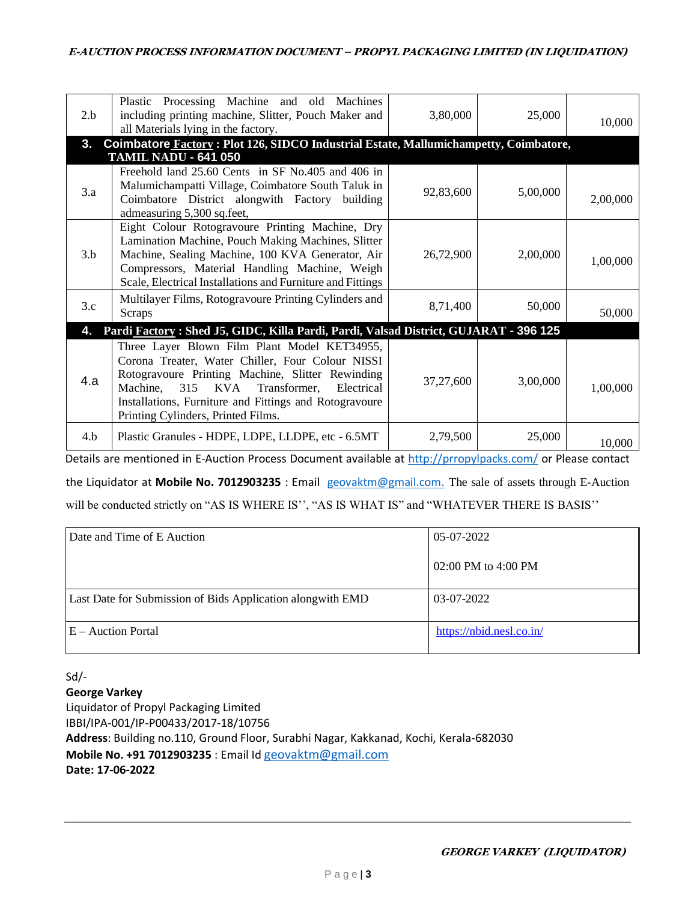| | | | | |
|---|---|---|---|---|
| 2.b | Plastic Processing Machine and old Machines including printing machine, Slitter, Pouch Maker and all Materials lying in the factory. | 3,80,000 | 25,000 | 10,000 |
| **3.** | **Coimbatore Factory : Plot 126, SIDCO Industrial Estate, Mallumichampetty, Coimbatore, TAMIL NADU - 641 050** | | | |
| 3.a | Freehold land 25.60 Cents in SF No.405 and 406 in Malumichampatti Village, Coimbatore South Taluk in Coimbatore District alongwith Factory building admeasuring 5,300 sq.feet, | 92,83,600 | 5,00,000 | 2,00,000 |
| 3.b | Eight Colour Rotogravoure Printing Machine, Dry Lamination Machine, Pouch Making Machines, Slitter Machine, Sealing Machine, 100 KVA Generator, Air Compressors, Material Handling Machine, Weigh Scale, Electrical Installations and Furniture and Fittings | 26,72,900 | 2,00,000 | 1,00,000 |
| 3.c | Multilayer Films, Rotogravoure Printing Cylinders and Scraps | 8,71,400 | 50,000 | 50,000 |
| **4.** | **Pardi Factory : Shed J5, GIDC, Killa Pardi, Pardi, Valsad District, GUJARAT - 396 125** | | | |
| 4.a | Three Layer Blown Film Plant Model KET34955, Corona Treater, Water Chiller, Four Colour NISSI Rotogravoure Printing Machine, Slitter Rewinding Machine, 315 KVA Transformer, Electrical Installations, Furniture and Fittings and Rotogravoure Printing Cylinders, Printed Films. | 37,27,600 | 3,00,000 | 1,00,000 |
| 4.b | Plastic Granules - HDPE, LDPE, LLDPE, etc - 6.5MT | 2,79,500 | 25,000 | 10,000 |

Details are mentioned in E-Auction Process Document available at http://prropylpacks.com/ or Please contact the Liquidator at **Mobile No. 7012903235** : Email geovaktm@gmail.com. The sale of assets through E-Auction will be conducted strictly on "AS IS WHERE IS'', "AS IS WHAT IS" and "WHATEVER THERE IS BASIS''

| | |
|---|---|
| Date and Time of E Auction | 05-07-2022<br>02:00 PM to 4:00 PM |
| Last Date for Submission of Bids Application alongwith EMD | 03-07-2022 |
| E – Auction Portal | https://nbid.nesl.co.in/ |

Sd/-
**George Varkey**
Liquidator of Propyl Packaging Limited
IBBI/IPA-001/IP-P00433/2017-18/10756
**Address**: Building no.110, Ground Floor, Surabhi Nagar, Kakkanad, Kochi, Kerala-682030
**Mobile No. +91 7012903235** : Email Id geovaktm@gmail.com
**Date: 17-06-2022**

***GEORGE VARKEY (LIQUIDATOR)***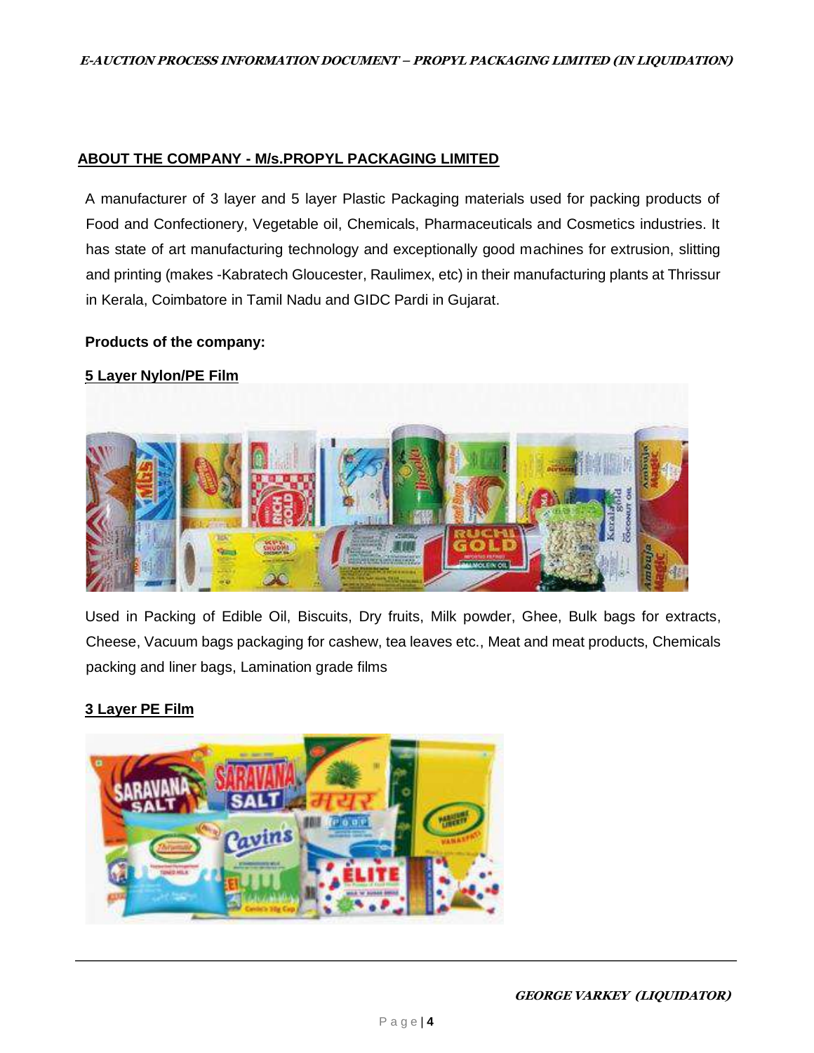## ABOUT THE COMPANY - M/s.PROPYL PACKAGING LIMITED

A manufacturer of 3 layer and 5 layer Plastic Packaging materials used for packing products of Food and Confectionery, Vegetable oil, Chemicals, Pharmaceuticals and Cosmetics industries. It has state of art manufacturing technology and exceptionally good machines for extrusion, slitting and printing (makes -Kabratech Gloucester, Raulimex, etc) in their manufacturing plants at Thrissur in Kerala, Coimbatore in Tamil Nadu and GIDC Pardi in Gujarat.

**Products of the company:**

**5 Layer Nylon/PE Film**

Used in Packing of Edible Oil, Biscuits, Dry fruits, Milk powder, Ghee, Bulk bags for extracts, Cheese, Vacuum bags packaging for cashew, tea leaves etc., Meat and meat products, Chemicals packing and liner bags, Lamination grade films

**3 Layer PE Film**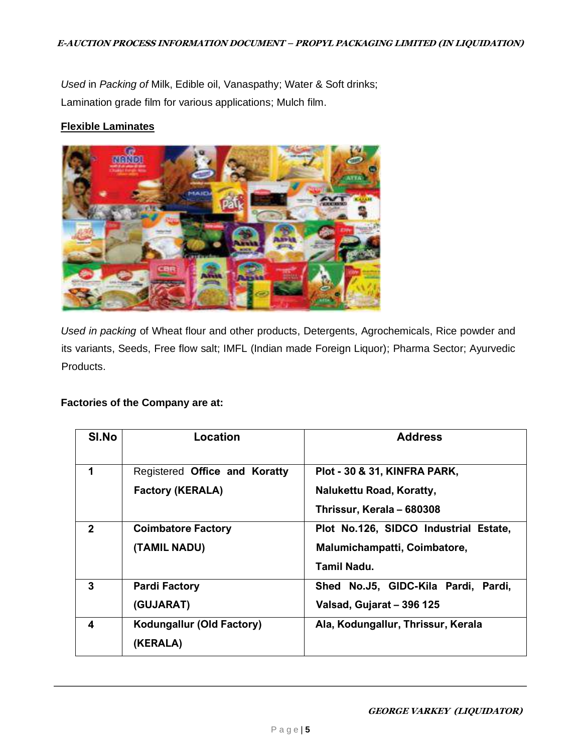*Used* in *Packing of* Milk, Edible oil, Vanaspathy; Water & Soft drinks;
Lamination grade film for various applications; Mulch film.

**Flexible Laminates**

*Used in packing* of Wheat flour and other products, Detergents, Agrochemicals, Rice powder and its variants, Seeds, Free flow salt; IMFL (Indian made Foreign Liquor); Pharma Sector; Ayurvedic Products.

**Factories of the Company are at:**

| Sl.No | Location | Address |
|---|---|---|
| 1 | Registered **Office and Koratty Factory (KERALA)** | **Plot - 30 & 31, KINFRA PARK, Nalukettu Road, Koratty, Thrissur, Kerala – 680308** |
| 2 | **Coimbatore Factory (TAMIL NADU)** | **Plot No.126, SIDCO Industrial Estate, Malumichampatti, Coimbatore, Tamil Nadu.** |
| 3 | **Pardi Factory (GUJARAT)** | **Shed No.J5, GIDC-Kila Pardi, Pardi, Valsad, Gujarat – 396 125** |
| 4 | **Kodungallur (Old Factory) (KERALA)** | **Ala, Kodungallur, Thrissur, Kerala** |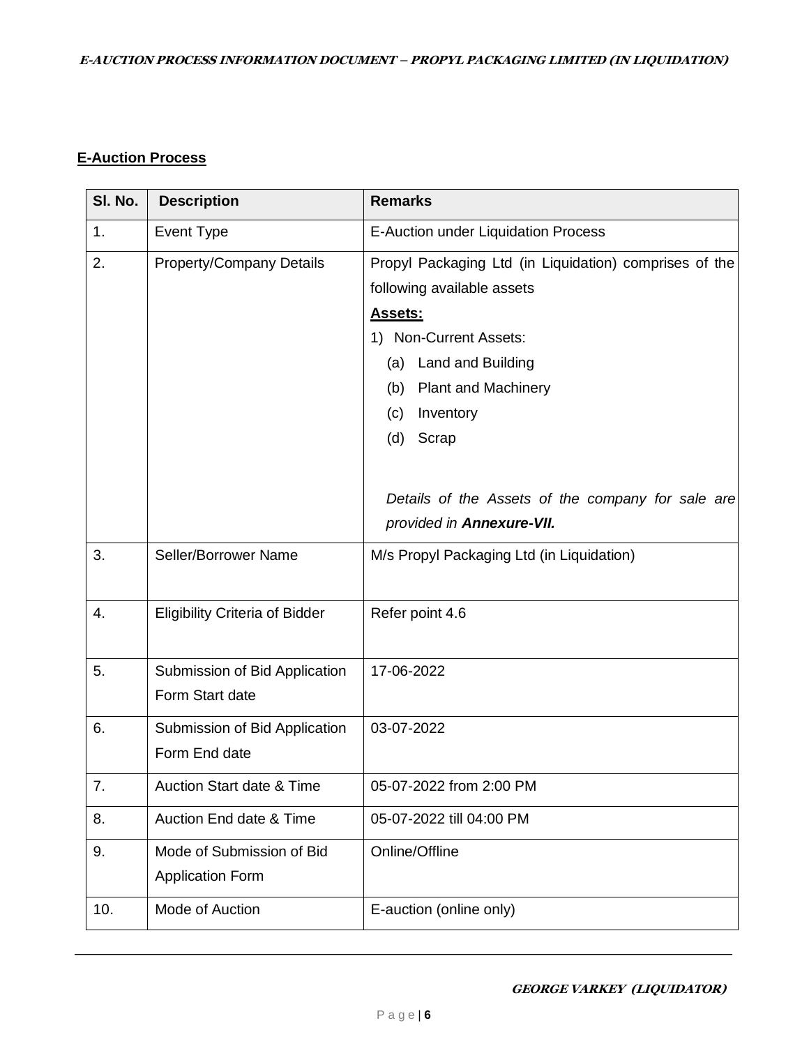**E-Auction Process**

| Sl. No. | Description | Remarks |
|---|---|---|
| 1. | Event Type | E-Auction under Liquidation Process |
| 2. | Property/Company Details | Propyl Packaging Ltd (in Liquidation) comprises of the following available assets<br>**Assets:**<br>1) Non-Current Assets:<br>(a) Land and Building<br>(b) Plant and Machinery<br>(c) Inventory<br>(d) Scrap<br><br>*Details of the Assets of the company for sale are provided in **Annexure-VII.*** |
| 3. | Seller/Borrower Name | M/s Propyl Packaging Ltd (in Liquidation) |
| 4. | Eligibility Criteria of Bidder | Refer point 4.6 |
| 5. | Submission of Bid Application Form Start date | 17-06-2022 |
| 6. | Submission of Bid Application Form End date | 03-07-2022 |
| 7. | Auction Start date & Time | 05-07-2022 from 2:00 PM |
| 8. | Auction End date & Time | 05-07-2022 till 04:00 PM |
| 9. | Mode of Submission of Bid Application Form | Online/Offline |
| 10. | Mode of Auction | E-auction (online only) |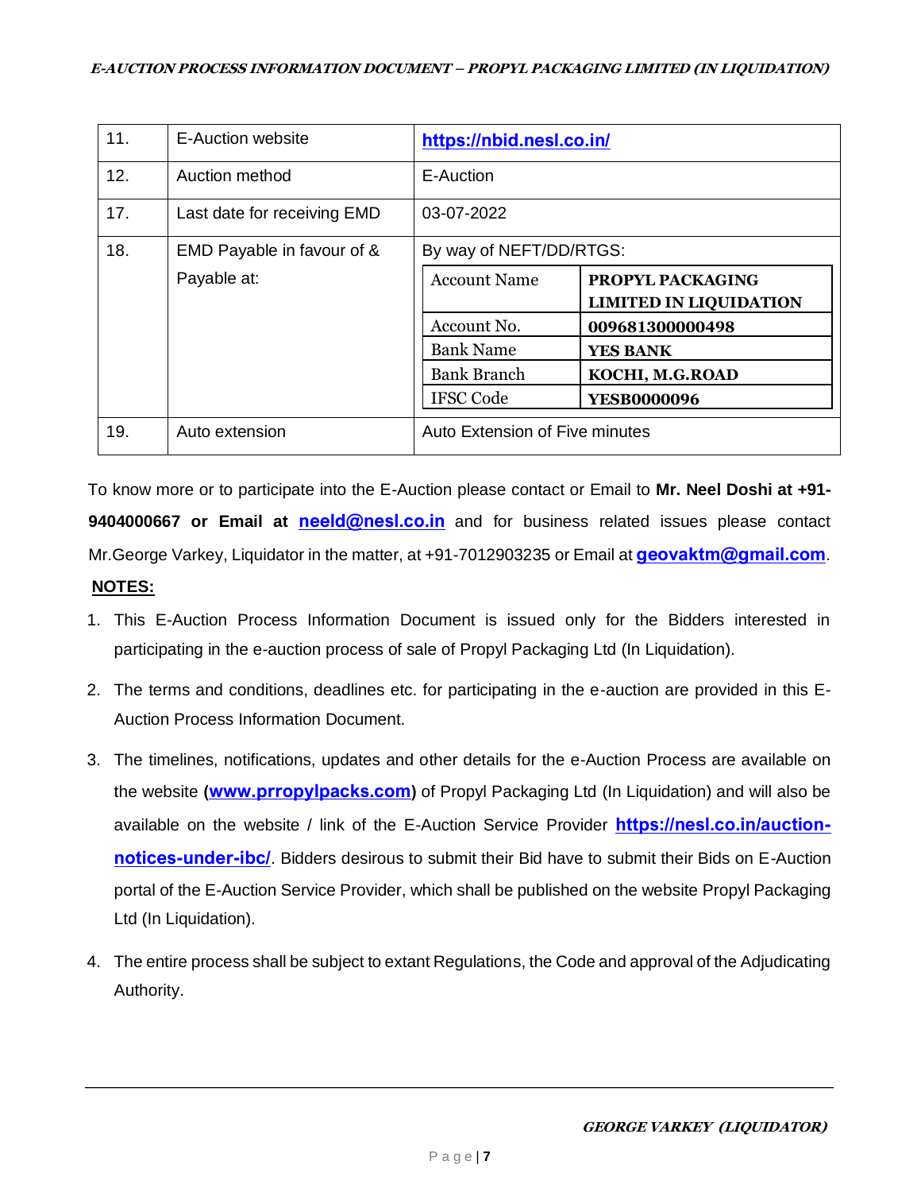| | | |
|---|---|---|
| 11. | E-Auction website | https://nbid.nesl.co.in/ |
| 12. | Auction method | E-Auction |
| 17. | Last date for receiving EMD | 03-07-2022 |
| 18. | EMD Payable in favour of & Payable at: | By way of NEFT/DD/RTGS:<br>Account Name: **PROPYL PACKAGING LIMITED IN LIQUIDATION**<br>Account No.: **009681300000498**<br>Bank Name: **YES BANK**<br>Bank Branch: **KOCHI, M.G.ROAD**<br>IFSC Code: **YESB0000096** |
| 19. | Auto extension | Auto Extension of Five minutes |

To know more or to participate into the E-Auction please contact or Email to **Mr. Neel Doshi at +91-9404000667 or Email at neeld@nesl.co.in** and for business related issues please contact Mr.George Varkey, Liquidator in the matter, at +91-7012903235 or Email at **geovaktm@gmail.com**.

**NOTES:**

1. This E-Auction Process Information Document is issued only for the Bidders interested in participating in the e-auction process of sale of Propyl Packaging Ltd (In Liquidation).
2. The terms and conditions, deadlines etc. for participating in the e-auction are provided in this E-Auction Process Information Document.
3. The timelines, notifications, updates and other details for the e-Auction Process are available on the website **(www.prropylpacks.com)** of Propyl Packaging Ltd (In Liquidation) and will also be available on the website / link of the E-Auction Service Provider **https://nesl.co.in/auction-notices-under-ibc/**. Bidders desirous to submit their Bid have to submit their Bids on E-Auction portal of the E-Auction Service Provider, which shall be published on the website Propyl Packaging Ltd (In Liquidation).
4. The entire process shall be subject to extant Regulations, the Code and approval of the Adjudicating Authority.

***GEORGE VARKEY (LIQUIDATOR)***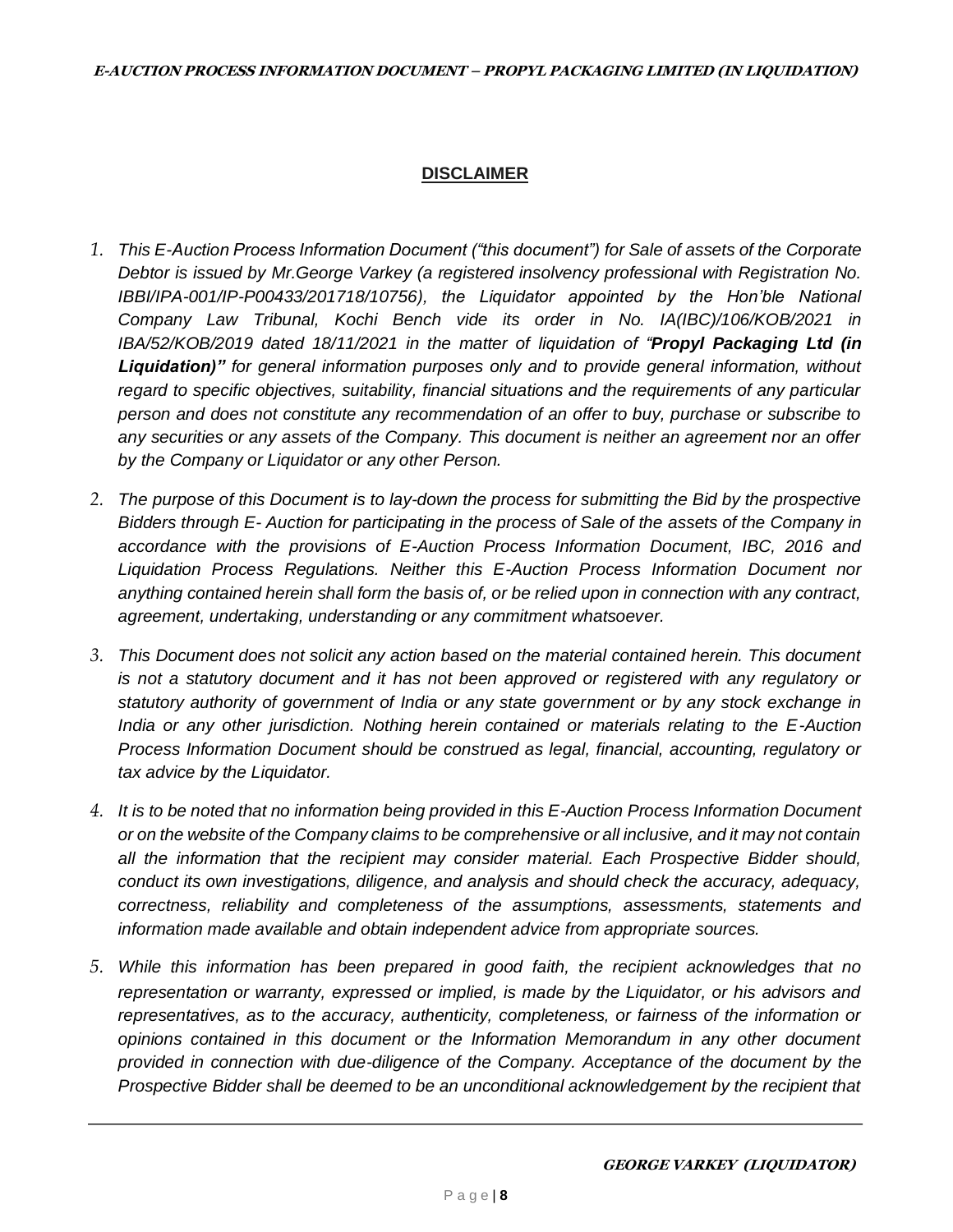## DISCLAIMER

1. *This E-Auction Process Information Document ("this document") for Sale of assets of the Corporate Debtor is issued by Mr.George Varkey (a registered insolvency professional with Registration No. IBBI/IPA-001/IP-P00433/201718/10756), the Liquidator appointed by the Hon'ble National Company Law Tribunal, Kochi Bench vide its order in No. IA(IBC)/106/KOB/2021 in IBA/52/KOB/2019 dated 18/11/2021 in the matter of liquidation of "**Propyl Packaging Ltd (in Liquidation)**" for general information purposes only and to provide general information, without regard to specific objectives, suitability, financial situations and the requirements of any particular person and does not constitute any recommendation of an offer to buy, purchase or subscribe to any securities or any assets of the Company. This document is neither an agreement nor an offer by the Company or Liquidator or any other Person.*

2. *The purpose of this Document is to lay-down the process for submitting the Bid by the prospective Bidders through E- Auction for participating in the process of Sale of the assets of the Company in accordance with the provisions of E-Auction Process Information Document, IBC, 2016 and Liquidation Process Regulations. Neither this E-Auction Process Information Document nor anything contained herein shall form the basis of, or be relied upon in connection with any contract, agreement, undertaking, understanding or any commitment whatsoever.*

3. *This Document does not solicit any action based on the material contained herein. This document is not a statutory document and it has not been approved or registered with any regulatory or statutory authority of government of India or any state government or by any stock exchange in India or any other jurisdiction. Nothing herein contained or materials relating to the E-Auction Process Information Document should be construed as legal, financial, accounting, regulatory or tax advice by the Liquidator.*

4. *It is to be noted that no information being provided in this E-Auction Process Information Document or on the website of the Company claims to be comprehensive or all inclusive, and it may not contain all the information that the recipient may consider material. Each Prospective Bidder should, conduct its own investigations, diligence, and analysis and should check the accuracy, adequacy, correctness, reliability and completeness of the assumptions, assessments, statements and information made available and obtain independent advice from appropriate sources.*

5. *While this information has been prepared in good faith, the recipient acknowledges that no representation or warranty, expressed or implied, is made by the Liquidator, or his advisors and representatives, as to the accuracy, authenticity, completeness, or fairness of the information or opinions contained in this document or the Information Memorandum in any other document provided in connection with due-diligence of the Company. Acceptance of the document by the Prospective Bidder shall be deemed to be an unconditional acknowledgement by the recipient that*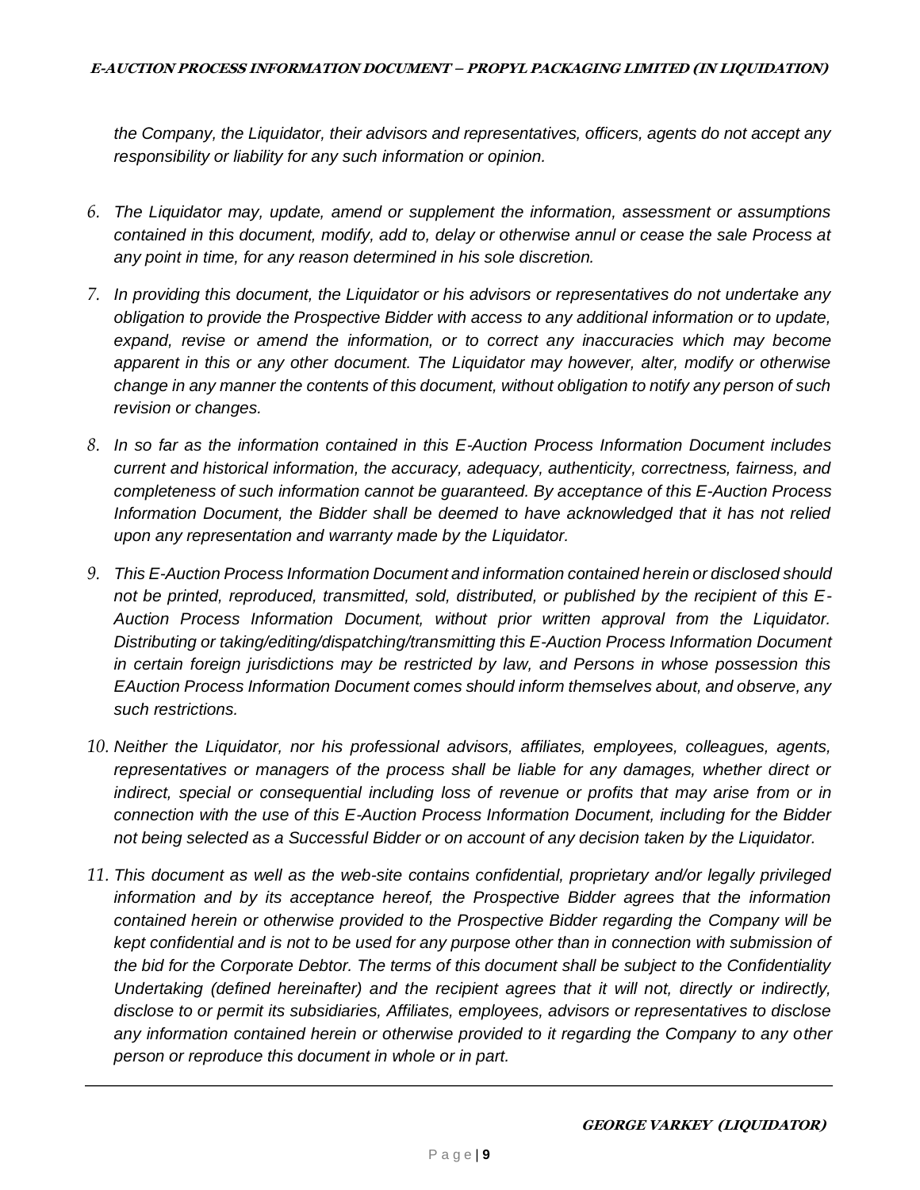*the Company, the Liquidator, their advisors and representatives, officers, agents do not accept any responsibility or liability for any such information or opinion.*

6. *The Liquidator may, update, amend or supplement the information, assessment or assumptions contained in this document, modify, add to, delay or otherwise annul or cease the sale Process at any point in time, for any reason determined in his sole discretion.*

7. *In providing this document, the Liquidator or his advisors or representatives do not undertake any obligation to provide the Prospective Bidder with access to any additional information or to update, expand, revise or amend the information, or to correct any inaccuracies which may become apparent in this or any other document. The Liquidator may however, alter, modify or otherwise change in any manner the contents of this document, without obligation to notify any person of such revision or changes.*

8. *In so far as the information contained in this E-Auction Process Information Document includes current and historical information, the accuracy, adequacy, authenticity, correctness, fairness, and completeness of such information cannot be guaranteed. By acceptance of this E-Auction Process Information Document, the Bidder shall be deemed to have acknowledged that it has not relied upon any representation and warranty made by the Liquidator.*

9. *This E-Auction Process Information Document and information contained herein or disclosed should not be printed, reproduced, transmitted, sold, distributed, or published by the recipient of this E-Auction Process Information Document, without prior written approval from the Liquidator. Distributing or taking/editing/dispatching/transmitting this E-Auction Process Information Document in certain foreign jurisdictions may be restricted by law, and Persons in whose possession this EAuction Process Information Document comes should inform themselves about, and observe, any such restrictions.*

10. *Neither the Liquidator, nor his professional advisors, affiliates, employees, colleagues, agents, representatives or managers of the process shall be liable for any damages, whether direct or indirect, special or consequential including loss of revenue or profits that may arise from or in connection with the use of this E-Auction Process Information Document, including for the Bidder not being selected as a Successful Bidder or on account of any decision taken by the Liquidator.*

11. *This document as well as the web-site contains confidential, proprietary and/or legally privileged information and by its acceptance hereof, the Prospective Bidder agrees that the information contained herein or otherwise provided to the Prospective Bidder regarding the Company will be kept confidential and is not to be used for any purpose other than in connection with submission of the bid for the Corporate Debtor. The terms of this document shall be subject to the Confidentiality Undertaking (defined hereinafter) and the recipient agrees that it will not, directly or indirectly, disclose to or permit its subsidiaries, Affiliates, employees, advisors or representatives to disclose any information contained herein or otherwise provided to it regarding the Company to any other person or reproduce this document in whole or in part.*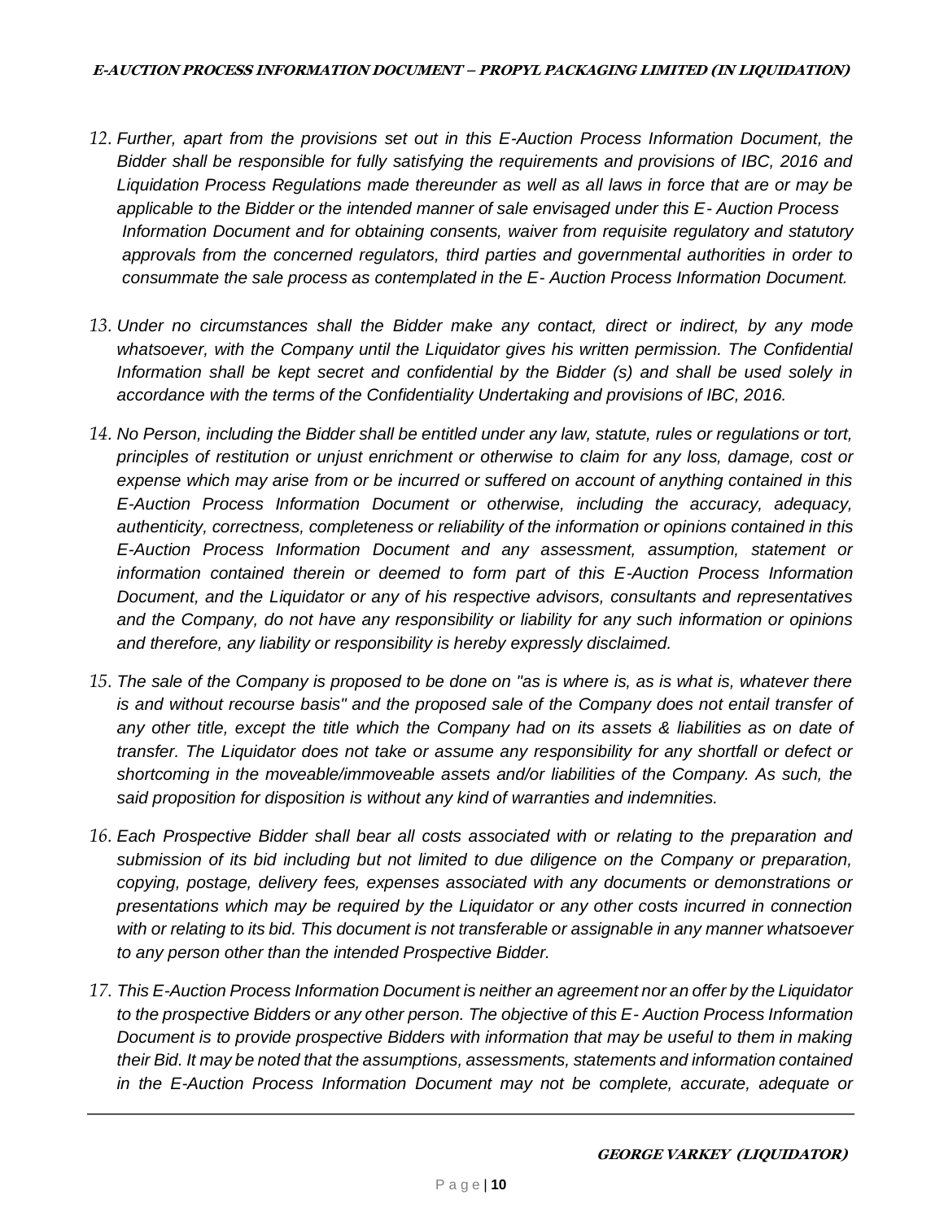12. *Further, apart from the provisions set out in this E-Auction Process Information Document, the Bidder shall be responsible for fully satisfying the requirements and provisions of IBC, 2016 and Liquidation Process Regulations made thereunder as well as all laws in force that are or may be applicable to the Bidder or the intended manner of sale envisaged under this E- Auction Process Information Document and for obtaining consents, waiver from requisite regulatory and statutory approvals from the concerned regulators, third parties and governmental authorities in order to consummate the sale process as contemplated in the E- Auction Process Information Document.*

13. *Under no circumstances shall the Bidder make any contact, direct or indirect, by any mode whatsoever, with the Company until the Liquidator gives his written permission. The Confidential Information shall be kept secret and confidential by the Bidder (s) and shall be used solely in accordance with the terms of the Confidentiality Undertaking and provisions of IBC, 2016.*

14. *No Person, including the Bidder shall be entitled under any law, statute, rules or regulations or tort, principles of restitution or unjust enrichment or otherwise to claim for any loss, damage, cost or expense which may arise from or be incurred or suffered on account of anything contained in this E-Auction Process Information Document or otherwise, including the accuracy, adequacy, authenticity, correctness, completeness or reliability of the information or opinions contained in this E-Auction Process Information Document and any assessment, assumption, statement or information contained therein or deemed to form part of this E-Auction Process Information Document, and the Liquidator or any of his respective advisors, consultants and representatives and the Company, do not have any responsibility or liability for any such information or opinions and therefore, any liability or responsibility is hereby expressly disclaimed.*

15. *The sale of the Company is proposed to be done on "as is where is, as is what is, whatever there is and without recourse basis" and the proposed sale of the Company does not entail transfer of any other title, except the title which the Company had on its assets & liabilities as on date of transfer. The Liquidator does not take or assume any responsibility for any shortfall or defect or shortcoming in the moveable/immoveable assets and/or liabilities of the Company. As such, the said proposition for disposition is without any kind of warranties and indemnities.*

16. *Each Prospective Bidder shall bear all costs associated with or relating to the preparation and submission of its bid including but not limited to due diligence on the Company or preparation, copying, postage, delivery fees, expenses associated with any documents or demonstrations or presentations which may be required by the Liquidator or any other costs incurred in connection with or relating to its bid. This document is not transferable or assignable in any manner whatsoever to any person other than the intended Prospective Bidder.*

17. *This E-Auction Process Information Document is neither an agreement nor an offer by the Liquidator to the prospective Bidders or any other person. The objective of this E- Auction Process Information Document is to provide prospective Bidders with information that may be useful to them in making their Bid. It may be noted that the assumptions, assessments, statements and information contained in the E-Auction Process Information Document may not be complete, accurate, adequate or*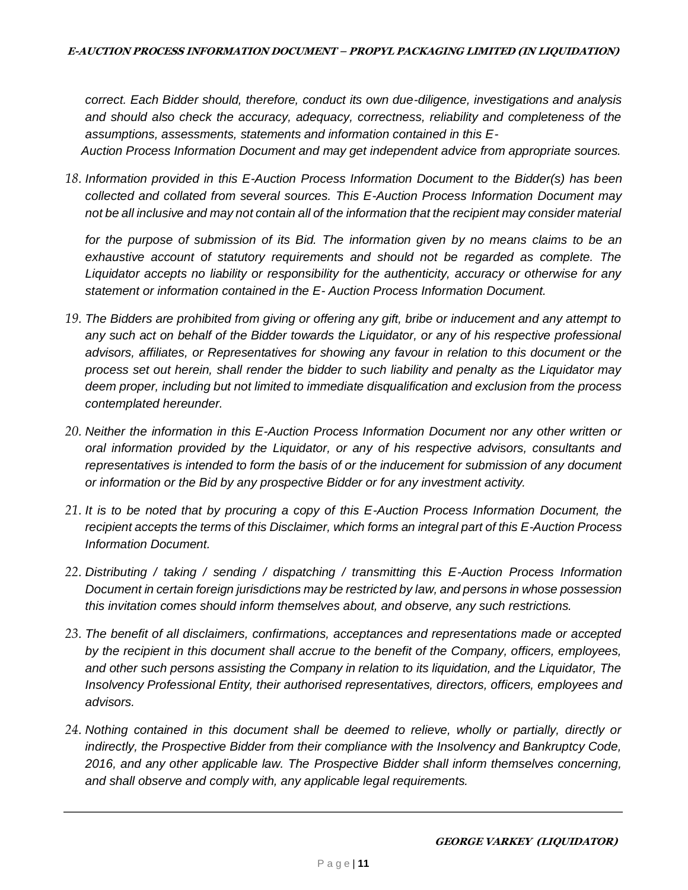*correct. Each Bidder should, therefore, conduct its own due-diligence, investigations and analysis and should also check the accuracy, adequacy, correctness, reliability and completeness of the assumptions, assessments, statements and information contained in this E-Auction Process Information Document and may get independent advice from appropriate sources.*

18. *Information provided in this E-Auction Process Information Document to the Bidder(s) has been collected and collated from several sources. This E-Auction Process Information Document may not be all inclusive and may not contain all of the information that the recipient may consider material for the purpose of submission of its Bid. The information given by no means claims to be an exhaustive account of statutory requirements and should not be regarded as complete. The Liquidator accepts no liability or responsibility for the authenticity, accuracy or otherwise for any statement or information contained in the E- Auction Process Information Document.*

19. *The Bidders are prohibited from giving or offering any gift, bribe or inducement and any attempt to any such act on behalf of the Bidder towards the Liquidator, or any of his respective professional advisors, affiliates, or Representatives for showing any favour in relation to this document or the process set out herein, shall render the bidder to such liability and penalty as the Liquidator may deem proper, including but not limited to immediate disqualification and exclusion from the process contemplated hereunder.*

20. *Neither the information in this E-Auction Process Information Document nor any other written or oral information provided by the Liquidator, or any of his respective advisors, consultants and representatives is intended to form the basis of or the inducement for submission of any document or information or the Bid by any prospective Bidder or for any investment activity.*

21. *It is to be noted that by procuring a copy of this E-Auction Process Information Document, the recipient accepts the terms of this Disclaimer, which forms an integral part of this E-Auction Process Information Document.*

22. *Distributing / taking / sending / dispatching / transmitting this E-Auction Process Information Document in certain foreign jurisdictions may be restricted by law, and persons in whose possession this invitation comes should inform themselves about, and observe, any such restrictions.*

23. *The benefit of all disclaimers, confirmations, acceptances and representations made or accepted by the recipient in this document shall accrue to the benefit of the Company, officers, employees, and other such persons assisting the Company in relation to its liquidation, and the Liquidator, The Insolvency Professional Entity, their authorised representatives, directors, officers, employees and advisors.*

24. *Nothing contained in this document shall be deemed to relieve, wholly or partially, directly or indirectly, the Prospective Bidder from their compliance with the Insolvency and Bankruptcy Code, 2016, and any other applicable law. The Prospective Bidder shall inform themselves concerning, and shall observe and comply with, any applicable legal requirements.*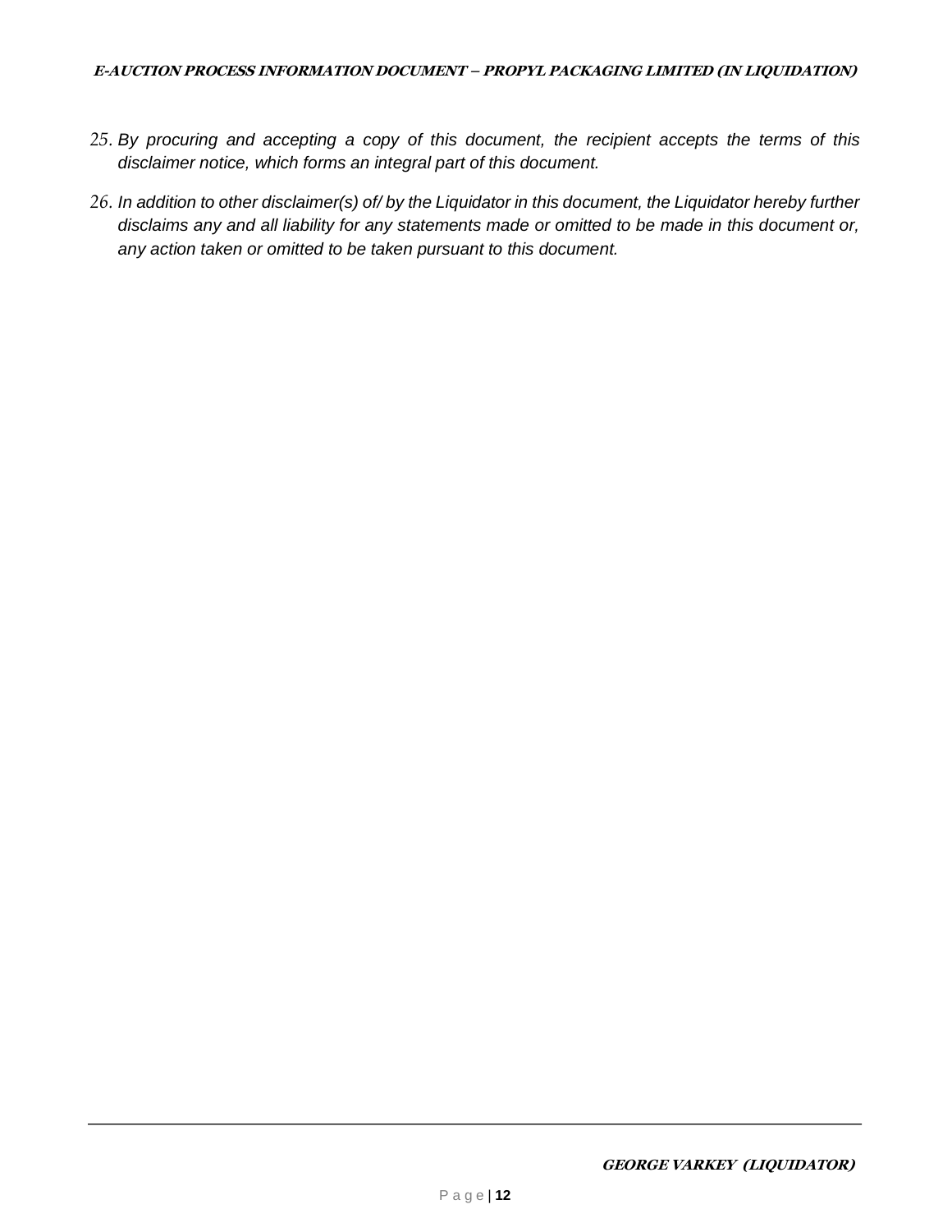25. *By procuring and accepting a copy of this document, the recipient accepts the terms of this disclaimer notice, which forms an integral part of this document.*

26. *In addition to other disclaimer(s) of/ by the Liquidator in this document, the Liquidator hereby further disclaims any and all liability for any statements made or omitted to be made in this document or, any action taken or omitted to be taken pursuant to this document.*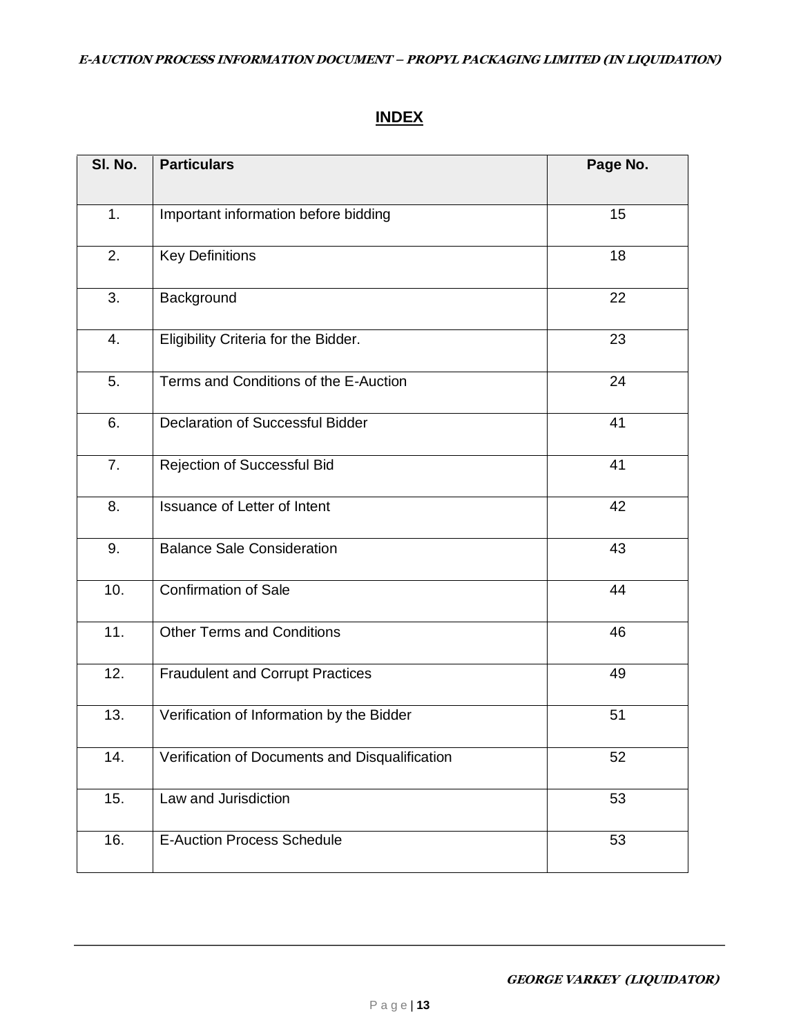## INDEX

| Sl. No. | Particulars | Page No. |
|---|---|---|
| 1. | Important information before bidding | 15 |
| 2. | Key Definitions | 18 |
| 3. | Background | 22 |
| 4. | Eligibility Criteria for the Bidder. | 23 |
| 5. | Terms and Conditions of the E-Auction | 24 |
| 6. | Declaration of Successful Bidder | 41 |
| 7. | Rejection of Successful Bid | 41 |
| 8. | Issuance of Letter of Intent | 42 |
| 9. | Balance Sale Consideration | 43 |
| 10. | Confirmation of Sale | 44 |
| 11. | Other Terms and Conditions | 46 |
| 12. | Fraudulent and Corrupt Practices | 49 |
| 13. | Verification of Information by the Bidder | 51 |
| 14. | Verification of Documents and Disqualification | 52 |
| 15. | Law and Jurisdiction | 53 |
| 16. | E-Auction Process Schedule | 53 |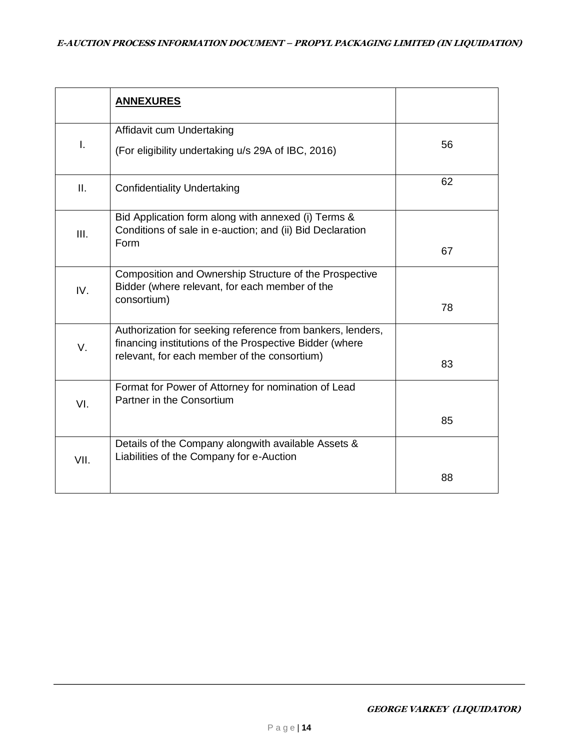|  | **ANNEXURES** |  |
|---|---|---|
| I. | Affidavit cum Undertaking<br>(For eligibility undertaking u/s 29A of IBC, 2016) | 56 |
| II. | Confidentiality Undertaking | 62 |
| III. | Bid Application form along with annexed (i) Terms & Conditions of sale in e-auction; and (ii) Bid Declaration Form | 67 |
| IV. | Composition and Ownership Structure of the Prospective Bidder (where relevant, for each member of the consortium) | 78 |
| V. | Authorization for seeking reference from bankers, lenders, financing institutions of the Prospective Bidder (where relevant, for each member of the consortium) | 83 |
| VI. | Format for Power of Attorney for nomination of Lead Partner in the Consortium | 85 |
| VII. | Details of the Company alongwith available Assets & Liabilities of the Company for e-Auction | 88 |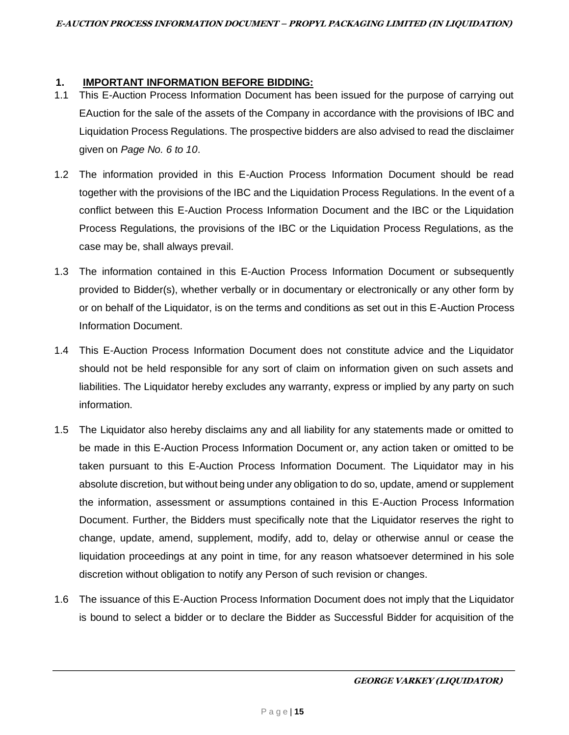## 1. IMPORTANT INFORMATION BEFORE BIDDING:

1.1 This E-Auction Process Information Document has been issued for the purpose of carrying out EAuction for the sale of the assets of the Company in accordance with the provisions of IBC and Liquidation Process Regulations. The prospective bidders are also advised to read the disclaimer given on *Page No. 6 to 10*.

1.2 The information provided in this E-Auction Process Information Document should be read together with the provisions of the IBC and the Liquidation Process Regulations. In the event of a conflict between this E-Auction Process Information Document and the IBC or the Liquidation Process Regulations, the provisions of the IBC or the Liquidation Process Regulations, as the case may be, shall always prevail.

1.3 The information contained in this E-Auction Process Information Document or subsequently provided to Bidder(s), whether verbally or in documentary or electronically or any other form by or on behalf of the Liquidator, is on the terms and conditions as set out in this E-Auction Process Information Document.

1.4 This E-Auction Process Information Document does not constitute advice and the Liquidator should not be held responsible for any sort of claim on information given on such assets and liabilities. The Liquidator hereby excludes any warranty, express or implied by any party on such information.

1.5 The Liquidator also hereby disclaims any and all liability for any statements made or omitted to be made in this E-Auction Process Information Document or, any action taken or omitted to be taken pursuant to this E-Auction Process Information Document. The Liquidator may in his absolute discretion, but without being under any obligation to do so, update, amend or supplement the information, assessment or assumptions contained in this E-Auction Process Information Document. Further, the Bidders must specifically note that the Liquidator reserves the right to change, update, amend, supplement, modify, add to, delay or otherwise annul or cease the liquidation proceedings at any point in time, for any reason whatsoever determined in his sole discretion without obligation to notify any Person of such revision or changes.

1.6 The issuance of this E-Auction Process Information Document does not imply that the Liquidator is bound to select a bidder or to declare the Bidder as Successful Bidder for acquisition of the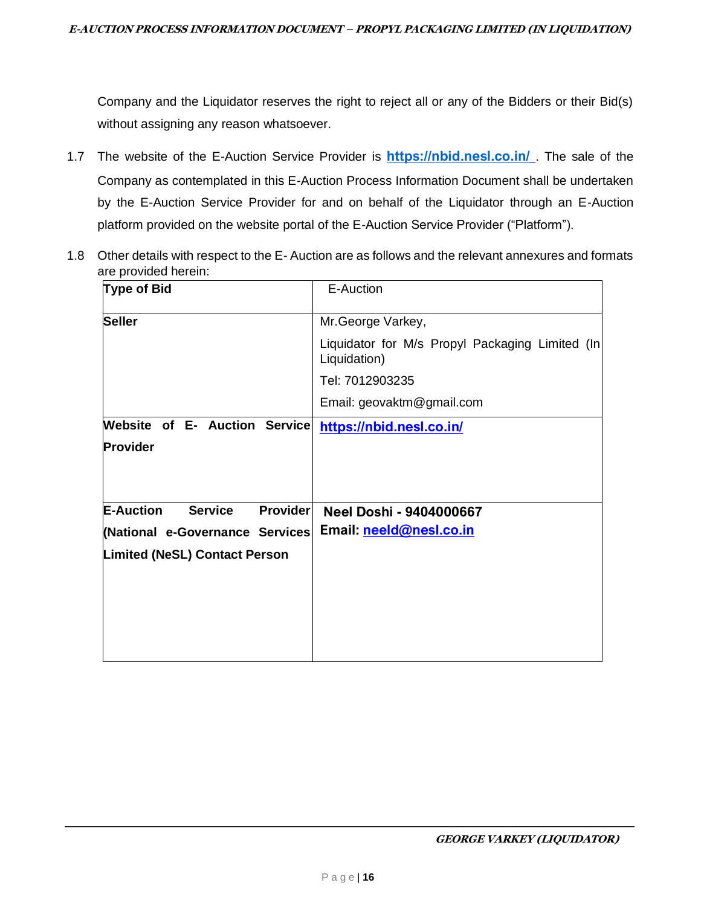Company and the Liquidator reserves the right to reject all or any of the Bidders or their Bid(s) without assigning any reason whatsoever.

1.7 The website of the E-Auction Service Provider is **https://nbid.nesl.co.in/** . The sale of the Company as contemplated in this E-Auction Process Information Document shall be undertaken by the E-Auction Service Provider for and on behalf of the Liquidator through an E-Auction platform provided on the website portal of the E-Auction Service Provider ("Platform").

1.8 Other details with respect to the E- Auction are as follows and the relevant annexures and formats are provided herein:

| **Type of Bid** | E-Auction |
|---|---|
| **Seller** | Mr.George Varkey,<br>Liquidator for M/s Propyl Packaging Limited (In Liquidation)<br>Tel: 7012903235<br>Email: geovaktm@gmail.com |
| **Website of E- Auction Service Provider** | **https://nbid.nesl.co.in/** |
| **E-Auction Service Provider (National e-Governance Services Limited (NeSL) Contact Person** | **Neel Doshi - 9404000667**<br>**Email: neeld@nesl.co.in** |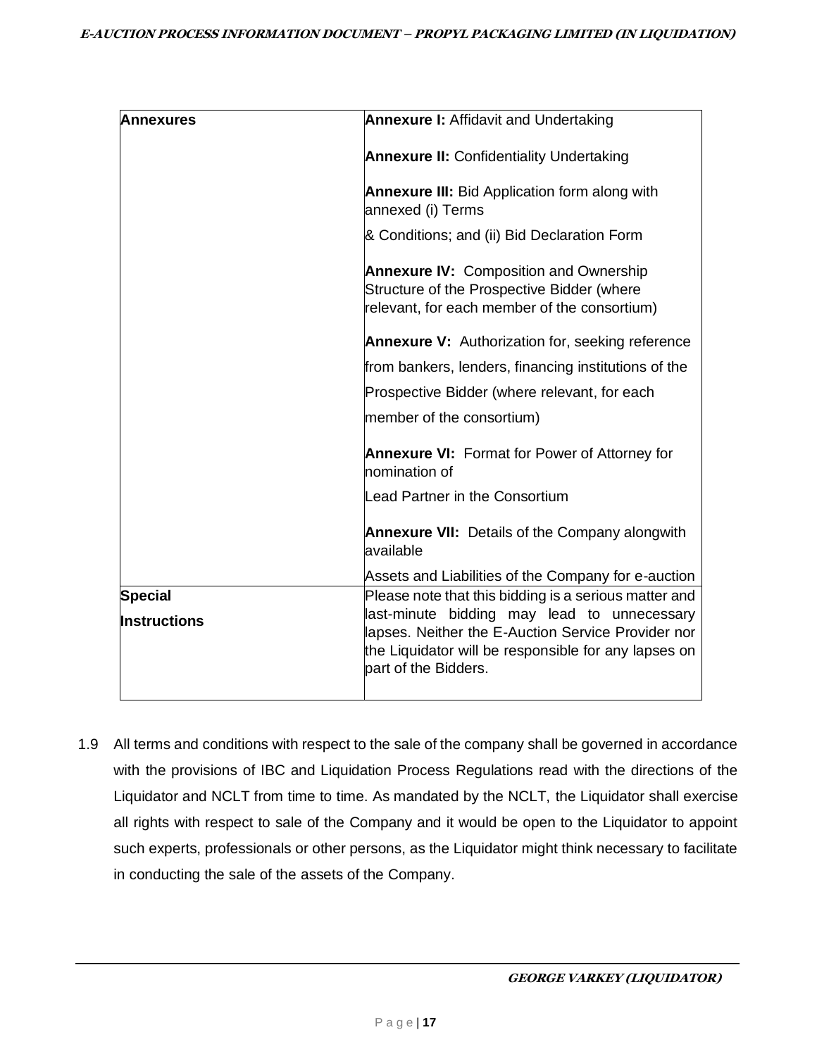| | |
|---|---|
| **Annexures** | **Annexure I:** Affidavit and Undertaking<br><br>**Annexure II:** Confidentiality Undertaking<br><br>**Annexure III:** Bid Application form along with annexed (i) Terms & Conditions; and (ii) Bid Declaration Form<br><br>**Annexure IV:** Composition and Ownership Structure of the Prospective Bidder (where relevant, for each member of the consortium)<br><br>**Annexure V:** Authorization for, seeking reference from bankers, lenders, financing institutions of the Prospective Bidder (where relevant, for each member of the consortium)<br><br>**Annexure VI:** Format for Power of Attorney for nomination of Lead Partner in the Consortium<br><br>**Annexure VII:** Details of the Company alongwith available Assets and Liabilities of the Company for e-auction |
| **Special Instructions** | Please note that this bidding is a serious matter and last-minute bidding may lead to unnecessary lapses. Neither the E-Auction Service Provider nor the Liquidator will be responsible for any lapses on part of the Bidders. |

1.9 All terms and conditions with respect to the sale of the company shall be governed in accordance with the provisions of IBC and Liquidation Process Regulations read with the directions of the Liquidator and NCLT from time to time. As mandated by the NCLT, the Liquidator shall exercise all rights with respect to sale of the Company and it would be open to the Liquidator to appoint such experts, professionals or other persons, as the Liquidator might think necessary to facilitate in conducting the sale of the assets of the Company.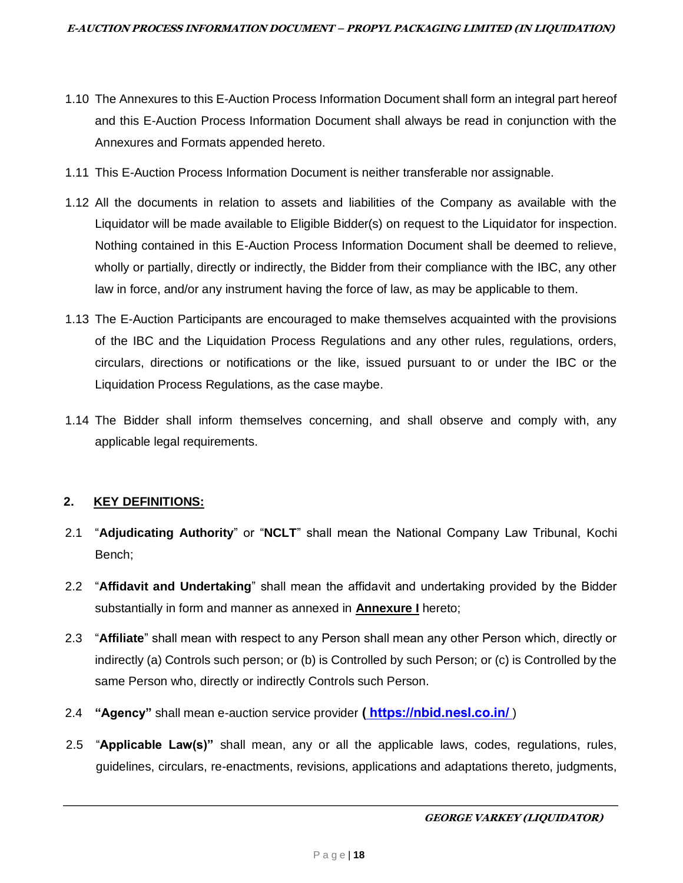1.10 The Annexures to this E-Auction Process Information Document shall form an integral part hereof and this E-Auction Process Information Document shall always be read in conjunction with the Annexures and Formats appended hereto.

1.11 This E-Auction Process Information Document is neither transferable nor assignable.

1.12 All the documents in relation to assets and liabilities of the Company as available with the Liquidator will be made available to Eligible Bidder(s) on request to the Liquidator for inspection. Nothing contained in this E-Auction Process Information Document shall be deemed to relieve, wholly or partially, directly or indirectly, the Bidder from their compliance with the IBC, any other law in force, and/or any instrument having the force of law, as may be applicable to them.

1.13 The E-Auction Participants are encouraged to make themselves acquainted with the provisions of the IBC and the Liquidation Process Regulations and any other rules, regulations, orders, circulars, directions or notifications or the like, issued pursuant to or under the IBC or the Liquidation Process Regulations, as the case maybe.

1.14 The Bidder shall inform themselves concerning, and shall observe and comply with, any applicable legal requirements.

## 2. KEY DEFINITIONS:

2.1 "**Adjudicating Authority**" or "**NCLT**" shall mean the National Company Law Tribunal, Kochi Bench;

2.2 "**Affidavit and Undertaking**" shall mean the affidavit and undertaking provided by the Bidder substantially in form and manner as annexed in **Annexure I** hereto;

2.3 "**Affiliate**" shall mean with respect to any Person shall mean any other Person which, directly or indirectly (a) Controls such person; or (b) is Controlled by such Person; or (c) is Controlled by the same Person who, directly or indirectly Controls such Person.

2.4 **"Agency"** shall mean e-auction service provider (**https://nbid.nesl.co.in/**)

2.5 "**Applicable Law(s)"** shall mean, any or all the applicable laws, codes, regulations, rules, guidelines, circulars, re-enactments, revisions, applications and adaptations thereto, judgments,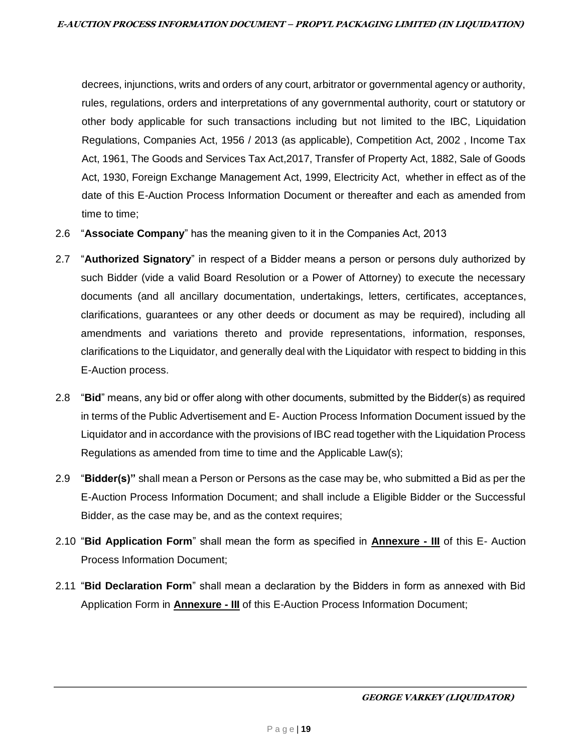decrees, injunctions, writs and orders of any court, arbitrator or governmental agency or authority, rules, regulations, orders and interpretations of any governmental authority, court or statutory or other body applicable for such transactions including but not limited to the IBC, Liquidation Regulations, Companies Act, 1956 / 2013 (as applicable), Competition Act, 2002 , Income Tax Act, 1961, The Goods and Services Tax Act,2017, Transfer of Property Act, 1882, Sale of Goods Act, 1930, Foreign Exchange Management Act, 1999, Electricity Act, whether in effect as of the date of this E-Auction Process Information Document or thereafter and each as amended from time to time;

2.6 "**Associate Company**" has the meaning given to it in the Companies Act, 2013

2.7 "**Authorized Signatory**" in respect of a Bidder means a person or persons duly authorized by such Bidder (vide a valid Board Resolution or a Power of Attorney) to execute the necessary documents (and all ancillary documentation, undertakings, letters, certificates, acceptances, clarifications, guarantees or any other deeds or document as may be required), including all amendments and variations thereto and provide representations, information, responses, clarifications to the Liquidator, and generally deal with the Liquidator with respect to bidding in this E-Auction process.

2.8 "**Bid**" means, any bid or offer along with other documents, submitted by the Bidder(s) as required in terms of the Public Advertisement and E- Auction Process Information Document issued by the Liquidator and in accordance with the provisions of IBC read together with the Liquidation Process Regulations as amended from time to time and the Applicable Law(s);

2.9 "**Bidder(s)"** shall mean a Person or Persons as the case may be, who submitted a Bid as per the E-Auction Process Information Document; and shall include a Eligible Bidder or the Successful Bidder, as the case may be, and as the context requires;

2.10 "**Bid Application Form**" shall mean the form as specified in **Annexure - III** of this E- Auction Process Information Document;

2.11 "**Bid Declaration Form**" shall mean a declaration by the Bidders in form as annexed with Bid Application Form in **Annexure - III** of this E-Auction Process Information Document;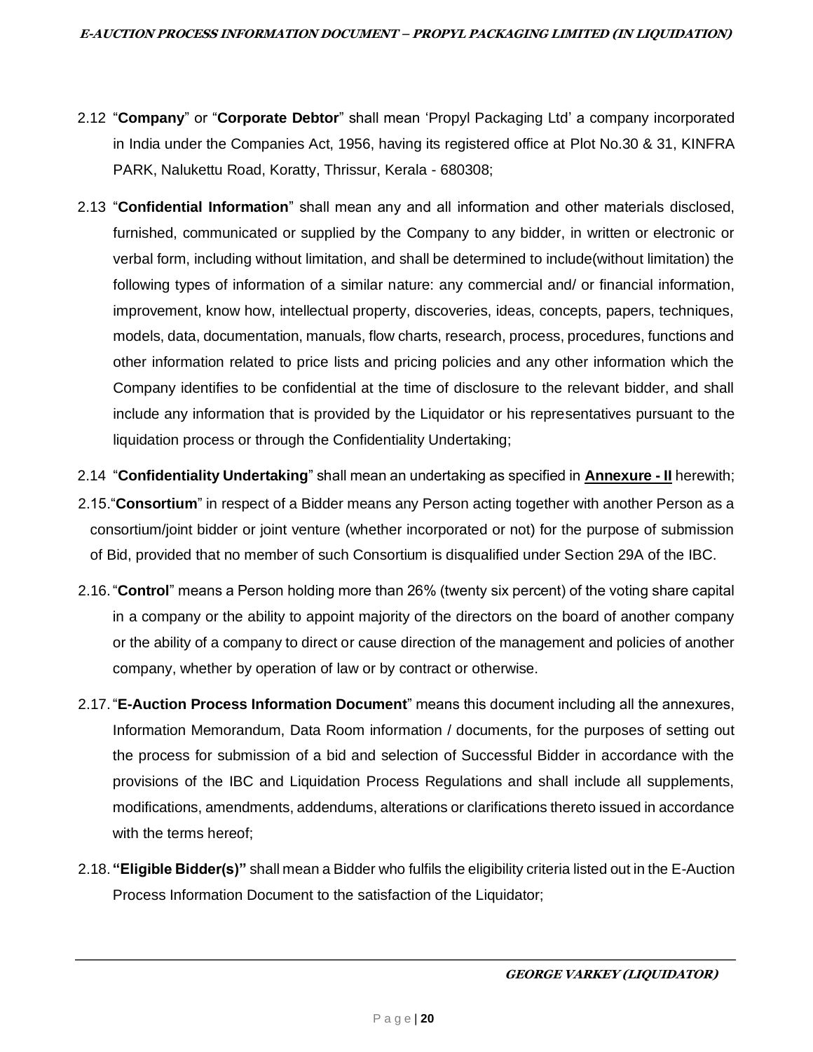2.12 "**Company**" or "**Corporate Debtor**" shall mean 'Propyl Packaging Ltd' a company incorporated in India under the Companies Act, 1956, having its registered office at Plot No.30 & 31, KINFRA PARK, Nalukettu Road, Koratty, Thrissur, Kerala - 680308;

2.13 "**Confidential Information**" shall mean any and all information and other materials disclosed, furnished, communicated or supplied by the Company to any bidder, in written or electronic or verbal form, including without limitation, and shall be determined to include(without limitation) the following types of information of a similar nature: any commercial and/ or financial information, improvement, know how, intellectual property, discoveries, ideas, concepts, papers, techniques, models, data, documentation, manuals, flow charts, research, process, procedures, functions and other information related to price lists and pricing policies and any other information which the Company identifies to be confidential at the time of disclosure to the relevant bidder, and shall include any information that is provided by the Liquidator or his representatives pursuant to the liquidation process or through the Confidentiality Undertaking;

2.14 "**Confidentiality Undertaking**" shall mean an undertaking as specified in **Annexure - II** herewith;

2.15. "**Consortium**" in respect of a Bidder means any Person acting together with another Person as a consortium/joint bidder or joint venture (whether incorporated or not) for the purpose of submission of Bid, provided that no member of such Consortium is disqualified under Section 29A of the IBC.

2.16. "**Control**" means a Person holding more than 26% (twenty six percent) of the voting share capital in a company or the ability to appoint majority of the directors on the board of another company or the ability of a company to direct or cause direction of the management and policies of another company, whether by operation of law or by contract or otherwise.

2.17. "**E-Auction Process Information Document**" means this document including all the annexures, Information Memorandum, Data Room information / documents, for the purposes of setting out the process for submission of a bid and selection of Successful Bidder in accordance with the provisions of the IBC and Liquidation Process Regulations and shall include all supplements, modifications, amendments, addendums, alterations or clarifications thereto issued in accordance with the terms hereof;

2.18. **"Eligible Bidder(s)"** shall mean a Bidder who fulfils the eligibility criteria listed out in the E-Auction Process Information Document to the satisfaction of the Liquidator;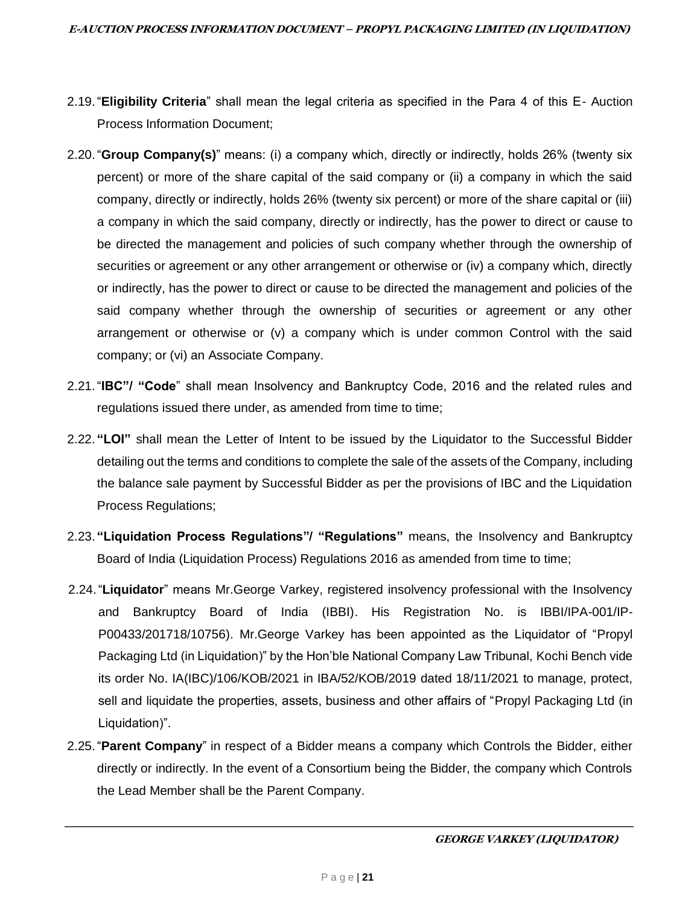2.19. "**Eligibility Criteria**" shall mean the legal criteria as specified in the Para 4 of this E- Auction Process Information Document;

2.20. "**Group Company(s)**" means: (i) a company which, directly or indirectly, holds 26% (twenty six percent) or more of the share capital of the said company or (ii) a company in which the said company, directly or indirectly, holds 26% (twenty six percent) or more of the share capital or (iii) a company in which the said company, directly or indirectly, has the power to direct or cause to be directed the management and policies of such company whether through the ownership of securities or agreement or any other arrangement or otherwise or (iv) a company which, directly or indirectly, has the power to direct or cause to be directed the management and policies of the said company whether through the ownership of securities or agreement or any other arrangement or otherwise or (v) a company which is under common Control with the said company; or (vi) an Associate Company.

2.21. "**IBC"/ "Code**" shall mean Insolvency and Bankruptcy Code, 2016 and the related rules and regulations issued there under, as amended from time to time;

2.22. **"LOI"** shall mean the Letter of Intent to be issued by the Liquidator to the Successful Bidder detailing out the terms and conditions to complete the sale of the assets of the Company, including the balance sale payment by Successful Bidder as per the provisions of IBC and the Liquidation Process Regulations;

2.23. **"Liquidation Process Regulations"/ "Regulations"** means, the Insolvency and Bankruptcy Board of India (Liquidation Process) Regulations 2016 as amended from time to time;

2.24. "**Liquidator**" means Mr.George Varkey, registered insolvency professional with the Insolvency and Bankruptcy Board of India (IBBI). His Registration No. is IBBI/IPA-001/IP-P00433/201718/10756). Mr.George Varkey has been appointed as the Liquidator of "Propyl Packaging Ltd (in Liquidation)" by the Hon'ble National Company Law Tribunal, Kochi Bench vide its order No. IA(IBC)/106/KOB/2021 in IBA/52/KOB/2019 dated 18/11/2021 to manage, protect, sell and liquidate the properties, assets, business and other affairs of "Propyl Packaging Ltd (in Liquidation)".

2.25. "**Parent Company**" in respect of a Bidder means a company which Controls the Bidder, either directly or indirectly. In the event of a Consortium being the Bidder, the company which Controls the Lead Member shall be the Parent Company.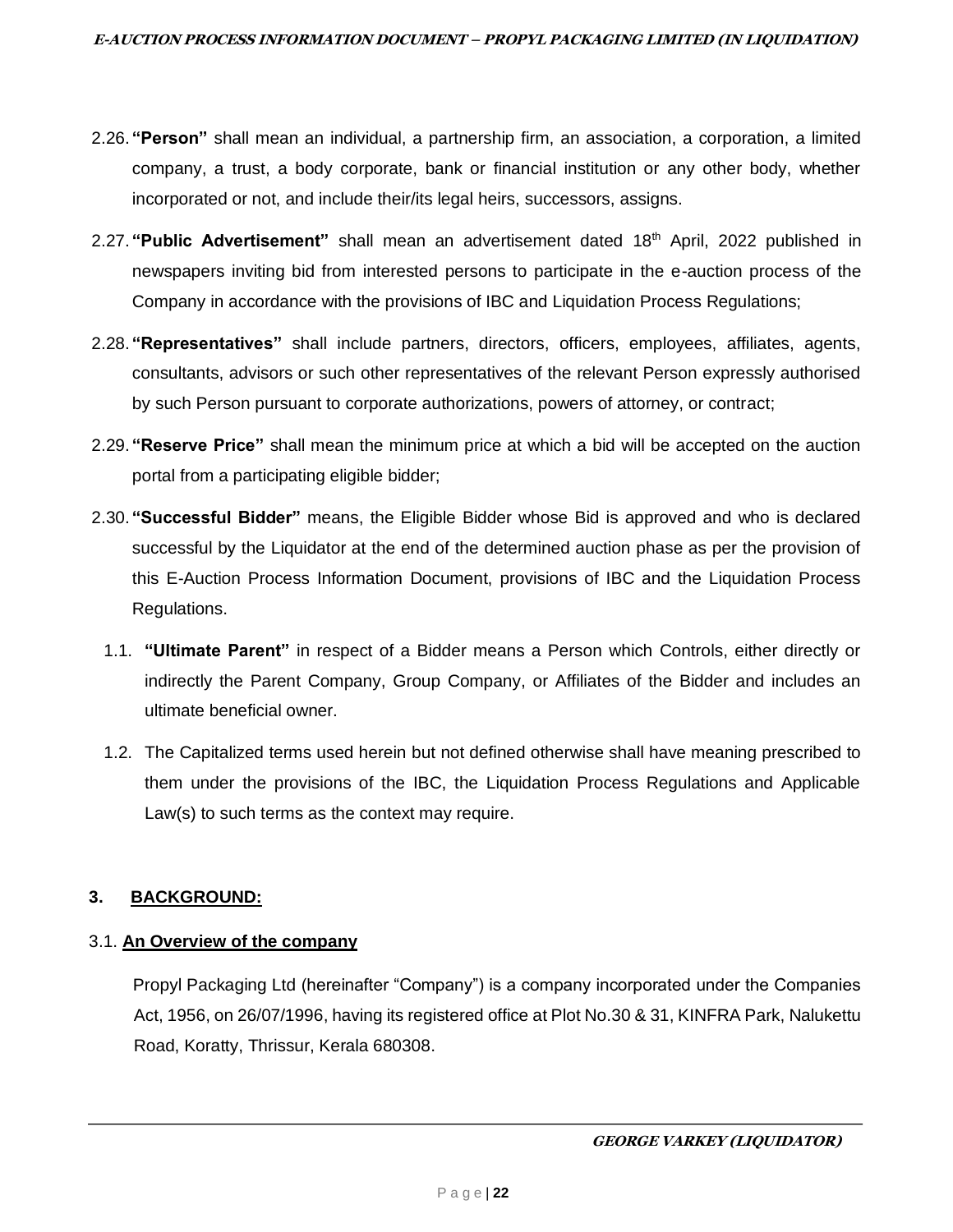2.26. **"Person"** shall mean an individual, a partnership firm, an association, a corporation, a limited company, a trust, a body corporate, bank or financial institution or any other body, whether incorporated or not, and include their/its legal heirs, successors, assigns.

2.27. **"Public Advertisement"** shall mean an advertisement dated 18th April, 2022 published in newspapers inviting bid from interested persons to participate in the e-auction process of the Company in accordance with the provisions of IBC and Liquidation Process Regulations;

2.28. **"Representatives"** shall include partners, directors, officers, employees, affiliates, agents, consultants, advisors or such other representatives of the relevant Person expressly authorised by such Person pursuant to corporate authorizations, powers of attorney, or contract;

2.29. **"Reserve Price"** shall mean the minimum price at which a bid will be accepted on the auction portal from a participating eligible bidder;

2.30. **"Successful Bidder"** means, the Eligible Bidder whose Bid is approved and who is declared successful by the Liquidator at the end of the determined auction phase as per the provision of this E-Auction Process Information Document, provisions of IBC and the Liquidation Process Regulations.

1.1. **"Ultimate Parent"** in respect of a Bidder means a Person which Controls, either directly or indirectly the Parent Company, Group Company, or Affiliates of the Bidder and includes an ultimate beneficial owner.

1.2. The Capitalized terms used herein but not defined otherwise shall have meaning prescribed to them under the provisions of the IBC, the Liquidation Process Regulations and Applicable Law(s) to such terms as the context may require.

## 3. BACKGROUND:

### 3.1. An Overview of the company

Propyl Packaging Ltd (hereinafter "Company") is a company incorporated under the Companies Act, 1956, on 26/07/1996, having its registered office at Plot No.30 & 31, KINFRA Park, Nalukettu Road, Koratty, Thrissur, Kerala 680308.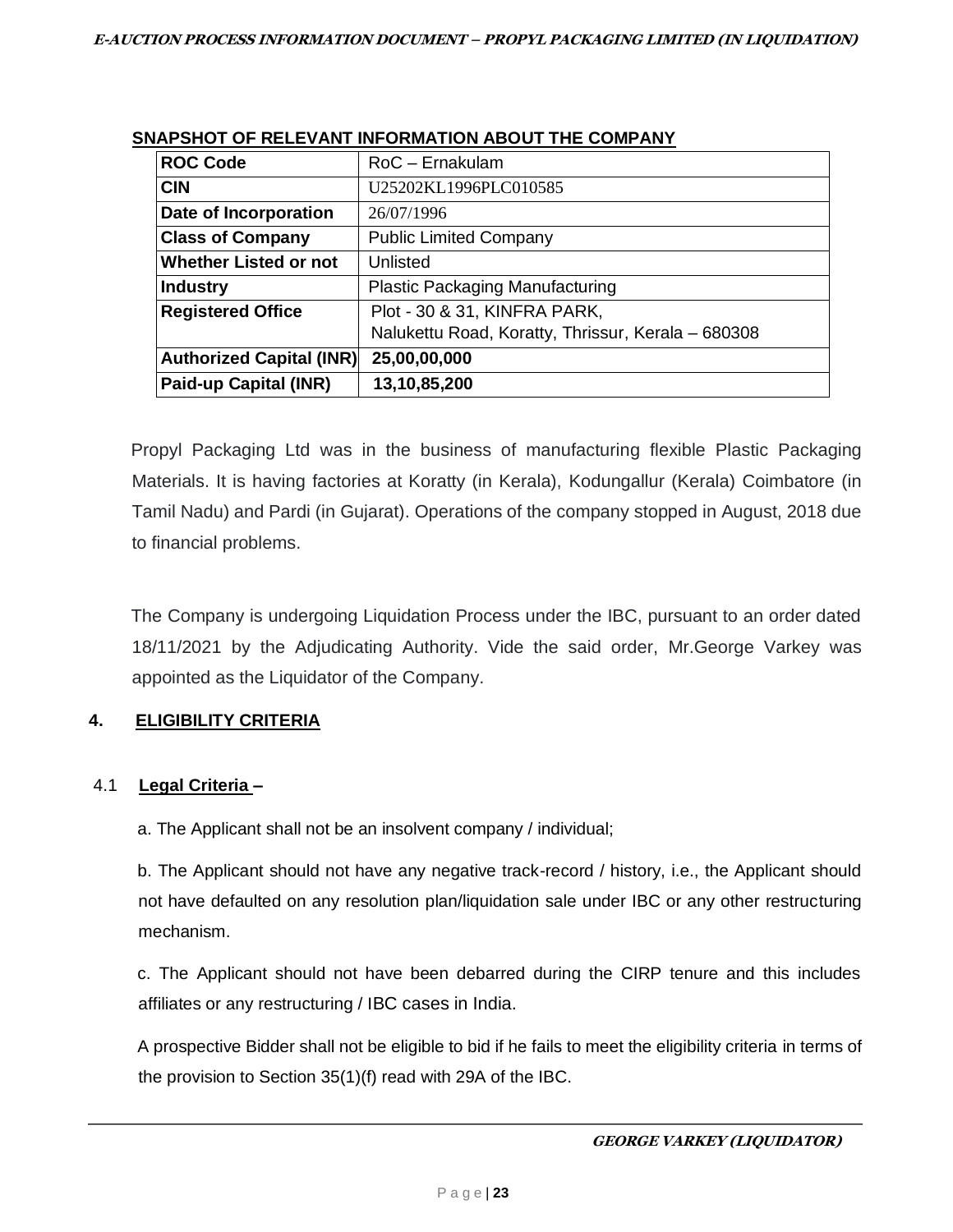**SNAPSHOT OF RELEVANT INFORMATION ABOUT THE COMPANY**

| **ROC Code** | RoC – Ernakulam |
|---|---|
| **CIN** | U25202KL1996PLC010585 |
| **Date of Incorporation** | 26/07/1996 |
| **Class of Company** | Public Limited Company |
| **Whether Listed or not** | Unlisted |
| **Industry** | Plastic Packaging Manufacturing |
| **Registered Office** | Plot - 30 & 31, KINFRA PARK, Nalukettu Road, Koratty, Thrissur, Kerala – 680308 |
| **Authorized Capital (INR)** | **25,00,00,000** |
| **Paid-up Capital (INR)** | **13,10,85,200** |

Propyl Packaging Ltd was in the business of manufacturing flexible Plastic Packaging Materials. It is having factories at Koratty (in Kerala), Kodungallur (Kerala) Coimbatore (in Tamil Nadu) and Pardi (in Gujarat). Operations of the company stopped in August, 2018 due to financial problems.

The Company is undergoing Liquidation Process under the IBC, pursuant to an order dated 18/11/2021 by the Adjudicating Authority. Vide the said order, Mr.George Varkey was appointed as the Liquidator of the Company.

## 4. ELIGIBILITY CRITERIA

### 4.1 Legal Criteria –

a. The Applicant shall not be an insolvent company / individual;

b. The Applicant should not have any negative track-record / history, i.e., the Applicant should not have defaulted on any resolution plan/liquidation sale under IBC or any other restructuring mechanism.

c. The Applicant should not have been debarred during the CIRP tenure and this includes affiliates or any restructuring / IBC cases in India.

A prospective Bidder shall not be eligible to bid if he fails to meet the eligibility criteria in terms of the provision to Section 35(1)(f) read with 29A of the IBC.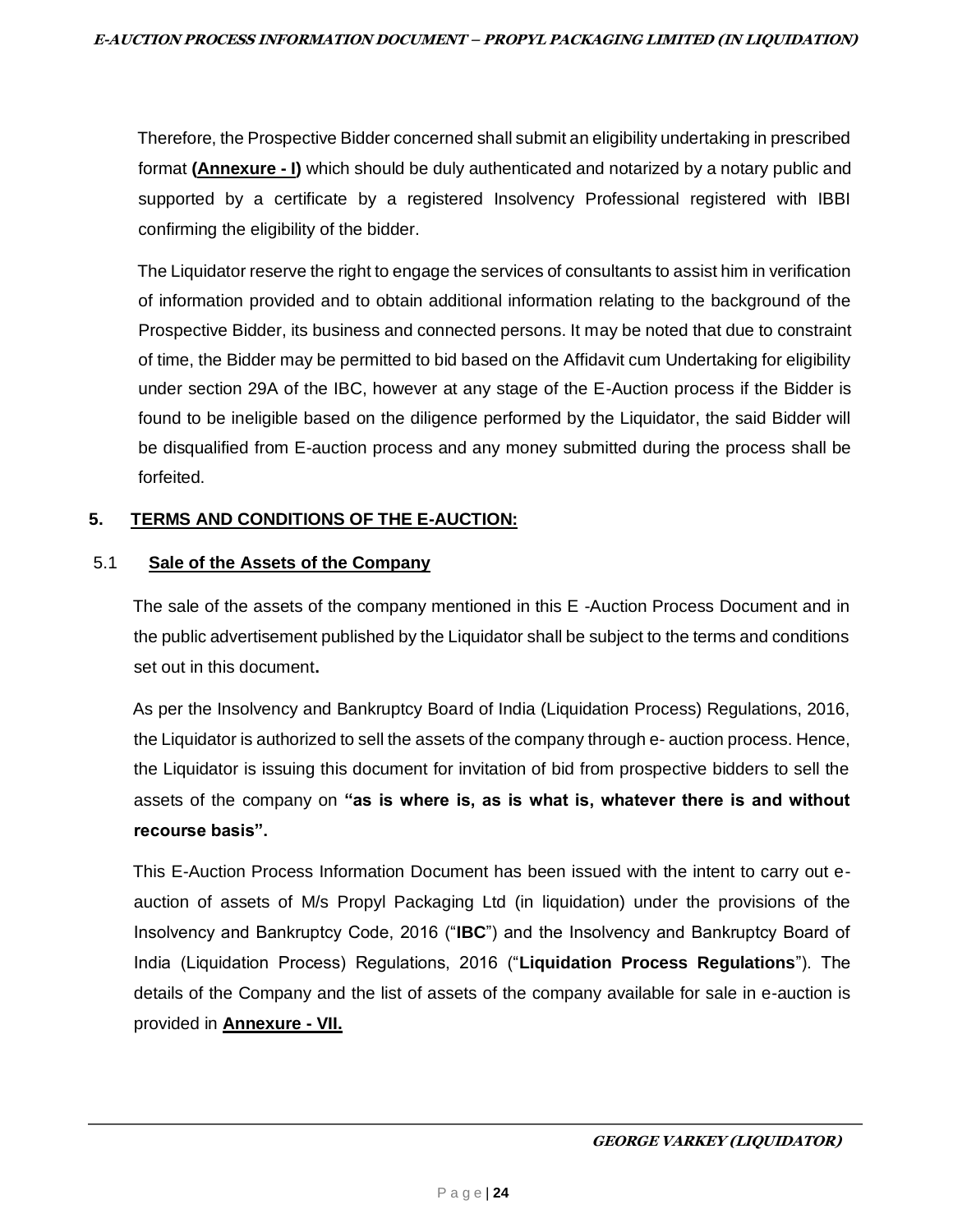Therefore, the Prospective Bidder concerned shall submit an eligibility undertaking in prescribed format **(Annexure - I)** which should be duly authenticated and notarized by a notary public and supported by a certificate by a registered Insolvency Professional registered with IBBI confirming the eligibility of the bidder.

The Liquidator reserve the right to engage the services of consultants to assist him in verification of information provided and to obtain additional information relating to the background of the Prospective Bidder, its business and connected persons. It may be noted that due to constraint of time, the Bidder may be permitted to bid based on the Affidavit cum Undertaking for eligibility under section 29A of the IBC, however at any stage of the E-Auction process if the Bidder is found to be ineligible based on the diligence performed by the Liquidator, the said Bidder will be disqualified from E-auction process and any money submitted during the process shall be forfeited.

## 5. TERMS AND CONDITIONS OF THE E-AUCTION:

### 5.1 Sale of the Assets of the Company

The sale of the assets of the company mentioned in this E -Auction Process Document and in the public advertisement published by the Liquidator shall be subject to the terms and conditions set out in this document**.**

As per the Insolvency and Bankruptcy Board of India (Liquidation Process) Regulations, 2016, the Liquidator is authorized to sell the assets of the company through e- auction process. Hence, the Liquidator is issuing this document for invitation of bid from prospective bidders to sell the assets of the company on **"as is where is, as is what is, whatever there is and without recourse basis".**

This E-Auction Process Information Document has been issued with the intent to carry out e-auction of assets of M/s Propyl Packaging Ltd (in liquidation) under the provisions of the Insolvency and Bankruptcy Code, 2016 ("**IBC**") and the Insolvency and Bankruptcy Board of India (Liquidation Process) Regulations, 2016 ("**Liquidation Process Regulations**"). The details of the Company and the list of assets of the company available for sale in e-auction is provided in **Annexure - VII.**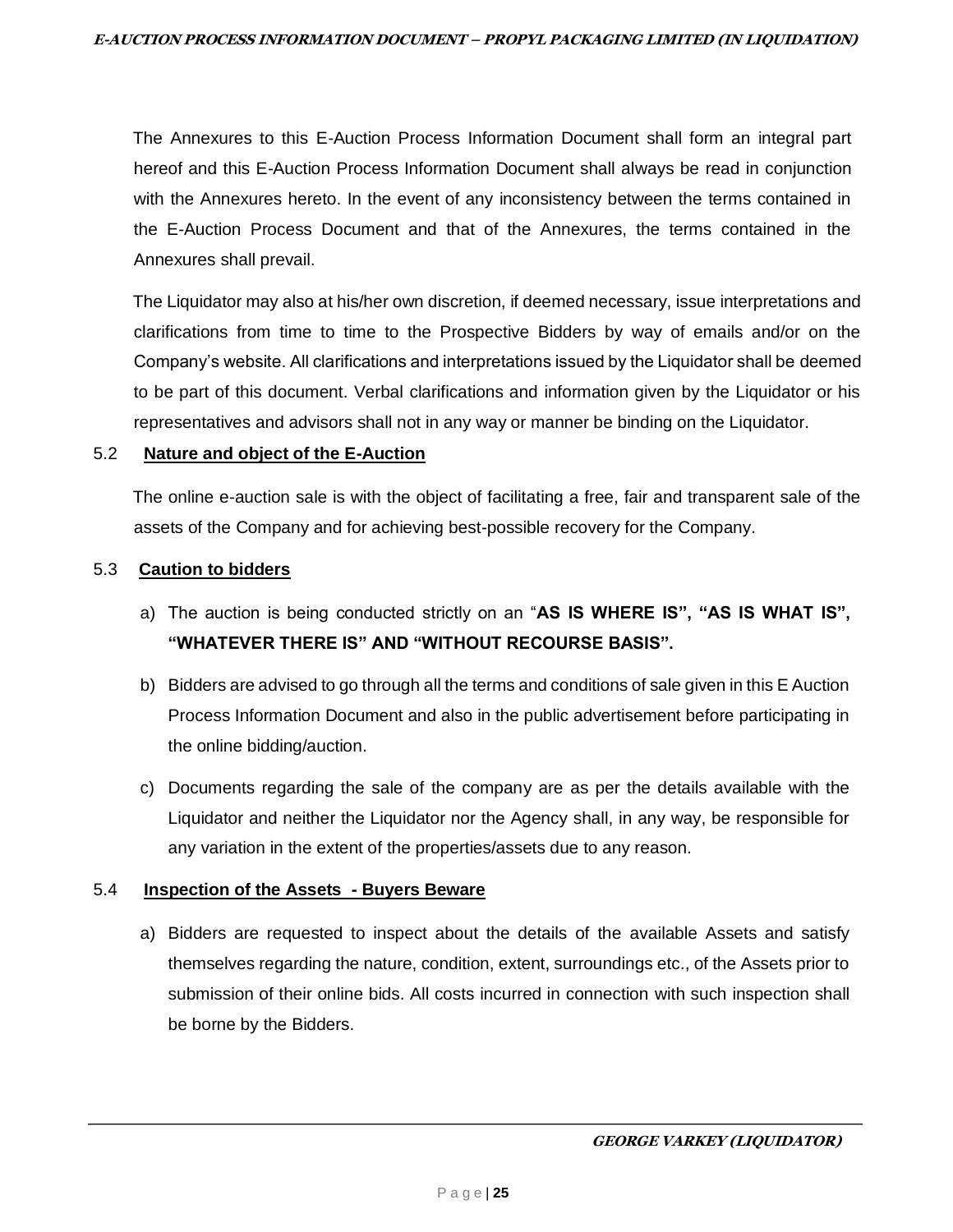The Annexures to this E-Auction Process Information Document shall form an integral part hereof and this E-Auction Process Information Document shall always be read in conjunction with the Annexures hereto. In the event of any inconsistency between the terms contained in the E-Auction Process Document and that of the Annexures, the terms contained in the Annexures shall prevail.

The Liquidator may also at his/her own discretion, if deemed necessary, issue interpretations and clarifications from time to time to the Prospective Bidders by way of emails and/or on the Company's website. All clarifications and interpretations issued by the Liquidator shall be deemed to be part of this document. Verbal clarifications and information given by the Liquidator or his representatives and advisors shall not in any way or manner be binding on the Liquidator.

### 5.2 Nature and object of the E-Auction

The online e-auction sale is with the object of facilitating a free, fair and transparent sale of the assets of the Company and for achieving best-possible recovery for the Company.

### 5.3 Caution to bidders

a) The auction is being conducted strictly on an "**AS IS WHERE IS", "AS IS WHAT IS", "WHATEVER THERE IS" AND "WITHOUT RECOURSE BASIS".**

b) Bidders are advised to go through all the terms and conditions of sale given in this E Auction Process Information Document and also in the public advertisement before participating in the online bidding/auction.

c) Documents regarding the sale of the company are as per the details available with the Liquidator and neither the Liquidator nor the Agency shall, in any way, be responsible for any variation in the extent of the properties/assets due to any reason.

### 5.4 Inspection of the Assets - Buyers Beware

a) Bidders are requested to inspect about the details of the available Assets and satisfy themselves regarding the nature, condition, extent, surroundings etc., of the Assets prior to submission of their online bids. All costs incurred in connection with such inspection shall be borne by the Bidders.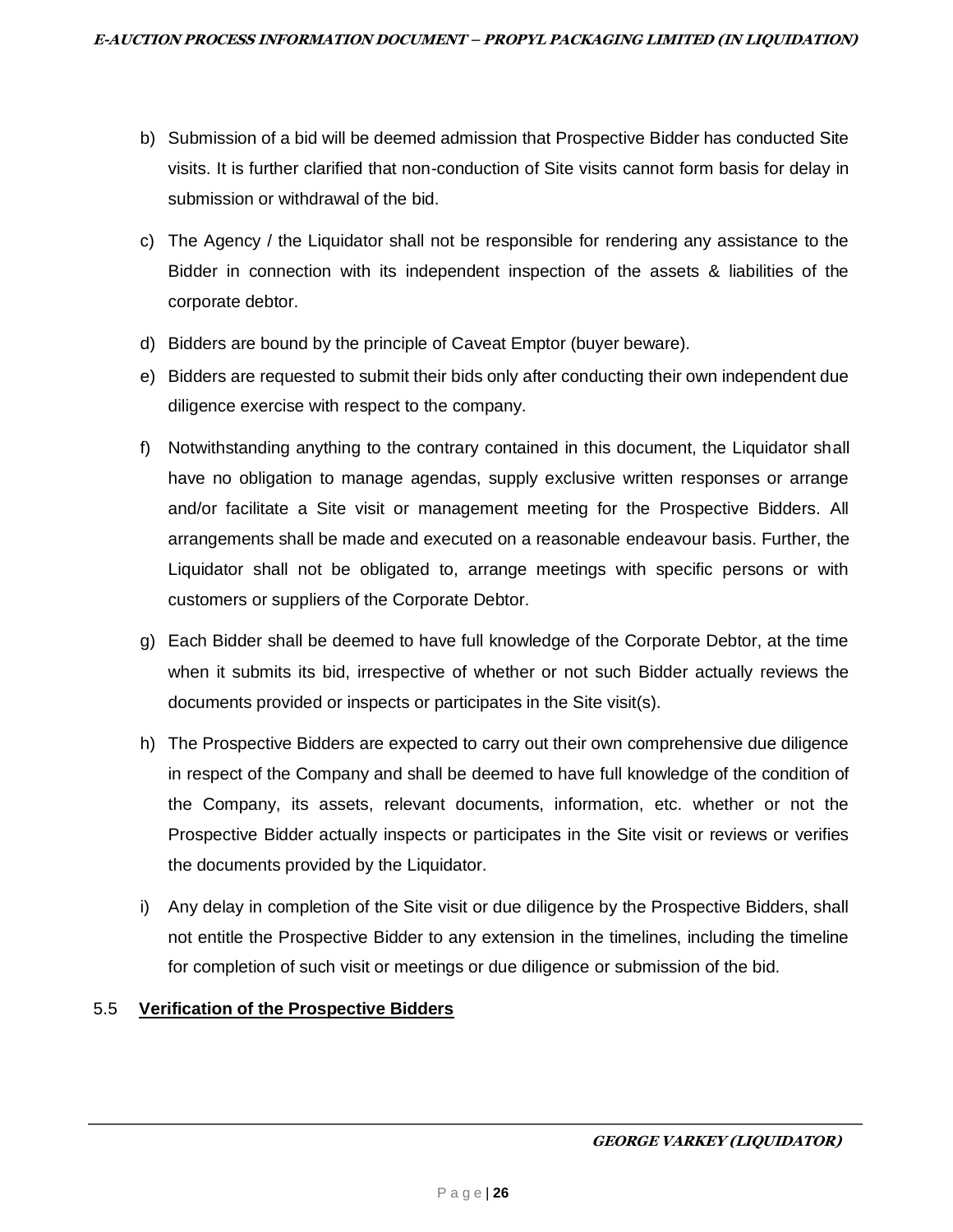b) Submission of a bid will be deemed admission that Prospective Bidder has conducted Site visits. It is further clarified that non-conduction of Site visits cannot form basis for delay in submission or withdrawal of the bid.

c) The Agency / the Liquidator shall not be responsible for rendering any assistance to the Bidder in connection with its independent inspection of the assets & liabilities of the corporate debtor.

d) Bidders are bound by the principle of Caveat Emptor (buyer beware).

e) Bidders are requested to submit their bids only after conducting their own independent due diligence exercise with respect to the company.

f) Notwithstanding anything to the contrary contained in this document, the Liquidator shall have no obligation to manage agendas, supply exclusive written responses or arrange and/or facilitate a Site visit or management meeting for the Prospective Bidders. All arrangements shall be made and executed on a reasonable endeavour basis. Further, the Liquidator shall not be obligated to, arrange meetings with specific persons or with customers or suppliers of the Corporate Debtor.

g) Each Bidder shall be deemed to have full knowledge of the Corporate Debtor, at the time when it submits its bid, irrespective of whether or not such Bidder actually reviews the documents provided or inspects or participates in the Site visit(s).

h) The Prospective Bidders are expected to carry out their own comprehensive due diligence in respect of the Company and shall be deemed to have full knowledge of the condition of the Company, its assets, relevant documents, information, etc. whether or not the Prospective Bidder actually inspects or participates in the Site visit or reviews or verifies the documents provided by the Liquidator.

i) Any delay in completion of the Site visit or due diligence by the Prospective Bidders, shall not entitle the Prospective Bidder to any extension in the timelines, including the timeline for completion of such visit or meetings or due diligence or submission of the bid.

5.5 **Verification of the Prospective Bidders**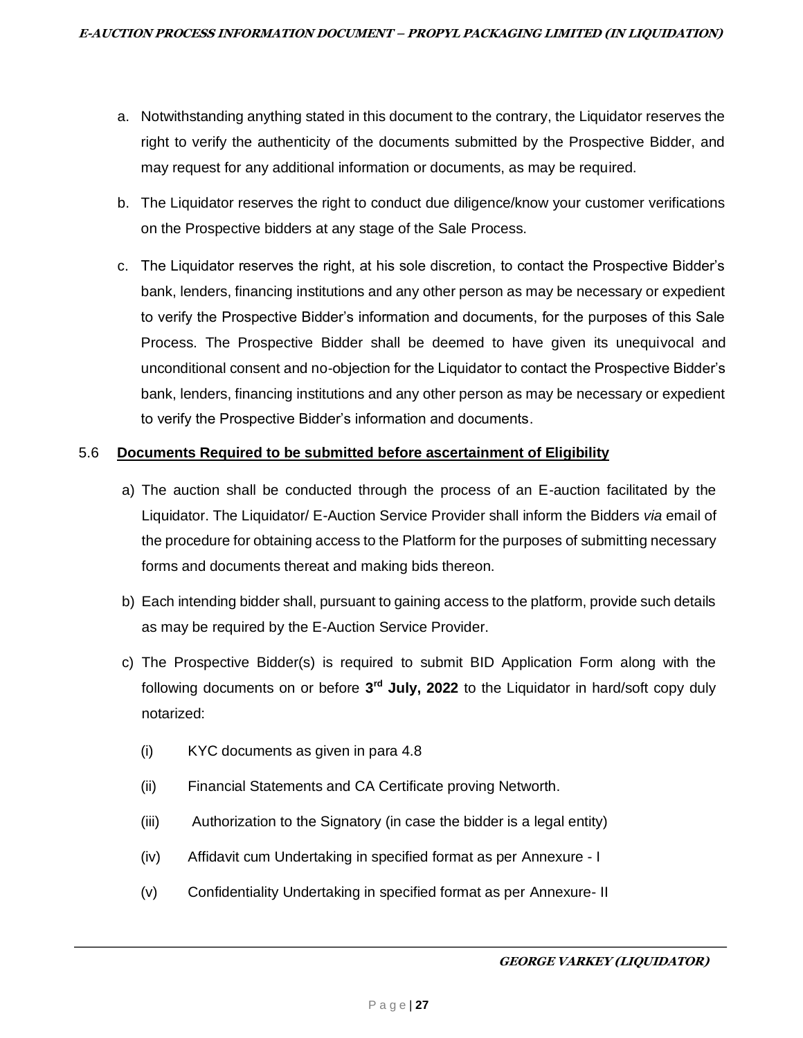a. Notwithstanding anything stated in this document to the contrary, the Liquidator reserves the right to verify the authenticity of the documents submitted by the Prospective Bidder, and may request for any additional information or documents, as may be required.

b. The Liquidator reserves the right to conduct due diligence/know your customer verifications on the Prospective bidders at any stage of the Sale Process.

c. The Liquidator reserves the right, at his sole discretion, to contact the Prospective Bidder's bank, lenders, financing institutions and any other person as may be necessary or expedient to verify the Prospective Bidder's information and documents, for the purposes of this Sale Process. The Prospective Bidder shall be deemed to have given its unequivocal and unconditional consent and no-objection for the Liquidator to contact the Prospective Bidder's bank, lenders, financing institutions and any other person as may be necessary or expedient to verify the Prospective Bidder's information and documents.

### 5.6 **Documents Required to be submitted before ascertainment of Eligibility**

a) The auction shall be conducted through the process of an E-auction facilitated by the Liquidator. The Liquidator/ E-Auction Service Provider shall inform the Bidders *via* email of the procedure for obtaining access to the Platform for the purposes of submitting necessary forms and documents thereat and making bids thereon.

b) Each intending bidder shall, pursuant to gaining access to the platform, provide such details as may be required by the E-Auction Service Provider.

c) The Prospective Bidder(s) is required to submit BID Application Form along with the following documents on or before **3rd July, 2022** to the Liquidator in hard/soft copy duly notarized:

   (i) KYC documents as given in para 4.8

   (ii) Financial Statements and CA Certificate proving Networth.

   (iii) Authorization to the Signatory (in case the bidder is a legal entity)

   (iv) Affidavit cum Undertaking in specified format as per Annexure - I

   (v) Confidentiality Undertaking in specified format as per Annexure- II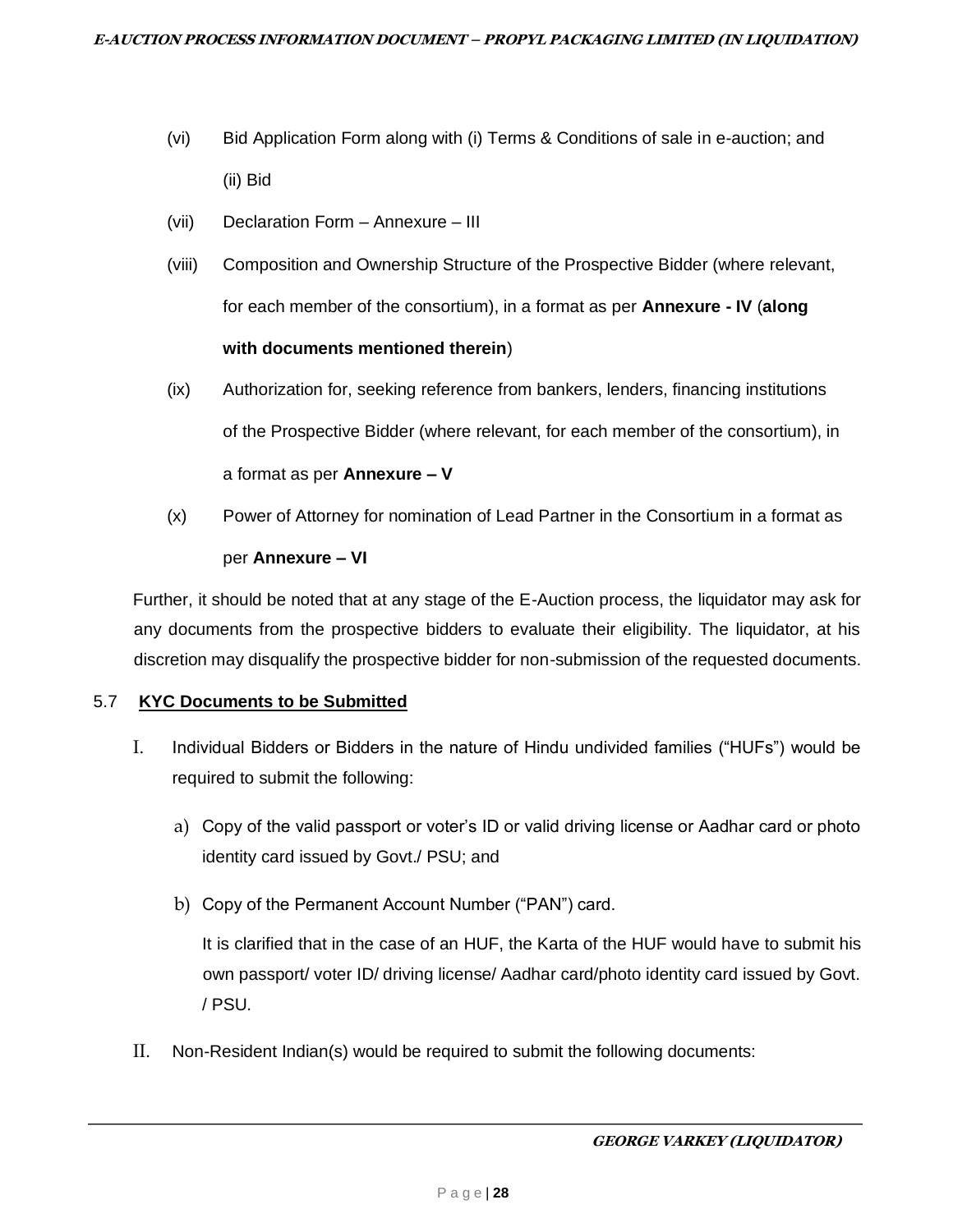(vi) Bid Application Form along with (i) Terms & Conditions of sale in e-auction; and (ii) Bid

(vii) Declaration Form – Annexure – III

(viii) Composition and Ownership Structure of the Prospective Bidder (where relevant, for each member of the consortium), in a format as per **Annexure - IV** (**along with documents mentioned therein**)

(ix) Authorization for, seeking reference from bankers, lenders, financing institutions of the Prospective Bidder (where relevant, for each member of the consortium), in a format as per **Annexure – V**

(x) Power of Attorney for nomination of Lead Partner in the Consortium in a format as per **Annexure – VI**

Further, it should be noted that at any stage of the E-Auction process, the liquidator may ask for any documents from the prospective bidders to evaluate their eligibility. The liquidator, at his discretion may disqualify the prospective bidder for non-submission of the requested documents.

## 5.7 <u>KYC Documents to be Submitted</u>

I. Individual Bidders or Bidders in the nature of Hindu undivided families ("HUFs") would be required to submit the following:

a) Copy of the valid passport or voter's ID or valid driving license or Aadhar card or photo identity card issued by Govt./ PSU; and

b) Copy of the Permanent Account Number ("PAN") card.

It is clarified that in the case of an HUF, the Karta of the HUF would have to submit his own passport/ voter ID/ driving license/ Aadhar card/photo identity card issued by Govt. / PSU.

II. Non-Resident Indian(s) would be required to submit the following documents: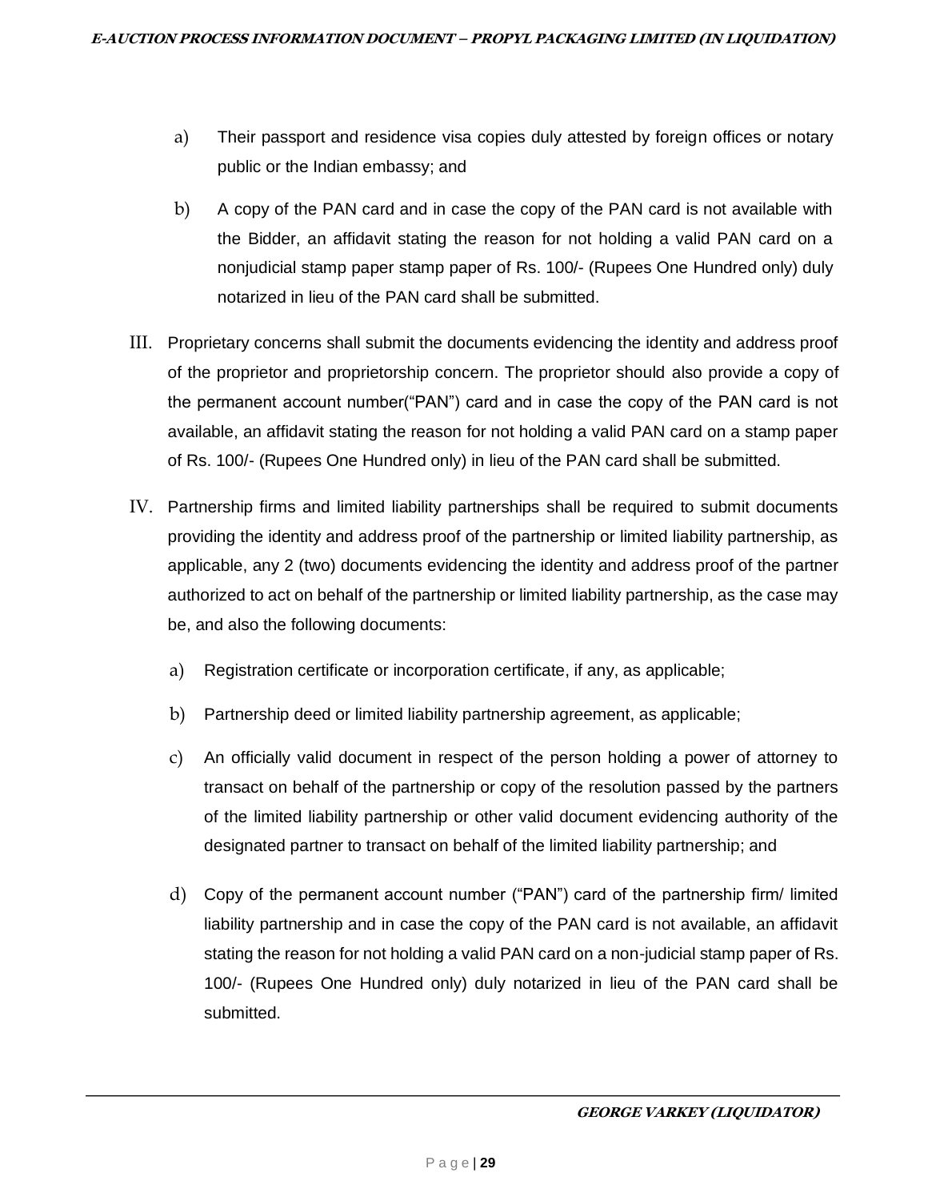a) Their passport and residence visa copies duly attested by foreign offices or notary public or the Indian embassy; and

b) A copy of the PAN card and in case the copy of the PAN card is not available with the Bidder, an affidavit stating the reason for not holding a valid PAN card on a nonjudicial stamp paper stamp paper of Rs. 100/- (Rupees One Hundred only) duly notarized in lieu of the PAN card shall be submitted.

III. Proprietary concerns shall submit the documents evidencing the identity and address proof of the proprietor and proprietorship concern. The proprietor should also provide a copy of the permanent account number("PAN") card and in case the copy of the PAN card is not available, an affidavit stating the reason for not holding a valid PAN card on a stamp paper of Rs. 100/- (Rupees One Hundred only) in lieu of the PAN card shall be submitted.

IV. Partnership firms and limited liability partnerships shall be required to submit documents providing the identity and address proof of the partnership or limited liability partnership, as applicable, any 2 (two) documents evidencing the identity and address proof of the partner authorized to act on behalf of the partnership or limited liability partnership, as the case may be, and also the following documents:

a) Registration certificate or incorporation certificate, if any, as applicable;

b) Partnership deed or limited liability partnership agreement, as applicable;

c) An officially valid document in respect of the person holding a power of attorney to transact on behalf of the partnership or copy of the resolution passed by the partners of the limited liability partnership or other valid document evidencing authority of the designated partner to transact on behalf of the limited liability partnership; and

d) Copy of the permanent account number ("PAN") card of the partnership firm/ limited liability partnership and in case the copy of the PAN card is not available, an affidavit stating the reason for not holding a valid PAN card on a non-judicial stamp paper of Rs. 100/- (Rupees One Hundred only) duly notarized in lieu of the PAN card shall be submitted.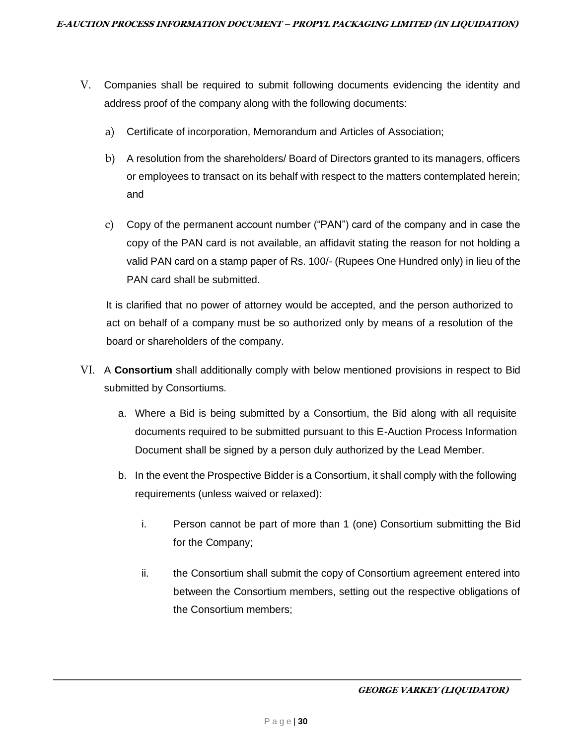V. Companies shall be required to submit following documents evidencing the identity and address proof of the company along with the following documents:

   a) Certificate of incorporation, Memorandum and Articles of Association;

   b) A resolution from the shareholders/ Board of Directors granted to its managers, officers or employees to transact on its behalf with respect to the matters contemplated herein; and

   c) Copy of the permanent account number ("PAN") card of the company and in case the copy of the PAN card is not available, an affidavit stating the reason for not holding a valid PAN card on a stamp paper of Rs. 100/- (Rupees One Hundred only) in lieu of the PAN card shall be submitted.

   It is clarified that no power of attorney would be accepted, and the person authorized to act on behalf of a company must be so authorized only by means of a resolution of the board or shareholders of the company.

VI. A **Consortium** shall additionally comply with below mentioned provisions in respect to Bid submitted by Consortiums.

   a. Where a Bid is being submitted by a Consortium, the Bid along with all requisite documents required to be submitted pursuant to this E-Auction Process Information Document shall be signed by a person duly authorized by the Lead Member.

   b. In the event the Prospective Bidder is a Consortium, it shall comply with the following requirements (unless waived or relaxed):

      i. Person cannot be part of more than 1 (one) Consortium submitting the Bid for the Company;

      ii. the Consortium shall submit the copy of Consortium agreement entered into between the Consortium members, setting out the respective obligations of the Consortium members;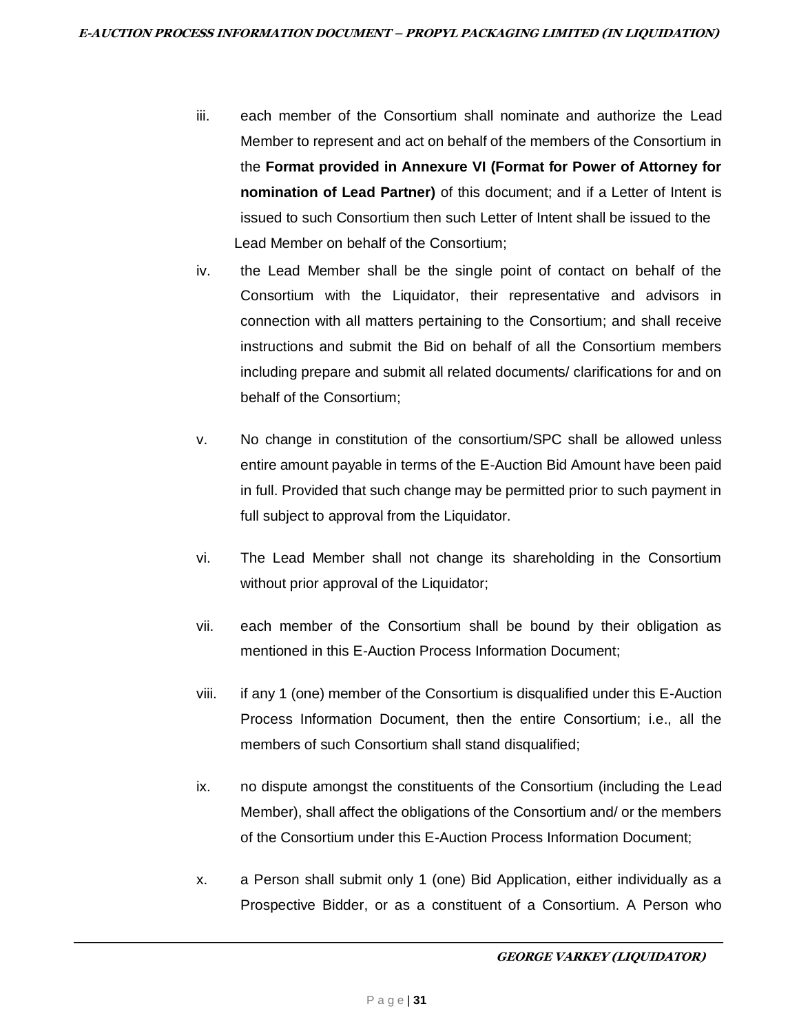iii. each member of the Consortium shall nominate and authorize the Lead Member to represent and act on behalf of the members of the Consortium in the **Format provided in Annexure VI (Format for Power of Attorney for nomination of Lead Partner)** of this document; and if a Letter of Intent is issued to such Consortium then such Letter of Intent shall be issued to the Lead Member on behalf of the Consortium;

iv. the Lead Member shall be the single point of contact on behalf of the Consortium with the Liquidator, their representative and advisors in connection with all matters pertaining to the Consortium; and shall receive instructions and submit the Bid on behalf of all the Consortium members including prepare and submit all related documents/ clarifications for and on behalf of the Consortium;

v. No change in constitution of the consortium/SPC shall be allowed unless entire amount payable in terms of the E-Auction Bid Amount have been paid in full. Provided that such change may be permitted prior to such payment in full subject to approval from the Liquidator.

vi. The Lead Member shall not change its shareholding in the Consortium without prior approval of the Liquidator;

vii. each member of the Consortium shall be bound by their obligation as mentioned in this E-Auction Process Information Document;

viii. if any 1 (one) member of the Consortium is disqualified under this E-Auction Process Information Document, then the entire Consortium; i.e., all the members of such Consortium shall stand disqualified;

ix. no dispute amongst the constituents of the Consortium (including the Lead Member), shall affect the obligations of the Consortium and/ or the members of the Consortium under this E-Auction Process Information Document;

x. a Person shall submit only 1 (one) Bid Application, either individually as a Prospective Bidder, or as a constituent of a Consortium. A Person who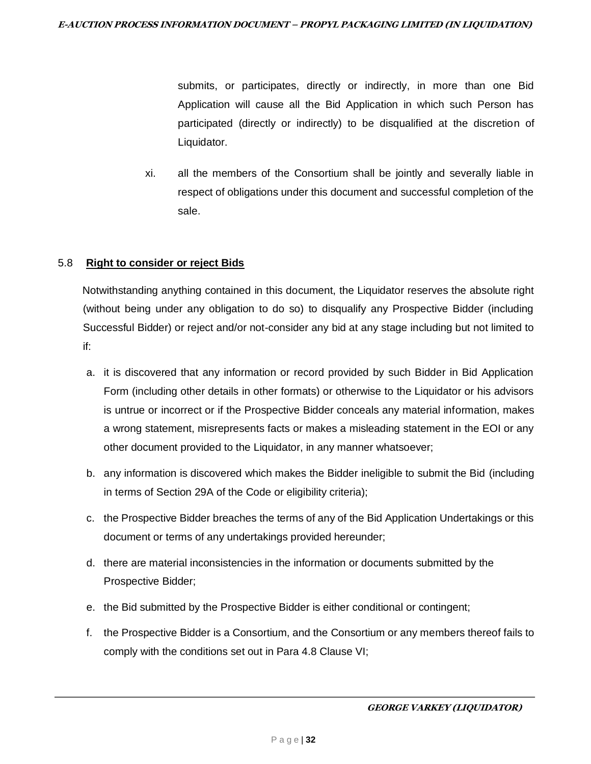submits, or participates, directly or indirectly, in more than one Bid Application will cause all the Bid Application in which such Person has participated (directly or indirectly) to be disqualified at the discretion of Liquidator.

xi. all the members of the Consortium shall be jointly and severally liable in respect of obligations under this document and successful completion of the sale.

### 5.8 **Right to consider or reject Bids**

Notwithstanding anything contained in this document, the Liquidator reserves the absolute right (without being under any obligation to do so) to disqualify any Prospective Bidder (including Successful Bidder) or reject and/or not-consider any bid at any stage including but not limited to if:

a. it is discovered that any information or record provided by such Bidder in Bid Application Form (including other details in other formats) or otherwise to the Liquidator or his advisors is untrue or incorrect or if the Prospective Bidder conceals any material information, makes a wrong statement, misrepresents facts or makes a misleading statement in the EOI or any other document provided to the Liquidator, in any manner whatsoever;

b. any information is discovered which makes the Bidder ineligible to submit the Bid (including in terms of Section 29A of the Code or eligibility criteria);

c. the Prospective Bidder breaches the terms of any of the Bid Application Undertakings or this document or terms of any undertakings provided hereunder;

d. there are material inconsistencies in the information or documents submitted by the Prospective Bidder;

e. the Bid submitted by the Prospective Bidder is either conditional or contingent;

f. the Prospective Bidder is a Consortium, and the Consortium or any members thereof fails to comply with the conditions set out in Para 4.8 Clause VI;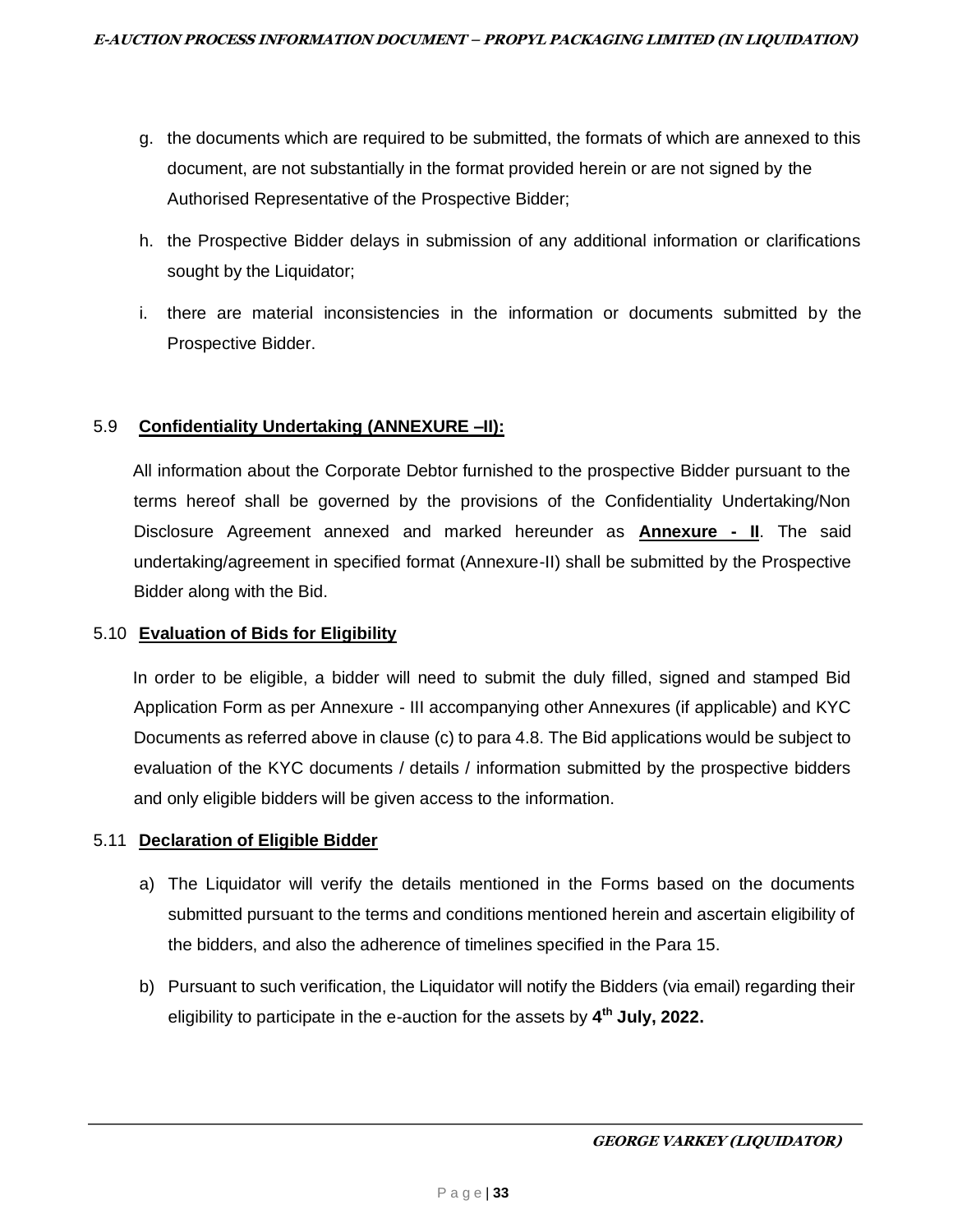g. the documents which are required to be submitted, the formats of which are annexed to this document, are not substantially in the format provided herein or are not signed by the Authorised Representative of the Prospective Bidder;

h. the Prospective Bidder delays in submission of any additional information or clarifications sought by the Liquidator;

i. there are material inconsistencies in the information or documents submitted by the Prospective Bidder.

### 5.9 Confidentiality Undertaking (ANNEXURE –II):

All information about the Corporate Debtor furnished to the prospective Bidder pursuant to the terms hereof shall be governed by the provisions of the Confidentiality Undertaking/Non Disclosure Agreement annexed and marked hereunder as **Annexure - II**. The said undertaking/agreement in specified format (Annexure-II) shall be submitted by the Prospective Bidder along with the Bid.

### 5.10 Evaluation of Bids for Eligibility

In order to be eligible, a bidder will need to submit the duly filled, signed and stamped Bid Application Form as per Annexure - III accompanying other Annexures (if applicable) and KYC Documents as referred above in clause (c) to para 4.8. The Bid applications would be subject to evaluation of the KYC documents / details / information submitted by the prospective bidders and only eligible bidders will be given access to the information.

### 5.11 Declaration of Eligible Bidder

a) The Liquidator will verify the details mentioned in the Forms based on the documents submitted pursuant to the terms and conditions mentioned herein and ascertain eligibility of the bidders, and also the adherence of timelines specified in the Para 15.

b) Pursuant to such verification, the Liquidator will notify the Bidders (via email) regarding their eligibility to participate in the e-auction for the assets by **4th July, 2022.**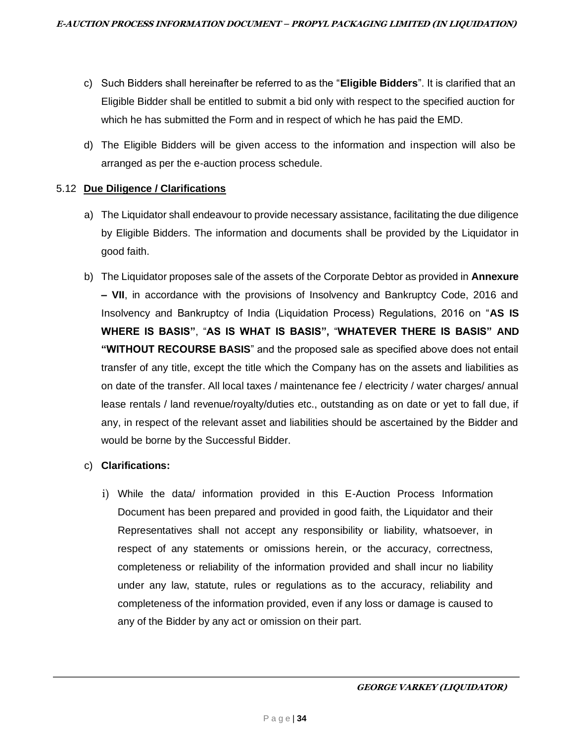c) Such Bidders shall hereinafter be referred to as the "**Eligible Bidders**". It is clarified that an Eligible Bidder shall be entitled to submit a bid only with respect to the specified auction for which he has submitted the Form and in respect of which he has paid the EMD.

d) The Eligible Bidders will be given access to the information and inspection will also be arranged as per the e-auction process schedule.

5.12 **Due Diligence / Clarifications**

a) The Liquidator shall endeavour to provide necessary assistance, facilitating the due diligence by Eligible Bidders. The information and documents shall be provided by the Liquidator in good faith.

b) The Liquidator proposes sale of the assets of the Corporate Debtor as provided in **Annexure – VII**, in accordance with the provisions of Insolvency and Bankruptcy Code, 2016 and Insolvency and Bankruptcy of India (Liquidation Process) Regulations, 2016 on "**AS IS WHERE IS BASIS"**, "**AS IS WHAT IS BASIS",** "**WHATEVER THERE IS BASIS" AND "WITHOUT RECOURSE BASIS**" and the proposed sale as specified above does not entail transfer of any title, except the title which the Company has on the assets and liabilities as on date of the transfer. All local taxes / maintenance fee / electricity / water charges/ annual lease rentals / land revenue/royalty/duties etc., outstanding as on date or yet to fall due, if any, in respect of the relevant asset and liabilities should be ascertained by the Bidder and would be borne by the Successful Bidder.

c) **Clarifications:**

i) While the data/ information provided in this E-Auction Process Information Document has been prepared and provided in good faith, the Liquidator and their Representatives shall not accept any responsibility or liability, whatsoever, in respect of any statements or omissions herein, or the accuracy, correctness, completeness or reliability of the information provided and shall incur no liability under any law, statute, rules or regulations as to the accuracy, reliability and completeness of the information provided, even if any loss or damage is caused to any of the Bidder by any act or omission on their part.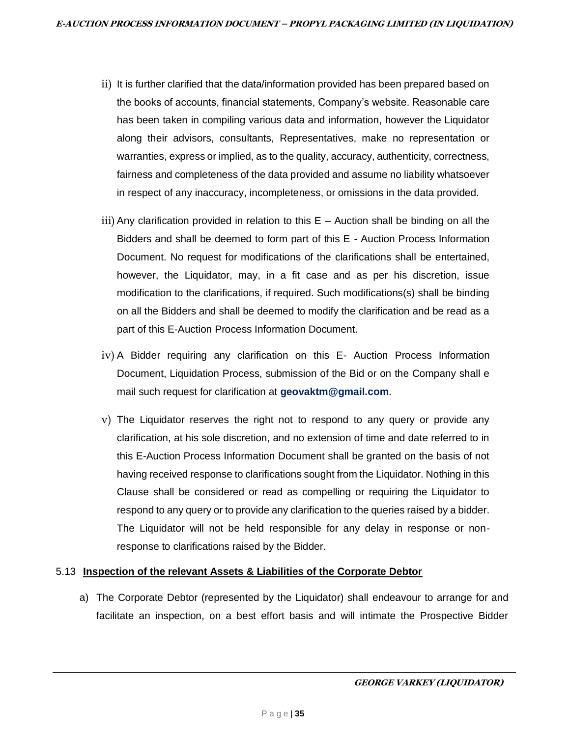ii) It is further clarified that the data/information provided has been prepared based on the books of accounts, financial statements, Company's website. Reasonable care has been taken in compiling various data and information, however the Liquidator along their advisors, consultants, Representatives, make no representation or warranties, express or implied, as to the quality, accuracy, authenticity, correctness, fairness and completeness of the data provided and assume no liability whatsoever in respect of any inaccuracy, incompleteness, or omissions in the data provided.

iii) Any clarification provided in relation to this E – Auction shall be binding on all the Bidders and shall be deemed to form part of this E - Auction Process Information Document. No request for modifications of the clarifications shall be entertained, however, the Liquidator, may, in a fit case and as per his discretion, issue modification to the clarifications, if required. Such modifications(s) shall be binding on all the Bidders and shall be deemed to modify the clarification and be read as a part of this E-Auction Process Information Document.

iv) A Bidder requiring any clarification on this E- Auction Process Information Document, Liquidation Process, submission of the Bid or on the Company shall e mail such request for clarification at **geovaktm@gmail.com**.

v) The Liquidator reserves the right not to respond to any query or provide any clarification, at his sole discretion, and no extension of time and date referred to in this E-Auction Process Information Document shall be granted on the basis of not having received response to clarifications sought from the Liquidator. Nothing in this Clause shall be considered or read as compelling or requiring the Liquidator to respond to any query or to provide any clarification to the queries raised by a bidder. The Liquidator will not be held responsible for any delay in response or non-response to clarifications raised by the Bidder.

5.13 **Inspection of the relevant Assets & Liabilities of the Corporate Debtor**

a) The Corporate Debtor (represented by the Liquidator) shall endeavour to arrange for and facilitate an inspection, on a best effort basis and will intimate the Prospective Bidder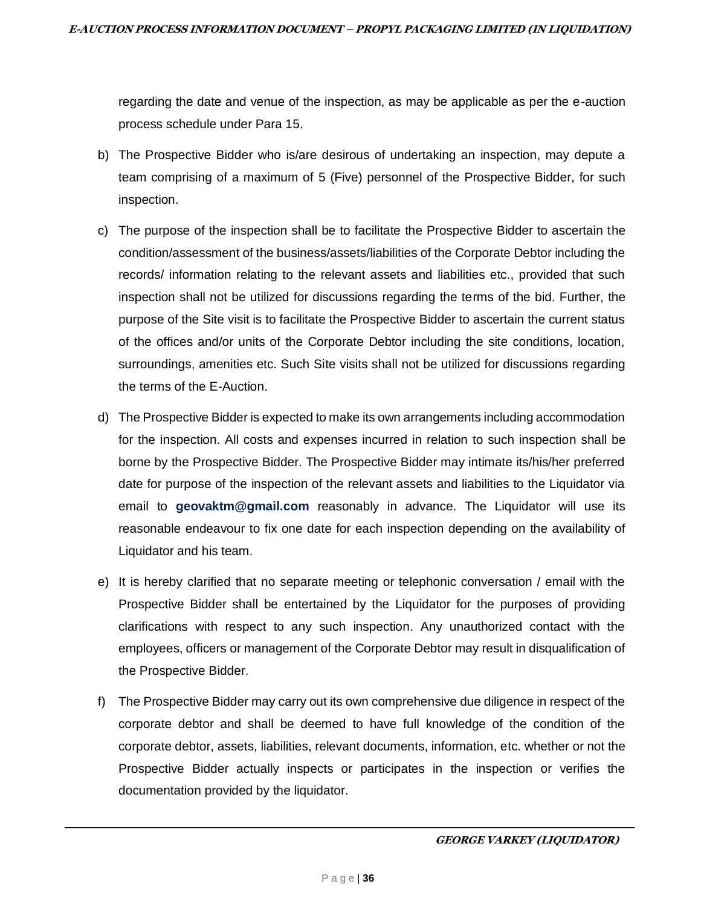regarding the date and venue of the inspection, as may be applicable as per the e-auction process schedule under Para 15.

b) The Prospective Bidder who is/are desirous of undertaking an inspection, may depute a team comprising of a maximum of 5 (Five) personnel of the Prospective Bidder, for such inspection.

c) The purpose of the inspection shall be to facilitate the Prospective Bidder to ascertain the condition/assessment of the business/assets/liabilities of the Corporate Debtor including the records/ information relating to the relevant assets and liabilities etc., provided that such inspection shall not be utilized for discussions regarding the terms of the bid. Further, the purpose of the Site visit is to facilitate the Prospective Bidder to ascertain the current status of the offices and/or units of the Corporate Debtor including the site conditions, location, surroundings, amenities etc. Such Site visits shall not be utilized for discussions regarding the terms of the E-Auction.

d) The Prospective Bidder is expected to make its own arrangements including accommodation for the inspection. All costs and expenses incurred in relation to such inspection shall be borne by the Prospective Bidder. The Prospective Bidder may intimate its/his/her preferred date for purpose of the inspection of the relevant assets and liabilities to the Liquidator via email to **geovaktm@gmail.com** reasonably in advance. The Liquidator will use its reasonable endeavour to fix one date for each inspection depending on the availability of Liquidator and his team.

e) It is hereby clarified that no separate meeting or telephonic conversation / email with the Prospective Bidder shall be entertained by the Liquidator for the purposes of providing clarifications with respect to any such inspection. Any unauthorized contact with the employees, officers or management of the Corporate Debtor may result in disqualification of the Prospective Bidder.

f) The Prospective Bidder may carry out its own comprehensive due diligence in respect of the corporate debtor and shall be deemed to have full knowledge of the condition of the corporate debtor, assets, liabilities, relevant documents, information, etc. whether or not the Prospective Bidder actually inspects or participates in the inspection or verifies the documentation provided by the liquidator.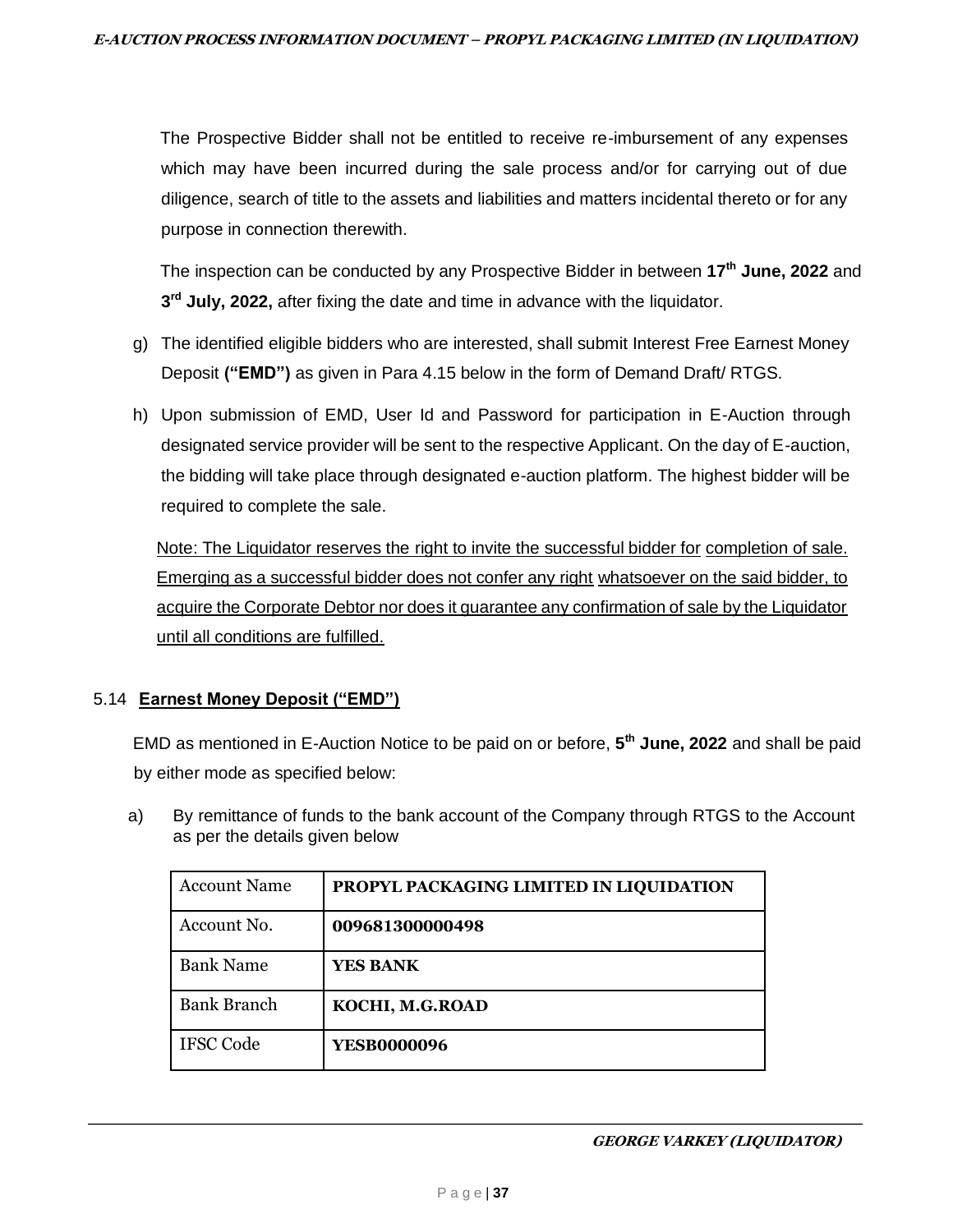The Prospective Bidder shall not be entitled to receive re-imbursement of any expenses which may have been incurred during the sale process and/or for carrying out of due diligence, search of title to the assets and liabilities and matters incidental thereto or for any purpose in connection therewith.

The inspection can be conducted by any Prospective Bidder in between **17th June, 2022** and **3rd July, 2022,** after fixing the date and time in advance with the liquidator.

g) The identified eligible bidders who are interested, shall submit Interest Free Earnest Money Deposit **("EMD")** as given in Para 4.15 below in the form of Demand Draft/ RTGS.

h) Upon submission of EMD, User Id and Password for participation in E-Auction through designated service provider will be sent to the respective Applicant. On the day of E-auction, the bidding will take place through designated e-auction platform. The highest bidder will be required to complete the sale.

Note: The Liquidator reserves the right to invite the successful bidder for completion of sale. Emerging as a successful bidder does not confer any right whatsoever on the said bidder, to acquire the Corporate Debtor nor does it guarantee any confirmation of sale by the Liquidator until all conditions are fulfilled.

### 5.14 **Earnest Money Deposit ("EMD")**

EMD as mentioned in E-Auction Notice to be paid on or before, **5th June, 2022** and shall be paid by either mode as specified below:

a) By remittance of funds to the bank account of the Company through RTGS to the Account as per the details given below

| Account Name | **PROPYL PACKAGING LIMITED IN LIQUIDATION** |
|---|---|
| Account No. | **009681300000498** |
| Bank Name | **YES BANK** |
| Bank Branch | **KOCHI, M.G.ROAD** |
| IFSC Code | **YESB0000096** |

***GEORGE VARKEY (LIQUIDATOR)***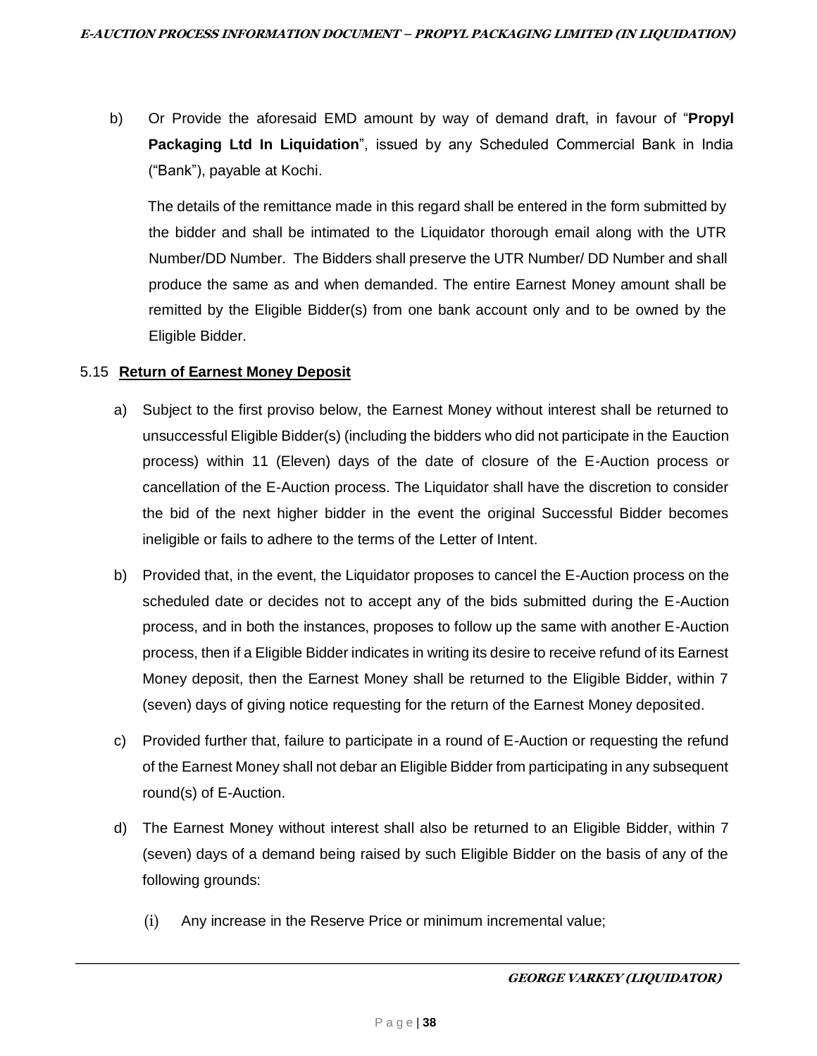b) Or Provide the aforesaid EMD amount by way of demand draft, in favour of "**Propyl Packaging Ltd In Liquidation**", issued by any Scheduled Commercial Bank in India ("Bank"), payable at Kochi.

The details of the remittance made in this regard shall be entered in the form submitted by the bidder and shall be intimated to the Liquidator thorough email along with the UTR Number/DD Number. The Bidders shall preserve the UTR Number/ DD Number and shall produce the same as and when demanded. The entire Earnest Money amount shall be remitted by the Eligible Bidder(s) from one bank account only and to be owned by the Eligible Bidder.

5.15 **Return of Earnest Money Deposit**

a) Subject to the first proviso below, the Earnest Money without interest shall be returned to unsuccessful Eligible Bidder(s) (including the bidders who did not participate in the Eauction process) within 11 (Eleven) days of the date of closure of the E-Auction process or cancellation of the E-Auction process. The Liquidator shall have the discretion to consider the bid of the next higher bidder in the event the original Successful Bidder becomes ineligible or fails to adhere to the terms of the Letter of Intent.

b) Provided that, in the event, the Liquidator proposes to cancel the E-Auction process on the scheduled date or decides not to accept any of the bids submitted during the E-Auction process, and in both the instances, proposes to follow up the same with another E-Auction process, then if a Eligible Bidder indicates in writing its desire to receive refund of its Earnest Money deposit, then the Earnest Money shall be returned to the Eligible Bidder, within 7 (seven) days of giving notice requesting for the return of the Earnest Money deposited.

c) Provided further that, failure to participate in a round of E-Auction or requesting the refund of the Earnest Money shall not debar an Eligible Bidder from participating in any subsequent round(s) of E-Auction.

d) The Earnest Money without interest shall also be returned to an Eligible Bidder, within 7 (seven) days of a demand being raised by such Eligible Bidder on the basis of any of the following grounds:

   (i) Any increase in the Reserve Price or minimum incremental value;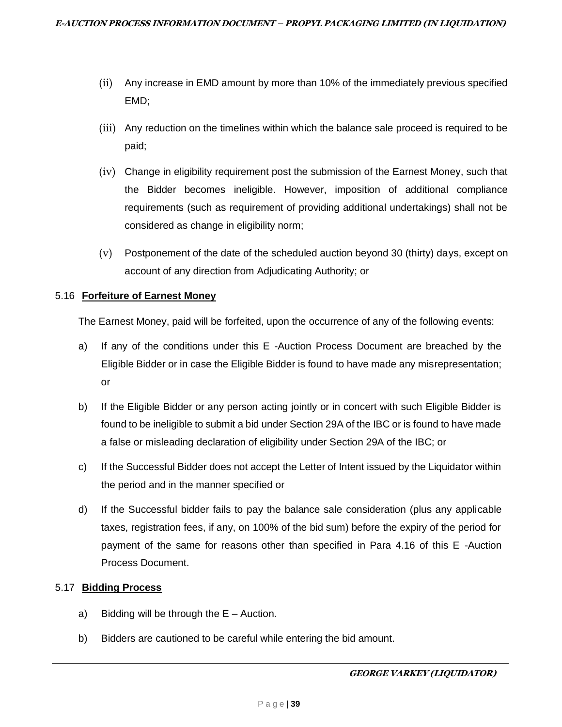(ii) Any increase in EMD amount by more than 10% of the immediately previous specified EMD;

(iii) Any reduction on the timelines within which the balance sale proceed is required to be paid;

(iv) Change in eligibility requirement post the submission of the Earnest Money, such that the Bidder becomes ineligible. However, imposition of additional compliance requirements (such as requirement of providing additional undertakings) shall not be considered as change in eligibility norm;

(v) Postponement of the date of the scheduled auction beyond 30 (thirty) days, except on account of any direction from Adjudicating Authority; or

### 5.16 **Forfeiture of Earnest Money**

The Earnest Money, paid will be forfeited, upon the occurrence of any of the following events:

a) If any of the conditions under this E -Auction Process Document are breached by the Eligible Bidder or in case the Eligible Bidder is found to have made any misrepresentation; or

b) If the Eligible Bidder or any person acting jointly or in concert with such Eligible Bidder is found to be ineligible to submit a bid under Section 29A of the IBC or is found to have made a false or misleading declaration of eligibility under Section 29A of the IBC; or

c) If the Successful Bidder does not accept the Letter of Intent issued by the Liquidator within the period and in the manner specified or

d) If the Successful bidder fails to pay the balance sale consideration (plus any applicable taxes, registration fees, if any, on 100% of the bid sum) before the expiry of the period for payment of the same for reasons other than specified in Para 4.16 of this E -Auction Process Document.

### 5.17 **Bidding Process**

a) Bidding will be through the E – Auction.

b) Bidders are cautioned to be careful while entering the bid amount.

***GEORGE VARKEY (LIQUIDATOR)***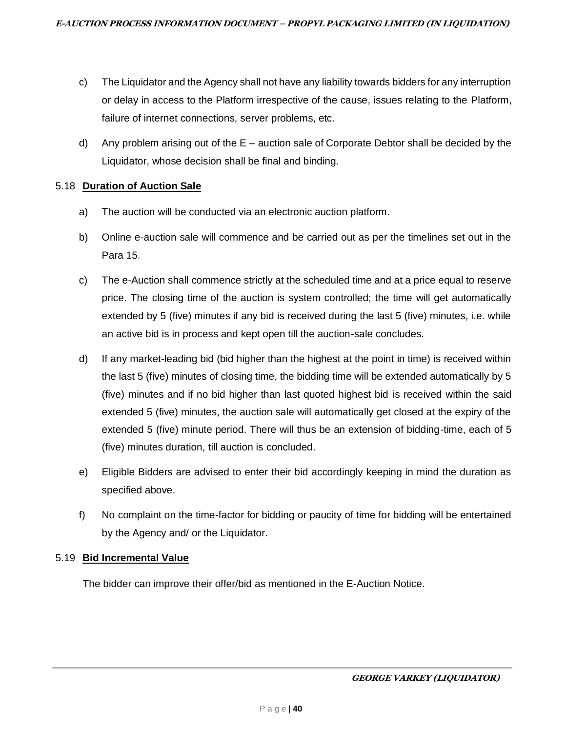c) The Liquidator and the Agency shall not have any liability towards bidders for any interruption or delay in access to the Platform irrespective of the cause, issues relating to the Platform, failure of internet connections, server problems, etc.

d) Any problem arising out of the E – auction sale of Corporate Debtor shall be decided by the Liquidator, whose decision shall be final and binding.

### 5.18 **Duration of Auction Sale**

a) The auction will be conducted via an electronic auction platform.

b) Online e-auction sale will commence and be carried out as per the timelines set out in the Para 15.

c) The e-Auction shall commence strictly at the scheduled time and at a price equal to reserve price. The closing time of the auction is system controlled; the time will get automatically extended by 5 (five) minutes if any bid is received during the last 5 (five) minutes, i.e. while an active bid is in process and kept open till the auction-sale concludes.

d) If any market-leading bid (bid higher than the highest at the point in time) is received within the last 5 (five) minutes of closing time, the bidding time will be extended automatically by 5 (five) minutes and if no bid higher than last quoted highest bid is received within the said extended 5 (five) minutes, the auction sale will automatically get closed at the expiry of the extended 5 (five) minute period. There will thus be an extension of bidding-time, each of 5 (five) minutes duration, till auction is concluded.

e) Eligible Bidders are advised to enter their bid accordingly keeping in mind the duration as specified above.

f) No complaint on the time-factor for bidding or paucity of time for bidding will be entertained by the Agency and/ or the Liquidator.

### 5.19 **Bid Incremental Value**

The bidder can improve their offer/bid as mentioned in the E-Auction Notice.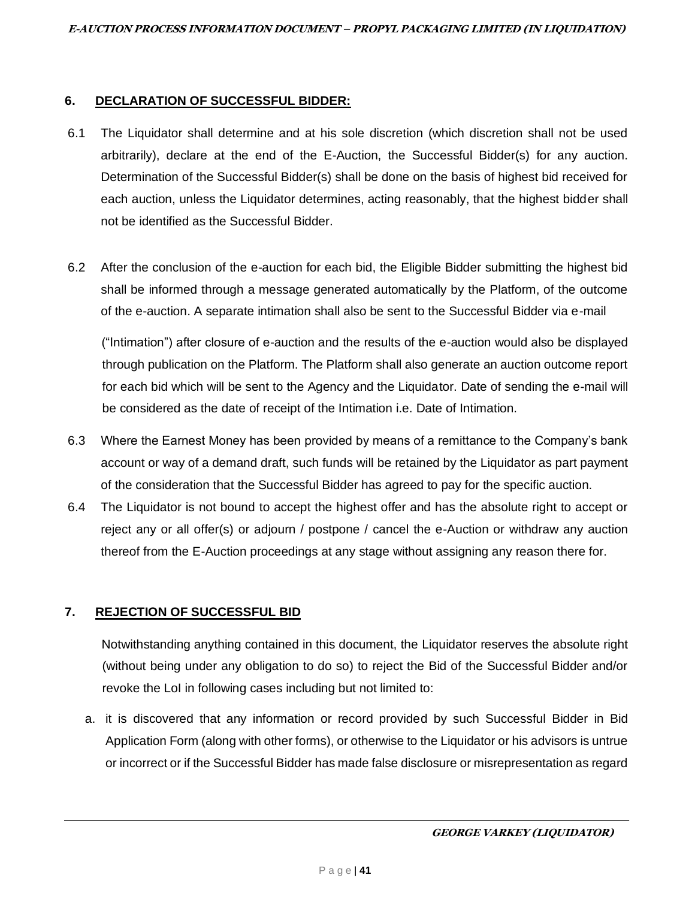## 6. DECLARATION OF SUCCESSFUL BIDDER:

6.1 The Liquidator shall determine and at his sole discretion (which discretion shall not be used arbitrarily), declare at the end of the E-Auction, the Successful Bidder(s) for any auction. Determination of the Successful Bidder(s) shall be done on the basis of highest bid received for each auction, unless the Liquidator determines, acting reasonably, that the highest bidder shall not be identified as the Successful Bidder.

6.2 After the conclusion of the e-auction for each bid, the Eligible Bidder submitting the highest bid shall be informed through a message generated automatically by the Platform, of the outcome of the e-auction. A separate intimation shall also be sent to the Successful Bidder via e-mail ("Intimation") after closure of e-auction and the results of the e-auction would also be displayed through publication on the Platform. The Platform shall also generate an auction outcome report for each bid which will be sent to the Agency and the Liquidator. Date of sending the e-mail will be considered as the date of receipt of the Intimation i.e. Date of Intimation.

6.3 Where the Earnest Money has been provided by means of a remittance to the Company's bank account or way of a demand draft, such funds will be retained by the Liquidator as part payment of the consideration that the Successful Bidder has agreed to pay for the specific auction.

6.4 The Liquidator is not bound to accept the highest offer and has the absolute right to accept or reject any or all offer(s) or adjourn / postpone / cancel the e-Auction or withdraw any auction thereof from the E-Auction proceedings at any stage without assigning any reason there for.

## 7. REJECTION OF SUCCESSFUL BID

Notwithstanding anything contained in this document, the Liquidator reserves the absolute right (without being under any obligation to do so) to reject the Bid of the Successful Bidder and/or revoke the LoI in following cases including but not limited to:

a. it is discovered that any information or record provided by such Successful Bidder in Bid Application Form (along with other forms), or otherwise to the Liquidator or his advisors is untrue or incorrect or if the Successful Bidder has made false disclosure or misrepresentation as regard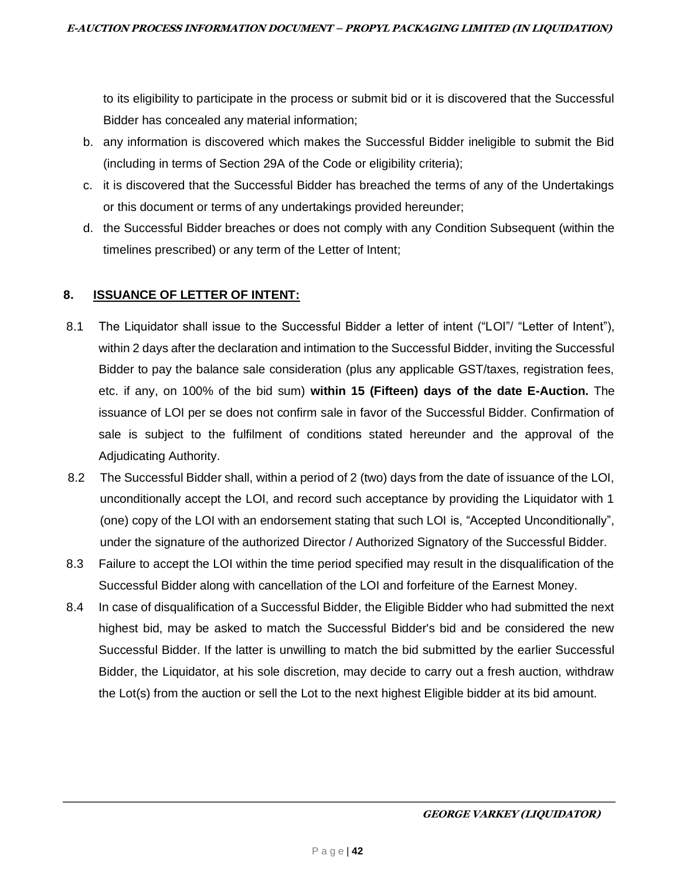to its eligibility to participate in the process or submit bid or it is discovered that the Successful Bidder has concealed any material information;

b. any information is discovered which makes the Successful Bidder ineligible to submit the Bid (including in terms of Section 29A of the Code or eligibility criteria);

c. it is discovered that the Successful Bidder has breached the terms of any of the Undertakings or this document or terms of any undertakings provided hereunder;

d. the Successful Bidder breaches or does not comply with any Condition Subsequent (within the timelines prescribed) or any term of the Letter of Intent;

## 8. ISSUANCE OF LETTER OF INTENT:

8.1 The Liquidator shall issue to the Successful Bidder a letter of intent ("LOI"/ "Letter of Intent"), within 2 days after the declaration and intimation to the Successful Bidder, inviting the Successful Bidder to pay the balance sale consideration (plus any applicable GST/taxes, registration fees, etc. if any, on 100% of the bid sum) **within 15 (Fifteen) days of the date E-Auction.** The issuance of LOI per se does not confirm sale in favor of the Successful Bidder. Confirmation of sale is subject to the fulfilment of conditions stated hereunder and the approval of the Adjudicating Authority.

8.2 The Successful Bidder shall, within a period of 2 (two) days from the date of issuance of the LOI, unconditionally accept the LOI, and record such acceptance by providing the Liquidator with 1 (one) copy of the LOI with an endorsement stating that such LOI is, "Accepted Unconditionally", under the signature of the authorized Director / Authorized Signatory of the Successful Bidder.

8.3 Failure to accept the LOI within the time period specified may result in the disqualification of the Successful Bidder along with cancellation of the LOI and forfeiture of the Earnest Money.

8.4 In case of disqualification of a Successful Bidder, the Eligible Bidder who had submitted the next highest bid, may be asked to match the Successful Bidder's bid and be considered the new Successful Bidder. If the latter is unwilling to match the bid submitted by the earlier Successful Bidder, the Liquidator, at his sole discretion, may decide to carry out a fresh auction, withdraw the Lot(s) from the auction or sell the Lot to the next highest Eligible bidder at its bid amount.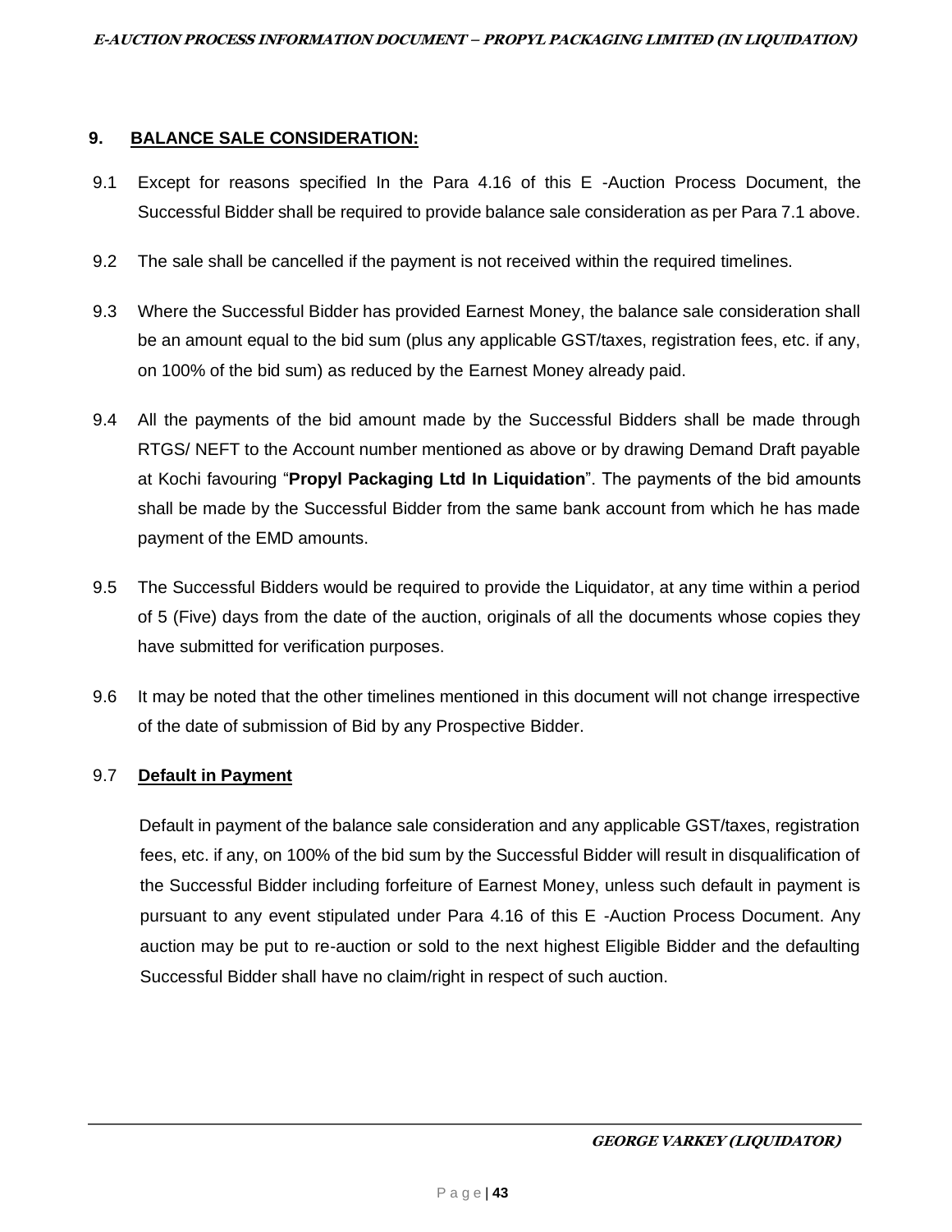## 9. BALANCE SALE CONSIDERATION:

9.1 Except for reasons specified In the Para 4.16 of this E -Auction Process Document, the Successful Bidder shall be required to provide balance sale consideration as per Para 7.1 above.

9.2 The sale shall be cancelled if the payment is not received within the required timelines.

9.3 Where the Successful Bidder has provided Earnest Money, the balance sale consideration shall be an amount equal to the bid sum (plus any applicable GST/taxes, registration fees, etc. if any, on 100% of the bid sum) as reduced by the Earnest Money already paid.

9.4 All the payments of the bid amount made by the Successful Bidders shall be made through RTGS/ NEFT to the Account number mentioned as above or by drawing Demand Draft payable at Kochi favouring "**Propyl Packaging Ltd In Liquidation**". The payments of the bid amounts shall be made by the Successful Bidder from the same bank account from which he has made payment of the EMD amounts.

9.5 The Successful Bidders would be required to provide the Liquidator, at any time within a period of 5 (Five) days from the date of the auction, originals of all the documents whose copies they have submitted for verification purposes.

9.6 It may be noted that the other timelines mentioned in this document will not change irrespective of the date of submission of Bid by any Prospective Bidder.

9.7 **Default in Payment**

Default in payment of the balance sale consideration and any applicable GST/taxes, registration fees, etc. if any, on 100% of the bid sum by the Successful Bidder will result in disqualification of the Successful Bidder including forfeiture of Earnest Money, unless such default in payment is pursuant to any event stipulated under Para 4.16 of this E -Auction Process Document. Any auction may be put to re-auction or sold to the next highest Eligible Bidder and the defaulting Successful Bidder shall have no claim/right in respect of such auction.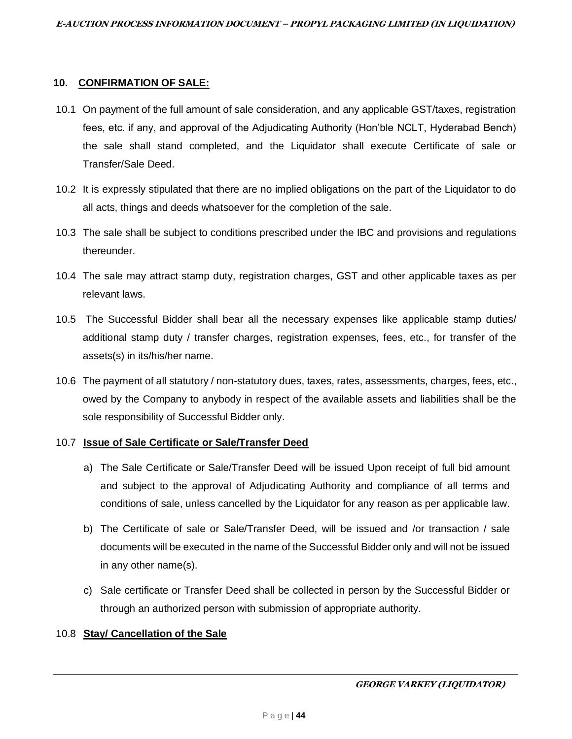## 10. CONFIRMATION OF SALE:

10.1 On payment of the full amount of sale consideration, and any applicable GST/taxes, registration fees, etc. if any, and approval of the Adjudicating Authority (Hon'ble NCLT, Hyderabad Bench) the sale shall stand completed, and the Liquidator shall execute Certificate of sale or Transfer/Sale Deed.

10.2 It is expressly stipulated that there are no implied obligations on the part of the Liquidator to do all acts, things and deeds whatsoever for the completion of the sale.

10.3 The sale shall be subject to conditions prescribed under the IBC and provisions and regulations thereunder.

10.4 The sale may attract stamp duty, registration charges, GST and other applicable taxes as per relevant laws.

10.5 The Successful Bidder shall bear all the necessary expenses like applicable stamp duties/ additional stamp duty / transfer charges, registration expenses, fees, etc., for transfer of the assets(s) in its/his/her name.

10.6 The payment of all statutory / non-statutory dues, taxes, rates, assessments, charges, fees, etc., owed by the Company to anybody in respect of the available assets and liabilities shall be the sole responsibility of Successful Bidder only.

10.7 **Issue of Sale Certificate or Sale/Transfer Deed**

a) The Sale Certificate or Sale/Transfer Deed will be issued Upon receipt of full bid amount and subject to the approval of Adjudicating Authority and compliance of all terms and conditions of sale, unless cancelled by the Liquidator for any reason as per applicable law.

b) The Certificate of sale or Sale/Transfer Deed, will be issued and /or transaction / sale documents will be executed in the name of the Successful Bidder only and will not be issued in any other name(s).

c) Sale certificate or Transfer Deed shall be collected in person by the Successful Bidder or through an authorized person with submission of appropriate authority.

10.8 **Stay/ Cancellation of the Sale**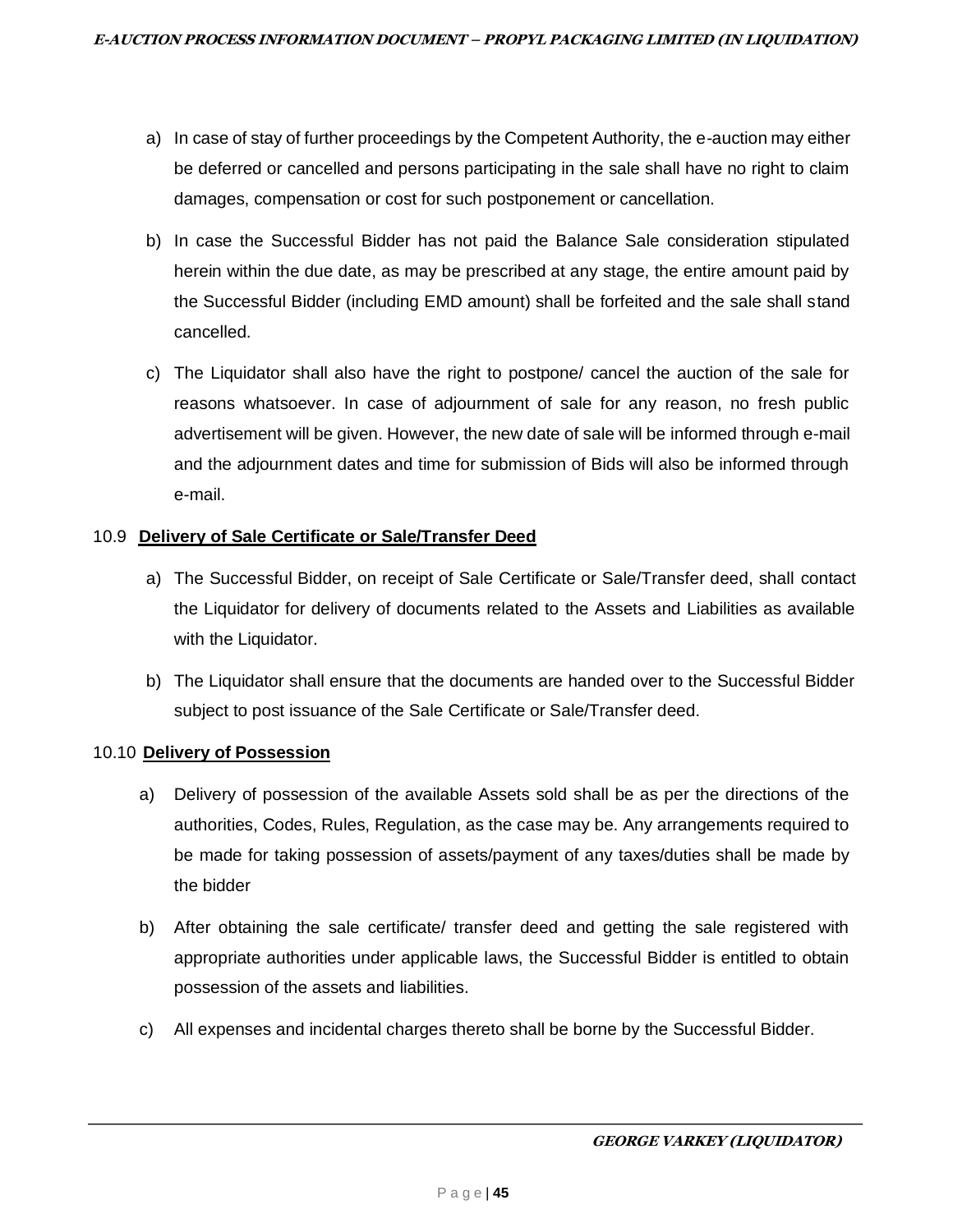a) In case of stay of further proceedings by the Competent Authority, the e-auction may either be deferred or cancelled and persons participating in the sale shall have no right to claim damages, compensation or cost for such postponement or cancellation.

b) In case the Successful Bidder has not paid the Balance Sale consideration stipulated herein within the due date, as may be prescribed at any stage, the entire amount paid by the Successful Bidder (including EMD amount) shall be forfeited and the sale shall stand cancelled.

c) The Liquidator shall also have the right to postpone/ cancel the auction of the sale for reasons whatsoever. In case of adjournment of sale for any reason, no fresh public advertisement will be given. However, the new date of sale will be informed through e-mail and the adjournment dates and time for submission of Bids will also be informed through e-mail.

### 10.9 **Delivery of Sale Certificate or Sale/Transfer Deed**

a) The Successful Bidder, on receipt of Sale Certificate or Sale/Transfer deed, shall contact the Liquidator for delivery of documents related to the Assets and Liabilities as available with the Liquidator.

b) The Liquidator shall ensure that the documents are handed over to the Successful Bidder subject to post issuance of the Sale Certificate or Sale/Transfer deed.

### 10.10 **Delivery of Possession**

a) Delivery of possession of the available Assets sold shall be as per the directions of the authorities, Codes, Rules, Regulation, as the case may be. Any arrangements required to be made for taking possession of assets/payment of any taxes/duties shall be made by the bidder

b) After obtaining the sale certificate/ transfer deed and getting the sale registered with appropriate authorities under applicable laws, the Successful Bidder is entitled to obtain possession of the assets and liabilities.

c) All expenses and incidental charges thereto shall be borne by the Successful Bidder.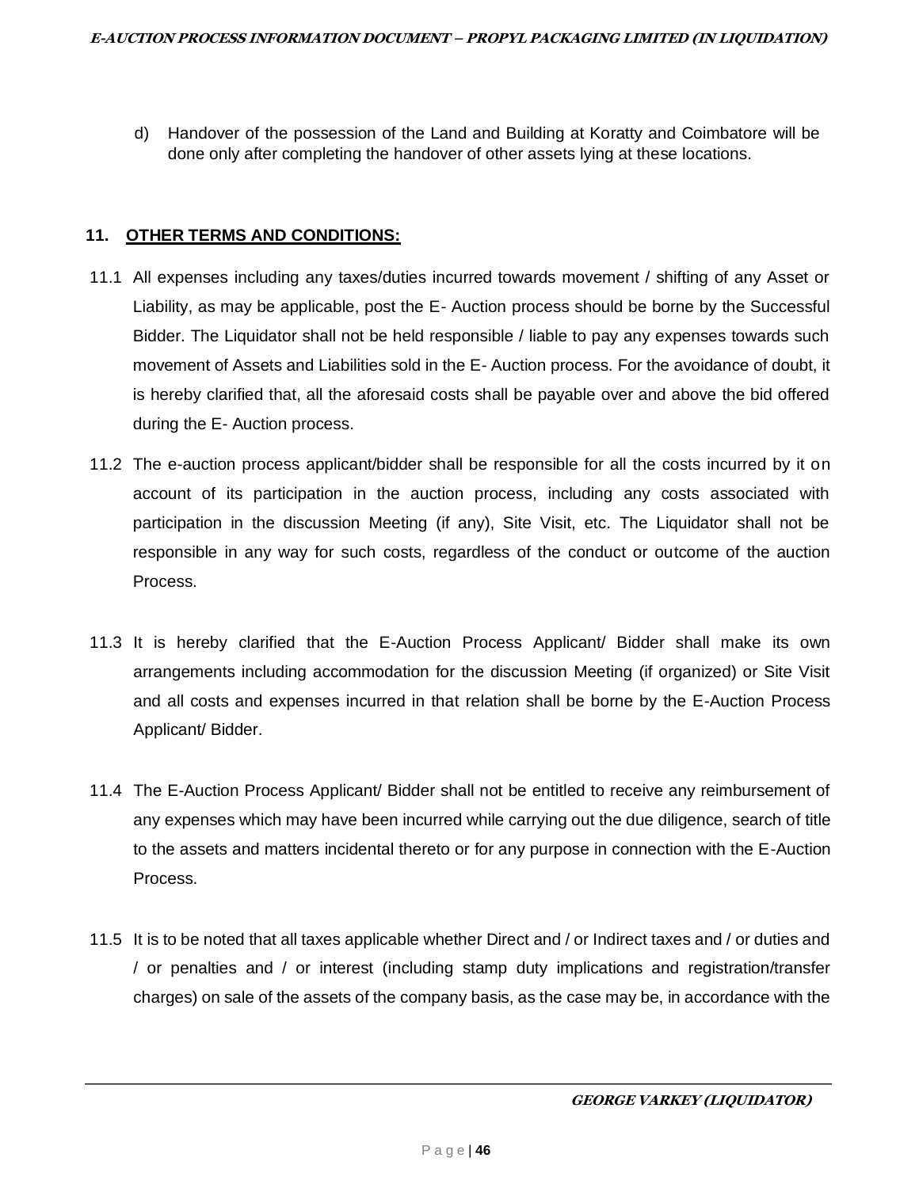d) Handover of the possession of the Land and Building at Koratty and Coimbatore will be done only after completing the handover of other assets lying at these locations.

## 11. OTHER TERMS AND CONDITIONS:

11.1 All expenses including any taxes/duties incurred towards movement / shifting of any Asset or Liability, as may be applicable, post the E- Auction process should be borne by the Successful Bidder. The Liquidator shall not be held responsible / liable to pay any expenses towards such movement of Assets and Liabilities sold in the E- Auction process. For the avoidance of doubt, it is hereby clarified that, all the aforesaid costs shall be payable over and above the bid offered during the E- Auction process.

11.2 The e-auction process applicant/bidder shall be responsible for all the costs incurred by it on account of its participation in the auction process, including any costs associated with participation in the discussion Meeting (if any), Site Visit, etc. The Liquidator shall not be responsible in any way for such costs, regardless of the conduct or outcome of the auction Process.

11.3 It is hereby clarified that the E-Auction Process Applicant/ Bidder shall make its own arrangements including accommodation for the discussion Meeting (if organized) or Site Visit and all costs and expenses incurred in that relation shall be borne by the E-Auction Process Applicant/ Bidder.

11.4 The E-Auction Process Applicant/ Bidder shall not be entitled to receive any reimbursement of any expenses which may have been incurred while carrying out the due diligence, search of title to the assets and matters incidental thereto or for any purpose in connection with the E-Auction Process.

11.5 It is to be noted that all taxes applicable whether Direct and / or Indirect taxes and / or duties and / or penalties and / or interest (including stamp duty implications and registration/transfer charges) on sale of the assets of the company basis, as the case may be, in accordance with the

GEORGE VARKEY (LIQUIDATOR)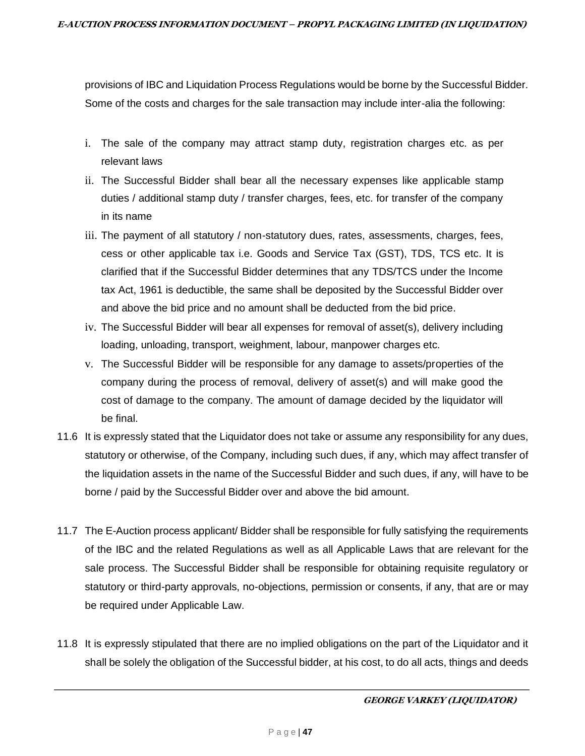provisions of IBC and Liquidation Process Regulations would be borne by the Successful Bidder. Some of the costs and charges for the sale transaction may include inter-alia the following:

i. The sale of the company may attract stamp duty, registration charges etc. as per relevant laws
ii. The Successful Bidder shall bear all the necessary expenses like applicable stamp duties / additional stamp duty / transfer charges, fees, etc. for transfer of the company in its name
iii. The payment of all statutory / non-statutory dues, rates, assessments, charges, fees, cess or other applicable tax i.e. Goods and Service Tax (GST), TDS, TCS etc. It is clarified that if the Successful Bidder determines that any TDS/TCS under the Income tax Act, 1961 is deductible, the same shall be deposited by the Successful Bidder over and above the bid price and no amount shall be deducted from the bid price.
iv. The Successful Bidder will bear all expenses for removal of asset(s), delivery including loading, unloading, transport, weighment, labour, manpower charges etc.
v. The Successful Bidder will be responsible for any damage to assets/properties of the company during the process of removal, delivery of asset(s) and will make good the cost of damage to the company. The amount of damage decided by the liquidator will be final.

11.6 It is expressly stated that the Liquidator does not take or assume any responsibility for any dues, statutory or otherwise, of the Company, including such dues, if any, which may affect transfer of the liquidation assets in the name of the Successful Bidder and such dues, if any, will have to be borne / paid by the Successful Bidder over and above the bid amount.

11.7 The E-Auction process applicant/ Bidder shall be responsible for fully satisfying the requirements of the IBC and the related Regulations as well as all Applicable Laws that are relevant for the sale process. The Successful Bidder shall be responsible for obtaining requisite regulatory or statutory or third-party approvals, no-objections, permission or consents, if any, that are or may be required under Applicable Law.

11.8 It is expressly stipulated that there are no implied obligations on the part of the Liquidator and it shall be solely the obligation of the Successful bidder, at his cost, to do all acts, things and deeds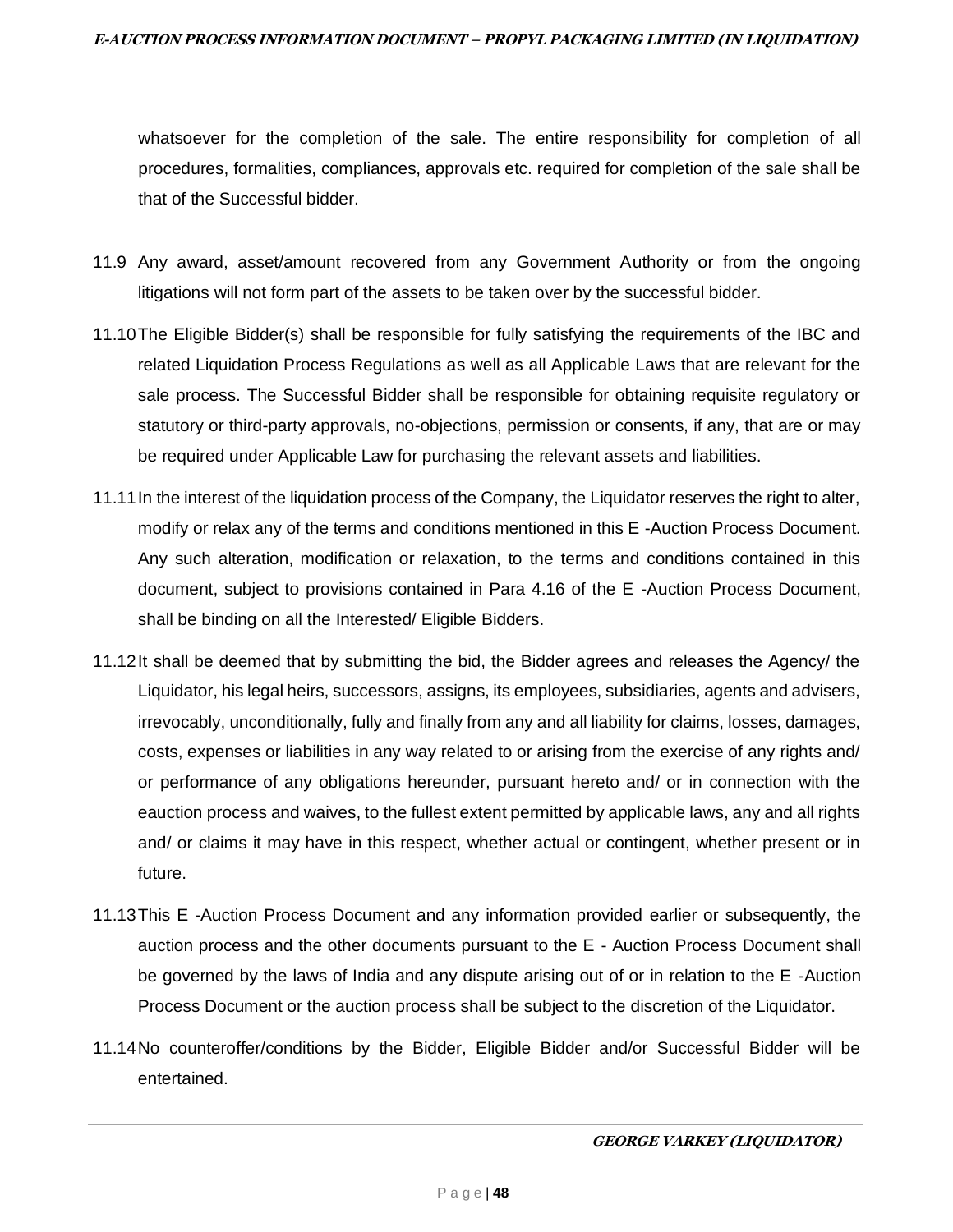whatsoever for the completion of the sale. The entire responsibility for completion of all procedures, formalities, compliances, approvals etc. required for completion of the sale shall be that of the Successful bidder.

11.9 Any award, asset/amount recovered from any Government Authority or from the ongoing litigations will not form part of the assets to be taken over by the successful bidder.

11.10 The Eligible Bidder(s) shall be responsible for fully satisfying the requirements of the IBC and related Liquidation Process Regulations as well as all Applicable Laws that are relevant for the sale process. The Successful Bidder shall be responsible for obtaining requisite regulatory or statutory or third-party approvals, no-objections, permission or consents, if any, that are or may be required under Applicable Law for purchasing the relevant assets and liabilities.

11.11 In the interest of the liquidation process of the Company, the Liquidator reserves the right to alter, modify or relax any of the terms and conditions mentioned in this E -Auction Process Document. Any such alteration, modification or relaxation, to the terms and conditions contained in this document, subject to provisions contained in Para 4.16 of the E -Auction Process Document, shall be binding on all the Interested/ Eligible Bidders.

11.12 It shall be deemed that by submitting the bid, the Bidder agrees and releases the Agency/ the Liquidator, his legal heirs, successors, assigns, its employees, subsidiaries, agents and advisers, irrevocably, unconditionally, fully and finally from any and all liability for claims, losses, damages, costs, expenses or liabilities in any way related to or arising from the exercise of any rights and/ or performance of any obligations hereunder, pursuant hereto and/ or in connection with the eauction process and waives, to the fullest extent permitted by applicable laws, any and all rights and/ or claims it may have in this respect, whether actual or contingent, whether present or in future.

11.13 This E -Auction Process Document and any information provided earlier or subsequently, the auction process and the other documents pursuant to the E - Auction Process Document shall be governed by the laws of India and any dispute arising out of or in relation to the E -Auction Process Document or the auction process shall be subject to the discretion of the Liquidator.

11.14 No counteroffer/conditions by the Bidder, Eligible Bidder and/or Successful Bidder will be entertained.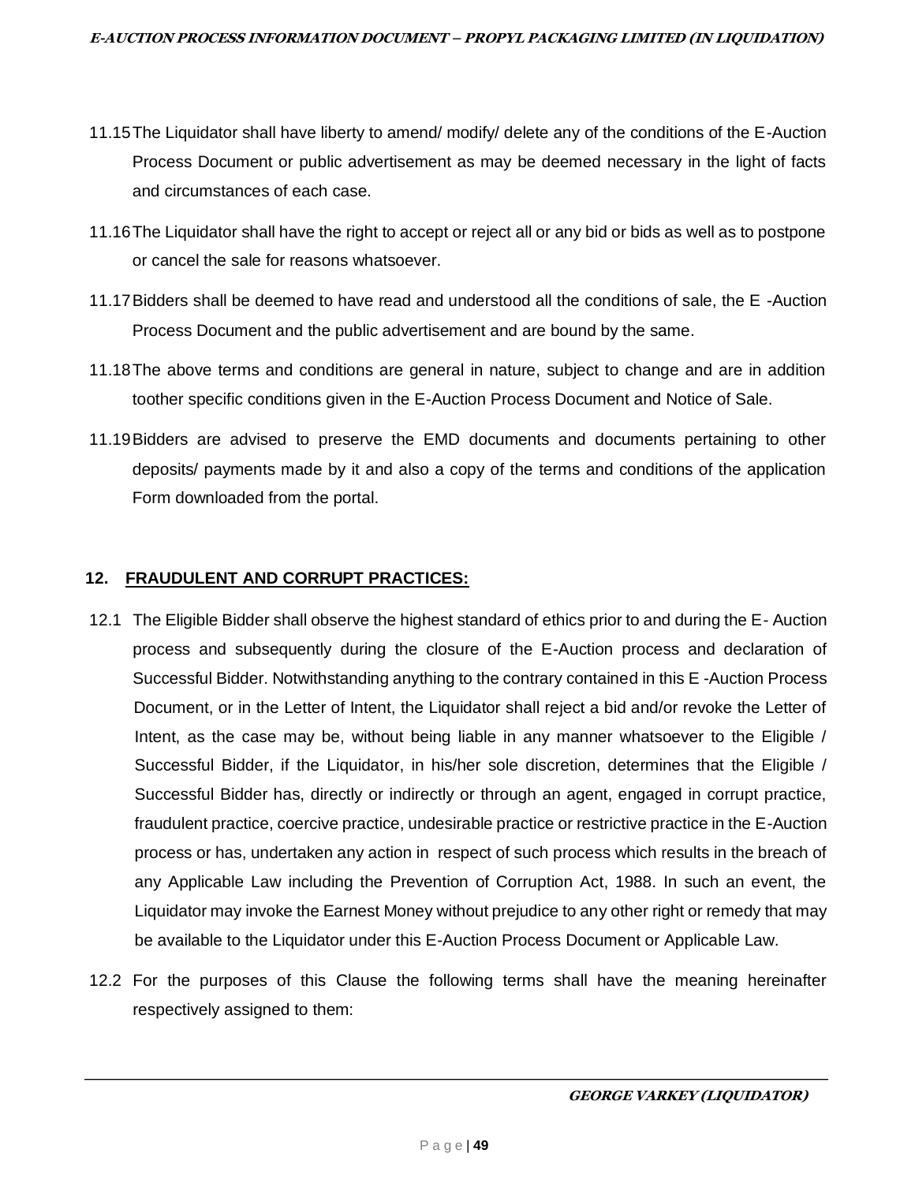11.15 The Liquidator shall have liberty to amend/ modify/ delete any of the conditions of the E-Auction Process Document or public advertisement as may be deemed necessary in the light of facts and circumstances of each case.

11.16 The Liquidator shall have the right to accept or reject all or any bid or bids as well as to postpone or cancel the sale for reasons whatsoever.

11.17 Bidders shall be deemed to have read and understood all the conditions of sale, the E -Auction Process Document and the public advertisement and are bound by the same.

11.18 The above terms and conditions are general in nature, subject to change and are in addition toother specific conditions given in the E-Auction Process Document and Notice of Sale.

11.19 Bidders are advised to preserve the EMD documents and documents pertaining to other deposits/ payments made by it and also a copy of the terms and conditions of the application Form downloaded from the portal.

## 12. FRAUDULENT AND CORRUPT PRACTICES:

12.1 The Eligible Bidder shall observe the highest standard of ethics prior to and during the E- Auction process and subsequently during the closure of the E-Auction process and declaration of Successful Bidder. Notwithstanding anything to the contrary contained in this E -Auction Process Document, or in the Letter of Intent, the Liquidator shall reject a bid and/or revoke the Letter of Intent, as the case may be, without being liable in any manner whatsoever to the Eligible / Successful Bidder, if the Liquidator, in his/her sole discretion, determines that the Eligible / Successful Bidder has, directly or indirectly or through an agent, engaged in corrupt practice, fraudulent practice, coercive practice, undesirable practice or restrictive practice in the E-Auction process or has, undertaken any action in respect of such process which results in the breach of any Applicable Law including the Prevention of Corruption Act, 1988. In such an event, the Liquidator may invoke the Earnest Money without prejudice to any other right or remedy that may be available to the Liquidator under this E-Auction Process Document or Applicable Law.

12.2 For the purposes of this Clause the following terms shall have the meaning hereinafter respectively assigned to them: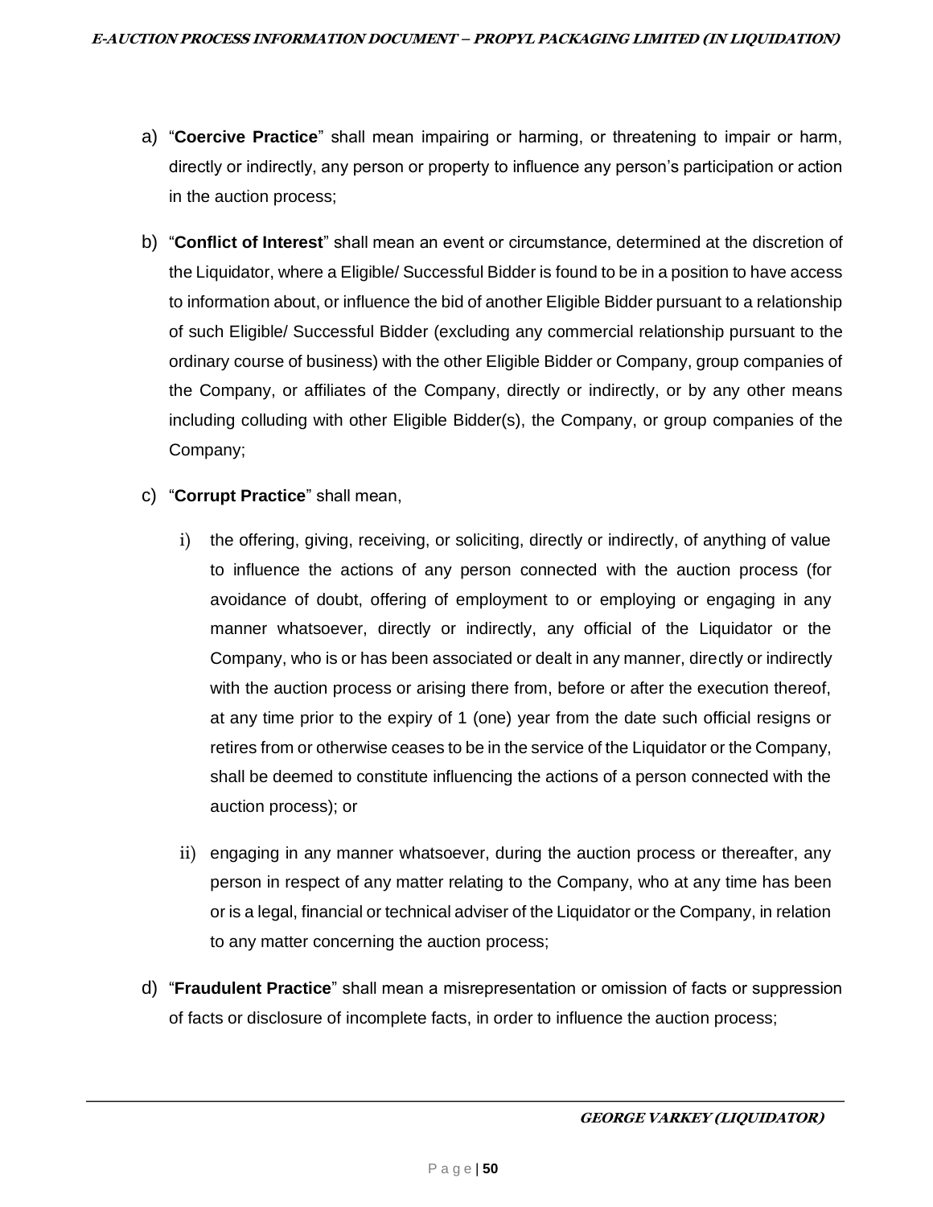a) "**Coercive Practice**" shall mean impairing or harming, or threatening to impair or harm, directly or indirectly, any person or property to influence any person's participation or action in the auction process;

b) "**Conflict of Interest**" shall mean an event or circumstance, determined at the discretion of the Liquidator, where a Eligible/ Successful Bidder is found to be in a position to have access to information about, or influence the bid of another Eligible Bidder pursuant to a relationship of such Eligible/ Successful Bidder (excluding any commercial relationship pursuant to the ordinary course of business) with the other Eligible Bidder or Company, group companies of the Company, or affiliates of the Company, directly or indirectly, or by any other means including colluding with other Eligible Bidder(s), the Company, or group companies of the Company;

c) "**Corrupt Practice**" shall mean,

   i) the offering, giving, receiving, or soliciting, directly or indirectly, of anything of value to influence the actions of any person connected with the auction process (for avoidance of doubt, offering of employment to or employing or engaging in any manner whatsoever, directly or indirectly, any official of the Liquidator or the Company, who is or has been associated or dealt in any manner, directly or indirectly with the auction process or arising there from, before or after the execution thereof, at any time prior to the expiry of 1 (one) year from the date such official resigns or retires from or otherwise ceases to be in the service of the Liquidator or the Company, shall be deemed to constitute influencing the actions of a person connected with the auction process); or

   ii) engaging in any manner whatsoever, during the auction process or thereafter, any person in respect of any matter relating to the Company, who at any time has been or is a legal, financial or technical adviser of the Liquidator or the Company, in relation to any matter concerning the auction process;

d) "**Fraudulent Practice**" shall mean a misrepresentation or omission of facts or suppression of facts or disclosure of incomplete facts, in order to influence the auction process;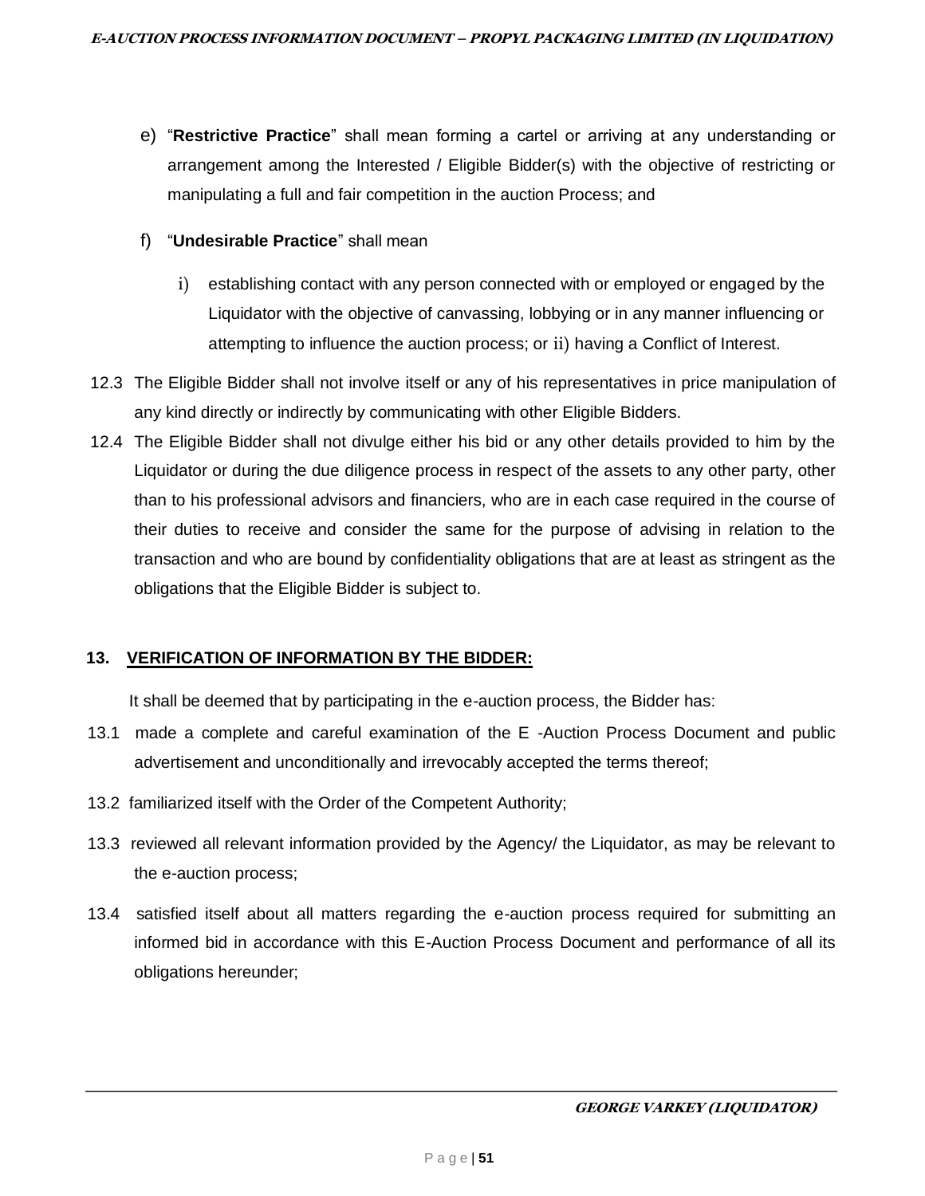e) "**Restrictive Practice**" shall mean forming a cartel or arriving at any understanding or arrangement among the Interested / Eligible Bidder(s) with the objective of restricting or manipulating a full and fair competition in the auction Process; and

f) "**Undesirable Practice**" shall mean

   i) establishing contact with any person connected with or employed or engaged by the Liquidator with the objective of canvassing, lobbying or in any manner influencing or attempting to influence the auction process; or ii) having a Conflict of Interest.

12.3 The Eligible Bidder shall not involve itself or any of his representatives in price manipulation of any kind directly or indirectly by communicating with other Eligible Bidders.

12.4 The Eligible Bidder shall not divulge either his bid or any other details provided to him by the Liquidator or during the due diligence process in respect of the assets to any other party, other than to his professional advisors and financiers, who are in each case required in the course of their duties to receive and consider the same for the purpose of advising in relation to the transaction and who are bound by confidentiality obligations that are at least as stringent as the obligations that the Eligible Bidder is subject to.

## 13. VERIFICATION OF INFORMATION BY THE BIDDER:

It shall be deemed that by participating in the e-auction process, the Bidder has:

13.1 made a complete and careful examination of the E -Auction Process Document and public advertisement and unconditionally and irrevocably accepted the terms thereof;

13.2 familiarized itself with the Order of the Competent Authority;

13.3 reviewed all relevant information provided by the Agency/ the Liquidator, as may be relevant to the e-auction process;

13.4 satisfied itself about all matters regarding the e-auction process required for submitting an informed bid in accordance with this E-Auction Process Document and performance of all its obligations hereunder;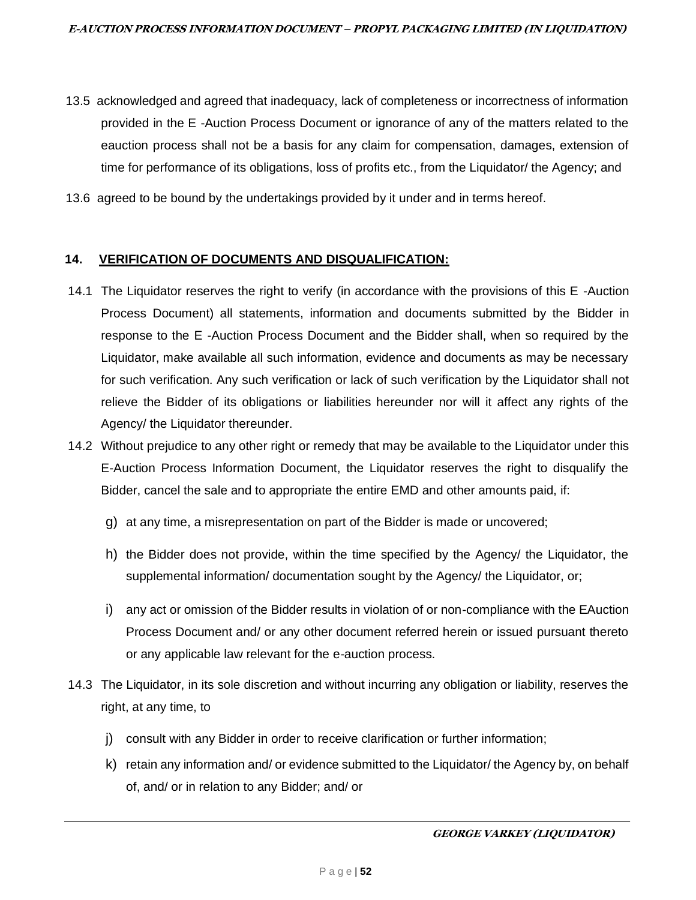13.5 acknowledged and agreed that inadequacy, lack of completeness or incorrectness of information provided in the E -Auction Process Document or ignorance of any of the matters related to the eauction process shall not be a basis for any claim for compensation, damages, extension of time for performance of its obligations, loss of profits etc., from the Liquidator/ the Agency; and

13.6 agreed to be bound by the undertakings provided by it under and in terms hereof.

## 14. VERIFICATION OF DOCUMENTS AND DISQUALIFICATION:

14.1 The Liquidator reserves the right to verify (in accordance with the provisions of this E -Auction Process Document) all statements, information and documents submitted by the Bidder in response to the E -Auction Process Document and the Bidder shall, when so required by the Liquidator, make available all such information, evidence and documents as may be necessary for such verification. Any such verification or lack of such verification by the Liquidator shall not relieve the Bidder of its obligations or liabilities hereunder nor will it affect any rights of the Agency/ the Liquidator thereunder.

14.2 Without prejudice to any other right or remedy that may be available to the Liquidator under this E-Auction Process Information Document, the Liquidator reserves the right to disqualify the Bidder, cancel the sale and to appropriate the entire EMD and other amounts paid, if:

g) at any time, a misrepresentation on part of the Bidder is made or uncovered;

h) the Bidder does not provide, within the time specified by the Agency/ the Liquidator, the supplemental information/ documentation sought by the Agency/ the Liquidator, or;

i) any act or omission of the Bidder results in violation of or non-compliance with the EAuction Process Document and/ or any other document referred herein or issued pursuant thereto or any applicable law relevant for the e-auction process.

14.3 The Liquidator, in its sole discretion and without incurring any obligation or liability, reserves the right, at any time, to

j) consult with any Bidder in order to receive clarification or further information;

k) retain any information and/ or evidence submitted to the Liquidator/ the Agency by, on behalf of, and/ or in relation to any Bidder; and/ or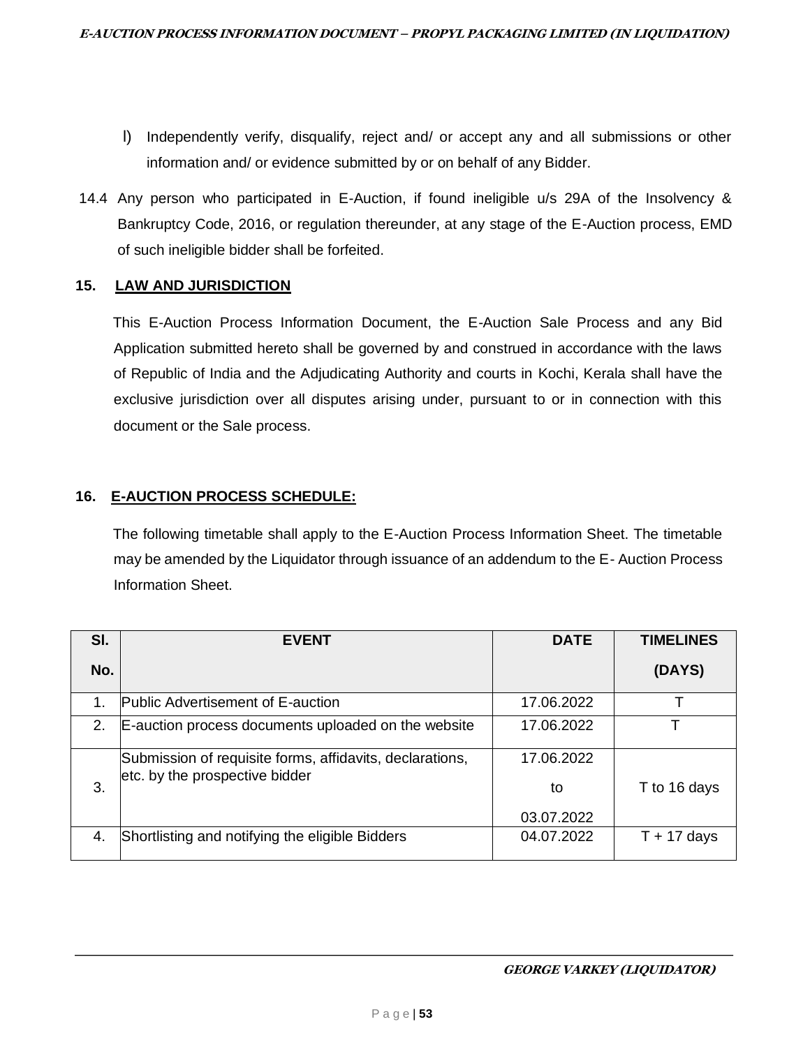l) Independently verify, disqualify, reject and/ or accept any and all submissions or other information and/ or evidence submitted by or on behalf of any Bidder.

14.4 Any person who participated in E-Auction, if found ineligible u/s 29A of the Insolvency & Bankruptcy Code, 2016, or regulation thereunder, at any stage of the E-Auction process, EMD of such ineligible bidder shall be forfeited.

## 15. LAW AND JURISDICTION

This E-Auction Process Information Document, the E-Auction Sale Process and any Bid Application submitted hereto shall be governed by and construed in accordance with the laws of Republic of India and the Adjudicating Authority and courts in Kochi, Kerala shall have the exclusive jurisdiction over all disputes arising under, pursuant to or in connection with this document or the Sale process.

## 16. E-AUCTION PROCESS SCHEDULE:

The following timetable shall apply to the E-Auction Process Information Sheet. The timetable may be amended by the Liquidator through issuance of an addendum to the E- Auction Process Information Sheet.

| Sl. No. | EVENT | DATE | TIMELINES (DAYS) |
|---|---|---|---|
| 1. | Public Advertisement of E-auction | 17.06.2022 | T |
| 2. | E-auction process documents uploaded on the website | 17.06.2022 | T |
| 3. | Submission of requisite forms, affidavits, declarations, etc. by the prospective bidder | 17.06.2022 to 03.07.2022 | T to 16 days |
| 4. | Shortlisting and notifying the eligible Bidders | 04.07.2022 | T + 17 days |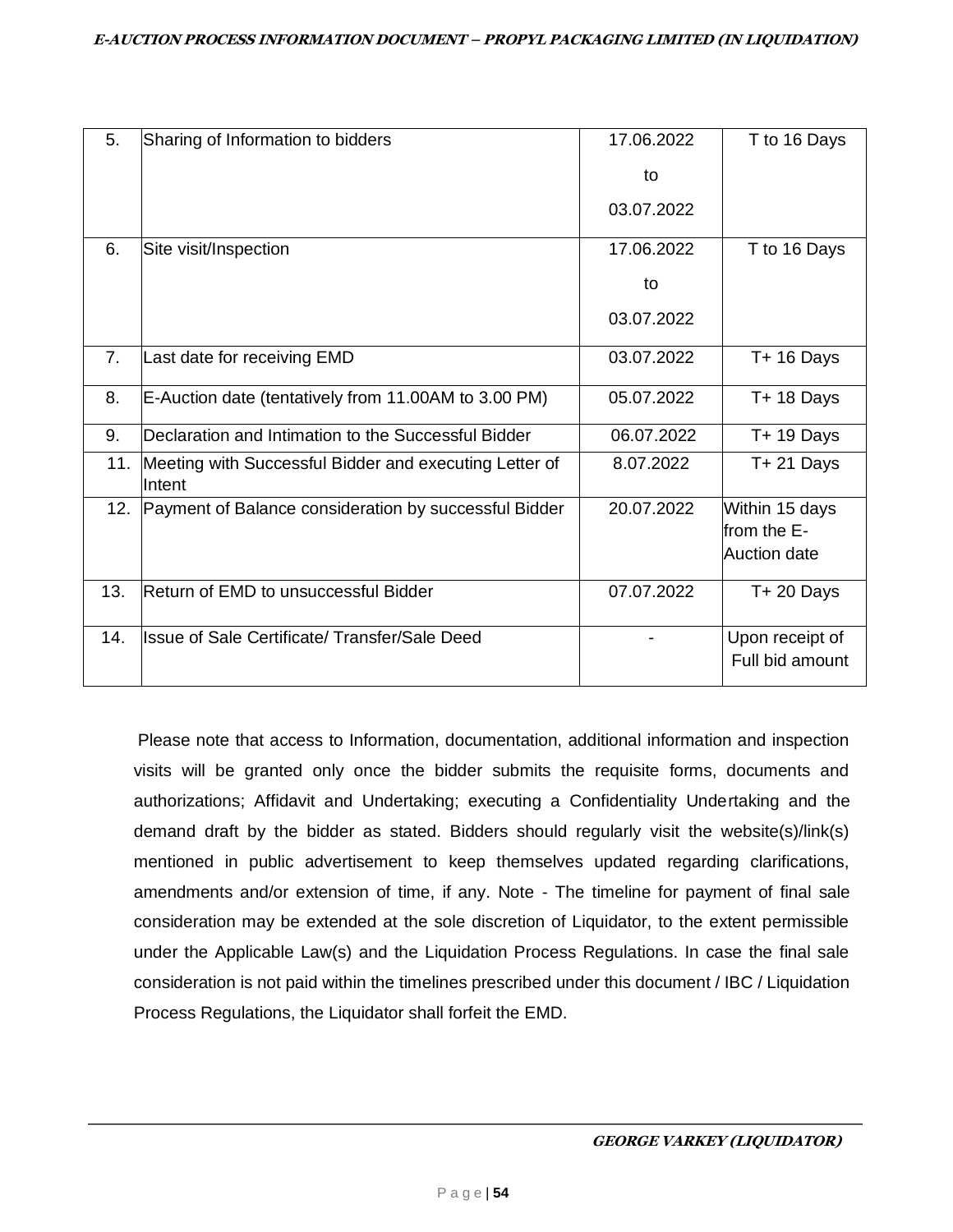| 5. | Sharing of Information to bidders | 17.06.2022 to 03.07.2022 | T to 16 Days |
|---|---|---|---|
| 6. | Site visit/Inspection | 17.06.2022 to 03.07.2022 | T to 16 Days |
| 7. | Last date for receiving EMD | 03.07.2022 | T+ 16 Days |
| 8. | E-Auction date (tentatively from 11.00AM to 3.00 PM) | 05.07.2022 | T+ 18 Days |
| 9. | Declaration and Intimation to the Successful Bidder | 06.07.2022 | T+ 19 Days |
| 11. | Meeting with Successful Bidder and executing Letter of Intent | 8.07.2022 | T+ 21 Days |
| 12. | Payment of Balance consideration by successful Bidder | 20.07.2022 | Within 15 days from the E-Auction date |
| 13. | Return of EMD to unsuccessful Bidder | 07.07.2022 | T+ 20 Days |
| 14. | Issue of Sale Certificate/ Transfer/Sale Deed | - | Upon receipt of Full bid amount |

Please note that access to Information, documentation, additional information and inspection visits will be granted only once the bidder submits the requisite forms, documents and authorizations; Affidavit and Undertaking; executing a Confidentiality Undertaking and the demand draft by the bidder as stated. Bidders should regularly visit the website(s)/link(s) mentioned in public advertisement to keep themselves updated regarding clarifications, amendments and/or extension of time, if any. Note - The timeline for payment of final sale consideration may be extended at the sole discretion of Liquidator, to the extent permissible under the Applicable Law(s) and the Liquidation Process Regulations. In case the final sale consideration is not paid within the timelines prescribed under this document / IBC / Liquidation Process Regulations, the Liquidator shall forfeit the EMD.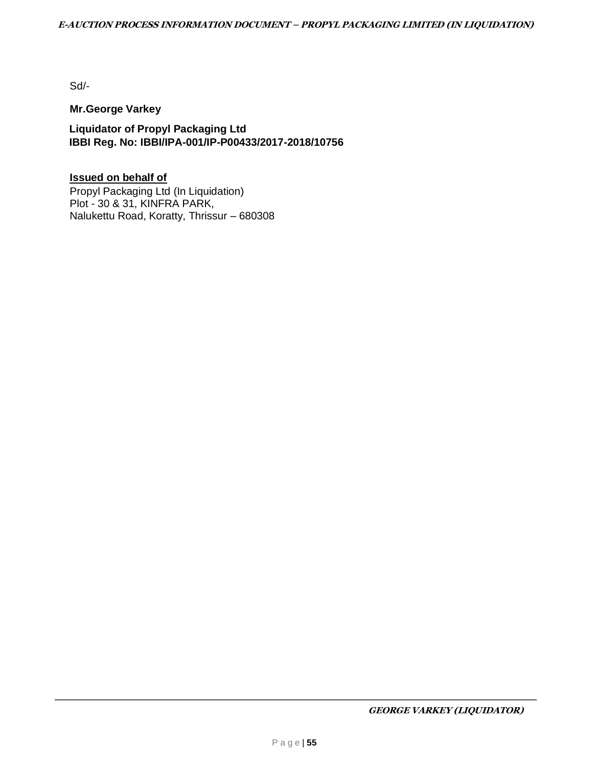Sd/-

**Mr.George Varkey**

**Liquidator of Propyl Packaging Ltd**
**IBBI Reg. No: IBBI/IPA-001/IP-P00433/2017-2018/10756**

**Issued on behalf of**
Propyl Packaging Ltd (In Liquidation)
Plot - 30 & 31, KINFRA PARK,
Nalukettu Road, Koratty, Thrissur – 680308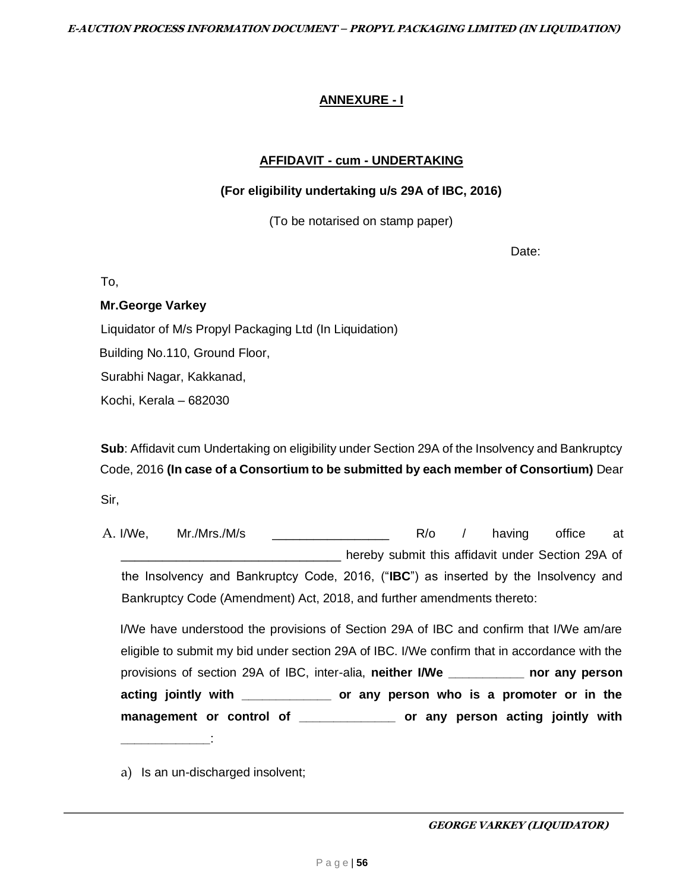## ANNEXURE - I

### AFFIDAVIT - cum - UNDERTAKING

**(For eligibility undertaking u/s 29A of IBC, 2016)**

(To be notarised on stamp paper)

Date:

To,

**Mr.George Varkey**

Liquidator of M/s Propyl Packaging Ltd (In Liquidation)

Building No.110, Ground Floor,

Surabhi Nagar, Kakkanad,

Kochi, Kerala – 682030

**Sub**: Affidavit cum Undertaking on eligibility under Section 29A of the Insolvency and Bankruptcy Code, 2016 **(In case of a Consortium to be submitted by each member of Consortium)** Dear Sir,

A. I/We, Mr./Mrs./M/s ________________ R/o / having office at _______________________________ hereby submit this affidavit under Section 29A of the Insolvency and Bankruptcy Code, 2016, ("**IBC**") as inserted by the Insolvency and Bankruptcy Code (Amendment) Act, 2018, and further amendments thereto:

I/We have understood the provisions of Section 29A of IBC and confirm that I/We am/are eligible to submit my bid under section 29A of IBC. I/We confirm that in accordance with the provisions of section 29A of IBC, inter-alia, **neither I/We ___________ nor any person acting jointly with ____________ or any person who is a promoter or in the management or control of _____________ or any person acting jointly with ____________**:

a) Is an un-discharged insolvent;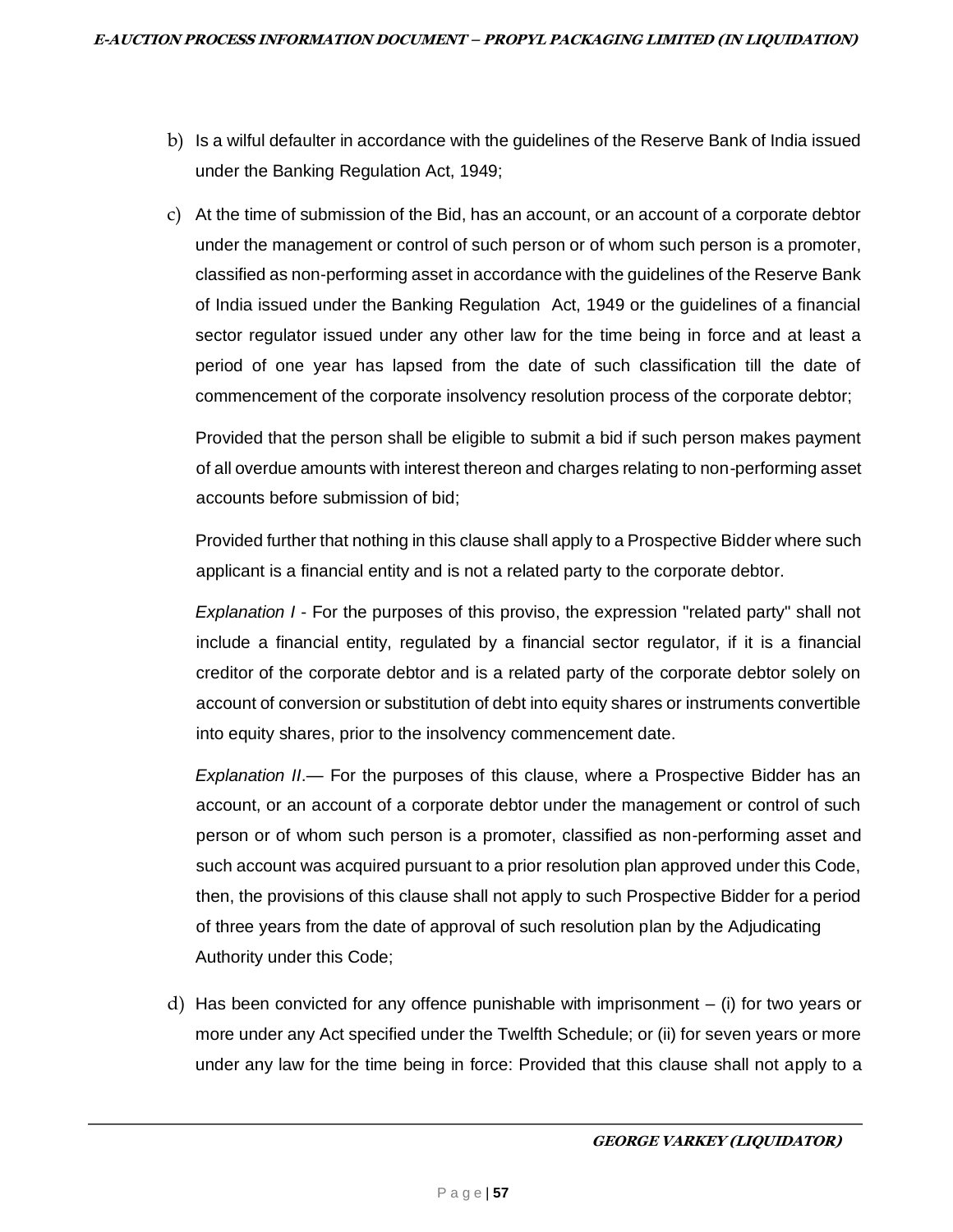b) Is a wilful defaulter in accordance with the guidelines of the Reserve Bank of India issued under the Banking Regulation Act, 1949;

c) At the time of submission of the Bid, has an account, or an account of a corporate debtor under the management or control of such person or of whom such person is a promoter, classified as non-performing asset in accordance with the guidelines of the Reserve Bank of India issued under the Banking Regulation Act, 1949 or the guidelines of a financial sector regulator issued under any other law for the time being in force and at least a period of one year has lapsed from the date of such classification till the date of commencement of the corporate insolvency resolution process of the corporate debtor;

   Provided that the person shall be eligible to submit a bid if such person makes payment of all overdue amounts with interest thereon and charges relating to non-performing asset accounts before submission of bid;

   Provided further that nothing in this clause shall apply to a Prospective Bidder where such applicant is a financial entity and is not a related party to the corporate debtor.

   *Explanation I* - For the purposes of this proviso, the expression "related party" shall not include a financial entity, regulated by a financial sector regulator, if it is a financial creditor of the corporate debtor and is a related party of the corporate debtor solely on account of conversion or substitution of debt into equity shares or instruments convertible into equity shares, prior to the insolvency commencement date.

   *Explanation II*.— For the purposes of this clause, where a Prospective Bidder has an account, or an account of a corporate debtor under the management or control of such person or of whom such person is a promoter, classified as non-performing asset and such account was acquired pursuant to a prior resolution plan approved under this Code, then, the provisions of this clause shall not apply to such Prospective Bidder for a period of three years from the date of approval of such resolution plan by the Adjudicating Authority under this Code;

d) Has been convicted for any offence punishable with imprisonment – (i) for two years or more under any Act specified under the Twelfth Schedule; or (ii) for seven years or more under any law for the time being in force: Provided that this clause shall not apply to a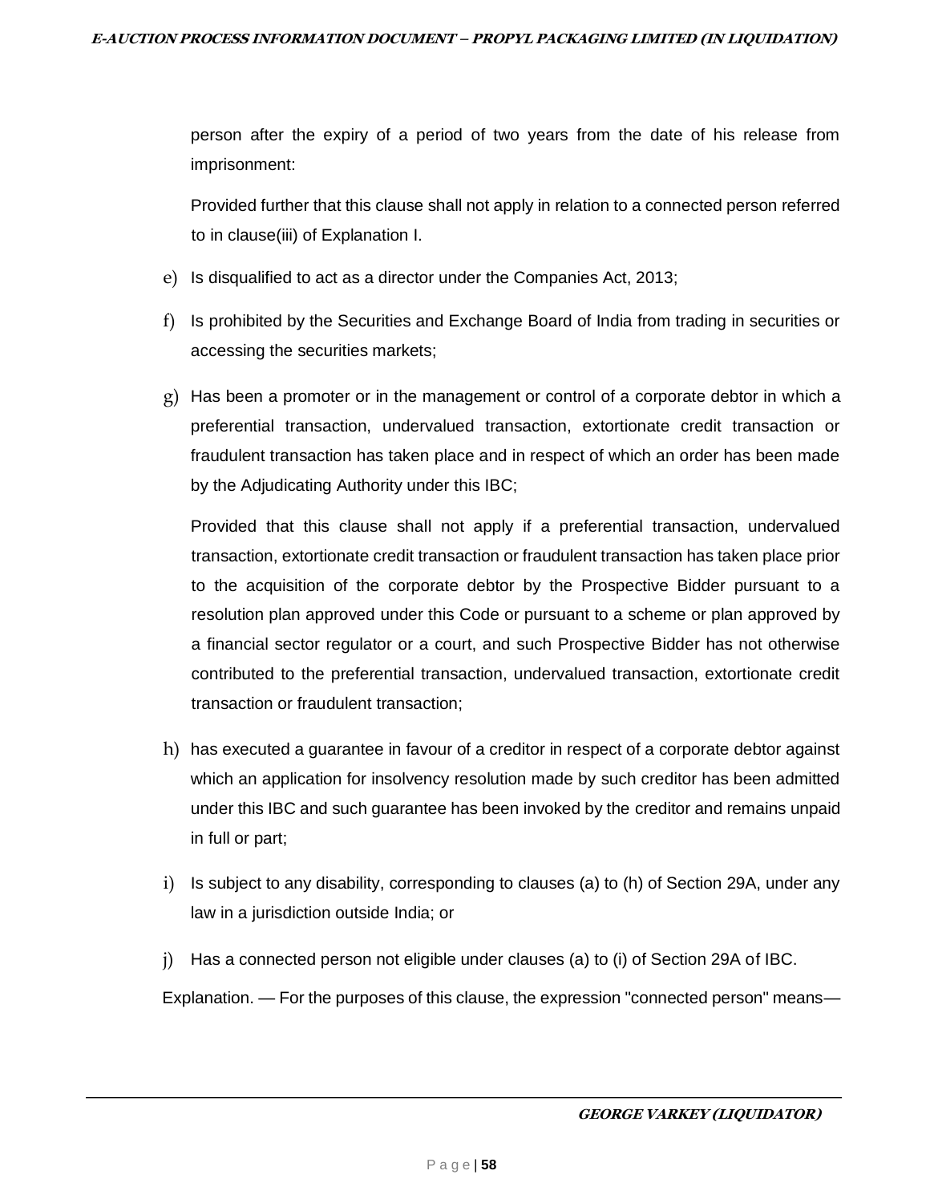person after the expiry of a period of two years from the date of his release from imprisonment:

Provided further that this clause shall not apply in relation to a connected person referred to in clause(iii) of Explanation I.

e) Is disqualified to act as a director under the Companies Act, 2013;

f) Is prohibited by the Securities and Exchange Board of India from trading in securities or accessing the securities markets;

g) Has been a promoter or in the management or control of a corporate debtor in which a preferential transaction, undervalued transaction, extortionate credit transaction or fraudulent transaction has taken place and in respect of which an order has been made by the Adjudicating Authority under this IBC;

   Provided that this clause shall not apply if a preferential transaction, undervalued transaction, extortionate credit transaction or fraudulent transaction has taken place prior to the acquisition of the corporate debtor by the Prospective Bidder pursuant to a resolution plan approved under this Code or pursuant to a scheme or plan approved by a financial sector regulator or a court, and such Prospective Bidder has not otherwise contributed to the preferential transaction, undervalued transaction, extortionate credit transaction or fraudulent transaction;

h) has executed a guarantee in favour of a creditor in respect of a corporate debtor against which an application for insolvency resolution made by such creditor has been admitted under this IBC and such guarantee has been invoked by the creditor and remains unpaid in full or part;

i) Is subject to any disability, corresponding to clauses (a) to (h) of Section 29A, under any law in a jurisdiction outside India; or

j) Has a connected person not eligible under clauses (a) to (i) of Section 29A of IBC.

Explanation. — For the purposes of this clause, the expression "connected person" means—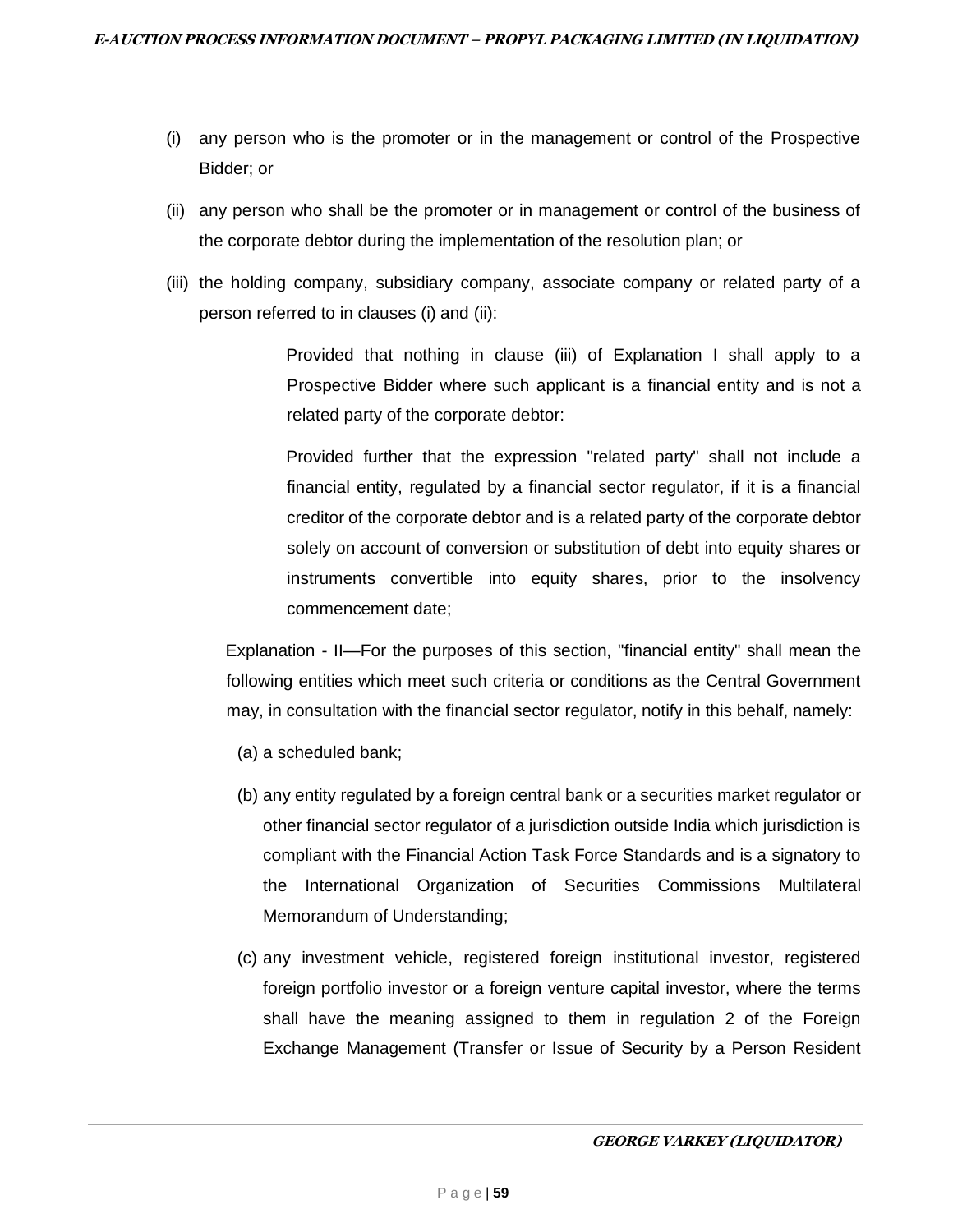(i) any person who is the promoter or in the management or control of the Prospective Bidder; or

(ii) any person who shall be the promoter or in management or control of the business of the corporate debtor during the implementation of the resolution plan; or

(iii) the holding company, subsidiary company, associate company or related party of a person referred to in clauses (i) and (ii):

> Provided that nothing in clause (iii) of Explanation I shall apply to a Prospective Bidder where such applicant is a financial entity and is not a related party of the corporate debtor:
>
> Provided further that the expression "related party" shall not include a financial entity, regulated by a financial sector regulator, if it is a financial creditor of the corporate debtor and is a related party of the corporate debtor solely on account of conversion or substitution of debt into equity shares or instruments convertible into equity shares, prior to the insolvency commencement date;

Explanation - II—For the purposes of this section, "financial entity" shall mean the following entities which meet such criteria or conditions as the Central Government may, in consultation with the financial sector regulator, notify in this behalf, namely:

(a) a scheduled bank;

(b) any entity regulated by a foreign central bank or a securities market regulator or other financial sector regulator of a jurisdiction outside India which jurisdiction is compliant with the Financial Action Task Force Standards and is a signatory to the International Organization of Securities Commissions Multilateral Memorandum of Understanding;

(c) any investment vehicle, registered foreign institutional investor, registered foreign portfolio investor or a foreign venture capital investor, where the terms shall have the meaning assigned to them in regulation 2 of the Foreign Exchange Management (Transfer or Issue of Security by a Person Resident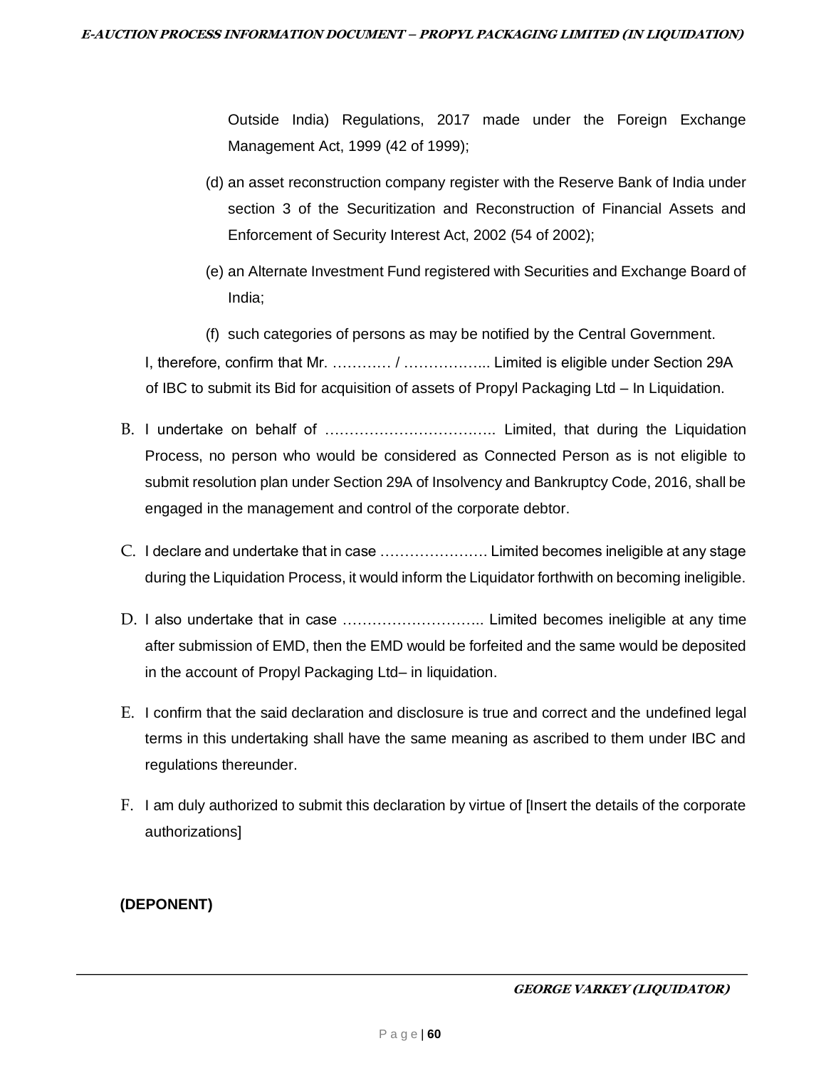Outside India) Regulations, 2017 made under the Foreign Exchange Management Act, 1999 (42 of 1999);

(d) an asset reconstruction company register with the Reserve Bank of India under section 3 of the Securitization and Reconstruction of Financial Assets and Enforcement of Security Interest Act, 2002 (54 of 2002);

(e) an Alternate Investment Fund registered with Securities and Exchange Board of India;

(f) such categories of persons as may be notified by the Central Government.

I, therefore, confirm that Mr. ………… / …………….... Limited is eligible under Section 29A of IBC to submit its Bid for acquisition of assets of Propyl Packaging Ltd – In Liquidation.

B. I undertake on behalf of …………………………….. Limited, that during the Liquidation Process, no person who would be considered as Connected Person as is not eligible to submit resolution plan under Section 29A of Insolvency and Bankruptcy Code, 2016, shall be engaged in the management and control of the corporate debtor.

C. I declare and undertake that in case …………………. Limited becomes ineligible at any stage during the Liquidation Process, it would inform the Liquidator forthwith on becoming ineligible.

D. I also undertake that in case ……………………….. Limited becomes ineligible at any time after submission of EMD, then the EMD would be forfeited and the same would be deposited in the account of Propyl Packaging Ltd– in liquidation.

E. I confirm that the said declaration and disclosure is true and correct and the undefined legal terms in this undertaking shall have the same meaning as ascribed to them under IBC and regulations thereunder.

F. I am duly authorized to submit this declaration by virtue of [Insert the details of the corporate authorizations]

**(DEPONENT)**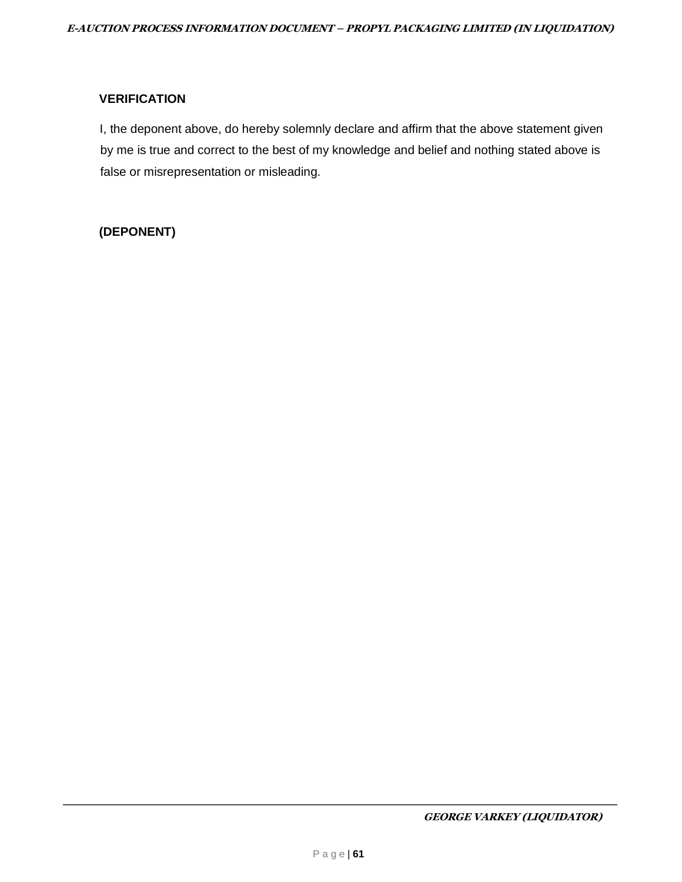**VERIFICATION**

I, the deponent above, do hereby solemnly declare and affirm that the above statement given by me is true and correct to the best of my knowledge and belief and nothing stated above is false or misrepresentation or misleading.

**(DEPONENT)**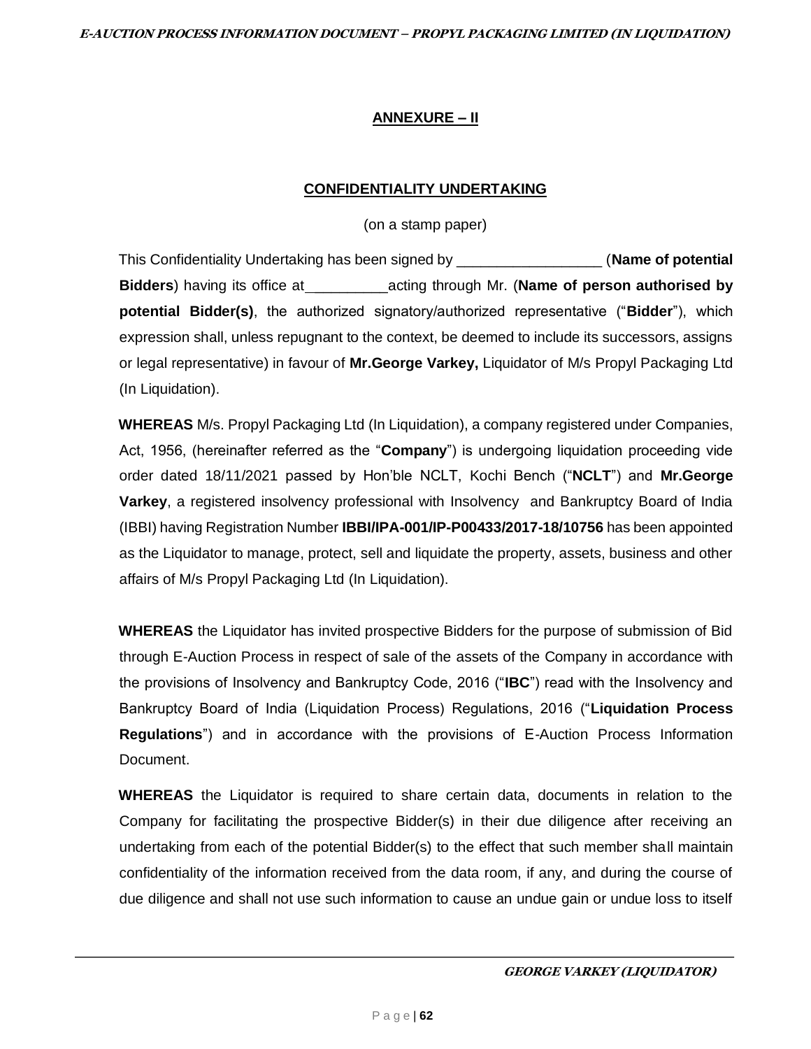## ANNEXURE – II

### CONFIDENTIALITY UNDERTAKING

(on a stamp paper)

This Confidentiality Undertaking has been signed by __________________ (**Name of potential Bidders**) having its office at__________acting through Mr. (**Name of person authorised by potential Bidder(s)**, the authorized signatory/authorized representative ("**Bidder**"), which expression shall, unless repugnant to the context, be deemed to include its successors, assigns or legal representative) in favour of **Mr.George Varkey,** Liquidator of M/s Propyl Packaging Ltd (In Liquidation).

**WHEREAS** M/s. Propyl Packaging Ltd (In Liquidation), a company registered under Companies, Act, 1956, (hereinafter referred as the "**Company**") is undergoing liquidation proceeding vide order dated 18/11/2021 passed by Hon'ble NCLT, Kochi Bench ("**NCLT**") and **Mr.George Varkey**, a registered insolvency professional with Insolvency and Bankruptcy Board of India (IBBI) having Registration Number **IBBI/IPA-001/IP-P00433/2017-18/10756** has been appointed as the Liquidator to manage, protect, sell and liquidate the property, assets, business and other affairs of M/s Propyl Packaging Ltd (In Liquidation).

**WHEREAS** the Liquidator has invited prospective Bidders for the purpose of submission of Bid through E-Auction Process in respect of sale of the assets of the Company in accordance with the provisions of Insolvency and Bankruptcy Code, 2016 ("**IBC**") read with the Insolvency and Bankruptcy Board of India (Liquidation Process) Regulations, 2016 ("**Liquidation Process Regulations**") and in accordance with the provisions of E-Auction Process Information Document.

**WHEREAS** the Liquidator is required to share certain data, documents in relation to the Company for facilitating the prospective Bidder(s) in their due diligence after receiving an undertaking from each of the potential Bidder(s) to the effect that such member shall maintain confidentiality of the information received from the data room, if any, and during the course of due diligence and shall not use such information to cause an undue gain or undue loss to itself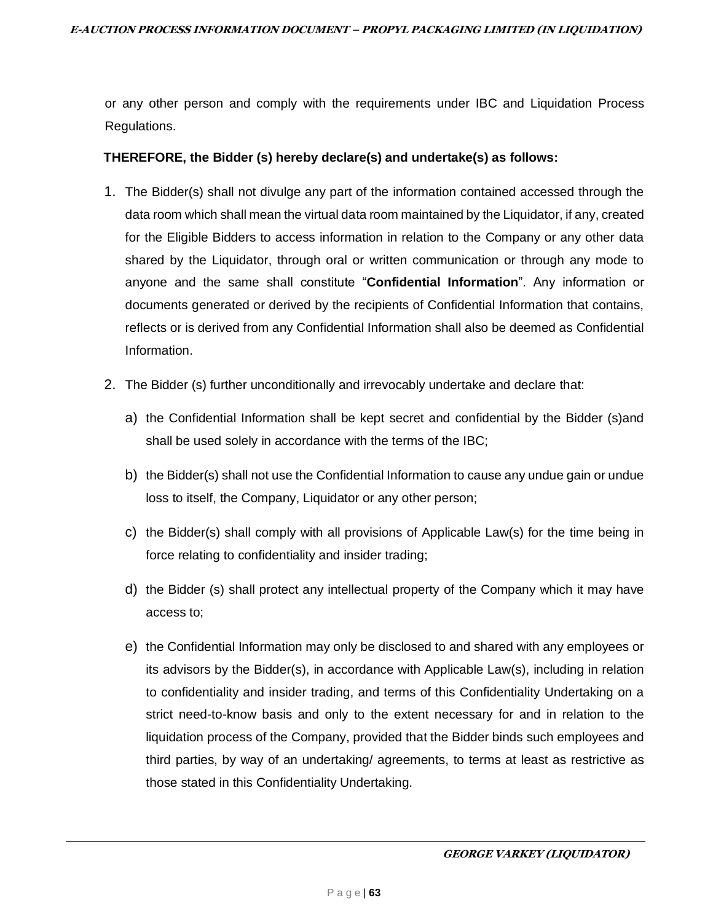or any other person and comply with the requirements under IBC and Liquidation Process Regulations.

**THEREFORE, the Bidder (s) hereby declare(s) and undertake(s) as follows:**

1. The Bidder(s) shall not divulge any part of the information contained accessed through the data room which shall mean the virtual data room maintained by the Liquidator, if any, created for the Eligible Bidders to access information in relation to the Company or any other data shared by the Liquidator, through oral or written communication or through any mode to anyone and the same shall constitute "**Confidential Information**". Any information or documents generated or derived by the recipients of Confidential Information that contains, reflects or is derived from any Confidential Information shall also be deemed as Confidential Information.

2. The Bidder (s) further unconditionally and irrevocably undertake and declare that:

   a) the Confidential Information shall be kept secret and confidential by the Bidder (s)and shall be used solely in accordance with the terms of the IBC;

   b) the Bidder(s) shall not use the Confidential Information to cause any undue gain or undue loss to itself, the Company, Liquidator or any other person;

   c) the Bidder(s) shall comply with all provisions of Applicable Law(s) for the time being in force relating to confidentiality and insider trading;

   d) the Bidder (s) shall protect any intellectual property of the Company which it may have access to;

   e) the Confidential Information may only be disclosed to and shared with any employees or its advisors by the Bidder(s), in accordance with Applicable Law(s), including in relation to confidentiality and insider trading, and terms of this Confidentiality Undertaking on a strict need-to-know basis and only to the extent necessary for and in relation to the liquidation process of the Company, provided that the Bidder binds such employees and third parties, by way of an undertaking/ agreements, to terms at least as restrictive as those stated in this Confidentiality Undertaking.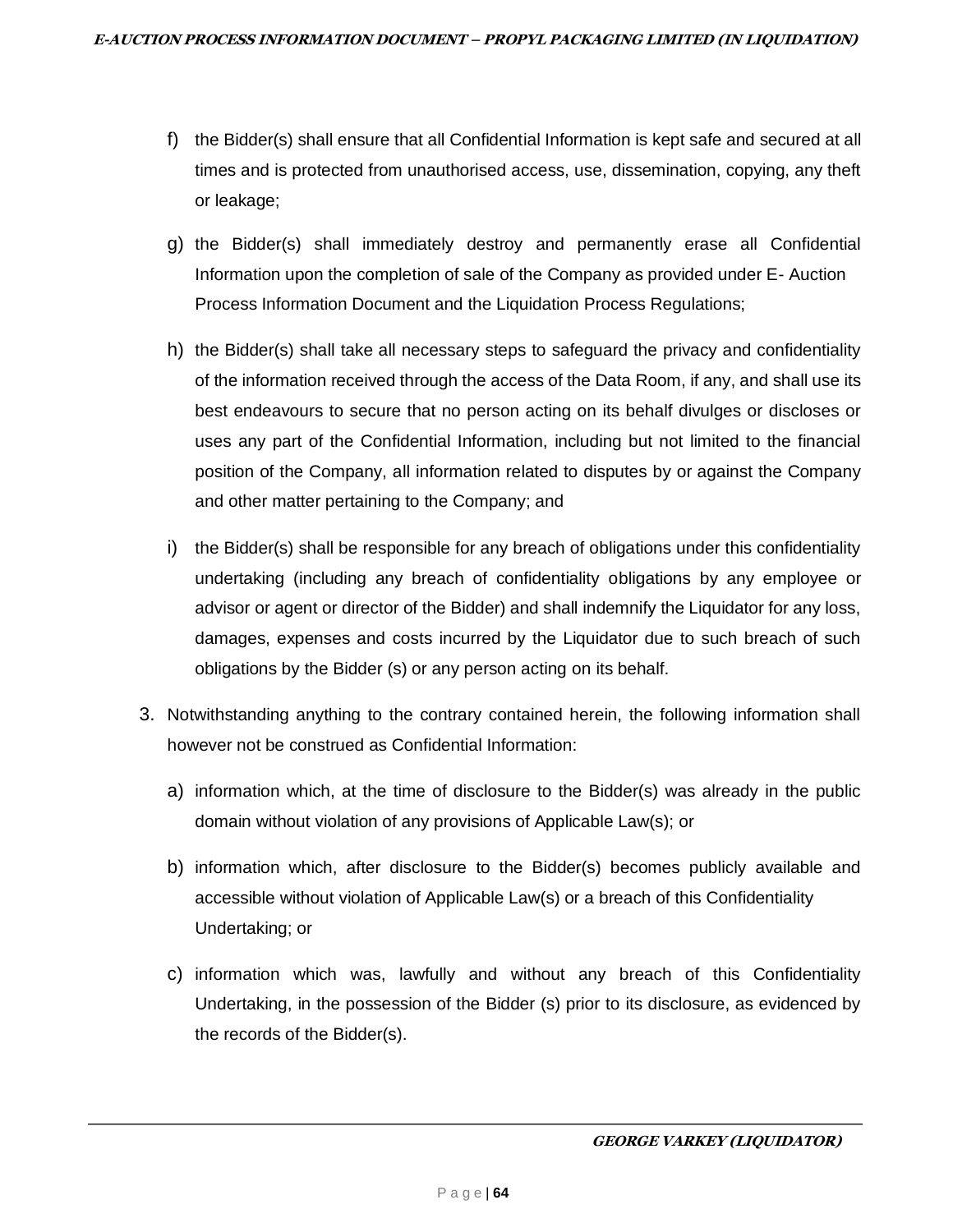f) the Bidder(s) shall ensure that all Confidential Information is kept safe and secured at all times and is protected from unauthorised access, use, dissemination, copying, any theft or leakage;

g) the Bidder(s) shall immediately destroy and permanently erase all Confidential Information upon the completion of sale of the Company as provided under E- Auction Process Information Document and the Liquidation Process Regulations;

h) the Bidder(s) shall take all necessary steps to safeguard the privacy and confidentiality of the information received through the access of the Data Room, if any, and shall use its best endeavours to secure that no person acting on its behalf divulges or discloses or uses any part of the Confidential Information, including but not limited to the financial position of the Company, all information related to disputes by or against the Company and other matter pertaining to the Company; and

i) the Bidder(s) shall be responsible for any breach of obligations under this confidentiality undertaking (including any breach of confidentiality obligations by any employee or advisor or agent or director of the Bidder) and shall indemnify the Liquidator for any loss, damages, expenses and costs incurred by the Liquidator due to such breach of such obligations by the Bidder (s) or any person acting on its behalf.

3. Notwithstanding anything to the contrary contained herein, the following information shall however not be construed as Confidential Information:

   a) information which, at the time of disclosure to the Bidder(s) was already in the public domain without violation of any provisions of Applicable Law(s); or

   b) information which, after disclosure to the Bidder(s) becomes publicly available and accessible without violation of Applicable Law(s) or a breach of this Confidentiality Undertaking; or

   c) information which was, lawfully and without any breach of this Confidentiality Undertaking, in the possession of the Bidder (s) prior to its disclosure, as evidenced by the records of the Bidder(s).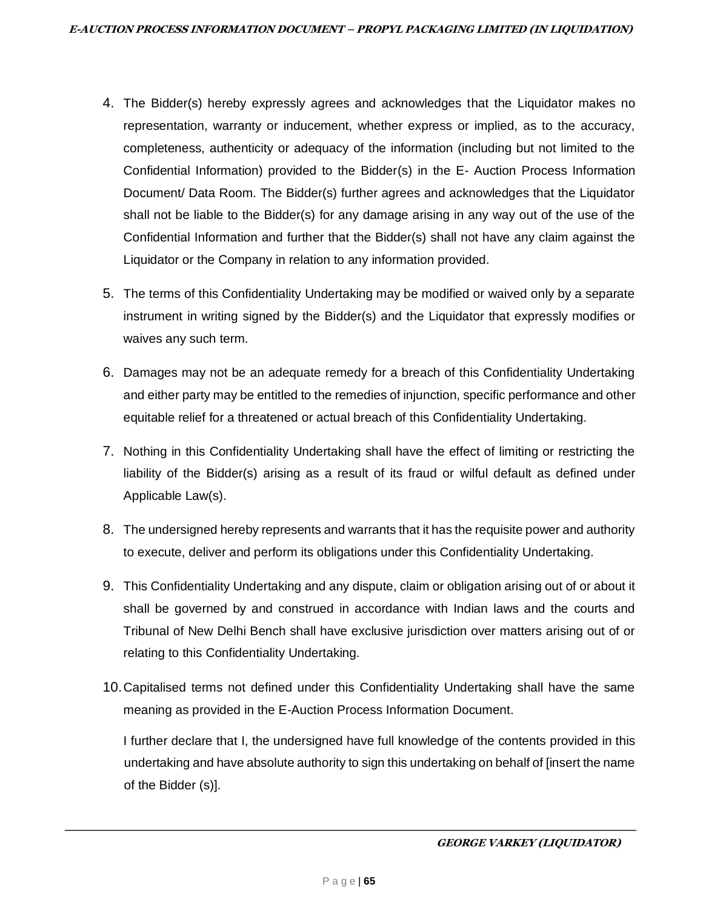4. The Bidder(s) hereby expressly agrees and acknowledges that the Liquidator makes no representation, warranty or inducement, whether express or implied, as to the accuracy, completeness, authenticity or adequacy of the information (including but not limited to the Confidential Information) provided to the Bidder(s) in the E- Auction Process Information Document/ Data Room. The Bidder(s) further agrees and acknowledges that the Liquidator shall not be liable to the Bidder(s) for any damage arising in any way out of the use of the Confidential Information and further that the Bidder(s) shall not have any claim against the Liquidator or the Company in relation to any information provided.

5. The terms of this Confidentiality Undertaking may be modified or waived only by a separate instrument in writing signed by the Bidder(s) and the Liquidator that expressly modifies or waives any such term.

6. Damages may not be an adequate remedy for a breach of this Confidentiality Undertaking and either party may be entitled to the remedies of injunction, specific performance and other equitable relief for a threatened or actual breach of this Confidentiality Undertaking.

7. Nothing in this Confidentiality Undertaking shall have the effect of limiting or restricting the liability of the Bidder(s) arising as a result of its fraud or wilful default as defined under Applicable Law(s).

8. The undersigned hereby represents and warrants that it has the requisite power and authority to execute, deliver and perform its obligations under this Confidentiality Undertaking.

9. This Confidentiality Undertaking and any dispute, claim or obligation arising out of or about it shall be governed by and construed in accordance with Indian laws and the courts and Tribunal of New Delhi Bench shall have exclusive jurisdiction over matters arising out of or relating to this Confidentiality Undertaking.

10. Capitalised terms not defined under this Confidentiality Undertaking shall have the same meaning as provided in the E-Auction Process Information Document.

I further declare that I, the undersigned have full knowledge of the contents provided in this undertaking and have absolute authority to sign this undertaking on behalf of [insert the name of the Bidder (s)].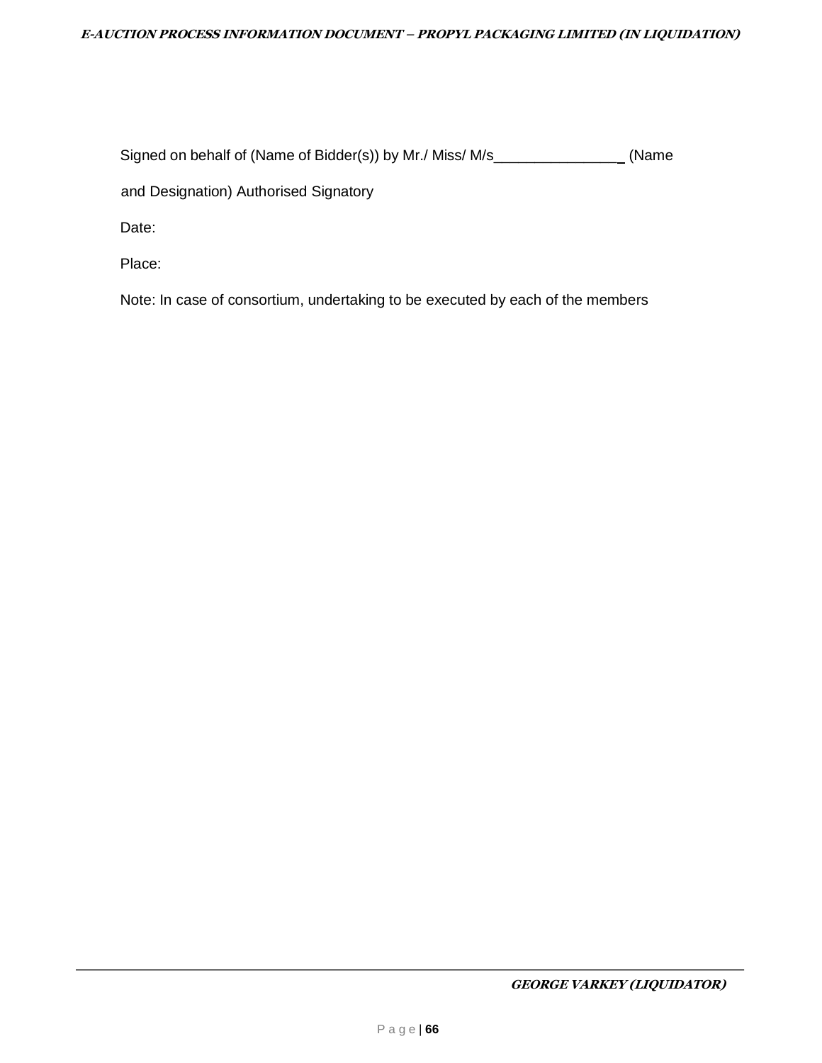Signed on behalf of (Name of Bidder(s)) by Mr./ Miss/ M/s________________ (Name and Designation) Authorised Signatory

Date:

Place:

Note: In case of consortium, undertaking to be executed by each of the members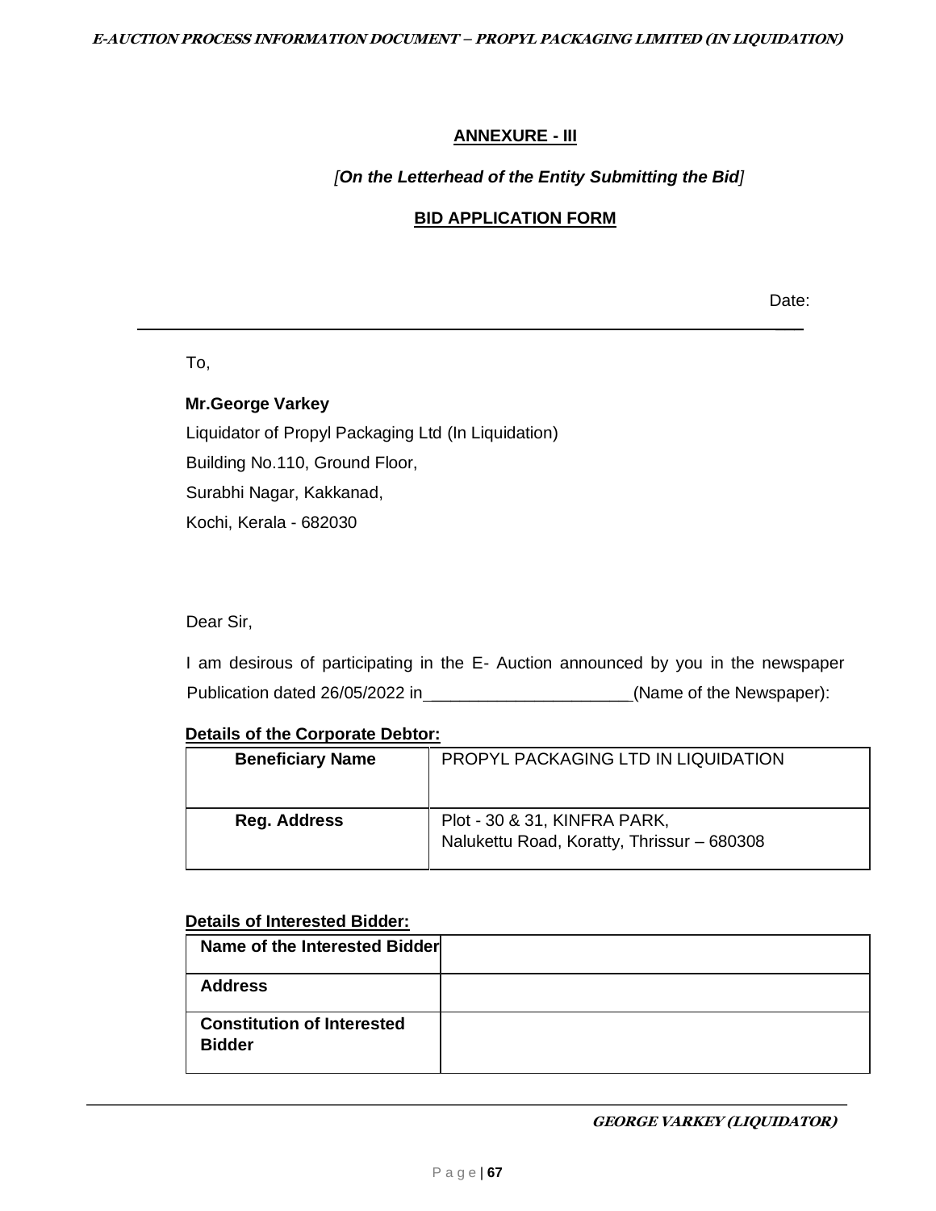## ANNEXURE - III

*[On the Letterhead of the Entity Submitting the Bid]*

## BID APPLICATION FORM

Date: \_\_\_

To,

**Mr.George Varkey**
Liquidator of Propyl Packaging Ltd (In Liquidation)
Building No.110, Ground Floor,
Surabhi Nagar, Kakkanad,
Kochi, Kerala - 682030

Dear Sir,

I am desirous of participating in the E- Auction announced by you in the newspaper Publication dated 26/05/2022 in______________________(Name of the Newspaper):

**Details of the Corporate Debtor:**

| **Beneficiary Name** | PROPYL PACKAGING LTD IN LIQUIDATION |
|---|---|
| **Reg. Address** | Plot - 30 & 31, KINFRA PARK, Nalukettu Road, Koratty, Thrissur – 680308 |

**Details of Interested Bidder:**

| **Name of the Interested Bidder** | |
|---|---|
| **Address** | |
| **Constitution of Interested Bidder** | |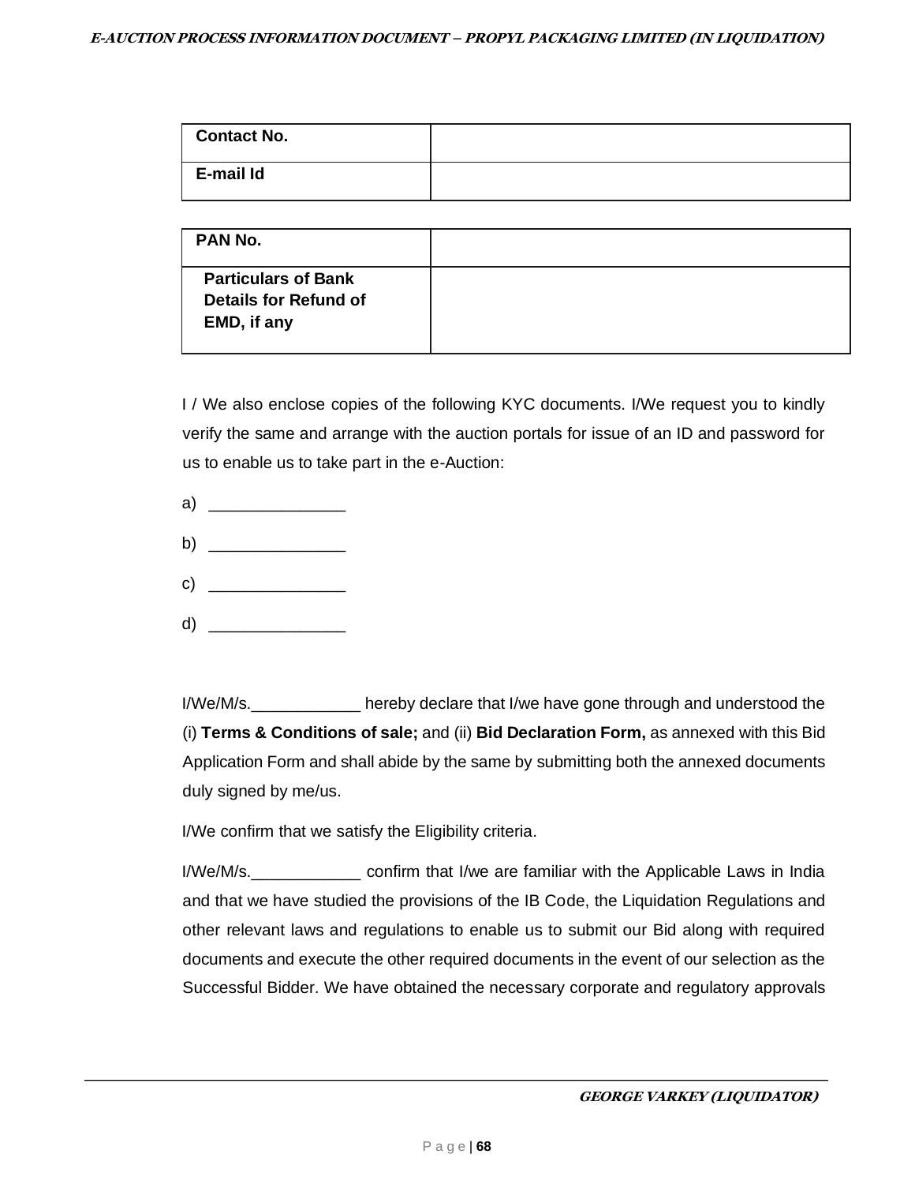| Contact No. | |
|---|---|
| E-mail Id | |

| PAN No. | |
|---|---|
| Particulars of Bank Details for Refund of EMD, if any | |

I / We also enclose copies of the following KYC documents. I/We request you to kindly verify the same and arrange with the auction portals for issue of an ID and password for us to enable us to take part in the e-Auction:

a) _______________

b) _______________

c) _______________

d) _______________

I/We/M/s.____________ hereby declare that I/we have gone through and understood the (i) **Terms & Conditions of sale;** and (ii) **Bid Declaration Form,** as annexed with this Bid Application Form and shall abide by the same by submitting both the annexed documents duly signed by me/us.

I/We confirm that we satisfy the Eligibility criteria.

I/We/M/s.____________ confirm that I/we are familiar with the Applicable Laws in India and that we have studied the provisions of the IB Code, the Liquidation Regulations and other relevant laws and regulations to enable us to submit our Bid along with required documents and execute the other required documents in the event of our selection as the Successful Bidder. We have obtained the necessary corporate and regulatory approvals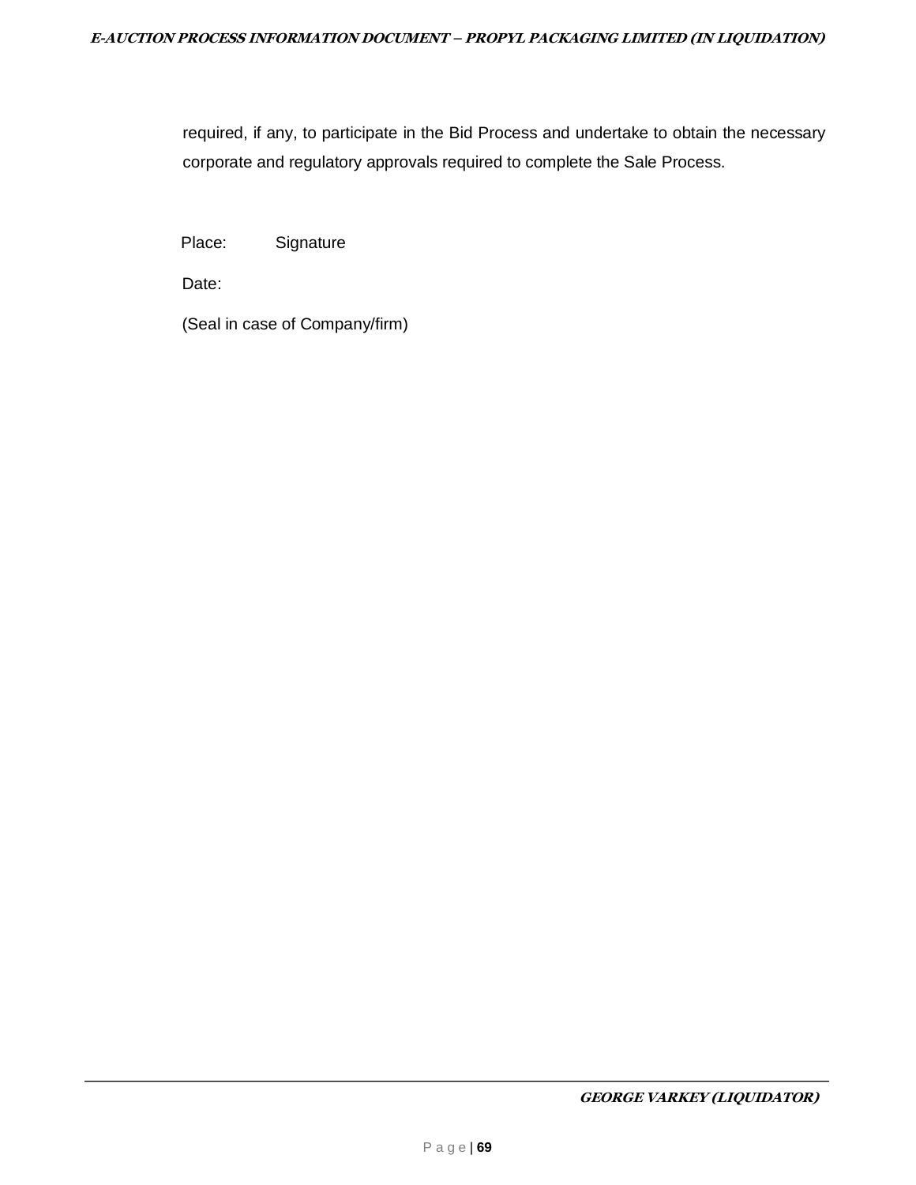required, if any, to participate in the Bid Process and undertake to obtain the necessary corporate and regulatory approvals required to complete the Sale Process.

Place:     Signature

Date:

(Seal in case of Company/firm)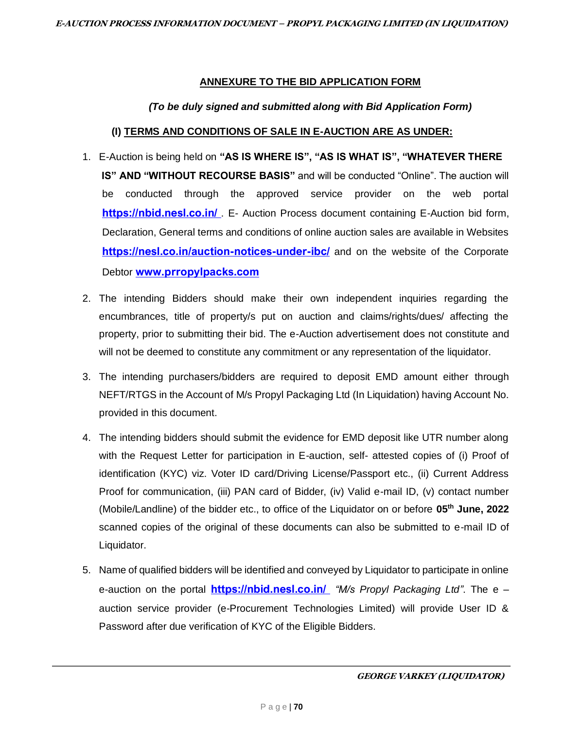## ANNEXURE TO THE BID APPLICATION FORM

***(To be duly signed and submitted along with Bid Application Form)***

### (I) TERMS AND CONDITIONS OF SALE IN E-AUCTION ARE AS UNDER:

1. E-Auction is being held on **"AS IS WHERE IS", "AS IS WHAT IS", "WHATEVER THERE IS" AND "WITHOUT RECOURSE BASIS"** and will be conducted "Online". The auction will be conducted through the approved service provider on the web portal **https://nbid.nesl.co.in/** . E- Auction Process document containing E-Auction bid form, Declaration, General terms and conditions of online auction sales are available in Websites **https://nesl.co.in/auction-notices-under-ibc/** and on the website of the Corporate Debtor **www.prropylpacks.com**

2. The intending Bidders should make their own independent inquiries regarding the encumbrances, title of property/s put on auction and claims/rights/dues/ affecting the property, prior to submitting their bid. The e-Auction advertisement does not constitute and will not be deemed to constitute any commitment or any representation of the liquidator.

3. The intending purchasers/bidders are required to deposit EMD amount either through NEFT/RTGS in the Account of M/s Propyl Packaging Ltd (In Liquidation) having Account No. provided in this document.

4. The intending bidders should submit the evidence for EMD deposit like UTR number along with the Request Letter for participation in E-auction, self- attested copies of (i) Proof of identification (KYC) viz. Voter ID card/Driving License/Passport etc., (ii) Current Address Proof for communication, (iii) PAN card of Bidder, (iv) Valid e-mail ID, (v) contact number (Mobile/Landline) of the bidder etc., to office of the Liquidator on or before **05th June, 2022** scanned copies of the original of these documents can also be submitted to e-mail ID of Liquidator.

5. Name of qualified bidders will be identified and conveyed by Liquidator to participate in online e-auction on the portal **https://nbid.nesl.co.in/** *"M/s Propyl Packaging Ltd"*. The e – auction service provider (e-Procurement Technologies Limited) will provide User ID & Password after due verification of KYC of the Eligible Bidders.

**GEORGE VARKEY (LIQUIDATOR)**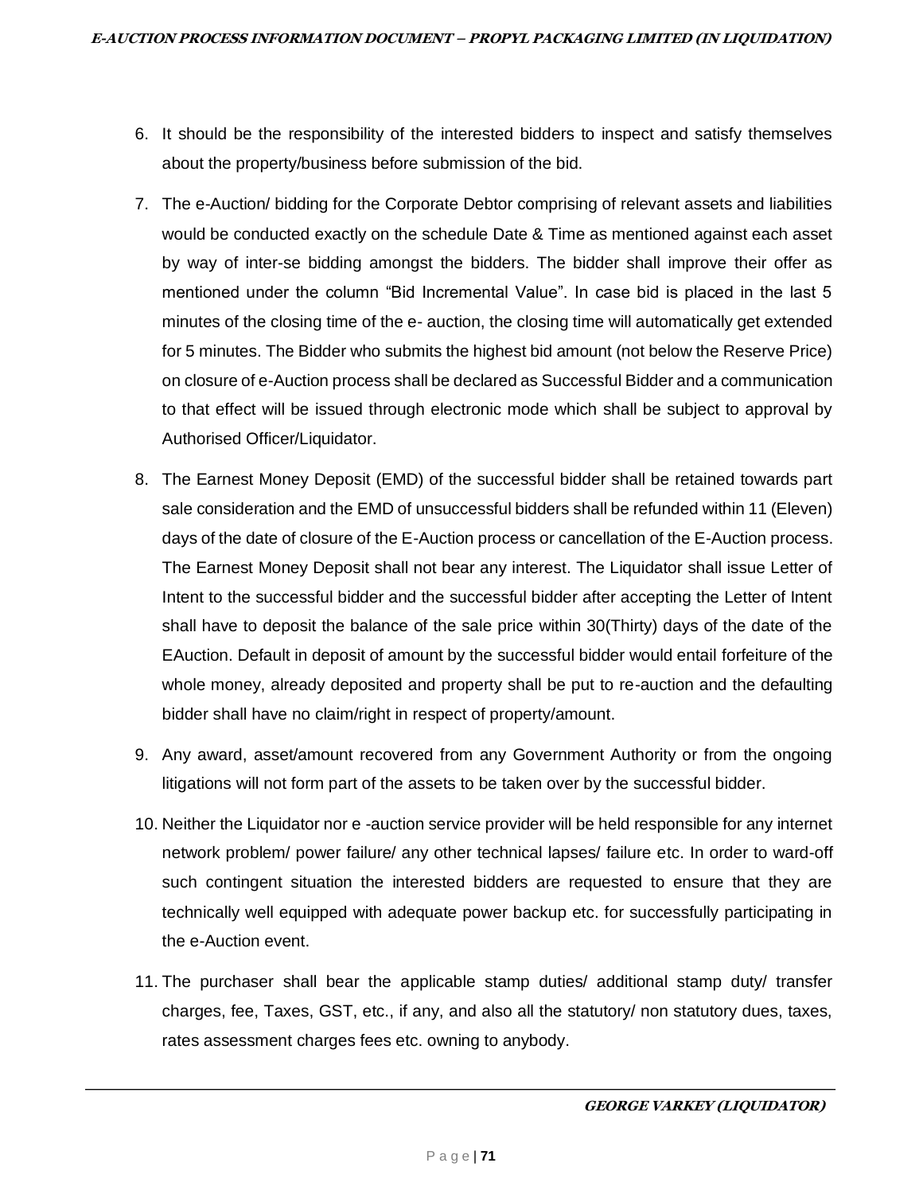6. It should be the responsibility of the interested bidders to inspect and satisfy themselves about the property/business before submission of the bid.

7. The e-Auction/ bidding for the Corporate Debtor comprising of relevant assets and liabilities would be conducted exactly on the schedule Date & Time as mentioned against each asset by way of inter-se bidding amongst the bidders. The bidder shall improve their offer as mentioned under the column "Bid Incremental Value". In case bid is placed in the last 5 minutes of the closing time of the e- auction, the closing time will automatically get extended for 5 minutes. The Bidder who submits the highest bid amount (not below the Reserve Price) on closure of e-Auction process shall be declared as Successful Bidder and a communication to that effect will be issued through electronic mode which shall be subject to approval by Authorised Officer/Liquidator.

8. The Earnest Money Deposit (EMD) of the successful bidder shall be retained towards part sale consideration and the EMD of unsuccessful bidders shall be refunded within 11 (Eleven) days of the date of closure of the E-Auction process or cancellation of the E-Auction process. The Earnest Money Deposit shall not bear any interest. The Liquidator shall issue Letter of Intent to the successful bidder and the successful bidder after accepting the Letter of Intent shall have to deposit the balance of the sale price within 30(Thirty) days of the date of the EAuction. Default in deposit of amount by the successful bidder would entail forfeiture of the whole money, already deposited and property shall be put to re-auction and the defaulting bidder shall have no claim/right in respect of property/amount.

9. Any award, asset/amount recovered from any Government Authority or from the ongoing litigations will not form part of the assets to be taken over by the successful bidder.

10. Neither the Liquidator nor e -auction service provider will be held responsible for any internet network problem/ power failure/ any other technical lapses/ failure etc. In order to ward-off such contingent situation the interested bidders are requested to ensure that they are technically well equipped with adequate power backup etc. for successfully participating in the e-Auction event.

11. The purchaser shall bear the applicable stamp duties/ additional stamp duty/ transfer charges, fee, Taxes, GST, etc., if any, and also all the statutory/ non statutory dues, taxes, rates assessment charges fees etc. owning to anybody.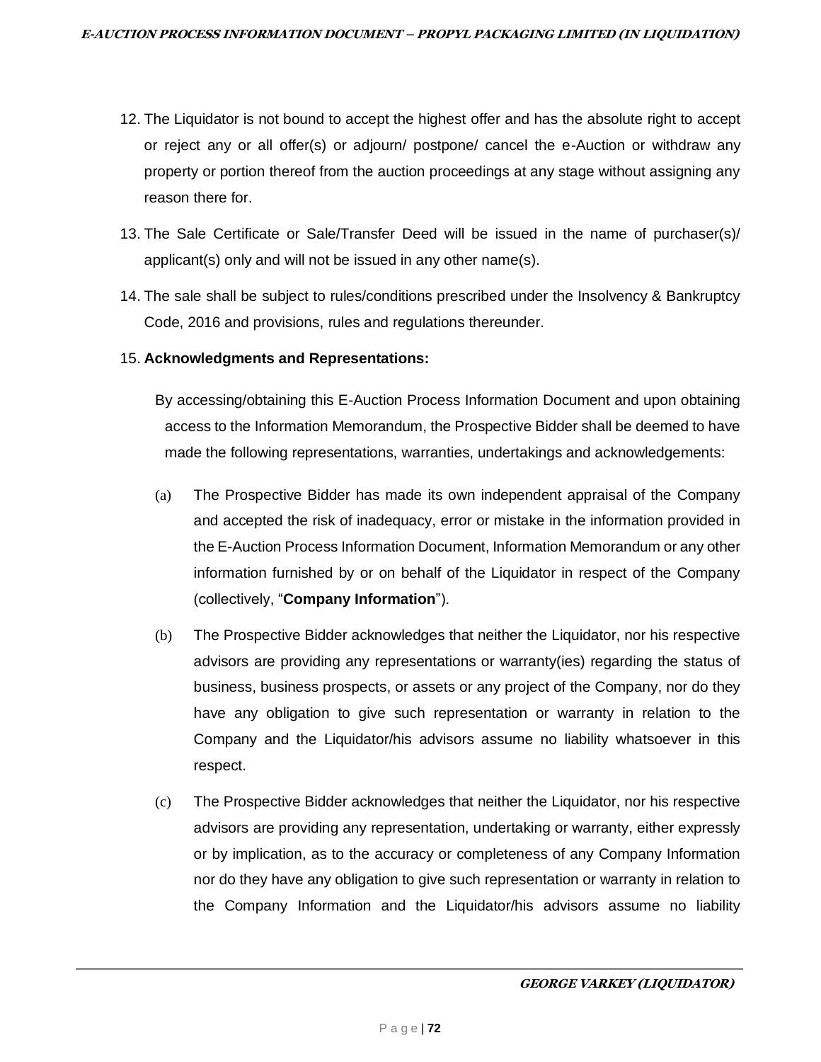12. The Liquidator is not bound to accept the highest offer and has the absolute right to accept or reject any or all offer(s) or adjourn/ postpone/ cancel the e-Auction or withdraw any property or portion thereof from the auction proceedings at any stage without assigning any reason there for.

13. The Sale Certificate or Sale/Transfer Deed will be issued in the name of purchaser(s)/ applicant(s) only and will not be issued in any other name(s).

14. The sale shall be subject to rules/conditions prescribed under the Insolvency & Bankruptcy Code, 2016 and provisions, rules and regulations thereunder.

15. **Acknowledgments and Representations:**

    By accessing/obtaining this E-Auction Process Information Document and upon obtaining access to the Information Memorandum, the Prospective Bidder shall be deemed to have made the following representations, warranties, undertakings and acknowledgements:

    (a) The Prospective Bidder has made its own independent appraisal of the Company and accepted the risk of inadequacy, error or mistake in the information provided in the E-Auction Process Information Document, Information Memorandum or any other information furnished by or on behalf of the Liquidator in respect of the Company (collectively, "**Company Information**").

    (b) The Prospective Bidder acknowledges that neither the Liquidator, nor his respective advisors are providing any representations or warranty(ies) regarding the status of business, business prospects, or assets or any project of the Company, nor do they have any obligation to give such representation or warranty in relation to the Company and the Liquidator/his advisors assume no liability whatsoever in this respect.

    (c) The Prospective Bidder acknowledges that neither the Liquidator, nor his respective advisors are providing any representation, undertaking or warranty, either expressly or by implication, as to the accuracy or completeness of any Company Information nor do they have any obligation to give such representation or warranty in relation to the Company Information and the Liquidator/his advisors assume no liability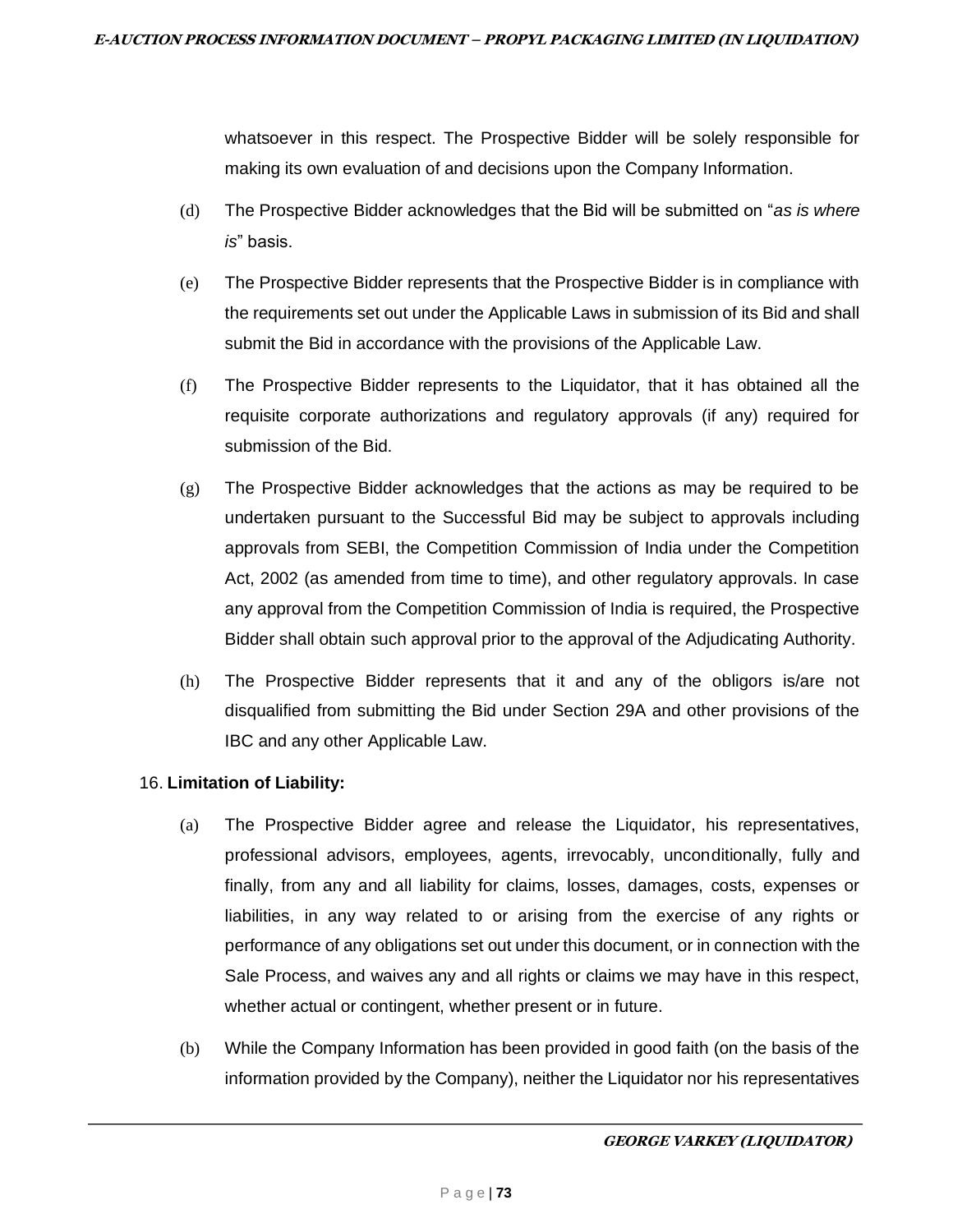whatsoever in this respect. The Prospective Bidder will be solely responsible for making its own evaluation of and decisions upon the Company Information.

(d) The Prospective Bidder acknowledges that the Bid will be submitted on "*as is where is*" basis.

(e) The Prospective Bidder represents that the Prospective Bidder is in compliance with the requirements set out under the Applicable Laws in submission of its Bid and shall submit the Bid in accordance with the provisions of the Applicable Law.

(f) The Prospective Bidder represents to the Liquidator, that it has obtained all the requisite corporate authorizations and regulatory approvals (if any) required for submission of the Bid.

(g) The Prospective Bidder acknowledges that the actions as may be required to be undertaken pursuant to the Successful Bid may be subject to approvals including approvals from SEBI, the Competition Commission of India under the Competition Act, 2002 (as amended from time to time), and other regulatory approvals. In case any approval from the Competition Commission of India is required, the Prospective Bidder shall obtain such approval prior to the approval of the Adjudicating Authority.

(h) The Prospective Bidder represents that it and any of the obligors is/are not disqualified from submitting the Bid under Section 29A and other provisions of the IBC and any other Applicable Law.

16. **Limitation of Liability:**

(a) The Prospective Bidder agree and release the Liquidator, his representatives, professional advisors, employees, agents, irrevocably, unconditionally, fully and finally, from any and all liability for claims, losses, damages, costs, expenses or liabilities, in any way related to or arising from the exercise of any rights or performance of any obligations set out under this document, or in connection with the Sale Process, and waives any and all rights or claims we may have in this respect, whether actual or contingent, whether present or in future.

(b) While the Company Information has been provided in good faith (on the basis of the information provided by the Company), neither the Liquidator nor his representatives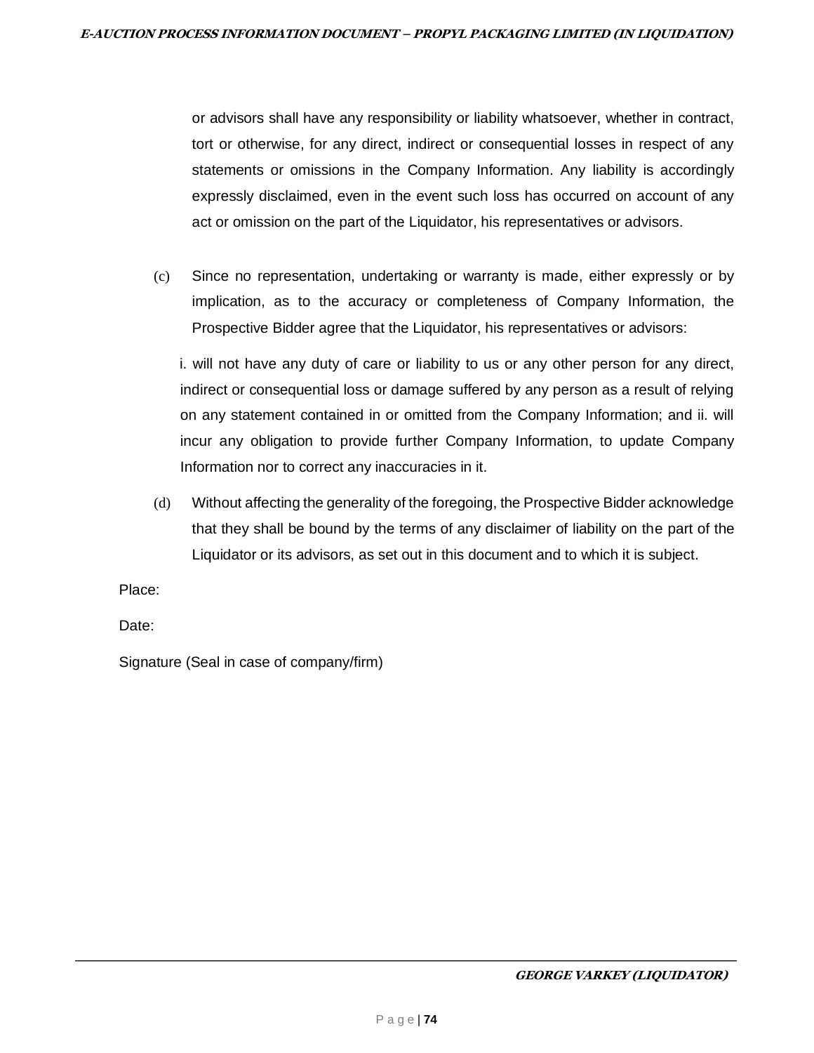or advisors shall have any responsibility or liability whatsoever, whether in contract, tort or otherwise, for any direct, indirect or consequential losses in respect of any statements or omissions in the Company Information. Any liability is accordingly expressly disclaimed, even in the event such loss has occurred on account of any act or omission on the part of the Liquidator, his representatives or advisors.

(c) Since no representation, undertaking or warranty is made, either expressly or by implication, as to the accuracy or completeness of Company Information, the Prospective Bidder agree that the Liquidator, his representatives or advisors:

i. will not have any duty of care or liability to us or any other person for any direct, indirect or consequential loss or damage suffered by any person as a result of relying on any statement contained in or omitted from the Company Information; and ii. will incur any obligation to provide further Company Information, to update Company Information nor to correct any inaccuracies in it.

(d) Without affecting the generality of the foregoing, the Prospective Bidder acknowledge that they shall be bound by the terms of any disclaimer of liability on the part of the Liquidator or its advisors, as set out in this document and to which it is subject.

Place:

Date:

Signature (Seal in case of company/firm)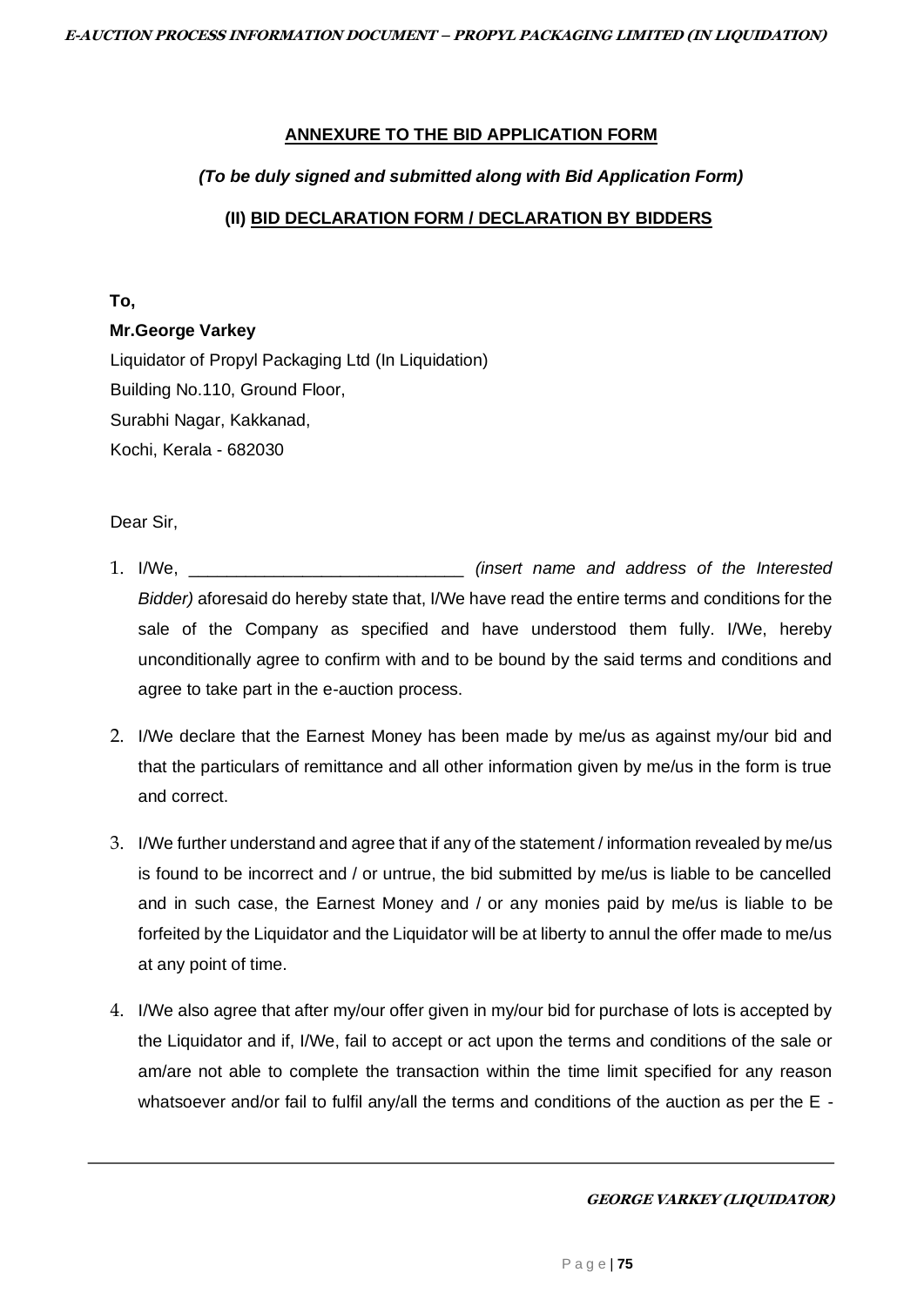**ANNEXURE TO THE BID APPLICATION FORM**

***(To be duly signed and submitted along with Bid Application Form)***

**(II) BID DECLARATION FORM / DECLARATION BY BIDDERS**

**To,**

**Mr.George Varkey**
Liquidator of Propyl Packaging Ltd (In Liquidation)
Building No.110, Ground Floor,
Surabhi Nagar, Kakkanad,
Kochi, Kerala - 682030

Dear Sir,

1. I/We, ____________________________ *(insert name and address of the Interested Bidder)* aforesaid do hereby state that, I/We have read the entire terms and conditions for the sale of the Company as specified and have understood them fully. I/We, hereby unconditionally agree to confirm with and to be bound by the said terms and conditions and agree to take part in the e-auction process.
2. I/We declare that the Earnest Money has been made by me/us as against my/our bid and that the particulars of remittance and all other information given by me/us in the form is true and correct.
3. I/We further understand and agree that if any of the statement / information revealed by me/us is found to be incorrect and / or untrue, the bid submitted by me/us is liable to be cancelled and in such case, the Earnest Money and / or any monies paid by me/us is liable to be forfeited by the Liquidator and the Liquidator will be at liberty to annul the offer made to me/us at any point of time.
4. I/We also agree that after my/our offer given in my/our bid for purchase of lots is accepted by the Liquidator and if, I/We, fail to accept or act upon the terms and conditions of the sale or am/are not able to complete the transaction within the time limit specified for any reason whatsoever and/or fail to fulfil any/all the terms and conditions of the auction as per the E -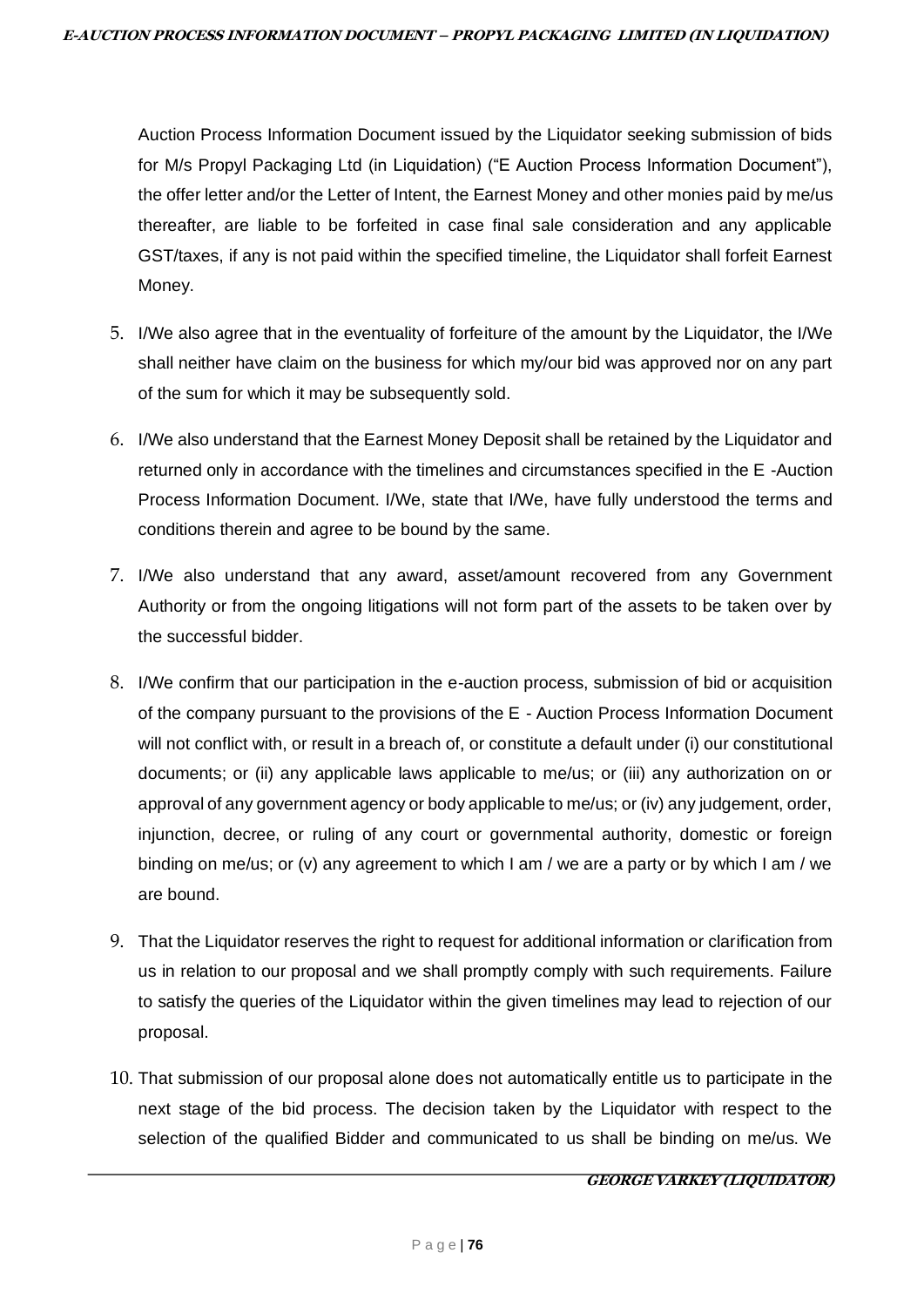Auction Process Information Document issued by the Liquidator seeking submission of bids for M/s Propyl Packaging Ltd (in Liquidation) ("E Auction Process Information Document"), the offer letter and/or the Letter of Intent, the Earnest Money and other monies paid by me/us thereafter, are liable to be forfeited in case final sale consideration and any applicable GST/taxes, if any is not paid within the specified timeline, the Liquidator shall forfeit Earnest Money.

5. I/We also agree that in the eventuality of forfeiture of the amount by the Liquidator, the I/We shall neither have claim on the business for which my/our bid was approved nor on any part of the sum for which it may be subsequently sold.

6. I/We also understand that the Earnest Money Deposit shall be retained by the Liquidator and returned only in accordance with the timelines and circumstances specified in the E -Auction Process Information Document. I/We, state that I/We, have fully understood the terms and conditions therein and agree to be bound by the same.

7. I/We also understand that any award, asset/amount recovered from any Government Authority or from the ongoing litigations will not form part of the assets to be taken over by the successful bidder.

8. I/We confirm that our participation in the e-auction process, submission of bid or acquisition of the company pursuant to the provisions of the E - Auction Process Information Document will not conflict with, or result in a breach of, or constitute a default under (i) our constitutional documents; or (ii) any applicable laws applicable to me/us; or (iii) any authorization on or approval of any government agency or body applicable to me/us; or (iv) any judgement, order, injunction, decree, or ruling of any court or governmental authority, domestic or foreign binding on me/us; or (v) any agreement to which I am / we are a party or by which I am / we are bound.

9. That the Liquidator reserves the right to request for additional information or clarification from us in relation to our proposal and we shall promptly comply with such requirements. Failure to satisfy the queries of the Liquidator within the given timelines may lead to rejection of our proposal.

10. That submission of our proposal alone does not automatically entitle us to participate in the next stage of the bid process. The decision taken by the Liquidator with respect to the selection of the qualified Bidder and communicated to us shall be binding on me/us. We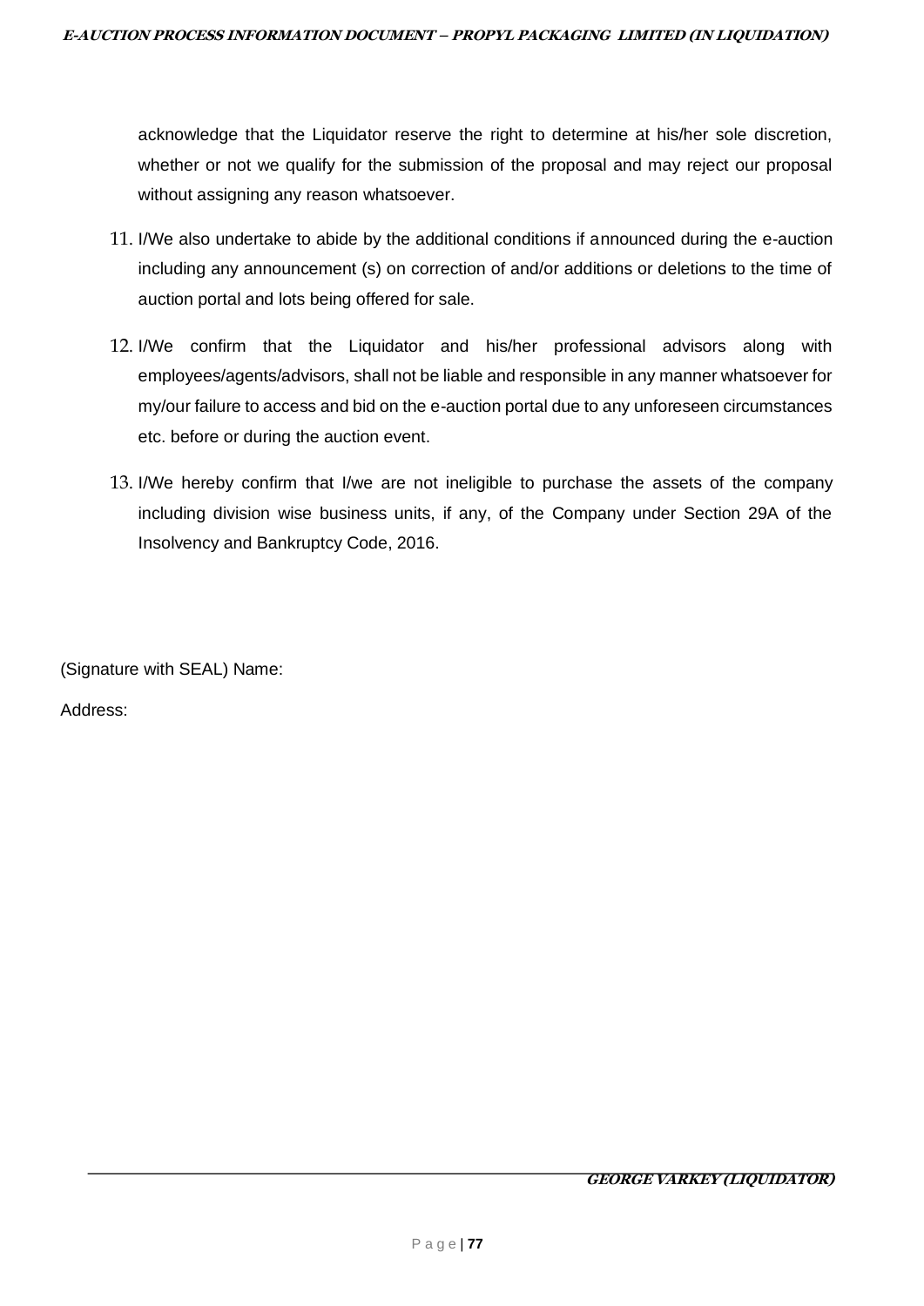acknowledge that the Liquidator reserve the right to determine at his/her sole discretion, whether or not we qualify for the submission of the proposal and may reject our proposal without assigning any reason whatsoever.

11. I/We also undertake to abide by the additional conditions if announced during the e-auction including any announcement (s) on correction of and/or additions or deletions to the time of auction portal and lots being offered for sale.

12. I/We confirm that the Liquidator and his/her professional advisors along with employees/agents/advisors, shall not be liable and responsible in any manner whatsoever for my/our failure to access and bid on the e-auction portal due to any unforeseen circumstances etc. before or during the auction event.

13. I/We hereby confirm that I/we are not ineligible to purchase the assets of the company including division wise business units, if any, of the Company under Section 29A of the Insolvency and Bankruptcy Code, 2016.

(Signature with SEAL) Name:

Address: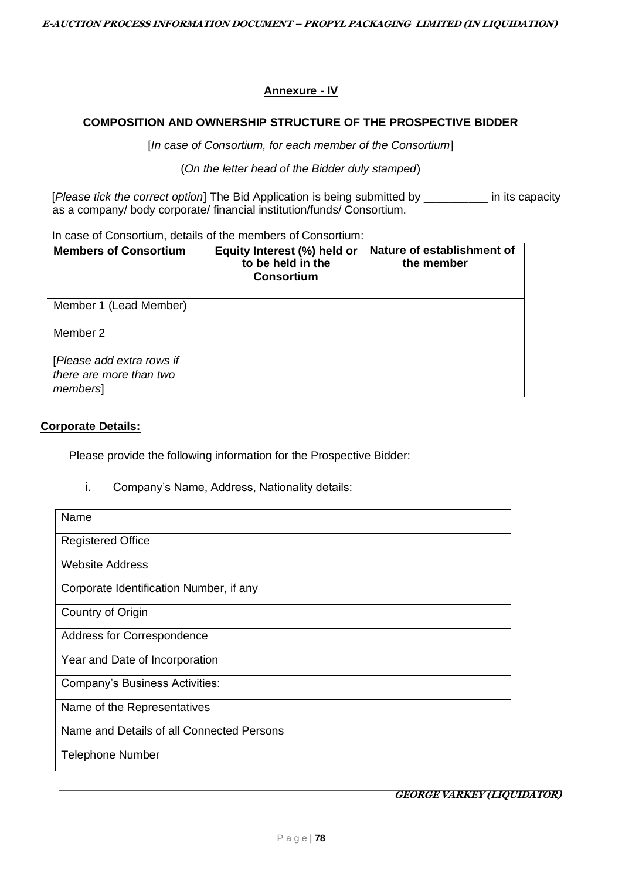**Annexure - IV**

**COMPOSITION AND OWNERSHIP STRUCTURE OF THE PROSPECTIVE BIDDER**

[*In case of Consortium, for each member of the Consortium*]

(*On the letter head of the Bidder duly stamped*)

[*Please tick the correct option*] The Bid Application is being submitted by __________ in its capacity as a company/ body corporate/ financial institution/funds/ Consortium.

In case of Consortium, details of the members of Consortium:

| Members of Consortium | Equity Interest (%) held or to be held in the Consortium | Nature of establishment of the member |
|---|---|---|
| Member 1 (Lead Member) | | |
| Member 2 | | |
| [*Please add extra rows if there are more than two members*] | | |

**Corporate Details:**

Please provide the following information for the Prospective Bidder:

i. Company's Name, Address, Nationality details:

| | |
|---|---|
| Name | |
| Registered Office | |
| Website Address | |
| Corporate Identification Number, if any | |
| Country of Origin | |
| Address for Correspondence | |
| Year and Date of Incorporation | |
| Company's Business Activities: | |
| Name of the Representatives | |
| Name and Details of all Connected Persons | |
| Telephone Number | |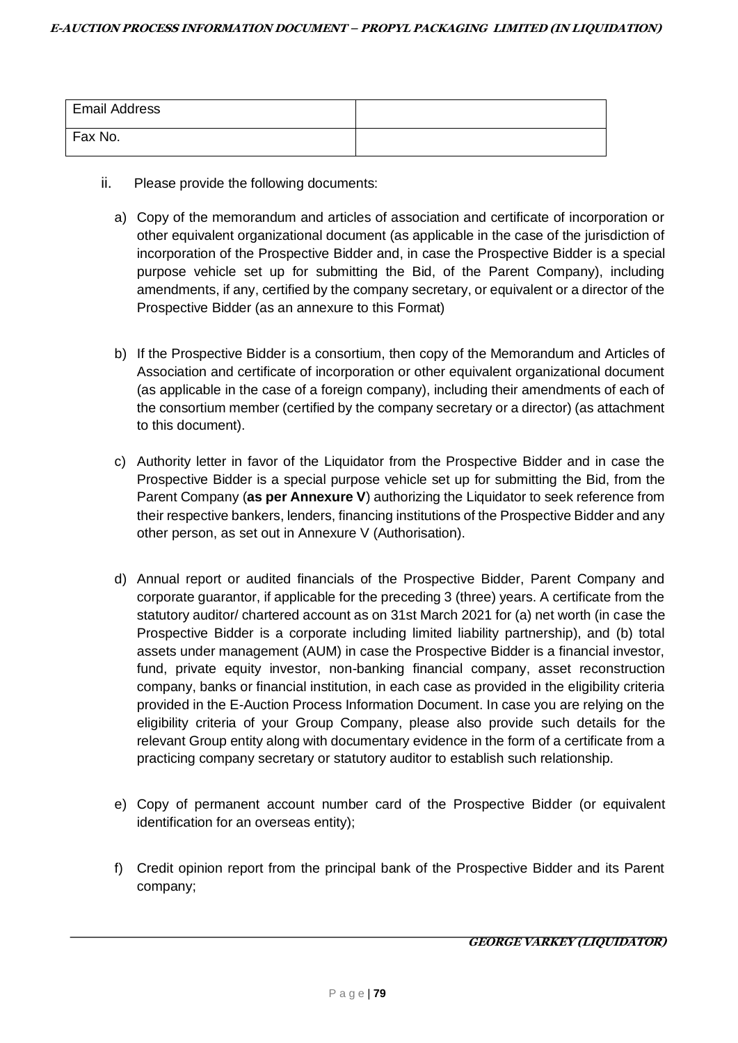| Email Address | |
| --- | --- |
| Fax No. | |

ii. Please provide the following documents:

a) Copy of the memorandum and articles of association and certificate of incorporation or other equivalent organizational document (as applicable in the case of the jurisdiction of incorporation of the Prospective Bidder and, in case the Prospective Bidder is a special purpose vehicle set up for submitting the Bid, of the Parent Company), including amendments, if any, certified by the company secretary, or equivalent or a director of the Prospective Bidder (as an annexure to this Format)

b) If the Prospective Bidder is a consortium, then copy of the Memorandum and Articles of Association and certificate of incorporation or other equivalent organizational document (as applicable in the case of a foreign company), including their amendments of each of the consortium member (certified by the company secretary or a director) (as attachment to this document).

c) Authority letter in favor of the Liquidator from the Prospective Bidder and in case the Prospective Bidder is a special purpose vehicle set up for submitting the Bid, from the Parent Company (**as per Annexure V**) authorizing the Liquidator to seek reference from their respective bankers, lenders, financing institutions of the Prospective Bidder and any other person, as set out in Annexure V (Authorisation).

d) Annual report or audited financials of the Prospective Bidder, Parent Company and corporate guarantor, if applicable for the preceding 3 (three) years. A certificate from the statutory auditor/ chartered account as on 31st March 2021 for (a) net worth (in case the Prospective Bidder is a corporate including limited liability partnership), and (b) total assets under management (AUM) in case the Prospective Bidder is a financial investor, fund, private equity investor, non-banking financial company, asset reconstruction company, banks or financial institution, in each case as provided in the eligibility criteria provided in the E-Auction Process Information Document. In case you are relying on the eligibility criteria of your Group Company, please also provide such details for the relevant Group entity along with documentary evidence in the form of a certificate from a practicing company secretary or statutory auditor to establish such relationship.

e) Copy of permanent account number card of the Prospective Bidder (or equivalent identification for an overseas entity);

f) Credit opinion report from the principal bank of the Prospective Bidder and its Parent company;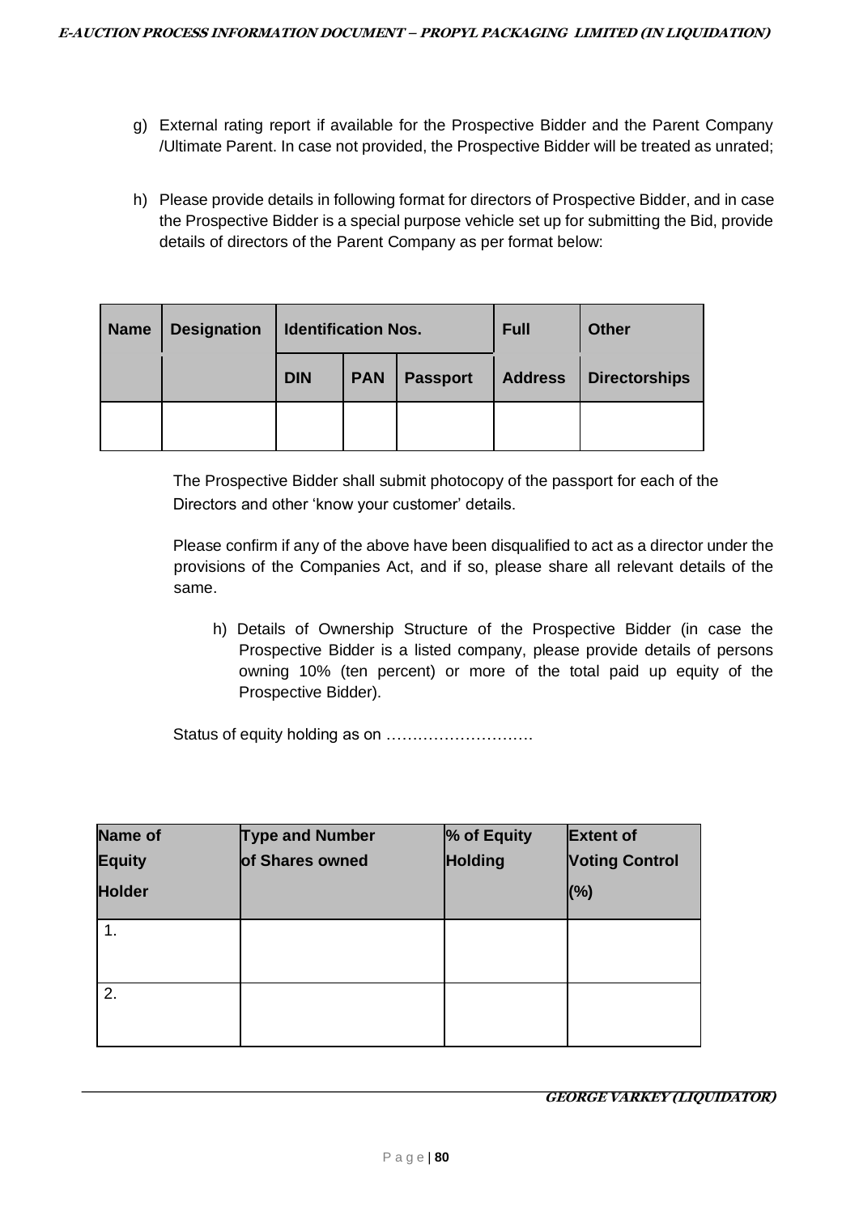g) External rating report if available for the Prospective Bidder and the Parent Company /Ultimate Parent. In case not provided, the Prospective Bidder will be treated as unrated;

h) Please provide details in following format for directors of Prospective Bidder, and in case the Prospective Bidder is a special purpose vehicle set up for submitting the Bid, provide details of directors of the Parent Company as per format below:

| Name | Designation | Identification Nos. | | | Full | Other |
|---|---|---|---|---|---|---|
| | | DIN | PAN | Passport | Address | Directorships |
| | | | | | | |

The Prospective Bidder shall submit photocopy of the passport for each of the Directors and other 'know your customer' details.

Please confirm if any of the above have been disqualified to act as a director under the provisions of the Companies Act, and if so, please share all relevant details of the same.

h) Details of Ownership Structure of the Prospective Bidder (in case the Prospective Bidder is a listed company, please provide details of persons owning 10% (ten percent) or more of the total paid up equity of the Prospective Bidder).

Status of equity holding as on ……………………….

| Name of Equity Holder | Type and Number of Shares owned | % of Equity Holding | Extent of Voting Control (%) |
|---|---|---|---|
| 1. | | | |
| 2. | | | |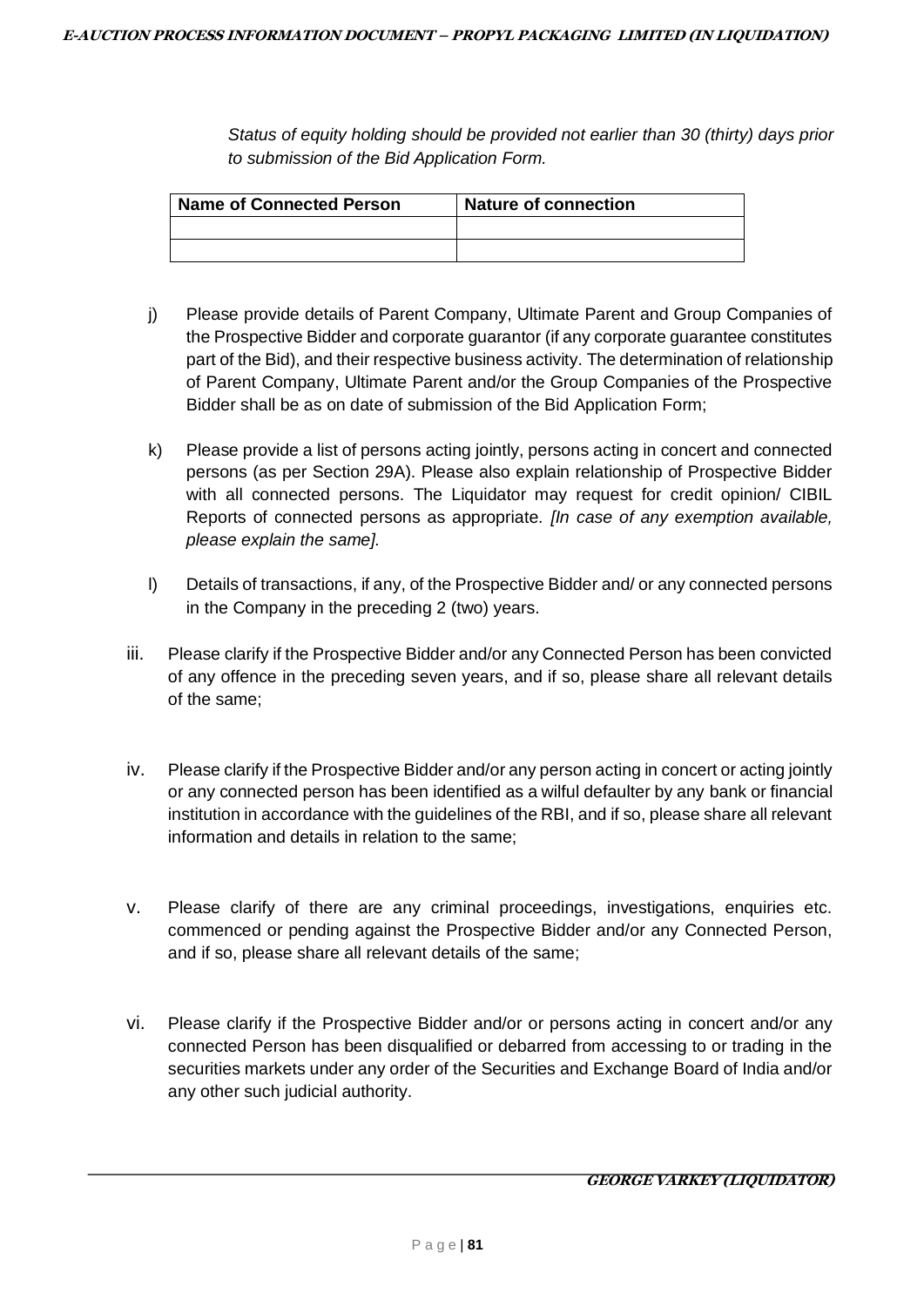*Status of equity holding should be provided not earlier than 30 (thirty) days prior to submission of the Bid Application Form.*

| Name of Connected Person | Nature of connection |
|---|---|
| | |
| | |

j) Please provide details of Parent Company, Ultimate Parent and Group Companies of the Prospective Bidder and corporate guarantor (if any corporate guarantee constitutes part of the Bid), and their respective business activity. The determination of relationship of Parent Company, Ultimate Parent and/or the Group Companies of the Prospective Bidder shall be as on date of submission of the Bid Application Form;

k) Please provide a list of persons acting jointly, persons acting in concert and connected persons (as per Section 29A). Please also explain relationship of Prospective Bidder with all connected persons. The Liquidator may request for credit opinion/ CIBIL Reports of connected persons as appropriate. *[In case of any exemption available, please explain the same].*

l) Details of transactions, if any, of the Prospective Bidder and/ or any connected persons in the Company in the preceding 2 (two) years.

iii. Please clarify if the Prospective Bidder and/or any Connected Person has been convicted of any offence in the preceding seven years, and if so, please share all relevant details of the same;

iv. Please clarify if the Prospective Bidder and/or any person acting in concert or acting jointly or any connected person has been identified as a wilful defaulter by any bank or financial institution in accordance with the guidelines of the RBI, and if so, please share all relevant information and details in relation to the same;

v. Please clarify of there are any criminal proceedings, investigations, enquiries etc. commenced or pending against the Prospective Bidder and/or any Connected Person, and if so, please share all relevant details of the same;

vi. Please clarify if the Prospective Bidder and/or or persons acting in concert and/or any connected Person has been disqualified or debarred from accessing to or trading in the securities markets under any order of the Securities and Exchange Board of India and/or any other such judicial authority.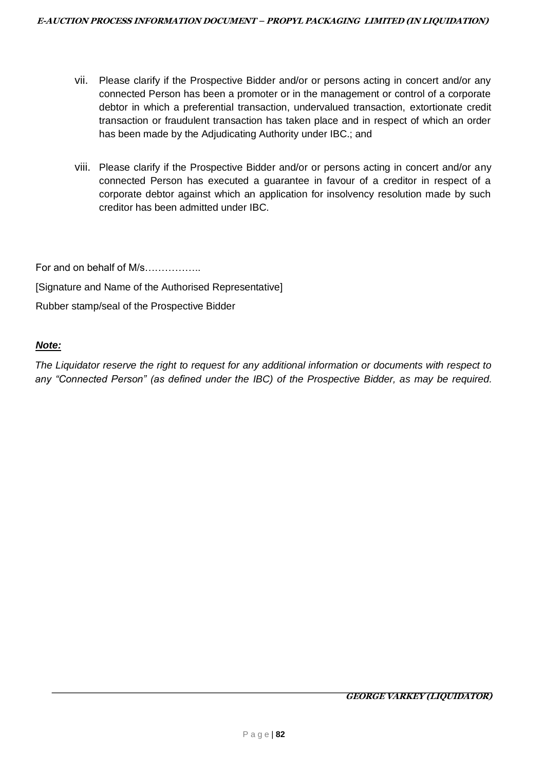vii. Please clarify if the Prospective Bidder and/or or persons acting in concert and/or any connected Person has been a promoter or in the management or control of a corporate debtor in which a preferential transaction, undervalued transaction, extortionate credit transaction or fraudulent transaction has taken place and in respect of which an order has been made by the Adjudicating Authority under IBC.; and

viii. Please clarify if the Prospective Bidder and/or or persons acting in concert and/or any connected Person has executed a guarantee in favour of a creditor in respect of a corporate debtor against which an application for insolvency resolution made by such creditor has been admitted under IBC.

For and on behalf of M/s……………..

[Signature and Name of the Authorised Representative]

Rubber stamp/seal of the Prospective Bidder

***Note:***

*The Liquidator reserve the right to request for any additional information or documents with respect to any "Connected Person" (as defined under the IBC) of the Prospective Bidder, as may be required.*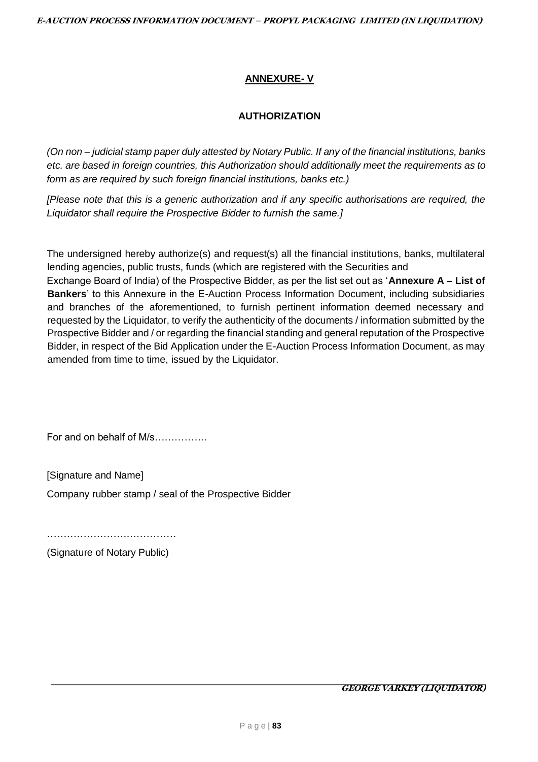## ANNEXURE- V

### AUTHORIZATION

*(On non – judicial stamp paper duly attested by Notary Public. If any of the financial institutions, banks etc. are based in foreign countries, this Authorization should additionally meet the requirements as to form as are required by such foreign financial institutions, banks etc.)*

*[Please note that this is a generic authorization and if any specific authorisations are required, the Liquidator shall require the Prospective Bidder to furnish the same.]*

The undersigned hereby authorize(s) and request(s) all the financial institutions, banks, multilateral lending agencies, public trusts, funds (which are registered with the Securities and Exchange Board of India) of the Prospective Bidder, as per the list set out as '**Annexure A – List of Bankers**' to this Annexure in the E-Auction Process Information Document, including subsidiaries and branches of the aforementioned, to furnish pertinent information deemed necessary and requested by the Liquidator, to verify the authenticity of the documents / information submitted by the Prospective Bidder and / or regarding the financial standing and general reputation of the Prospective Bidder, in respect of the Bid Application under the E-Auction Process Information Document, as may amended from time to time, issued by the Liquidator.

For and on behalf of M/s…………….

[Signature and Name]

Company rubber stamp / seal of the Prospective Bidder

…………………………………

(Signature of Notary Public)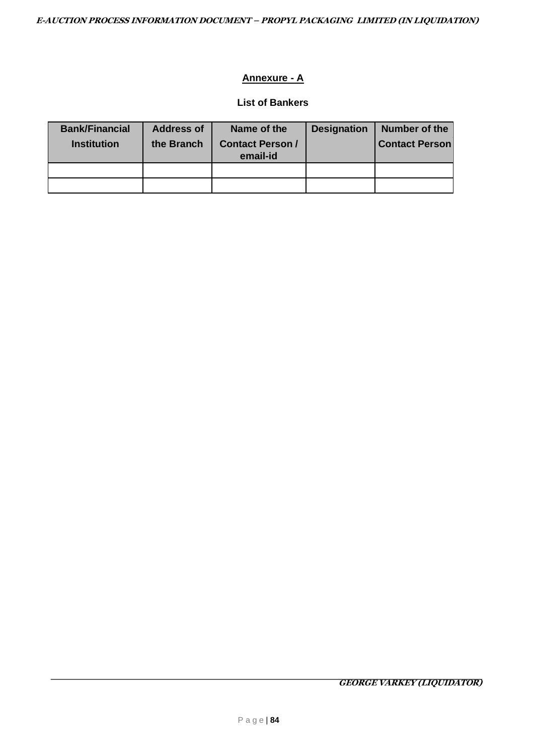## Annexure - A

### List of Bankers

| Bank/Financial Institution | Address of the Branch | Name of the Contact Person / email-id | Designation | Number of the Contact Person |
|---|---|---|---|---|
| | | | | |
| | | | | |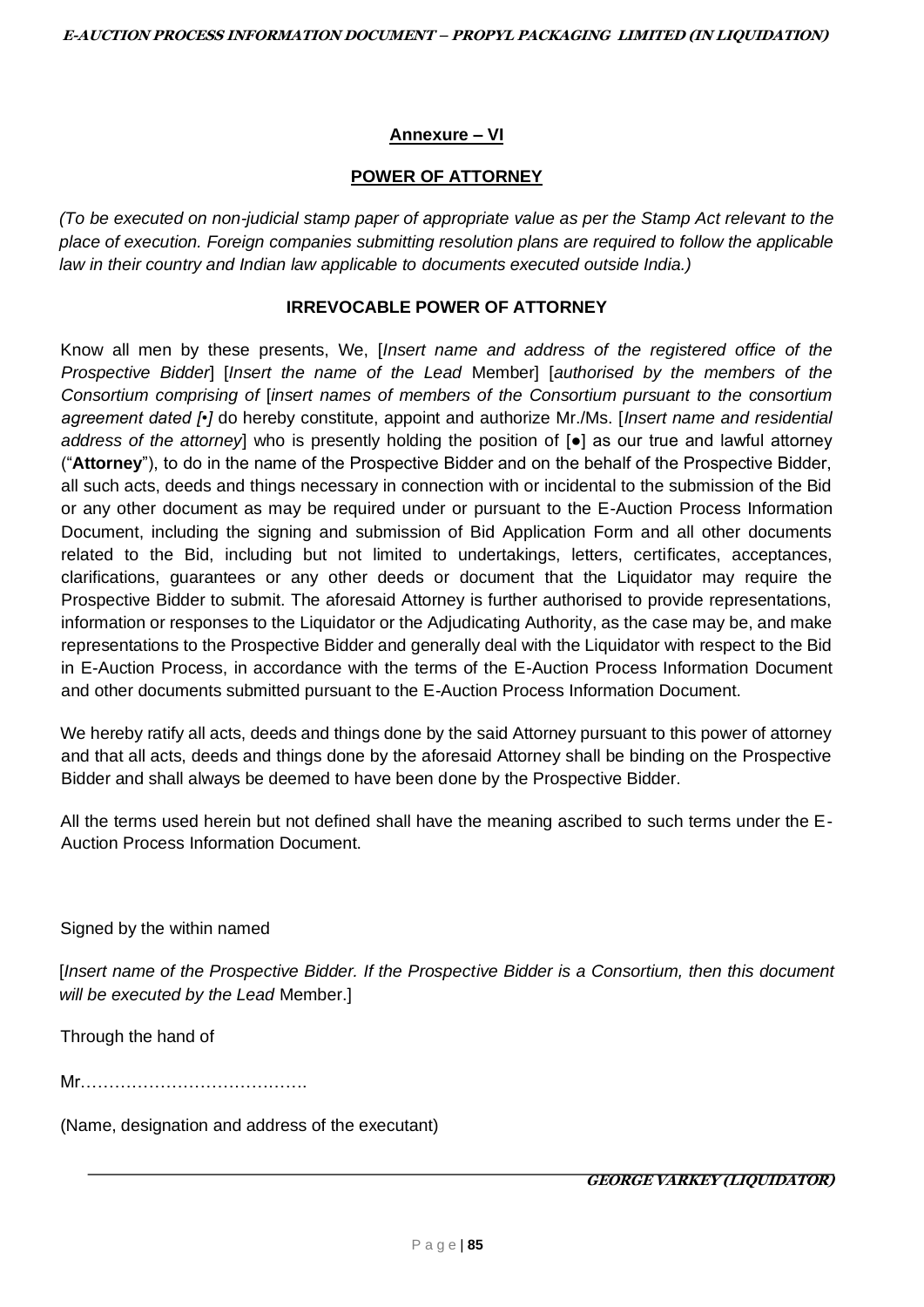**Annexure – VI**

**POWER OF ATTORNEY**

*(To be executed on non-judicial stamp paper of appropriate value as per the Stamp Act relevant to the place of execution. Foreign companies submitting resolution plans are required to follow the applicable law in their country and Indian law applicable to documents executed outside India.)*

**IRREVOCABLE POWER OF ATTORNEY**

Know all men by these presents, We, [*Insert name and address of the registered office of the Prospective Bidder*] [*Insert the name of the Lead* Member] [*authorised by the members of the Consortium comprising of* [*insert names of members of the Consortium pursuant to the consortium agreement dated [•]* do hereby constitute, appoint and authorize Mr./Ms. [*Insert name and residential address of the attorney*] who is presently holding the position of [●] as our true and lawful attorney ("**Attorney**"), to do in the name of the Prospective Bidder and on the behalf of the Prospective Bidder, all such acts, deeds and things necessary in connection with or incidental to the submission of the Bid or any other document as may be required under or pursuant to the E-Auction Process Information Document, including the signing and submission of Bid Application Form and all other documents related to the Bid, including but not limited to undertakings, letters, certificates, acceptances, clarifications, guarantees or any other deeds or document that the Liquidator may require the Prospective Bidder to submit. The aforesaid Attorney is further authorised to provide representations, information or responses to the Liquidator or the Adjudicating Authority, as the case may be, and make representations to the Prospective Bidder and generally deal with the Liquidator with respect to the Bid in E-Auction Process, in accordance with the terms of the E-Auction Process Information Document and other documents submitted pursuant to the E-Auction Process Information Document.

We hereby ratify all acts, deeds and things done by the said Attorney pursuant to this power of attorney and that all acts, deeds and things done by the aforesaid Attorney shall be binding on the Prospective Bidder and shall always be deemed to have been done by the Prospective Bidder.

All the terms used herein but not defined shall have the meaning ascribed to such terms under the E-Auction Process Information Document.

Signed by the within named

[*Insert name of the Prospective Bidder. If the Prospective Bidder is a Consortium, then this document will be executed by the Lead* Member.]

Through the hand of

Mr………………………………….

(Name, designation and address of the executant)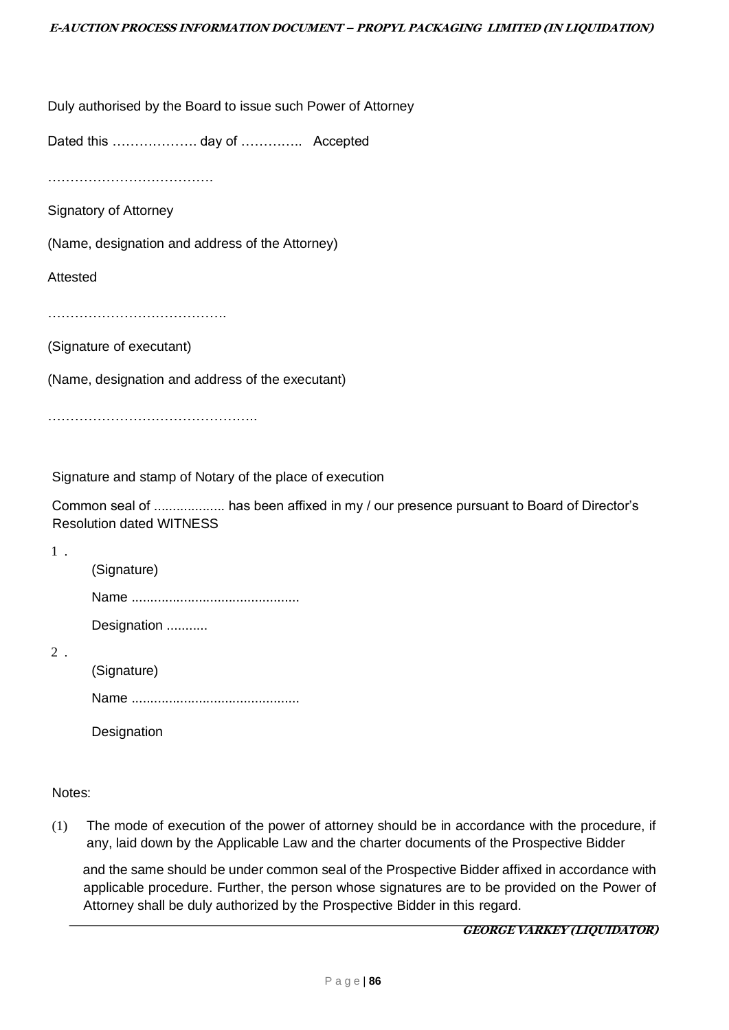Duly authorised by the Board to issue such Power of Attorney

Dated this ………………. day of ………….. Accepted

……………………………….

Signatory of Attorney

(Name, designation and address of the Attorney)

Attested

………………………………….

(Signature of executant)

(Name, designation and address of the executant)

………………………………………..

Signature and stamp of Notary of the place of execution

Common seal of ................... has been affixed in my / our presence pursuant to Board of Director's Resolution dated WITNESS

1.

(Signature)

Name .............................................

Designation ...........

2.

(Signature)

Name .............................................

Designation

Notes:

(1) The mode of execution of the power of attorney should be in accordance with the procedure, if any, laid down by the Applicable Law and the charter documents of the Prospective Bidder and the same should be under common seal of the Prospective Bidder affixed in accordance with applicable procedure. Further, the person whose signatures are to be provided on the Power of Attorney shall be duly authorized by the Prospective Bidder in this regard.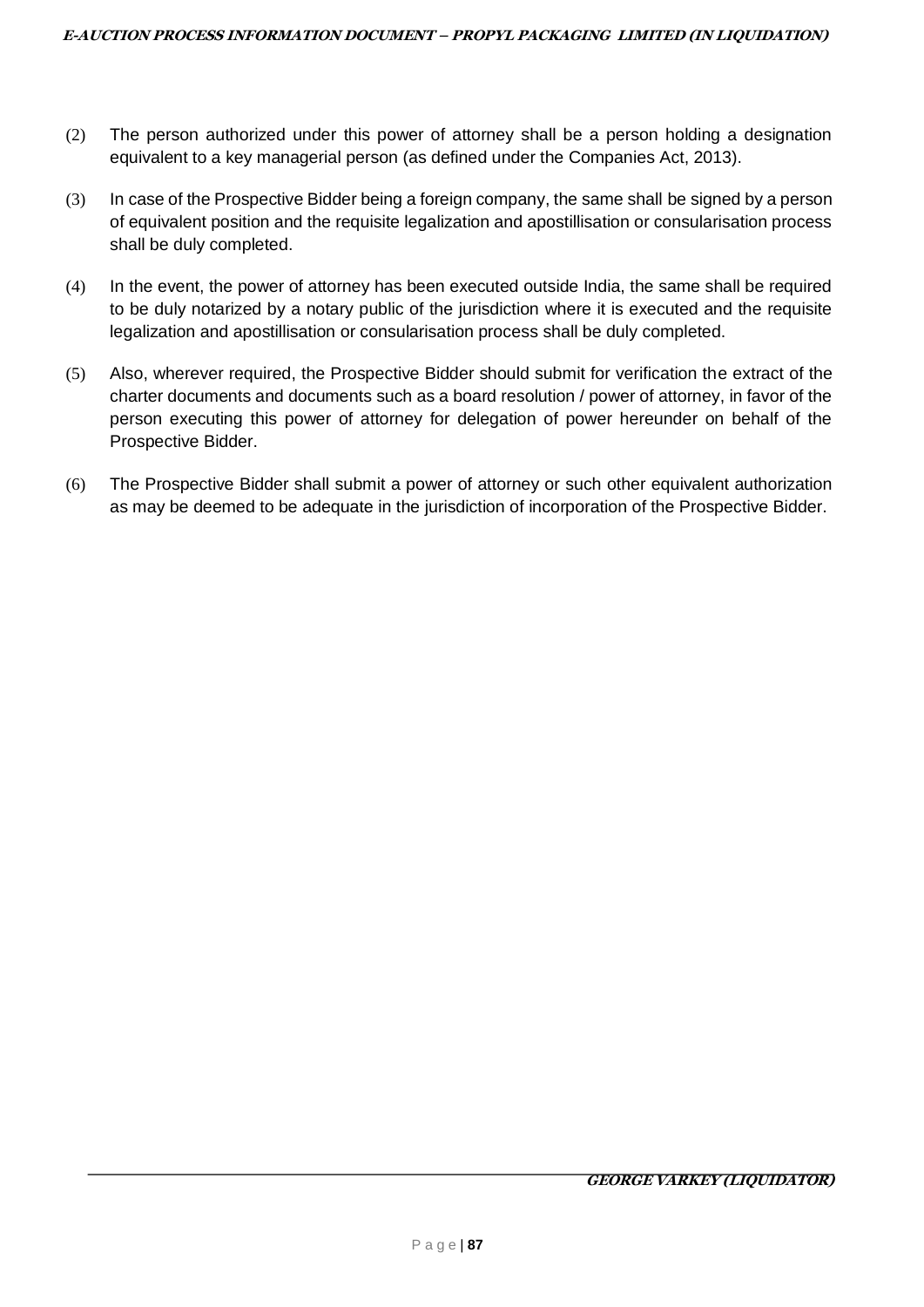(2) The person authorized under this power of attorney shall be a person holding a designation equivalent to a key managerial person (as defined under the Companies Act, 2013).

(3) In case of the Prospective Bidder being a foreign company, the same shall be signed by a person of equivalent position and the requisite legalization and apostillisation or consularisation process shall be duly completed.

(4) In the event, the power of attorney has been executed outside India, the same shall be required to be duly notarized by a notary public of the jurisdiction where it is executed and the requisite legalization and apostillisation or consularisation process shall be duly completed.

(5) Also, wherever required, the Prospective Bidder should submit for verification the extract of the charter documents and documents such as a board resolution / power of attorney, in favor of the person executing this power of attorney for delegation of power hereunder on behalf of the Prospective Bidder.

(6) The Prospective Bidder shall submit a power of attorney or such other equivalent authorization as may be deemed to be adequate in the jurisdiction of incorporation of the Prospective Bidder.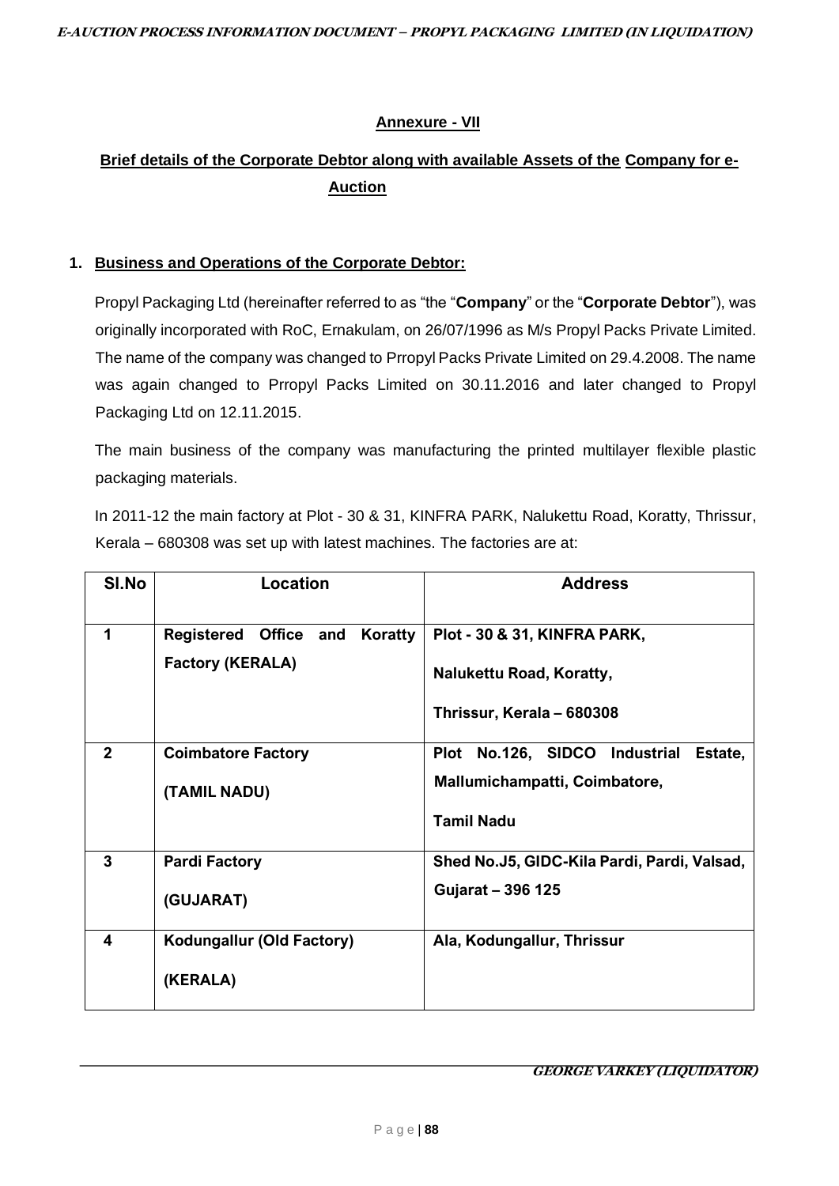**Annexure - VII**

**Brief details of the Corporate Debtor along with available Assets of the Company for e-Auction**

1. **Business and Operations of the Corporate Debtor:**

Propyl Packaging Ltd (hereinafter referred to as "the "**Company**" or the "**Corporate Debtor**"), was originally incorporated with RoC, Ernakulam, on 26/07/1996 as M/s Propyl Packs Private Limited. The name of the company was changed to Prropyl Packs Private Limited on 29.4.2008. The name was again changed to Prropyl Packs Limited on 30.11.2016 and later changed to Propyl Packaging Ltd on 12.11.2015.

The main business of the company was manufacturing the printed multilayer flexible plastic packaging materials.

In 2011-12 the main factory at Plot - 30 & 31, KINFRA PARK, Nalukettu Road, Koratty, Thrissur, Kerala – 680308 was set up with latest machines. The factories are at:

| Sl.No | Location | Address |
|---|---|---|
| 1 | Registered Office and Koratty Factory (KERALA) | Plot - 30 & 31, KINFRA PARK, Nalukettu Road, Koratty, Thrissur, Kerala – 680308 |
| 2 | Coimbatore Factory (TAMIL NADU) | Plot No.126, SIDCO Industrial Estate, Mallumichampatti, Coimbatore, Tamil Nadu |
| 3 | Pardi Factory (GUJARAT) | Shed No.J5, GIDC-Kila Pardi, Pardi, Valsad, Gujarat – 396 125 |
| 4 | Kodungallur (Old Factory) (KERALA) | Ala, Kodungallur, Thrissur |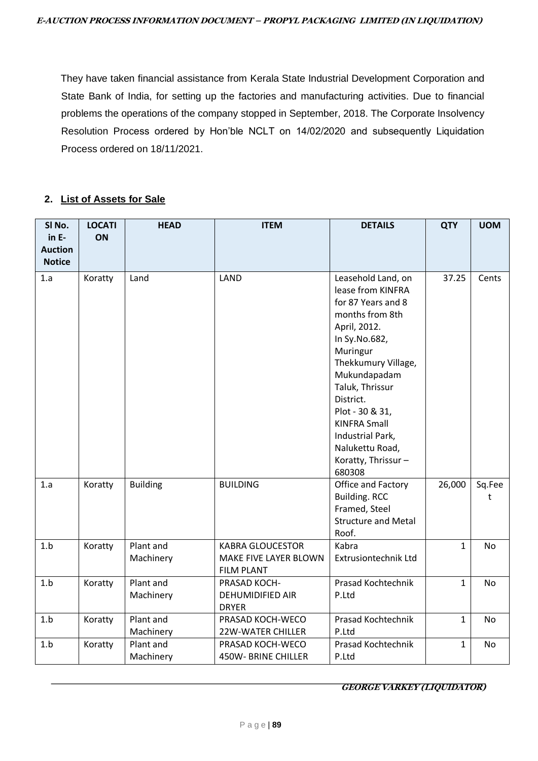They have taken financial assistance from Kerala State Industrial Development Corporation and State Bank of India, for setting up the factories and manufacturing activities. Due to financial problems the operations of the company stopped in September, 2018. The Corporate Insolvency Resolution Process ordered by Hon'ble NCLT on 14/02/2020 and subsequently Liquidation Process ordered on 18/11/2021.

## 2. List of Assets for Sale

| Sl No. in E-Auction Notice | LOCATION | HEAD | ITEM | DETAILS | QTY | UOM |
|---|---|---|---|---|---|---|
| 1.a | Koratty | Land | LAND | Leasehold Land, on lease from KINFRA for 87 Years and 8 months from 8th April, 2012. In Sy.No.682, Muringur Thekkumury Village, Mukundapadam Taluk, Thrissur District. Plot - 30 & 31, KINFRA Small Industrial Park, Nalukettu Road, Koratty, Thrissur – 680308 | 37.25 | Cents |
| 1.a | Koratty | Building | BUILDING | Office and Factory Building. RCC Framed, Steel Structure and Metal Roof. | 26,000 | Sq.Feet |
| 1.b | Koratty | Plant and Machinery | KABRA GLOUCESTOR MAKE FIVE LAYER BLOWN FILM PLANT | Kabra Extrusiontechnik Ltd | 1 | No |
| 1.b | Koratty | Plant and Machinery | PRASAD KOCH-DEHUMIDIFIED AIR DRYER | Prasad Kochtechnik P.Ltd | 1 | No |
| 1.b | Koratty | Plant and Machinery | PRASAD KOCH-WECO 22W-WATER CHILLER | Prasad Kochtechnik P.Ltd | 1 | No |
| 1.b | Koratty | Plant and Machinery | PRASAD KOCH-WECO 450W- BRINE CHILLER | Prasad Kochtechnik P.Ltd | 1 | No |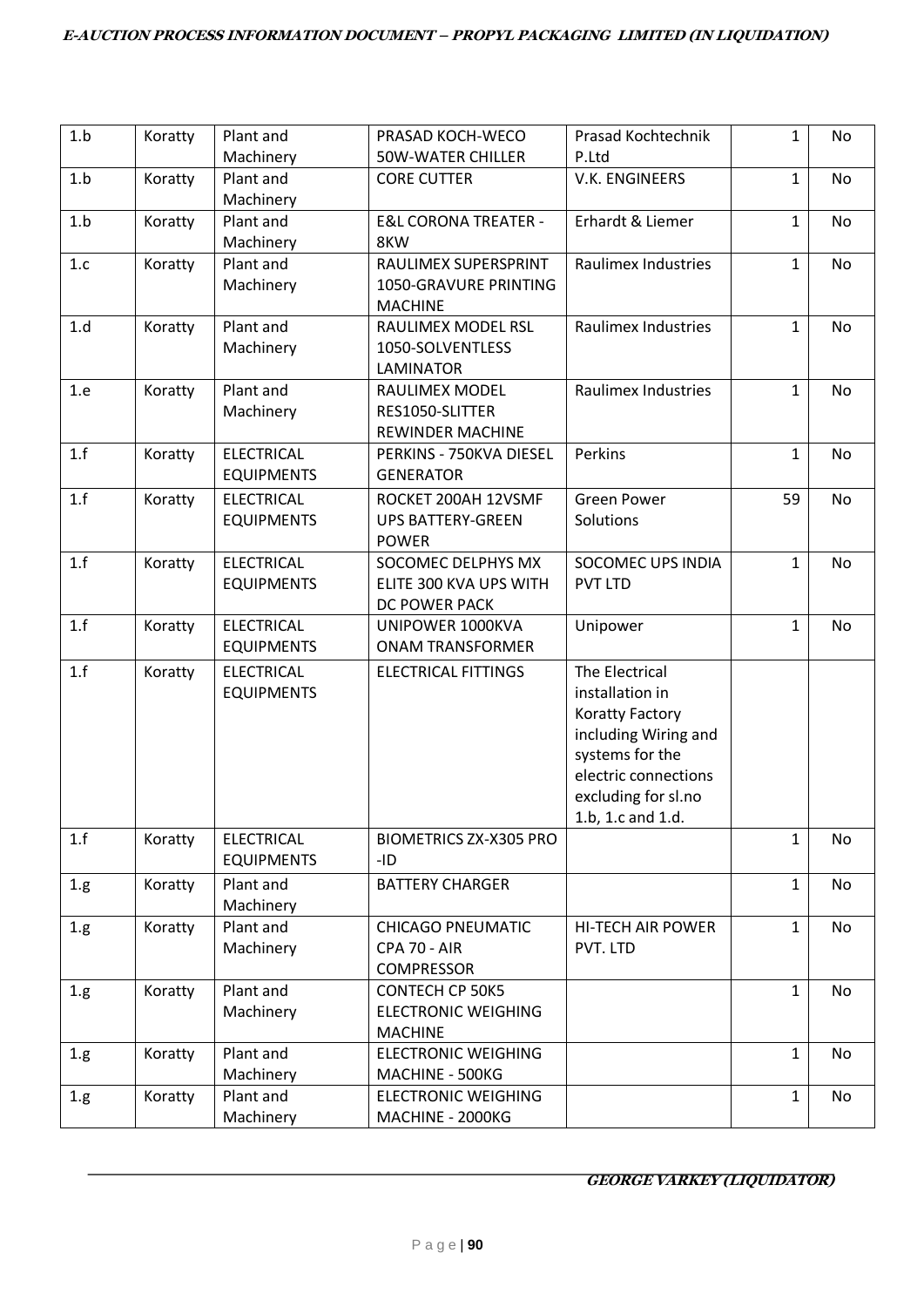| 1.b | Koratty | Plant and Machinery | PRASAD KOCH-WECO 50W-WATER CHILLER | Prasad Kochtechnik P.Ltd | 1 | No |
|---|---|---|---|---|---|---|
| 1.b | Koratty | Plant and Machinery | CORE CUTTER | V.K. ENGINEERS | 1 | No |
| 1.b | Koratty | Plant and Machinery | E&L CORONA TREATER - 8KW | Erhardt & Liemer | 1 | No |
| 1.c | Koratty | Plant and Machinery | RAULIMEX SUPERSPRINT 1050-GRAVURE PRINTING MACHINE | Raulimex Industries | 1 | No |
| 1.d | Koratty | Plant and Machinery | RAULIMEX MODEL RSL 1050-SOLVENTLESS LAMINATOR | Raulimex Industries | 1 | No |
| 1.e | Koratty | Plant and Machinery | RAULIMEX MODEL RES1050-SLITTER REWINDER MACHINE | Raulimex Industries | 1 | No |
| 1.f | Koratty | ELECTRICAL EQUIPMENTS | PERKINS - 750KVA DIESEL GENERATOR | Perkins | 1 | No |
| 1.f | Koratty | ELECTRICAL EQUIPMENTS | ROCKET 200AH 12VSMF UPS BATTERY-GREEN POWER | Green Power Solutions | 59 | No |
| 1.f | Koratty | ELECTRICAL EQUIPMENTS | SOCOMEC DELPHYS MX ELITE 300 KVA UPS WITH DC POWER PACK | SOCOMEC UPS INDIA PVT LTD | 1 | No |
| 1.f | Koratty | ELECTRICAL EQUIPMENTS | UNIPOWER 1000KVA ONAM TRANSFORMER | Unipower | 1 | No |
| 1.f | Koratty | ELECTRICAL EQUIPMENTS | ELECTRICAL FITTINGS | The Electrical installation in Koratty Factory including Wiring and systems for the electric connections excluding for sl.no 1.b, 1.c and 1.d. | | |
| 1.f | Koratty | ELECTRICAL EQUIPMENTS | BIOMETRICS ZX-X305 PRO -ID | | 1 | No |
| 1.g | Koratty | Plant and Machinery | BATTERY CHARGER | | 1 | No |
| 1.g | Koratty | Plant and Machinery | CHICAGO PNEUMATIC CPA 70 - AIR COMPRESSOR | HI-TECH AIR POWER PVT. LTD | 1 | No |
| 1.g | Koratty | Plant and Machinery | CONTECH CP 50K5 ELECTRONIC WEIGHING MACHINE | | 1 | No |
| 1.g | Koratty | Plant and Machinery | ELECTRONIC WEIGHING MACHINE - 500KG | | 1 | No |
| 1.g | Koratty | Plant and Machinery | ELECTRONIC WEIGHING MACHINE - 2000KG | | 1 | No |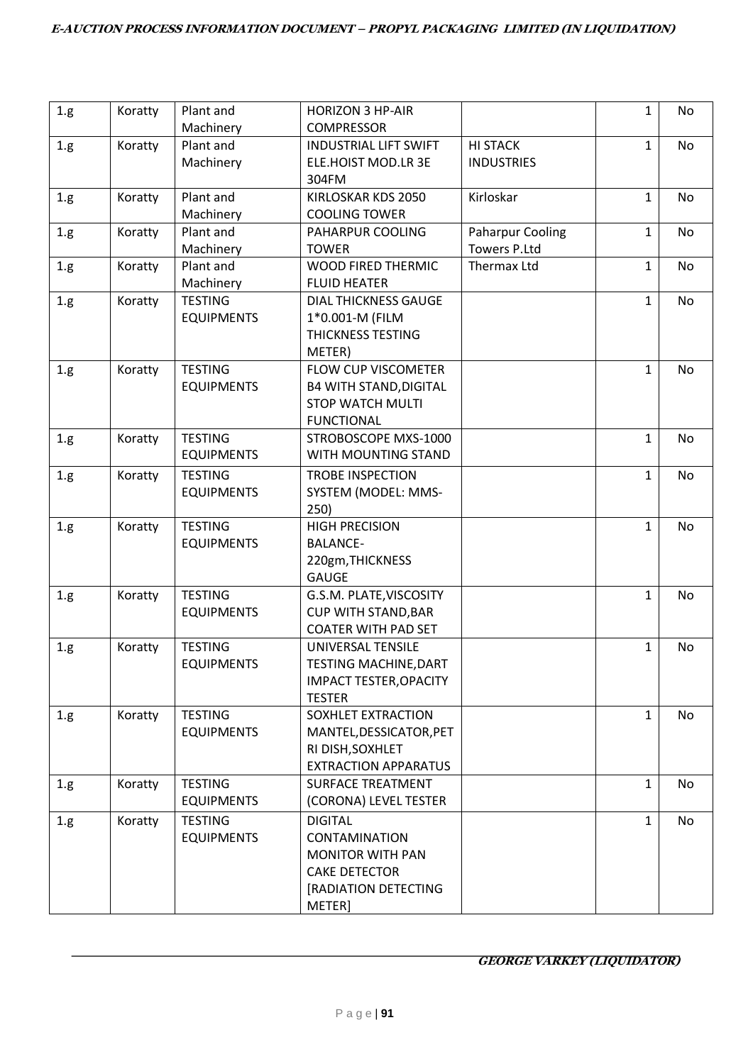| 1.g | Koratty | Plant and Machinery | HORIZON 3 HP-AIR COMPRESSOR | | 1 | No |
|---|---|---|---|---|---|---|
| 1.g | Koratty | Plant and Machinery | INDUSTRIAL LIFT SWIFT ELE.HOIST MOD.LR 3E 304FM | HI STACK INDUSTRIES | 1 | No |
| 1.g | Koratty | Plant and Machinery | KIRLOSKAR KDS 2050 COOLING TOWER | Kirloskar | 1 | No |
| 1.g | Koratty | Plant and Machinery | PAHARPUR COOLING TOWER | Paharpur Cooling Towers P.Ltd | 1 | No |
| 1.g | Koratty | Plant and Machinery | WOOD FIRED THERMIC FLUID HEATER | Thermax Ltd | 1 | No |
| 1.g | Koratty | TESTING EQUIPMENTS | DIAL THICKNESS GAUGE 1*0.001-M (FILM THICKNESS TESTING METER) | | 1 | No |
| 1.g | Koratty | TESTING EQUIPMENTS | FLOW CUP VISCOMETER B4 WITH STAND,DIGITAL STOP WATCH MULTI FUNCTIONAL | | 1 | No |
| 1.g | Koratty | TESTING EQUIPMENTS | STROBOSCOPE MXS-1000 WITH MOUNTING STAND | | 1 | No |
| 1.g | Koratty | TESTING EQUIPMENTS | TROBE INSPECTION SYSTEM (MODEL: MMS-250) | | 1 | No |
| 1.g | Koratty | TESTING EQUIPMENTS | HIGH PRECISION BALANCE-220gm,THICKNESS GAUGE | | 1 | No |
| 1.g | Koratty | TESTING EQUIPMENTS | G.S.M. PLATE,VISCOSITY CUP WITH STAND,BAR COATER WITH PAD SET | | 1 | No |
| 1.g | Koratty | TESTING EQUIPMENTS | UNIVERSAL TENSILE TESTING MACHINE,DART IMPACT TESTER,OPACITY TESTER | | 1 | No |
| 1.g | Koratty | TESTING EQUIPMENTS | SOXHLET EXTRACTION MANTEL,DESSICATOR,PETRI DISH,SOXHLET EXTRACTION APPARATUS | | 1 | No |
| 1.g | Koratty | TESTING EQUIPMENTS | SURFACE TREATMENT (CORONA) LEVEL TESTER | | 1 | No |
| 1.g | Koratty | TESTING EQUIPMENTS | DIGITAL CONTAMINATION MONITOR WITH PAN CAKE DETECTOR [RADIATION DETECTING METER] | | 1 | No |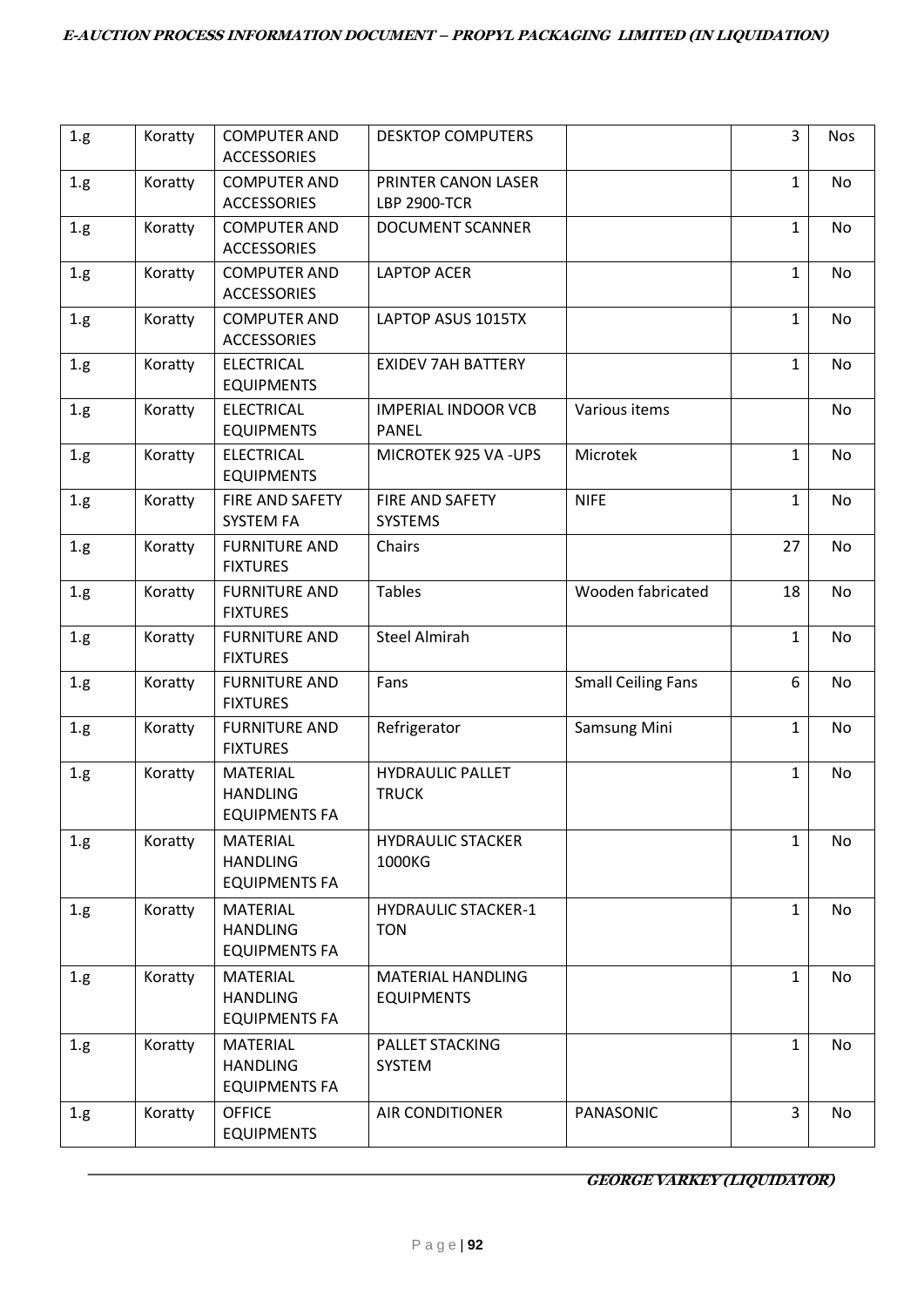| | | | | | | |
|---|---|---|---|---|---|---|
| 1.g | Koratty | COMPUTER AND ACCESSORIES | DESKTOP COMPUTERS | | 3 | Nos |
| 1.g | Koratty | COMPUTER AND ACCESSORIES | PRINTER CANON LASER LBP 2900-TCR | | 1 | No |
| 1.g | Koratty | COMPUTER AND ACCESSORIES | DOCUMENT SCANNER | | 1 | No |
| 1.g | Koratty | COMPUTER AND ACCESSORIES | LAPTOP ACER | | 1 | No |
| 1.g | Koratty | COMPUTER AND ACCESSORIES | LAPTOP ASUS 1015TX | | 1 | No |
| 1.g | Koratty | ELECTRICAL EQUIPMENTS | EXIDEV 7AH BATTERY | | 1 | No |
| 1.g | Koratty | ELECTRICAL EQUIPMENTS | IMPERIAL INDOOR VCB PANEL | Various items | | No |
| 1.g | Koratty | ELECTRICAL EQUIPMENTS | MICROTEK 925 VA -UPS | Microtek | 1 | No |
| 1.g | Koratty | FIRE AND SAFETY SYSTEM FA | FIRE AND SAFETY SYSTEMS | NIFE | 1 | No |
| 1.g | Koratty | FURNITURE AND FIXTURES | Chairs | | 27 | No |
| 1.g | Koratty | FURNITURE AND FIXTURES | Tables | Wooden fabricated | 18 | No |
| 1.g | Koratty | FURNITURE AND FIXTURES | Steel Almirah | | 1 | No |
| 1.g | Koratty | FURNITURE AND FIXTURES | Fans | Small Ceiling Fans | 6 | No |
| 1.g | Koratty | FURNITURE AND FIXTURES | Refrigerator | Samsung Mini | 1 | No |
| 1.g | Koratty | MATERIAL HANDLING EQUIPMENTS FA | HYDRAULIC PALLET TRUCK | | 1 | No |
| 1.g | Koratty | MATERIAL HANDLING EQUIPMENTS FA | HYDRAULIC STACKER 1000KG | | 1 | No |
| 1.g | Koratty | MATERIAL HANDLING EQUIPMENTS FA | HYDRAULIC STACKER-1 TON | | 1 | No |
| 1.g | Koratty | MATERIAL HANDLING EQUIPMENTS FA | MATERIAL HANDLING EQUIPMENTS | | 1 | No |
| 1.g | Koratty | MATERIAL HANDLING EQUIPMENTS FA | PALLET STACKING SYSTEM | | 1 | No |
| 1.g | Koratty | OFFICE EQUIPMENTS | AIR CONDITIONER | PANASONIC | 3 | No |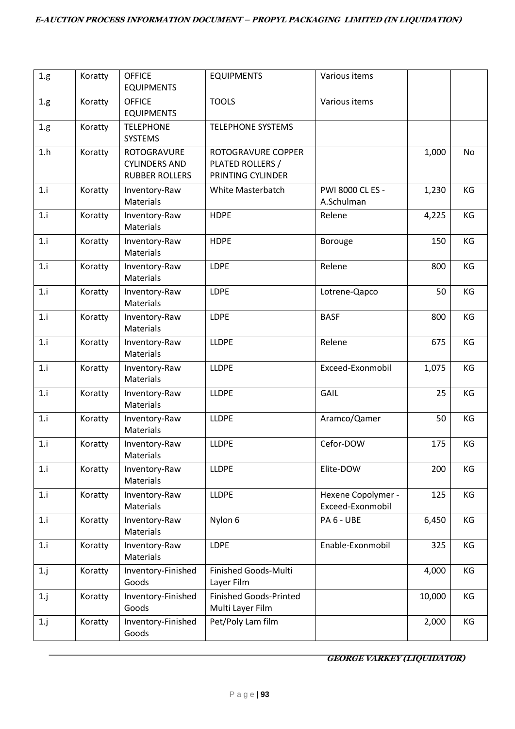| 1.g | Koratty | OFFICE EQUIPMENTS | EQUIPMENTS | Various items | | |
|---|---|---|---|---|---|---|
| 1.g | Koratty | OFFICE EQUIPMENTS | TOOLS | Various items | | |
| 1.g | Koratty | TELEPHONE SYSTEMS | TELEPHONE SYSTEMS | | | |
| 1.h | Koratty | ROTOGRAVURE CYLINDERS AND RUBBER ROLLERS | ROTOGRAVURE COPPER PLATED ROLLERS / PRINTING CYLINDER | | 1,000 | No |
| 1.i | Koratty | Inventory-Raw Materials | White Masterbatch | PWI 8000 CL ES - A.Schulman | 1,230 | KG |
| 1.i | Koratty | Inventory-Raw Materials | HDPE | Relene | 4,225 | KG |
| 1.i | Koratty | Inventory-Raw Materials | HDPE | Borouge | 150 | KG |
| 1.i | Koratty | Inventory-Raw Materials | LDPE | Relene | 800 | KG |
| 1.i | Koratty | Inventory-Raw Materials | LDPE | Lotrene-Qapco | 50 | KG |
| 1.i | Koratty | Inventory-Raw Materials | LDPE | BASF | 800 | KG |
| 1.i | Koratty | Inventory-Raw Materials | LLDPE | Relene | 675 | KG |
| 1.i | Koratty | Inventory-Raw Materials | LLDPE | Exceed-Exonmobil | 1,075 | KG |
| 1.i | Koratty | Inventory-Raw Materials | LLDPE | GAIL | 25 | KG |
| 1.i | Koratty | Inventory-Raw Materials | LLDPE | Aramco/Qamer | 50 | KG |
| 1.i | Koratty | Inventory-Raw Materials | LLDPE | Cefor-DOW | 175 | KG |
| 1.i | Koratty | Inventory-Raw Materials | LLDPE | Elite-DOW | 200 | KG |
| 1.i | Koratty | Inventory-Raw Materials | LLDPE | Hexene Copolymer - Exceed-Exonmobil | 125 | KG |
| 1.i | Koratty | Inventory-Raw Materials | Nylon 6 | PA 6 - UBE | 6,450 | KG |
| 1.i | Koratty | Inventory-Raw Materials | LDPE | Enable-Exonmobil | 325 | KG |
| 1.j | Koratty | Inventory-Finished Goods | Finished Goods-Multi Layer Film | | 4,000 | KG |
| 1.j | Koratty | Inventory-Finished Goods | Finished Goods-Printed Multi Layer Film | | 10,000 | KG |
| 1.j | Koratty | Inventory-Finished Goods | Pet/Poly Lam film | | 2,000 | KG |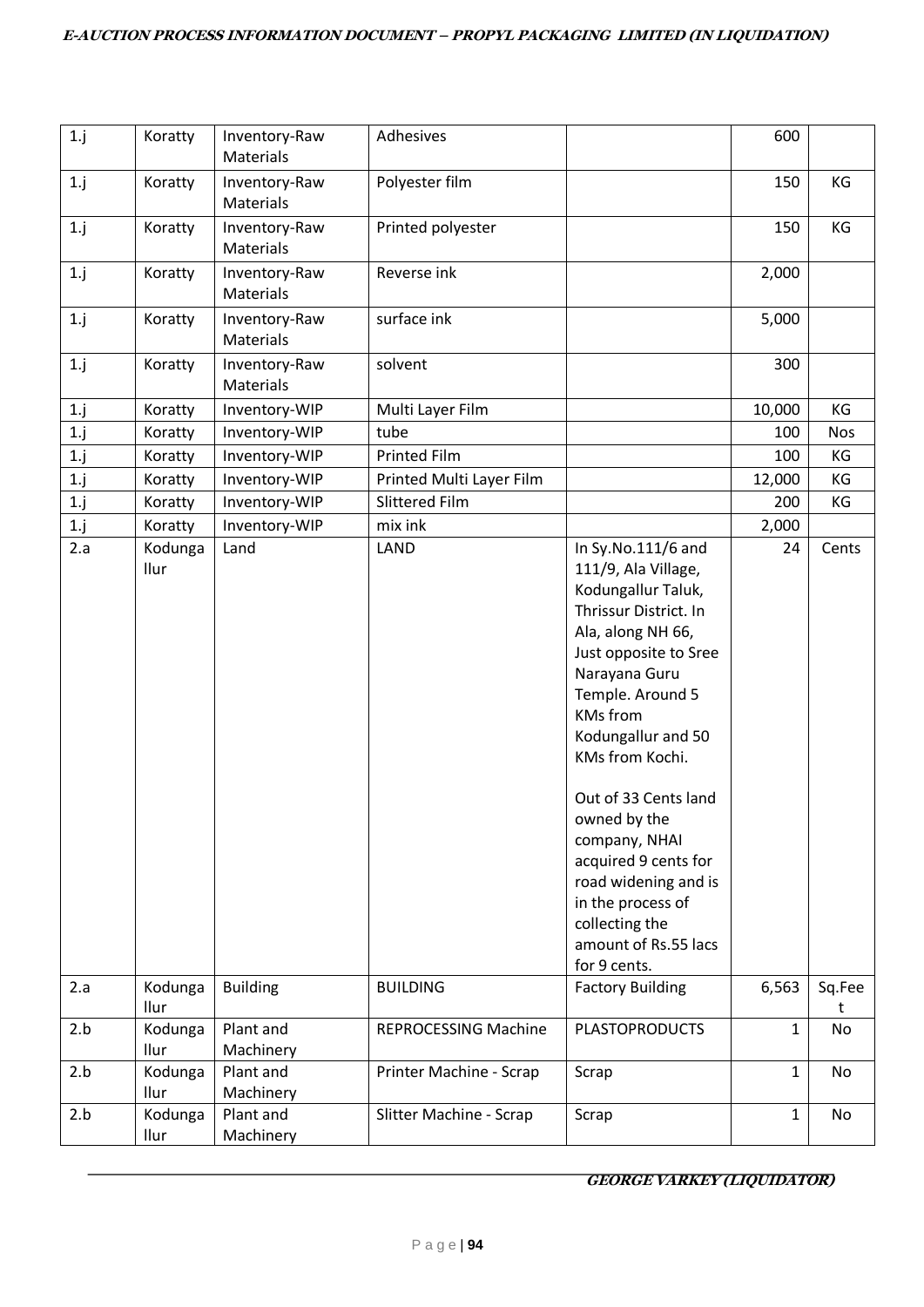| 1.j | Koratty | Inventory-Raw Materials | Adhesives | | 600 | |
|---|---|---|---|---|---|---|
| 1.j | Koratty | Inventory-Raw Materials | Polyester film | | 150 | KG |
| 1.j | Koratty | Inventory-Raw Materials | Printed polyester | | 150 | KG |
| 1.j | Koratty | Inventory-Raw Materials | Reverse ink | | 2,000 | |
| 1.j | Koratty | Inventory-Raw Materials | surface ink | | 5,000 | |
| 1.j | Koratty | Inventory-Raw Materials | solvent | | 300 | |
| 1.j | Koratty | Inventory-WIP | Multi Layer Film | | 10,000 | KG |
| 1.j | Koratty | Inventory-WIP | tube | | 100 | Nos |
| 1.j | Koratty | Inventory-WIP | Printed Film | | 100 | KG |
| 1.j | Koratty | Inventory-WIP | Printed Multi Layer Film | | 12,000 | KG |
| 1.j | Koratty | Inventory-WIP | Slittered Film | | 200 | KG |
| 1.j | Koratty | Inventory-WIP | mix ink | | 2,000 | |
| 2.a | Kodungallur | Land | LAND | In Sy.No.111/6 and 111/9, Ala Village, Kodungallur Taluk, Thrissur District. In Ala, along NH 66, Just opposite to Sree Narayana Guru Temple. Around 5 KMs from Kodungallur and 50 KMs from Kochi.<br><br>Out of 33 Cents land owned by the company, NHAI acquired 9 cents for road widening and is in the process of collecting the amount of Rs.55 lacs for 9 cents. | 24 | Cents |
| 2.a | Kodungallur | Building | BUILDING | Factory Building | 6,563 | Sq.Feet |
| 2.b | Kodungallur | Plant and Machinery | REPROCESSING Machine | PLASTOPRODUCTS | 1 | No |
| 2.b | Kodungallur | Plant and Machinery | Printer Machine - Scrap | Scrap | 1 | No |
| 2.b | Kodungallur | Plant and Machinery | Slitter Machine - Scrap | Scrap | 1 | No |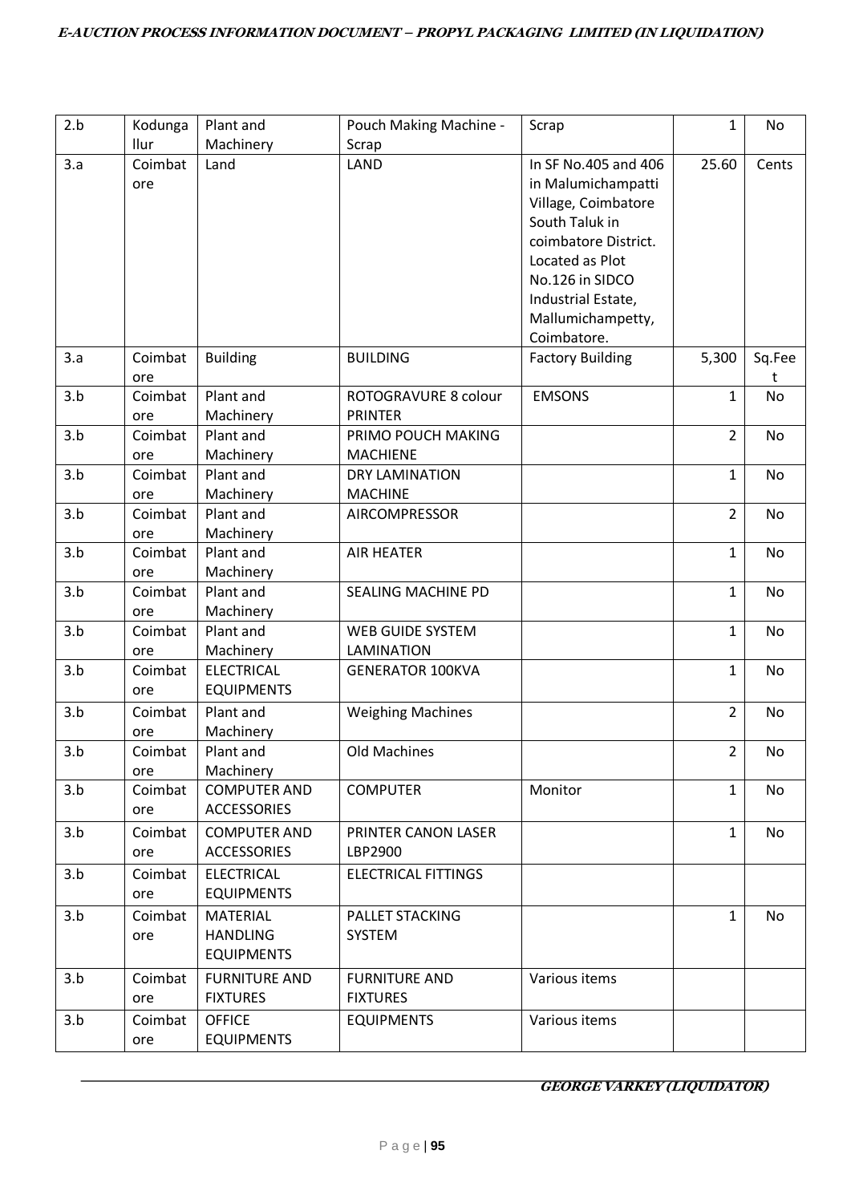| 2.b | Kodungallur | Plant and Machinery | Pouch Making Machine - Scrap | Scrap | 1 | No |
|---|---|---|---|---|---|---|
| 3.a | Coimbatore | Land | LAND | In SF No.405 and 406 in Malumichampatti Village, Coimbatore South Taluk in coimbatore District. Located as Plot No.126 in SIDCO Industrial Estate, Mallumichampetty, Coimbatore. | 25.60 | Cents |
| 3.a | Coimbatore | Building | BUILDING | Factory Building | 5,300 | Sq.Feet |
| 3.b | Coimbatore | Plant and Machinery | ROTOGRAVURE 8 colour PRINTER | EMSONS | 1 | No |
| 3.b | Coimbatore | Plant and Machinery | PRIMO POUCH MAKING MACHIENE | | 2 | No |
| 3.b | Coimbatore | Plant and Machinery | DRY LAMINATION MACHINE | | 1 | No |
| 3.b | Coimbatore | Plant and Machinery | AIRCOMPRESSOR | | 2 | No |
| 3.b | Coimbatore | Plant and Machinery | AIR HEATER | | 1 | No |
| 3.b | Coimbatore | Plant and Machinery | SEALING MACHINE PD | | 1 | No |
| 3.b | Coimbatore | Plant and Machinery | WEB GUIDE SYSTEM LAMINATION | | 1 | No |
| 3.b | Coimbatore | ELECTRICAL EQUIPMENTS | GENERATOR 100KVA | | 1 | No |
| 3.b | Coimbatore | Plant and Machinery | Weighing Machines | | 2 | No |
| 3.b | Coimbatore | Plant and Machinery | Old Machines | | 2 | No |
| 3.b | Coimbatore | COMPUTER AND ACCESSORIES | COMPUTER | Monitor | 1 | No |
| 3.b | Coimbatore | COMPUTER AND ACCESSORIES | PRINTER CANON LASER LBP2900 | | 1 | No |
| 3.b | Coimbatore | ELECTRICAL EQUIPMENTS | ELECTRICAL FITTINGS | | | |
| 3.b | Coimbatore | MATERIAL HANDLING EQUIPMENTS | PALLET STACKING SYSTEM | | 1 | No |
| 3.b | Coimbatore | FURNITURE AND FIXTURES | FURNITURE AND FIXTURES | Various items | | |
| 3.b | Coimbatore | OFFICE EQUIPMENTS | EQUIPMENTS | Various items | | |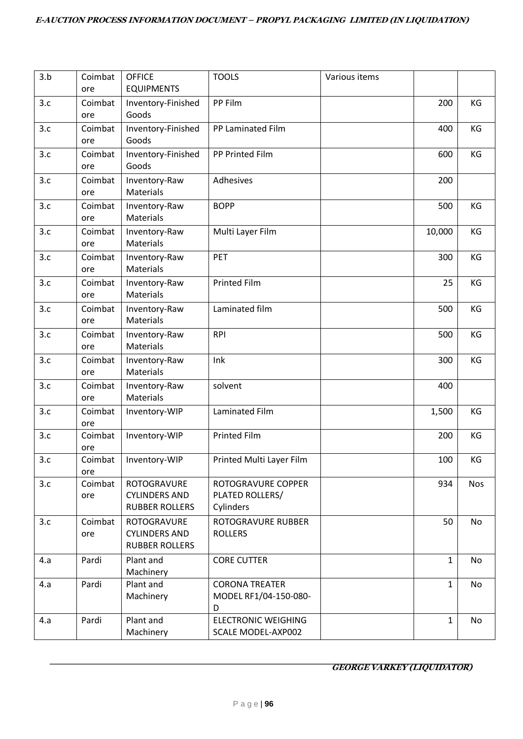| 3.b | Coimbatore | OFFICE EQUIPMENTS | TOOLS | Various items | | |
|---|---|---|---|---|---|---|
| 3.c | Coimbatore | Inventory-Finished Goods | PP Film | | 200 | KG |
| 3.c | Coimbatore | Inventory-Finished Goods | PP Laminated Film | | 400 | KG |
| 3.c | Coimbatore | Inventory-Finished Goods | PP Printed Film | | 600 | KG |
| 3.c | Coimbatore | Inventory-Raw Materials | Adhesives | | 200 | |
| 3.c | Coimbatore | Inventory-Raw Materials | BOPP | | 500 | KG |
| 3.c | Coimbatore | Inventory-Raw Materials | Multi Layer Film | | 10,000 | KG |
| 3.c | Coimbatore | Inventory-Raw Materials | PET | | 300 | KG |
| 3.c | Coimbatore | Inventory-Raw Materials | Printed Film | | 25 | KG |
| 3.c | Coimbatore | Inventory-Raw Materials | Laminated film | | 500 | KG |
| 3.c | Coimbatore | Inventory-Raw Materials | RPI | | 500 | KG |
| 3.c | Coimbatore | Inventory-Raw Materials | Ink | | 300 | KG |
| 3.c | Coimbatore | Inventory-Raw Materials | solvent | | 400 | |
| 3.c | Coimbatore | Inventory-WIP | Laminated Film | | 1,500 | KG |
| 3.c | Coimbatore | Inventory-WIP | Printed Film | | 200 | KG |
| 3.c | Coimbatore | Inventory-WIP | Printed Multi Layer Film | | 100 | KG |
| 3.c | Coimbatore | ROTOGRAVURE CYLINDERS AND RUBBER ROLLERS | ROTOGRAVURE COPPER PLATED ROLLERS/ Cylinders | | 934 | Nos |
| 3.c | Coimbatore | ROTOGRAVURE CYLINDERS AND RUBBER ROLLERS | ROTOGRAVURE RUBBER ROLLERS | | 50 | No |
| 4.a | Pardi | Plant and Machinery | CORE CUTTER | | 1 | No |
| 4.a | Pardi | Plant and Machinery | CORONA TREATER MODEL RF1/04-150-080-D | | 1 | No |
| 4.a | Pardi | Plant and Machinery | ELECTRONIC WEIGHING SCALE MODEL-AXP002 | | 1 | No |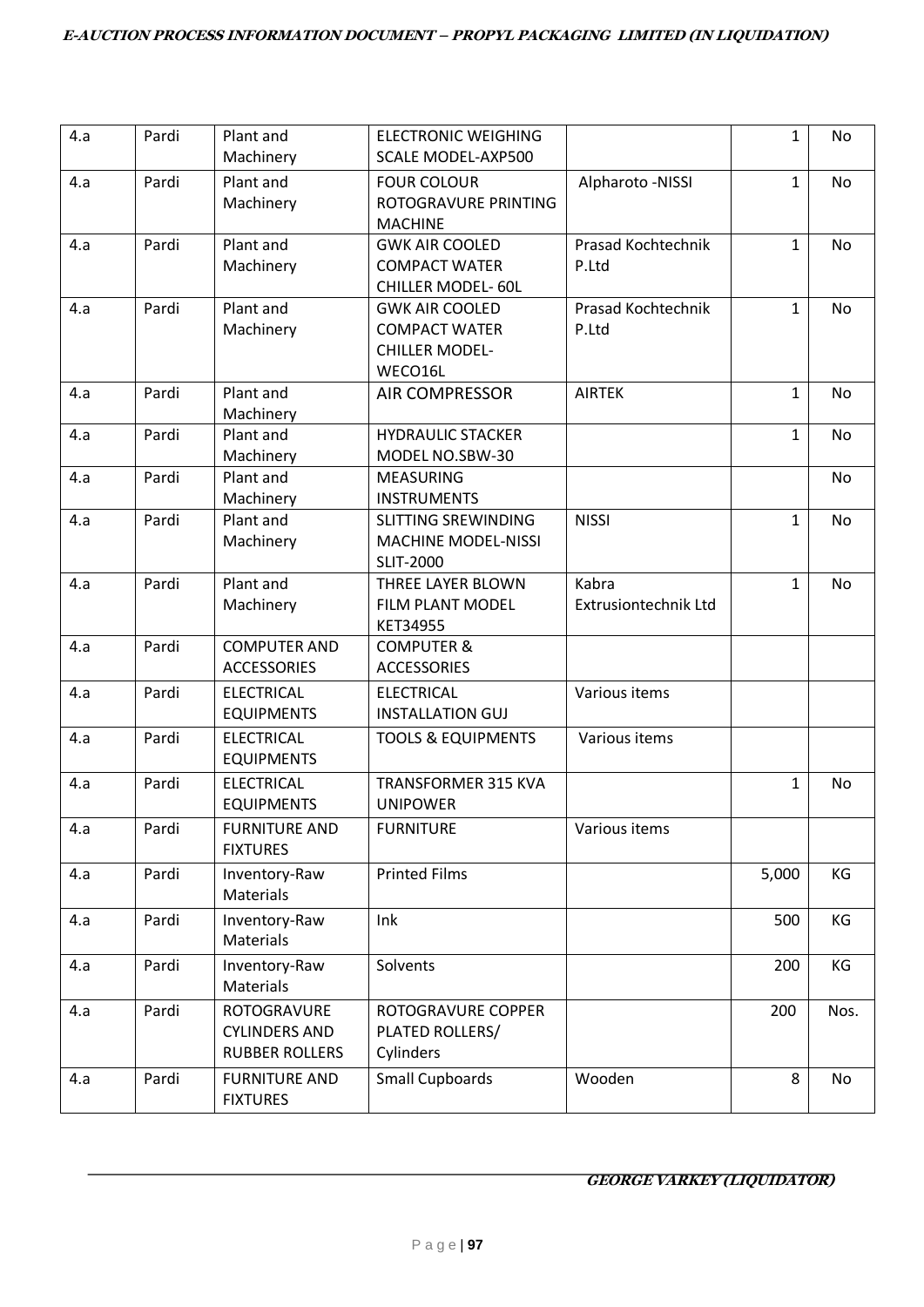| 4.a | Pardi | Plant and Machinery | ELECTRONIC WEIGHING SCALE MODEL-AXP500 | | 1 | No |
|---|---|---|---|---|---|---|
| 4.a | Pardi | Plant and Machinery | FOUR COLOUR ROTOGRAVURE PRINTING MACHINE | Alpharoto -NISSI | 1 | No |
| 4.a | Pardi | Plant and Machinery | GWK AIR COOLED COMPACT WATER CHILLER MODEL- 60L | Prasad Kochtechnik P.Ltd | 1 | No |
| 4.a | Pardi | Plant and Machinery | GWK AIR COOLED COMPACT WATER CHILLER MODEL-WECO16L | Prasad Kochtechnik P.Ltd | 1 | No |
| 4.a | Pardi | Plant and Machinery | AIR COMPRESSOR | AIRTEK | 1 | No |
| 4.a | Pardi | Plant and Machinery | HYDRAULIC STACKER MODEL NO.SBW-30 | | 1 | No |
| 4.a | Pardi | Plant and Machinery | MEASURING INSTRUMENTS | | | No |
| 4.a | Pardi | Plant and Machinery | SLITTING SREWINDING MACHINE MODEL-NISSI SLIT-2000 | NISSI | 1 | No |
| 4.a | Pardi | Plant and Machinery | THREE LAYER BLOWN FILM PLANT MODEL KET34955 | Kabra Extrusiontechnik Ltd | 1 | No |
| 4.a | Pardi | COMPUTER AND ACCESSORIES | COMPUTER & ACCESSORIES | | | |
| 4.a | Pardi | ELECTRICAL EQUIPMENTS | ELECTRICAL INSTALLATION GUJ | Various items | | |
| 4.a | Pardi | ELECTRICAL EQUIPMENTS | TOOLS & EQUIPMENTS | Various items | | |
| 4.a | Pardi | ELECTRICAL EQUIPMENTS | TRANSFORMER 315 KVA UNIPOWER | | 1 | No |
| 4.a | Pardi | FURNITURE AND FIXTURES | FURNITURE | Various items | | |
| 4.a | Pardi | Inventory-Raw Materials | Printed Films | | 5,000 | KG |
| 4.a | Pardi | Inventory-Raw Materials | Ink | | 500 | KG |
| 4.a | Pardi | Inventory-Raw Materials | Solvents | | 200 | KG |
| 4.a | Pardi | ROTOGRAVURE CYLINDERS AND RUBBER ROLLERS | ROTOGRAVURE COPPER PLATED ROLLERS/ Cylinders | | 200 | Nos. |
| 4.a | Pardi | FURNITURE AND FIXTURES | Small Cupboards | Wooden | 8 | No |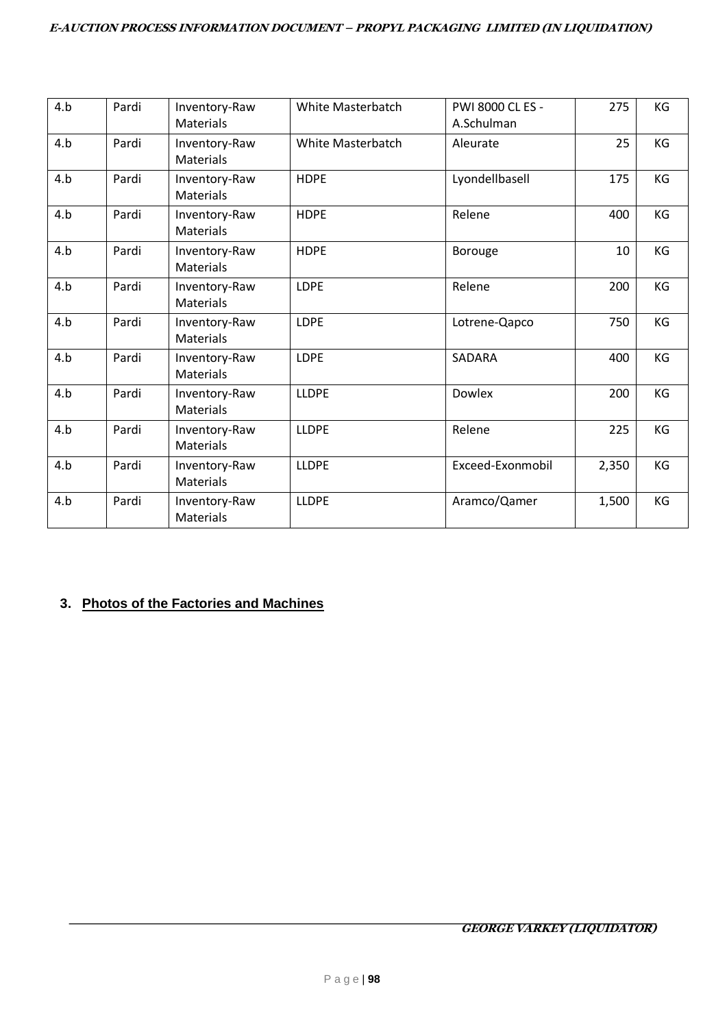| 4.b | Pardi | Inventory-Raw Materials | White Masterbatch | PWI 8000 CL ES - A.Schulman | 275 | KG |
|---|---|---|---|---|---|---|
| 4.b | Pardi | Inventory-Raw Materials | White Masterbatch | Aleurate | 25 | KG |
| 4.b | Pardi | Inventory-Raw Materials | HDPE | Lyondellbasell | 175 | KG |
| 4.b | Pardi | Inventory-Raw Materials | HDPE | Relene | 400 | KG |
| 4.b | Pardi | Inventory-Raw Materials | HDPE | Borouge | 10 | KG |
| 4.b | Pardi | Inventory-Raw Materials | LDPE | Relene | 200 | KG |
| 4.b | Pardi | Inventory-Raw Materials | LDPE | Lotrene-Qapco | 750 | KG |
| 4.b | Pardi | Inventory-Raw Materials | LDPE | SADARA | 400 | KG |
| 4.b | Pardi | Inventory-Raw Materials | LLDPE | Dowlex | 200 | KG |
| 4.b | Pardi | Inventory-Raw Materials | LLDPE | Relene | 225 | KG |
| 4.b | Pardi | Inventory-Raw Materials | LLDPE | Exceed-Exonmobil | 2,350 | KG |
| 4.b | Pardi | Inventory-Raw Materials | LLDPE | Aramco/Qamer | 1,500 | KG |

## 3. Photos of the Factories and Machines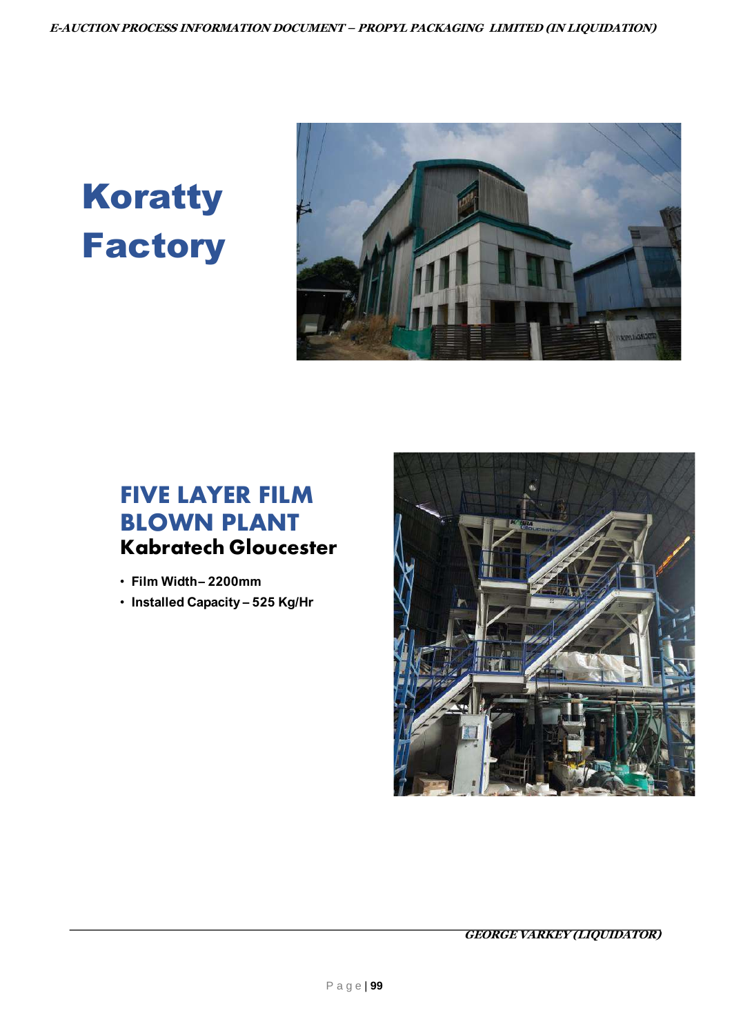# Koratty Factory

## FIVE LAYER FILM BLOWN PLANT

### Kabratech Gloucester

- **Film Width– 2200mm**
- **Installed Capacity – 525 Kg/Hr**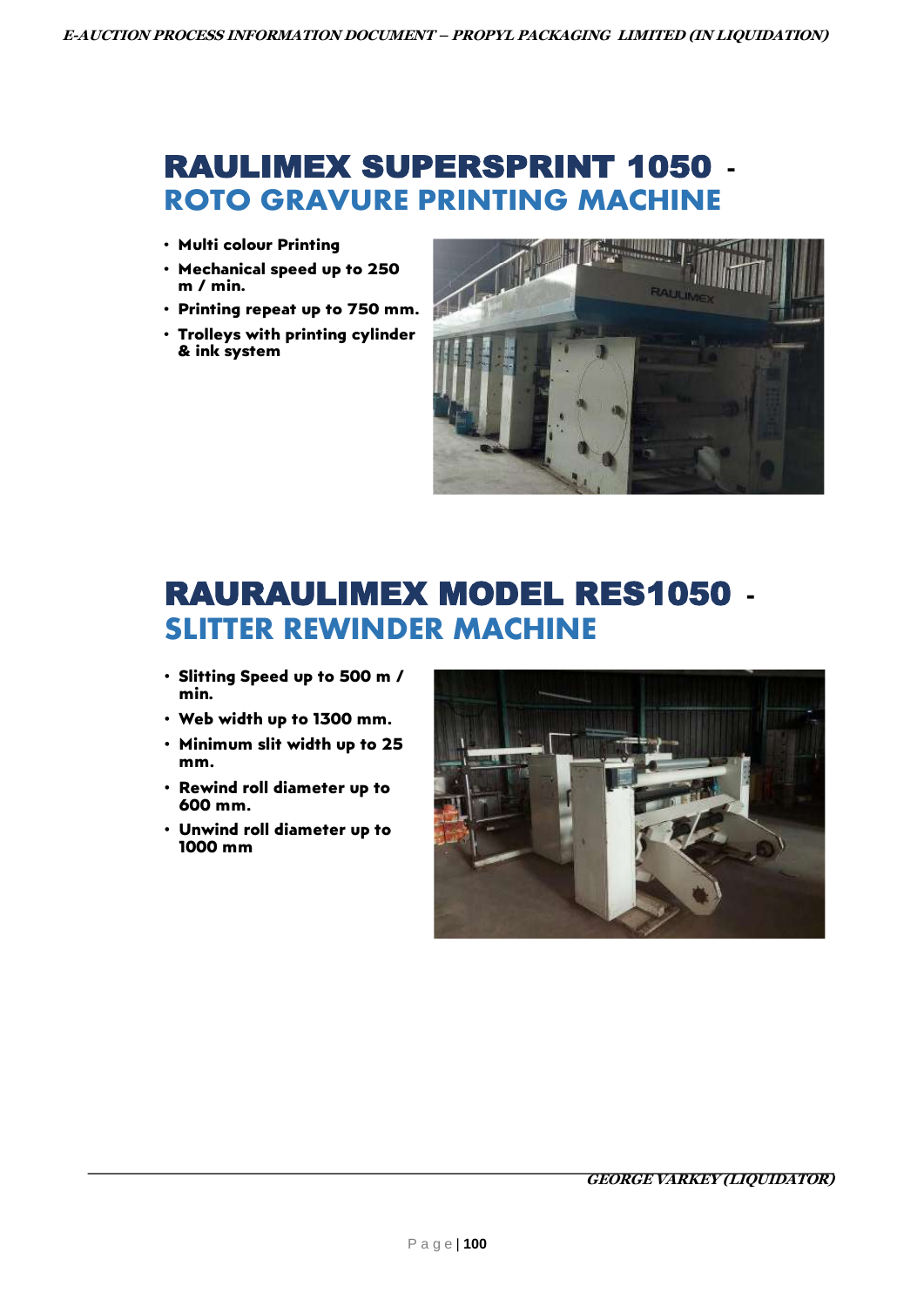# RAULIMEX SUPERSPRINT 1050 - ROTO GRAVURE PRINTING MACHINE

- **Multi colour Printing**
- **Mechanical speed up to 250 m / min.**
- **Printing repeat up to 750 mm.**
- **Trolleys with printing cylinder & ink system**

# RAURAULIMEX MODEL RES1050 - SLITTER REWINDER MACHINE

- **Slitting Speed up to 500 m / min.**
- **Web width up to 1300 mm.**
- **Minimum slit width up to 25 mm.**
- **Rewind roll diameter up to 600 mm.**
- **Unwind roll diameter up to 1000 mm**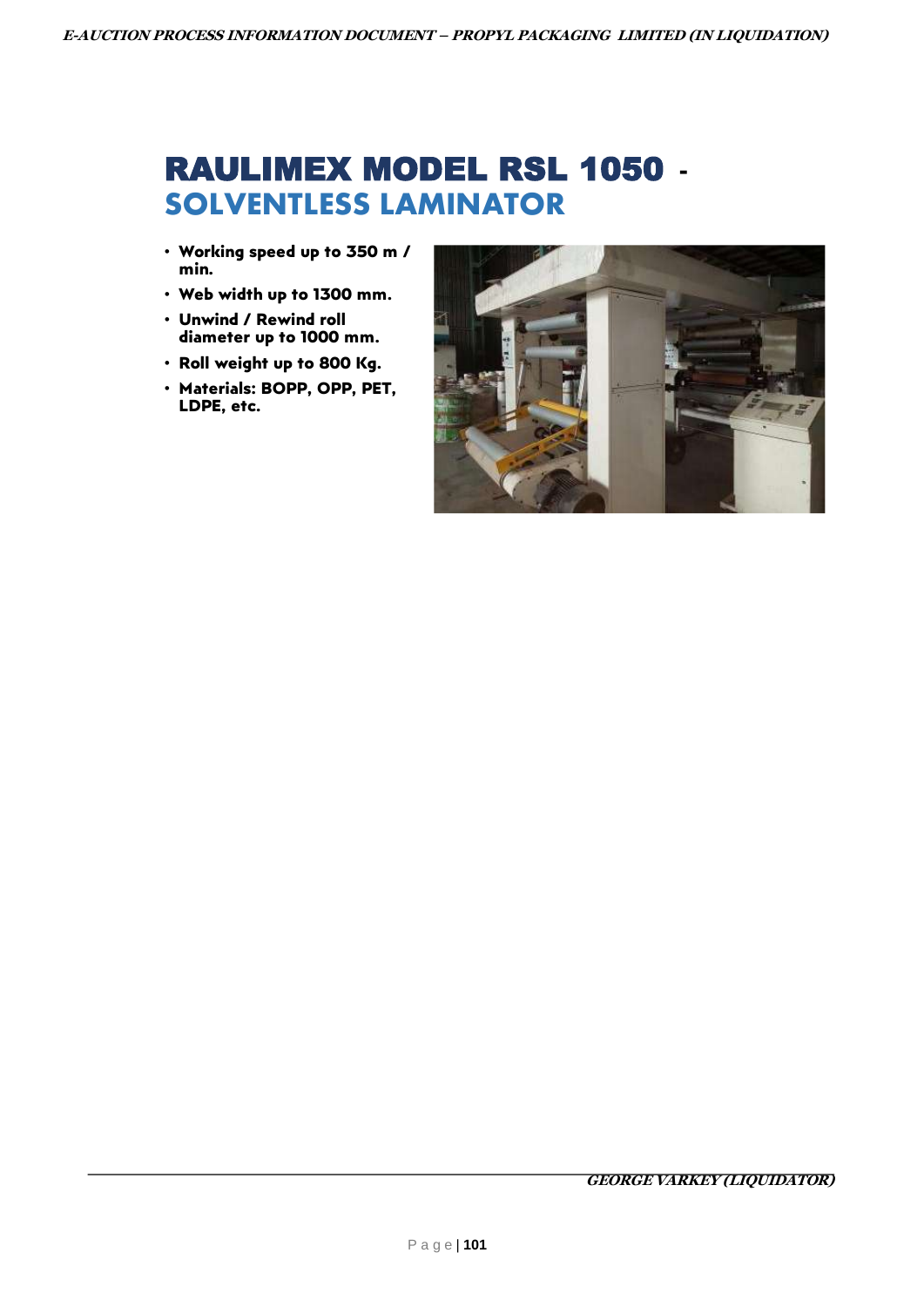# RAULIMEX MODEL RSL 1050 - SOLVENTLESS LAMINATOR

- **Working speed up to 350 m / min.**
- **Web width up to 1300 mm.**
- **Unwind / Rewind roll diameter up to 1000 mm.**
- **Roll weight up to 800 Kg.**
- **Materials: BOPP, OPP, PET, LDPE, etc.**

***GEORGE VARKEY (LIQUIDATOR)***